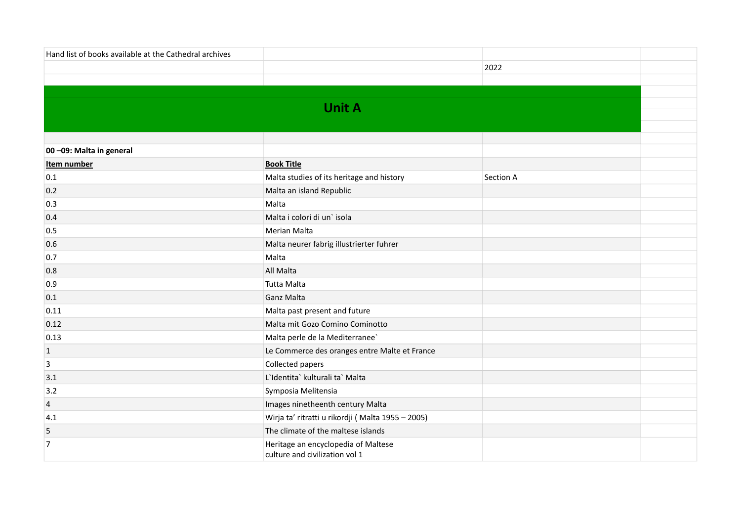Hand list of books available at the Cathedral archives

2022

# Unit A

**00 –09: Malta in general**

| Item number | Book Title | |
|---|---|---|
| 0.1 | Malta studies of its heritage and history | Section A |
| 0.2 | Malta an island Republic | |
| 0.3 | Malta | |
| 0.4 | Malta i colori di un` isola | |
| 0.5 | Merian Malta | |
| 0.6 | Malta neurer fabrig illustrierter fuhrer | |
| 0.7 | Malta | |
| 0.8 | All Malta | |
| 0.9 | Tutta Malta | |
| 0.1 | Ganz Malta | |
| 0.11 | Malta past present and future | |
| 0.12 | Malta mit Gozo Comino Cominotto | |
| 0.13 | Malta perle de la Mediterranee` | |
| 1 | Le Commerce des oranges entre Malte et France | |
| 3 | Collected papers | |
| 3.1 | L`Identita` kulturali ta` Malta | |
| 3.2 | Symposia Melitensia | |
| 4 | Images ninetheenth century Malta | |
| 4.1 | Wirja ta' ritratti u rikordji ( Malta 1955 – 2005) | |
| 5 | The climate of the maltese islands | |
| 7 | Heritage an encyclopedia of Maltese culture and civilization vol 1 | |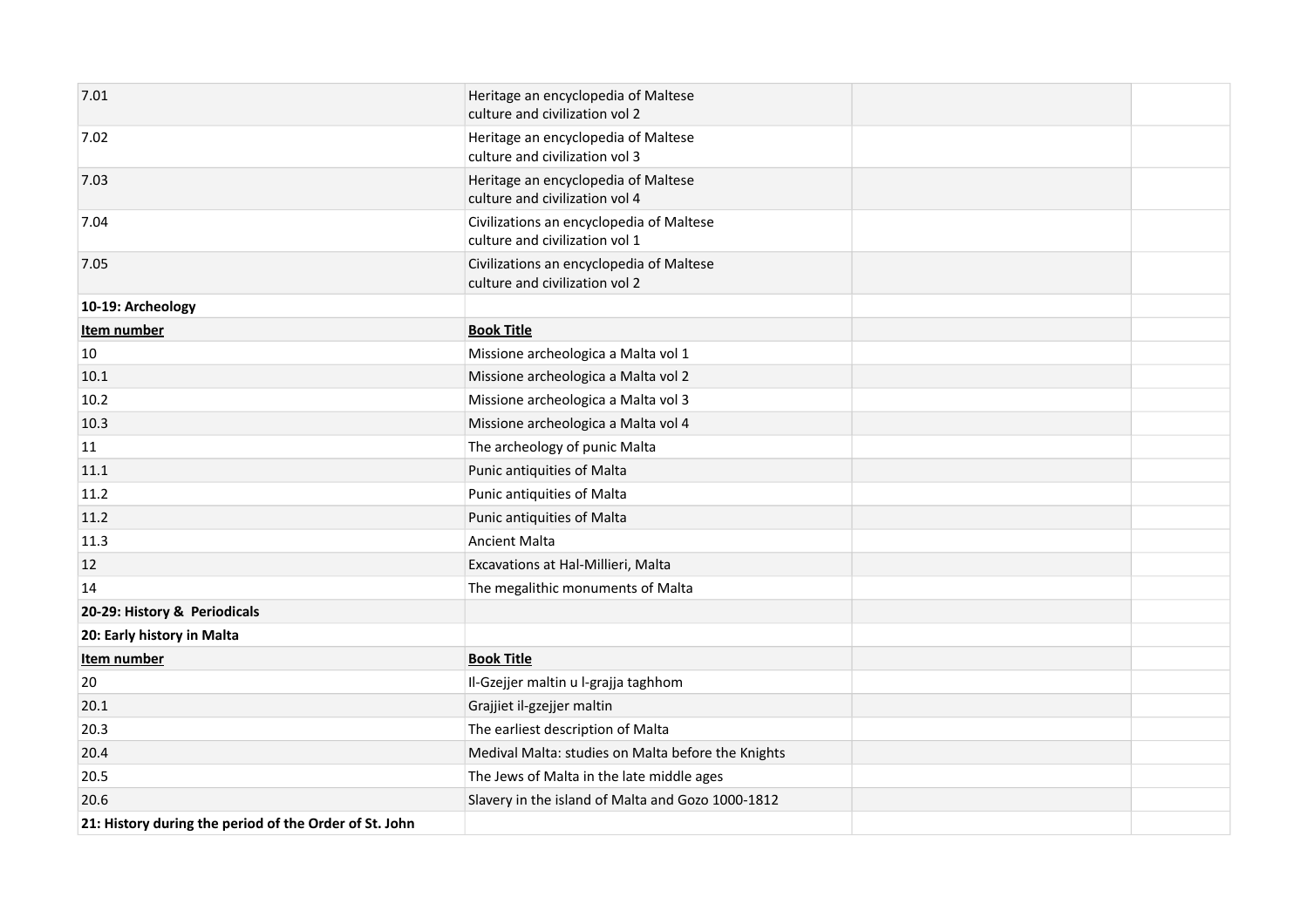| | | | |
|---|---|---|---|
| 7.01 | Heritage an encyclopedia of Maltese culture and civilization vol 2 | | |
| 7.02 | Heritage an encyclopedia of Maltese culture and civilization vol 3 | | |
| 7.03 | Heritage an encyclopedia of Maltese culture and civilization vol 4 | | |
| 7.04 | Civilizations an encyclopedia of Maltese culture and civilization vol 1 | | |
| 7.05 | Civilizations an encyclopedia of Maltese culture and civilization vol 2 | | |
| **10-19: Archeology** | | | |
| **Item number** | **Book Title** | | |
| 10 | Missione archeologica a Malta vol 1 | | |
| 10.1 | Missione archeologica a Malta vol 2 | | |
| 10.2 | Missione archeologica a Malta vol 3 | | |
| 10.3 | Missione archeologica a Malta vol 4 | | |
| 11 | The archeology of punic Malta | | |
| 11.1 | Punic antiquities of Malta | | |
| 11.2 | Punic antiquities of Malta | | |
| 11.2 | Punic antiquities of Malta | | |
| 11.3 | Ancient Malta | | |
| 12 | Excavations at Hal-Millieri, Malta | | |
| 14 | The megalithic monuments of Malta | | |
| **20-29: History & Periodicals** | | | |
| **20: Early history in Malta** | | | |
| **Item number** | **Book Title** | | |
| 20 | Il-Gzejjer maltin u l-grajja taghhom | | |
| 20.1 | Grajjiet il-gzejjer maltin | | |
| 20.3 | The earliest description of Malta | | |
| 20.4 | Medival Malta: studies on Malta before the Knights | | |
| 20.5 | The Jews of Malta in the late middle ages | | |
| 20.6 | Slavery in the island of Malta and Gozo 1000-1812 | | |
| **21: History during the period of the Order of St. John** | | | |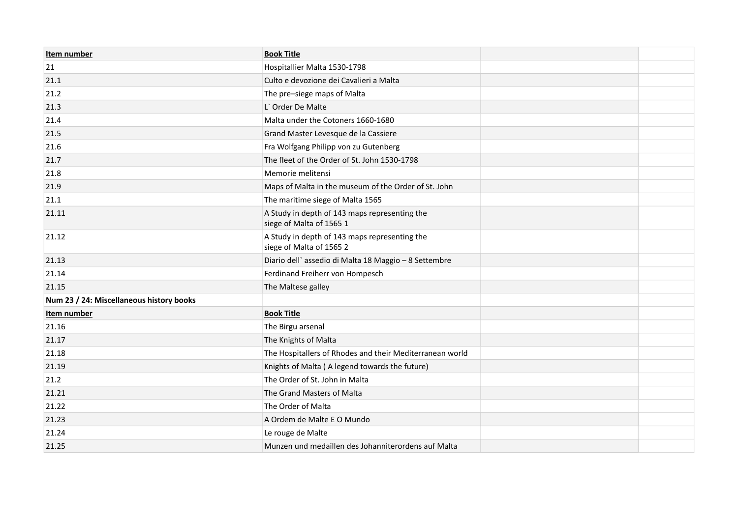| Item number | Book Title | | |
|---|---|---|---|
| 21 | Hospitallier Malta 1530-1798 | | |
| 21.1 | Culto e devozione dei Cavalieri a Malta | | |
| 21.2 | The pre–siege maps of Malta | | |
| 21.3 | L` Order De Malte | | |
| 21.4 | Malta under the Cotoners 1660-1680 | | |
| 21.5 | Grand Master Levesque de la Cassiere | | |
| 21.6 | Fra Wolfgang Philipp von zu Gutenberg | | |
| 21.7 | The fleet of the Order of St. John 1530-1798 | | |
| 21.8 | Memorie melitensi | | |
| 21.9 | Maps of Malta in the museum of the Order of St. John | | |
| 21.1 | The maritime siege of Malta 1565 | | |
| 21.11 | A Study in depth of 143 maps representing the siege of Malta of 1565 1 | | |
| 21.12 | A Study in depth of 143 maps representing the siege of Malta of 1565 2 | | |
| 21.13 | Diario dell` assedio di Malta 18 Maggio – 8 Settembre | | |
| 21.14 | Ferdinand Freiherr von Hompesch | | |
| 21.15 | The Maltese galley | | |
| **Num 23 / 24: Miscellaneous history books** | | | |
| **Item number** | **Book Title** | | |
| 21.16 | The Birgu arsenal | | |
| 21.17 | The Knights of Malta | | |
| 21.18 | The Hospitallers of Rhodes and their Mediterranean world | | |
| 21.19 | Knights of Malta ( A legend towards the future) | | |
| 21.2 | The Order of St. John in Malta | | |
| 21.21 | The Grand Masters of Malta | | |
| 21.22 | The Order of Malta | | |
| 21.23 | A Ordem de Malte E O Mundo | | |
| 21.24 | Le rouge de Malte | | |
| 21.25 | Munzen und medaillen des Johanniterordens auf Malta | | |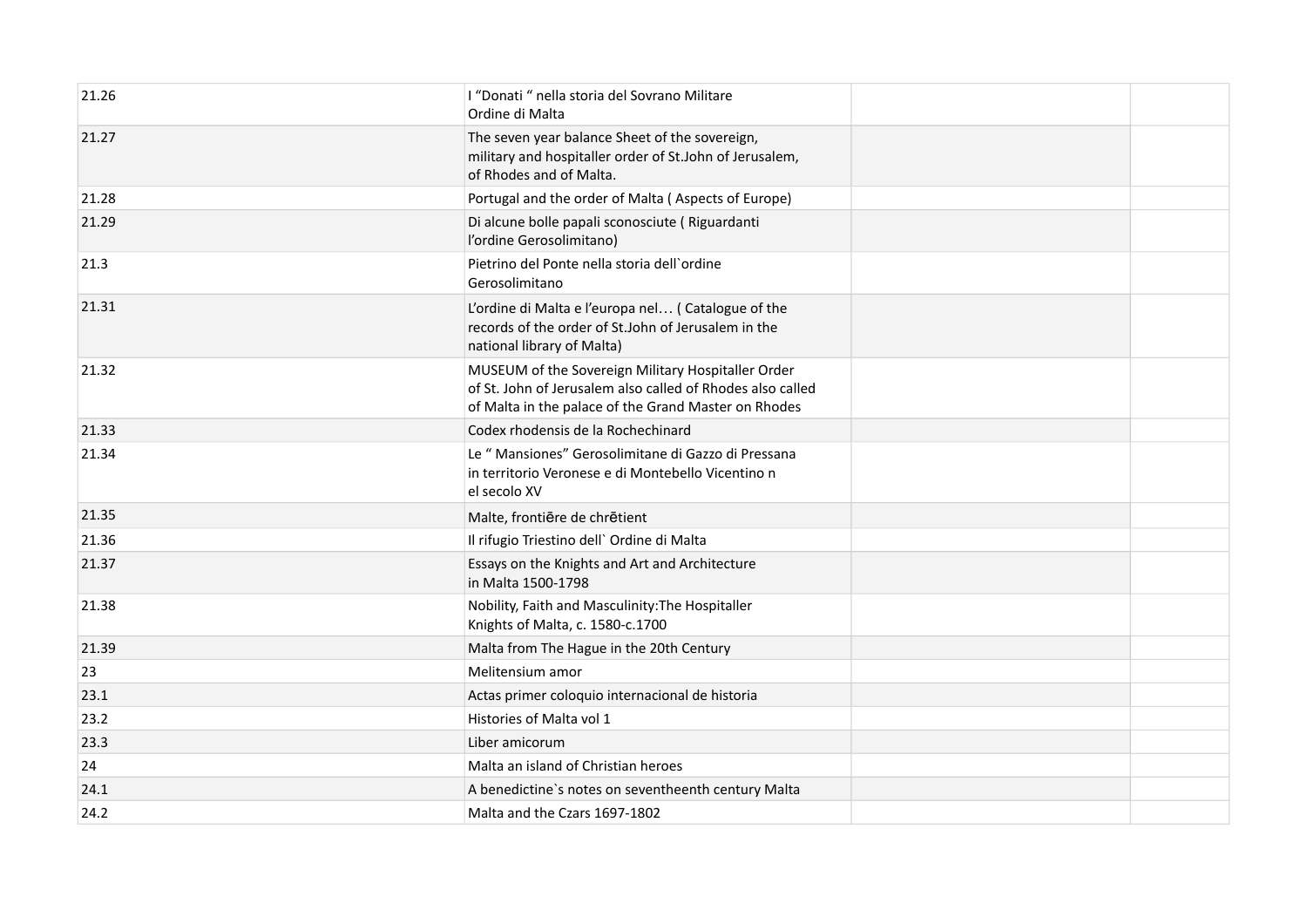| | | | |
|---|---|---|---|
| 21.26 | I “Donati “ nella storia del Sovrano Militare Ordine di Malta | | |
| 21.27 | The seven year balance Sheet of the sovereign, military and hospitaller order of St.John of Jerusalem, of Rhodes and of Malta. | | |
| 21.28 | Portugal and the order of Malta ( Aspects of Europe) | | |
| 21.29 | Di alcune bolle papali sconosciute ( Riguardanti l’ordine Gerosolimitano) | | |
| 21.3 | Pietrino del Ponte nella storia dell`ordine Gerosolimitano | | |
| 21.31 | L’ordine di Malta e l’europa nel… ( Catalogue of the records of the order of St.John of Jerusalem in the national library of Malta) | | |
| 21.32 | MUSEUM of the Sovereign Military Hospitaller Order of St. John of Jerusalem also called of Rhodes also called of Malta in the palace of the Grand Master on Rhodes | | |
| 21.33 | Codex rhodensis de la Rochechinard | | |
| 21.34 | Le “ Mansiones” Gerosolimitane di Gazzo di Pressana in territorio Veronese e di Montebello Vicentino n el secolo XV | | |
| 21.35 | Malte, frontiẽre de chrẽtient | | |
| 21.36 | Il rifugio Triestino dell` Ordine di Malta | | |
| 21.37 | Essays on the Knights and Art and Architecture in Malta 1500-1798 | | |
| 21.38 | Nobility, Faith and Masculinity:The Hospitaller Knights of Malta, c. 1580-c.1700 | | |
| 21.39 | Malta from The Hague in the 20th Century | | |
| 23 | Melitensium amor | | |
| 23.1 | Actas primer coloquio internacional de historia | | |
| 23.2 | Histories of Malta vol 1 | | |
| 23.3 | Liber amicorum | | |
| 24 | Malta an island of Christian heroes | | |
| 24.1 | A benedictine`s notes on seventheenth century Malta | | |
| 24.2 | Malta and the Czars 1697-1802 | | |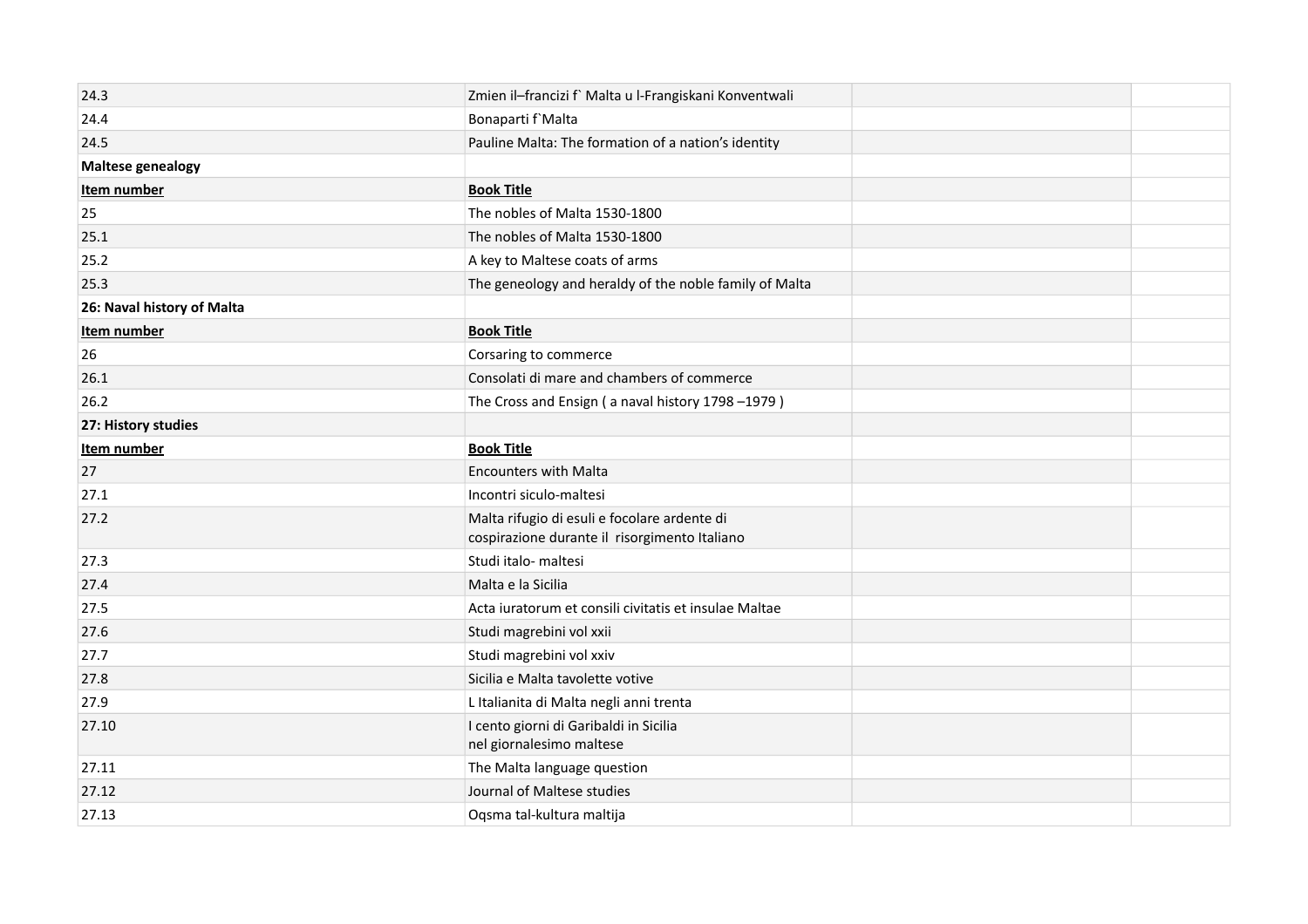| | | | |
|---|---|---|---|
| 24.3 | Zmien il–francizi f` Malta u l-Frangiskani Konventwali | | |
| 24.4 | Bonaparti f`Malta | | |
| 24.5 | Pauline Malta: The formation of a nation's identity | | |
| **Maltese genealogy** | | | |
| **Item number** | **Book Title** | | |
| 25 | The nobles of Malta 1530-1800 | | |
| 25.1 | The nobles of Malta 1530-1800 | | |
| 25.2 | A key to Maltese coats of arms | | |
| 25.3 | The geneology and heraldy of the noble family of Malta | | |
| **26: Naval history of Malta** | | | |
| **Item number** | **Book Title** | | |
| 26 | Corsaring to commerce | | |
| 26.1 | Consolati di mare and chambers of commerce | | |
| 26.2 | The Cross and Ensign ( a naval history 1798 –1979 ) | | |
| **27: History studies** | | | |
| **Item number** | **Book Title** | | |
| 27 | Encounters with Malta | | |
| 27.1 | Incontri siculo-maltesi | | |
| 27.2 | Malta rifugio di esuli e focolare ardente di cospirazione durante il risorgimento Italiano | | |
| 27.3 | Studi italo- maltesi | | |
| 27.4 | Malta e la Sicilia | | |
| 27.5 | Acta iuratorum et consili civitatis et insulae Maltae | | |
| 27.6 | Studi magrebini vol xxii | | |
| 27.7 | Studi magrebini vol xxiv | | |
| 27.8 | Sicilia e Malta tavolette votive | | |
| 27.9 | L Italianita di Malta negli anni trenta | | |
| 27.10 | I cento giorni di Garibaldi in Sicilia nel giornalesimo maltese | | |
| 27.11 | The Malta language question | | |
| 27.12 | Journal of Maltese studies | | |
| 27.13 | Oqsma tal-kultura maltija | | |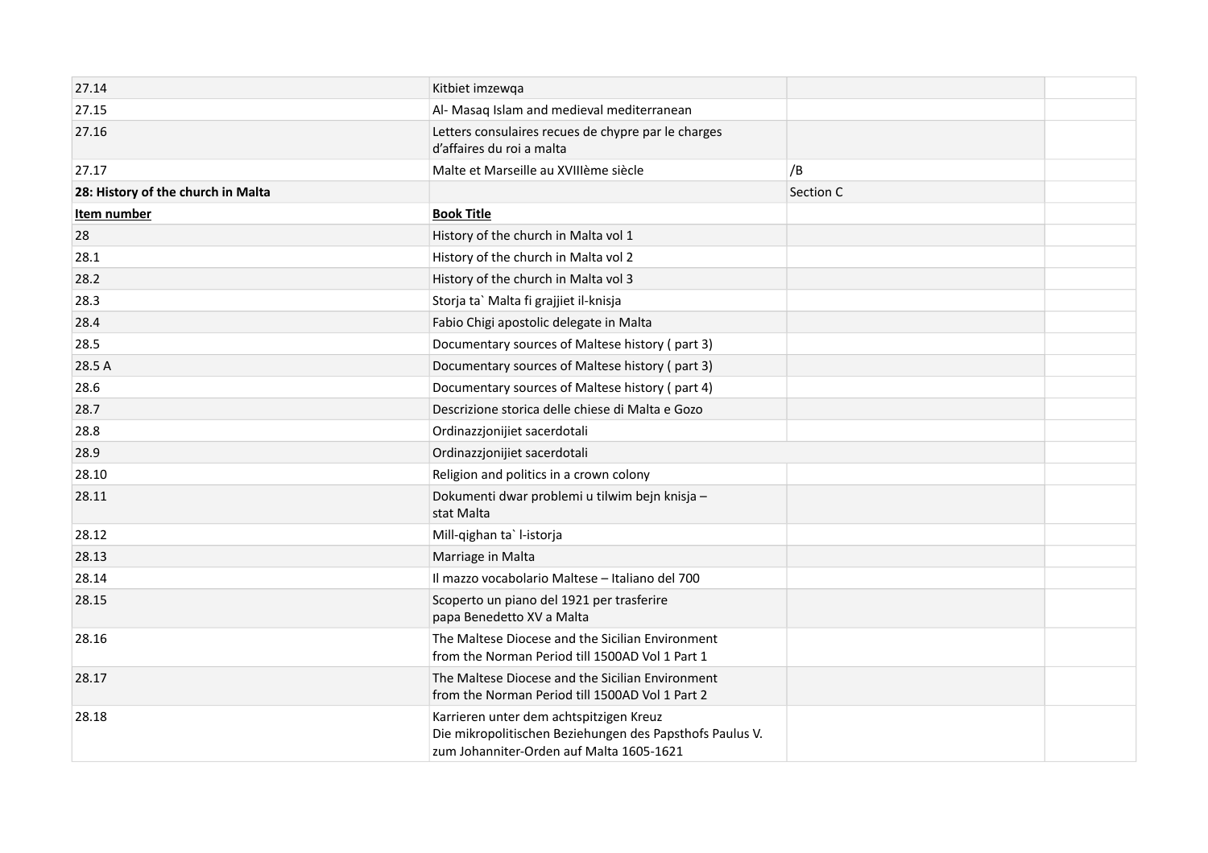| 27.14 | Kitbiet imzewqa | | |
|---|---|---|---|
| 27.15 | Al- Masaq Islam and medieval mediterranean | | |
| 27.16 | Letters consulaires recues de chypre par le charges d'affaires du roi a malta | | |
| 27.17 | Malte et Marseille au XVIIIème siècle | /B | |
| **28: History of the church in Malta** | | Section C | |
| **Item number** | **Book Title** | | |
| 28 | History of the church in Malta vol 1 | | |
| 28.1 | History of the church in Malta vol 2 | | |
| 28.2 | History of the church in Malta vol 3 | | |
| 28.3 | Storja ta` Malta fi grajjiet il-knisja | | |
| 28.4 | Fabio Chigi apostolic delegate in Malta | | |
| 28.5 | Documentary sources of Maltese history ( part 3) | | |
| 28.5 A | Documentary sources of Maltese history ( part 3) | | |
| 28.6 | Documentary sources of Maltese history ( part 4) | | |
| 28.7 | Descrizione storica delle chiese di Malta e Gozo | | |
| 28.8 | Ordinazzjonijiet sacerdotali | | |
| 28.9 | Ordinazzjonijiet sacerdotali | | |
| 28.10 | Religion and politics in a crown colony | | |
| 28.11 | Dokumenti dwar problemi u tilwim bejn knisja – stat Malta | | |
| 28.12 | Mill-qighan ta` l-istorja | | |
| 28.13 | Marriage in Malta | | |
| 28.14 | Il mazzo vocabolario Maltese – Italiano del 700 | | |
| 28.15 | Scoperto un piano del 1921 per trasferire papa Benedetto XV a Malta | | |
| 28.16 | The Maltese Diocese and the Sicilian Environment from the Norman Period till 1500AD Vol 1 Part 1 | | |
| 28.17 | The Maltese Diocese and the Sicilian Environment from the Norman Period till 1500AD Vol 1 Part 2 | | |
| 28.18 | Karrieren unter dem achtspitzigen Kreuz Die mikropolitischen Beziehungen des Papsthofs Paulus V. zum Johanniter-Orden auf Malta 1605-1621 | | |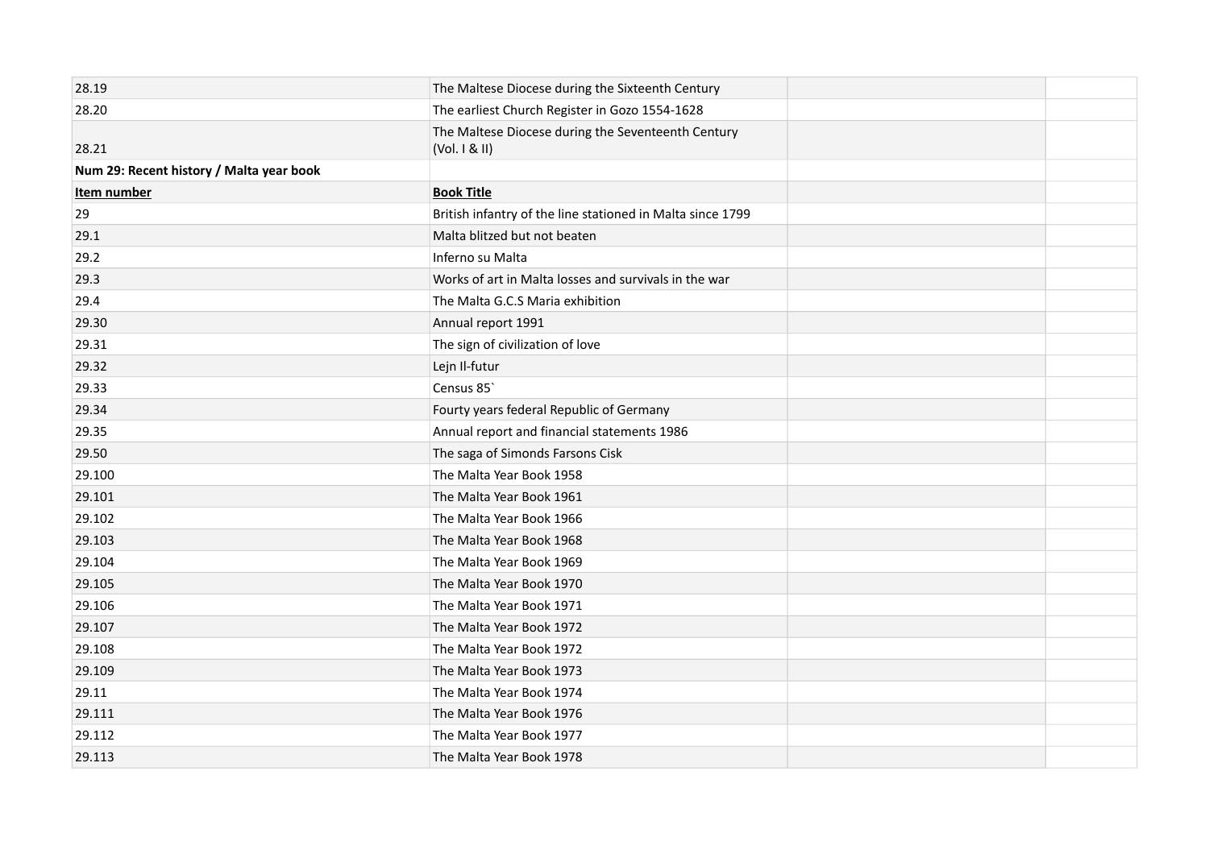| | | | |
|---|---|---|---|
| 28.19 | The Maltese Diocese during the Sixteenth Century | | |
| 28.20 | The earliest Church Register in Gozo 1554-1628 | | |
| 28.21 | The Maltese Diocese during the Seventeenth Century (Vol. I & II) | | |
| **Num 29: Recent history / Malta year book** | | | |
| **Item number** | **Book Title** | | |
| 29 | British infantry of the line stationed in Malta since 1799 | | |
| 29.1 | Malta blitzed but not beaten | | |
| 29.2 | Inferno su Malta | | |
| 29.3 | Works of art in Malta losses and survivals in the war | | |
| 29.4 | The Malta G.C.S Maria exhibition | | |
| 29.30 | Annual report 1991 | | |
| 29.31 | The sign of civilization of love | | |
| 29.32 | Lejn Il-futur | | |
| 29.33 | Census 85` | | |
| 29.34 | Fourty years federal Republic of Germany | | |
| 29.35 | Annual report and financial statements 1986 | | |
| 29.50 | The saga of Simonds Farsons Cisk | | |
| 29.100 | The Malta Year Book 1958 | | |
| 29.101 | The Malta Year Book 1961 | | |
| 29.102 | The Malta Year Book 1966 | | |
| 29.103 | The Malta Year Book 1968 | | |
| 29.104 | The Malta Year Book 1969 | | |
| 29.105 | The Malta Year Book 1970 | | |
| 29.106 | The Malta Year Book 1971 | | |
| 29.107 | The Malta Year Book 1972 | | |
| 29.108 | The Malta Year Book 1972 | | |
| 29.109 | The Malta Year Book 1973 | | |
| 29.11 | The Malta Year Book 1974 | | |
| 29.111 | The Malta Year Book 1976 | | |
| 29.112 | The Malta Year Book 1977 | | |
| 29.113 | The Malta Year Book 1978 | | |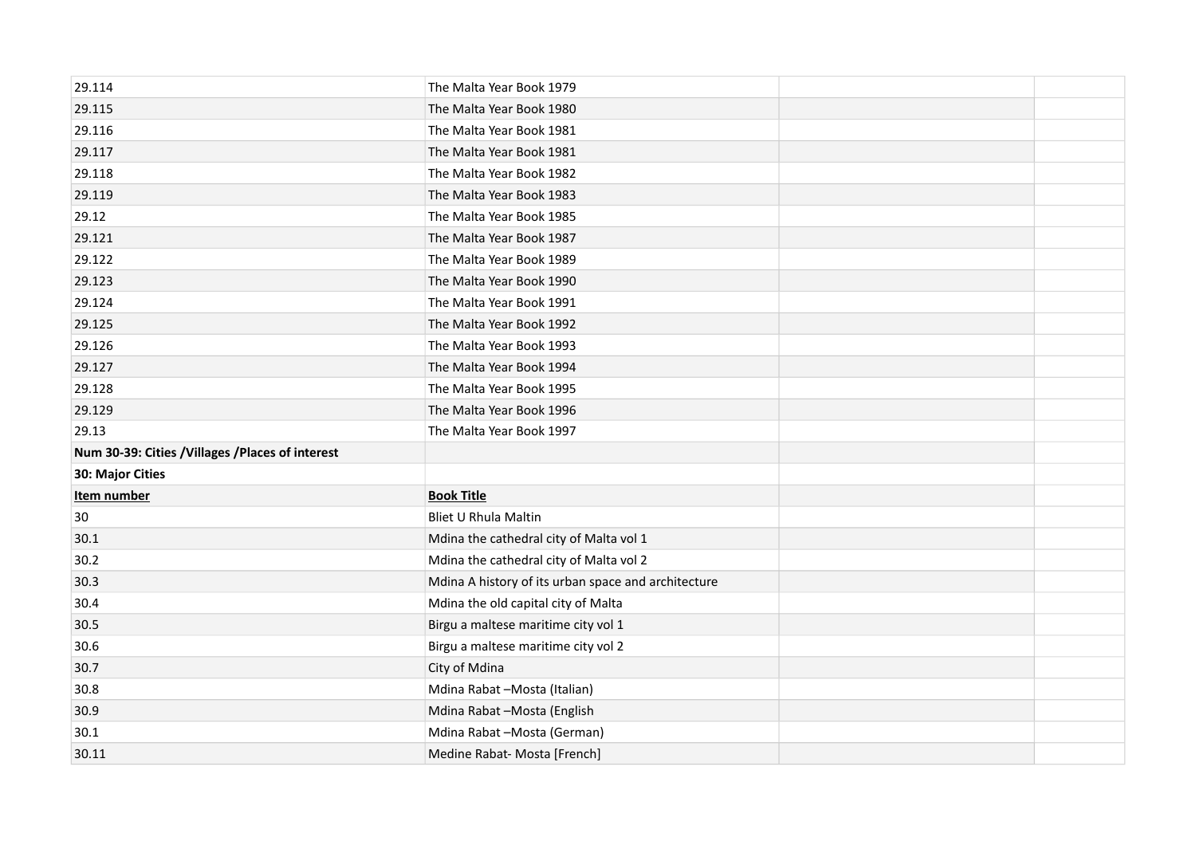| | | | |
|---|---|---|---|
| 29.114 | The Malta Year Book 1979 | | |
| 29.115 | The Malta Year Book 1980 | | |
| 29.116 | The Malta Year Book 1981 | | |
| 29.117 | The Malta Year Book 1981 | | |
| 29.118 | The Malta Year Book 1982 | | |
| 29.119 | The Malta Year Book 1983 | | |
| 29.12 | The Malta Year Book 1985 | | |
| 29.121 | The Malta Year Book 1987 | | |
| 29.122 | The Malta Year Book 1989 | | |
| 29.123 | The Malta Year Book 1990 | | |
| 29.124 | The Malta Year Book 1991 | | |
| 29.125 | The Malta Year Book 1992 | | |
| 29.126 | The Malta Year Book 1993 | | |
| 29.127 | The Malta Year Book 1994 | | |
| 29.128 | The Malta Year Book 1995 | | |
| 29.129 | The Malta Year Book 1996 | | |
| 29.13 | The Malta Year Book 1997 | | |
| **Num 30-39: Cities /Villages /Places of interest** | | | |
| **30: Major Cities** | | | |
| **Item number** | **Book Title** | | |
| 30 | Bliet U Rhula Maltin | | |
| 30.1 | Mdina the cathedral city of Malta vol 1 | | |
| 30.2 | Mdina the cathedral city of Malta vol 2 | | |
| 30.3 | Mdina A history of its urban space and architecture | | |
| 30.4 | Mdina the old capital city of Malta | | |
| 30.5 | Birgu a maltese maritime city vol 1 | | |
| 30.6 | Birgu a maltese maritime city vol 2 | | |
| 30.7 | City of Mdina | | |
| 30.8 | Mdina Rabat –Mosta (Italian) | | |
| 30.9 | Mdina Rabat –Mosta (English | | |
| 30.1 | Mdina Rabat –Mosta (German) | | |
| 30.11 | Medine Rabat- Mosta [French] | | |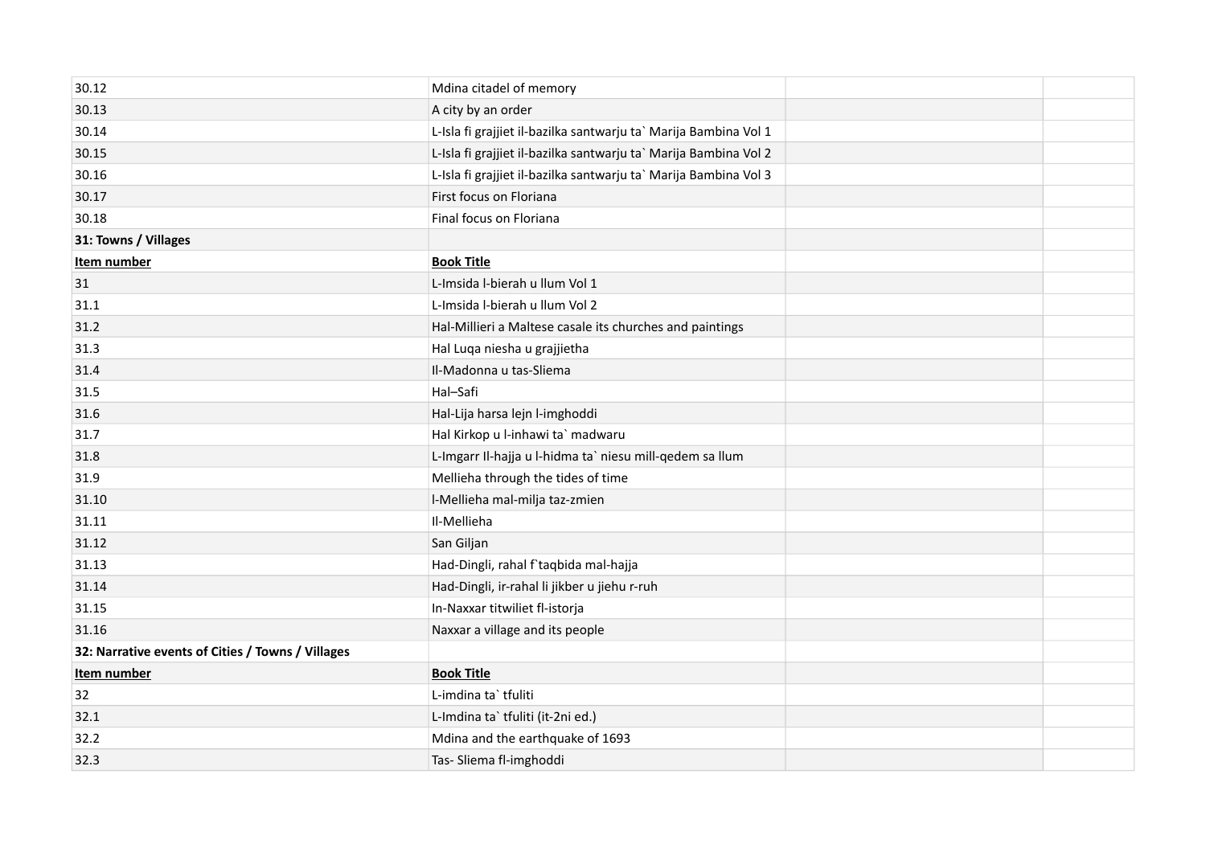| | | | |
|---|---|---|---|
| 30.12 | Mdina citadel of memory | | |
| 30.13 | A city by an order | | |
| 30.14 | L-Isla fi grajjiet il-bazilka santwarju ta` Marija Bambina Vol 1 | | |
| 30.15 | L-Isla fi grajjiet il-bazilka santwarju ta` Marija Bambina Vol 2 | | |
| 30.16 | L-Isla fi grajjiet il-bazilka santwarju ta` Marija Bambina Vol 3 | | |
| 30.17 | First focus on Floriana | | |
| 30.18 | Final focus on Floriana | | |
| **31: Towns / Villages** | | | |
| **Item number** | **Book Title** | | |
| 31 | L-Imsida l-bierah u llum Vol 1 | | |
| 31.1 | L-Imsida l-bierah u llum Vol 2 | | |
| 31.2 | Hal-Millieri a Maltese casale its churches and paintings | | |
| 31.3 | Hal Luqa niesha u grajjietha | | |
| 31.4 | Il-Madonna u tas-Sliema | | |
| 31.5 | Hal–Safi | | |
| 31.6 | Hal-Lija harsa lejn l-imghoddi | | |
| 31.7 | Hal Kirkop u l-inhawi ta` madwaru | | |
| 31.8 | L-Imgarr Il-hajja u l-hidma ta` niesu mill-qedem sa llum | | |
| 31.9 | Mellieha through the tides of time | | |
| 31.10 | l-Mellieha mal-milja taz-zmien | | |
| 31.11 | Il-Mellieha | | |
| 31.12 | San Giljan | | |
| 31.13 | Had-Dingli, rahal f`taqbida mal-hajja | | |
| 31.14 | Had-Dingli, ir-rahal li jikber u jiehu r-ruh | | |
| 31.15 | In-Naxxar titwiliet fl-istorja | | |
| 31.16 | Naxxar a village and its people | | |
| **32: Narrative events of Cities / Towns / Villages** | | | |
| **Item number** | **Book Title** | | |
| 32 | L-imdina ta` tfuliti | | |
| 32.1 | L-Imdina ta` tfuliti (it-2ni ed.) | | |
| 32.2 | Mdina and the earthquake of 1693 | | |
| 32.3 | Tas- Sliema fl-imghoddi | | |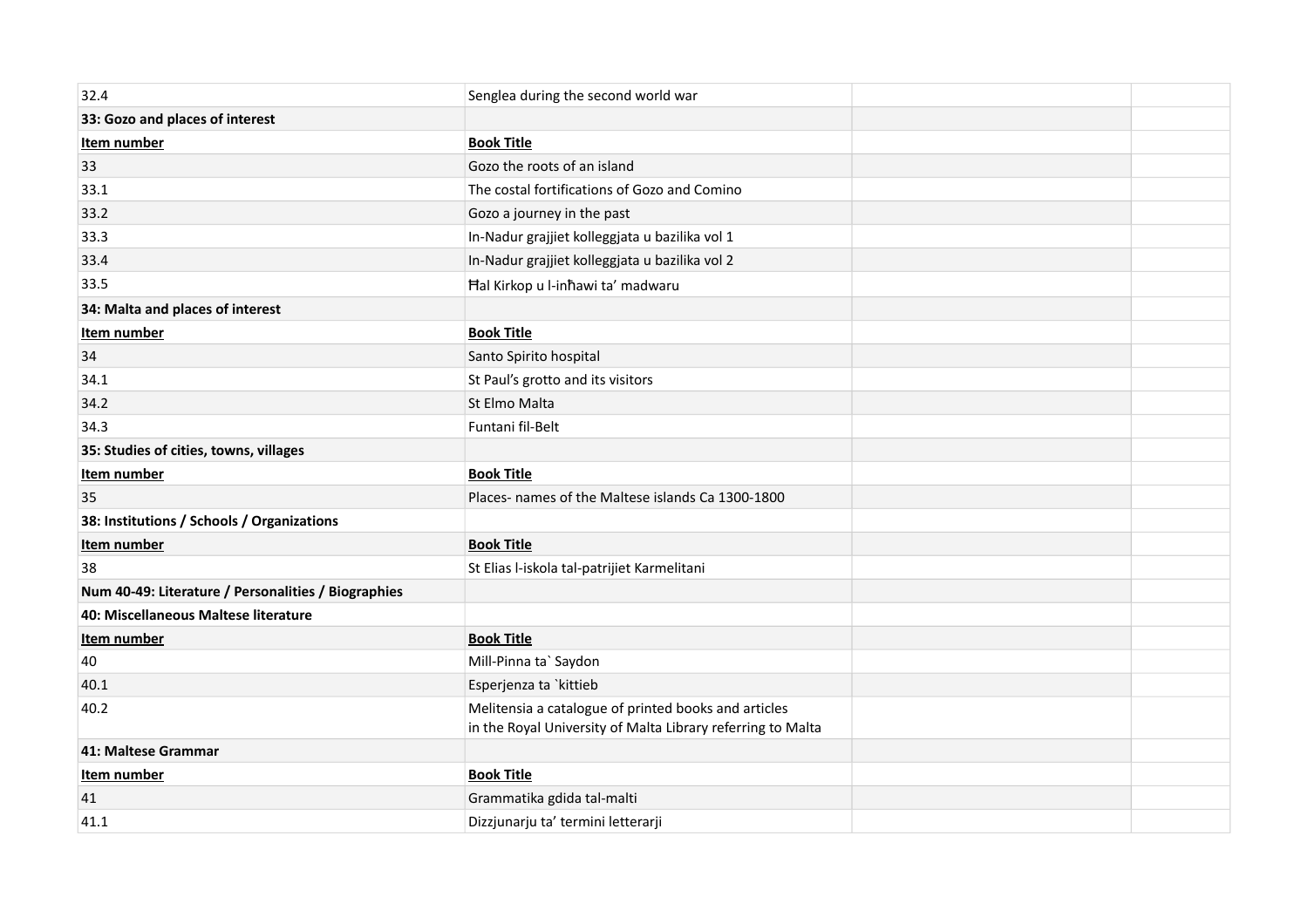| | | | |
|---|---|---|---|
| 32.4 | Senglea during the second world war | | |
| **33: Gozo and places of interest** | | | |
| **Item number** | **Book Title** | | |
| 33 | Gozo the roots of an island | | |
| 33.1 | The costal fortifications of Gozo and Comino | | |
| 33.2 | Gozo a journey in the past | | |
| 33.3 | In-Nadur grajjiet kolleggjata u bazilika vol 1 | | |
| 33.4 | In-Nadur grajjiet kolleggjata u bazilika vol 2 | | |
| 33.5 | Ħal Kirkop u l-inħawi ta' madwaru | | |
| **34: Malta and places of interest** | | | |
| **Item number** | **Book Title** | | |
| 34 | Santo Spirito hospital | | |
| 34.1 | St Paul's grotto and its visitors | | |
| 34.2 | St Elmo Malta | | |
| 34.3 | Funtani fil-Belt | | |
| **35: Studies of cities, towns, villages** | | | |
| **Item number** | **Book Title** | | |
| 35 | Places- names of the Maltese islands Ca 1300-1800 | | |
| **38: Institutions / Schools / Organizations** | | | |
| **Item number** | **Book Title** | | |
| 38 | St Elias l-iskola tal-patrijiet Karmelitani | | |
| **Num 40-49: Literature / Personalities / Biographies** | | | |
| **40: Miscellaneous Maltese literature** | | | |
| **Item number** | **Book Title** | | |
| 40 | Mill-Pinna ta` Saydon | | |
| 40.1 | Esperjenza ta `kittieb | | |
| 40.2 | Melitensia a catalogue of printed books and articles in the Royal University of Malta Library referring to Malta | | |
| **41: Maltese Grammar** | | | |
| **Item number** | **Book Title** | | |
| 41 | Grammatika gdida tal-malti | | |
| 41.1 | Dizzjunarju ta' termini letterarji | | |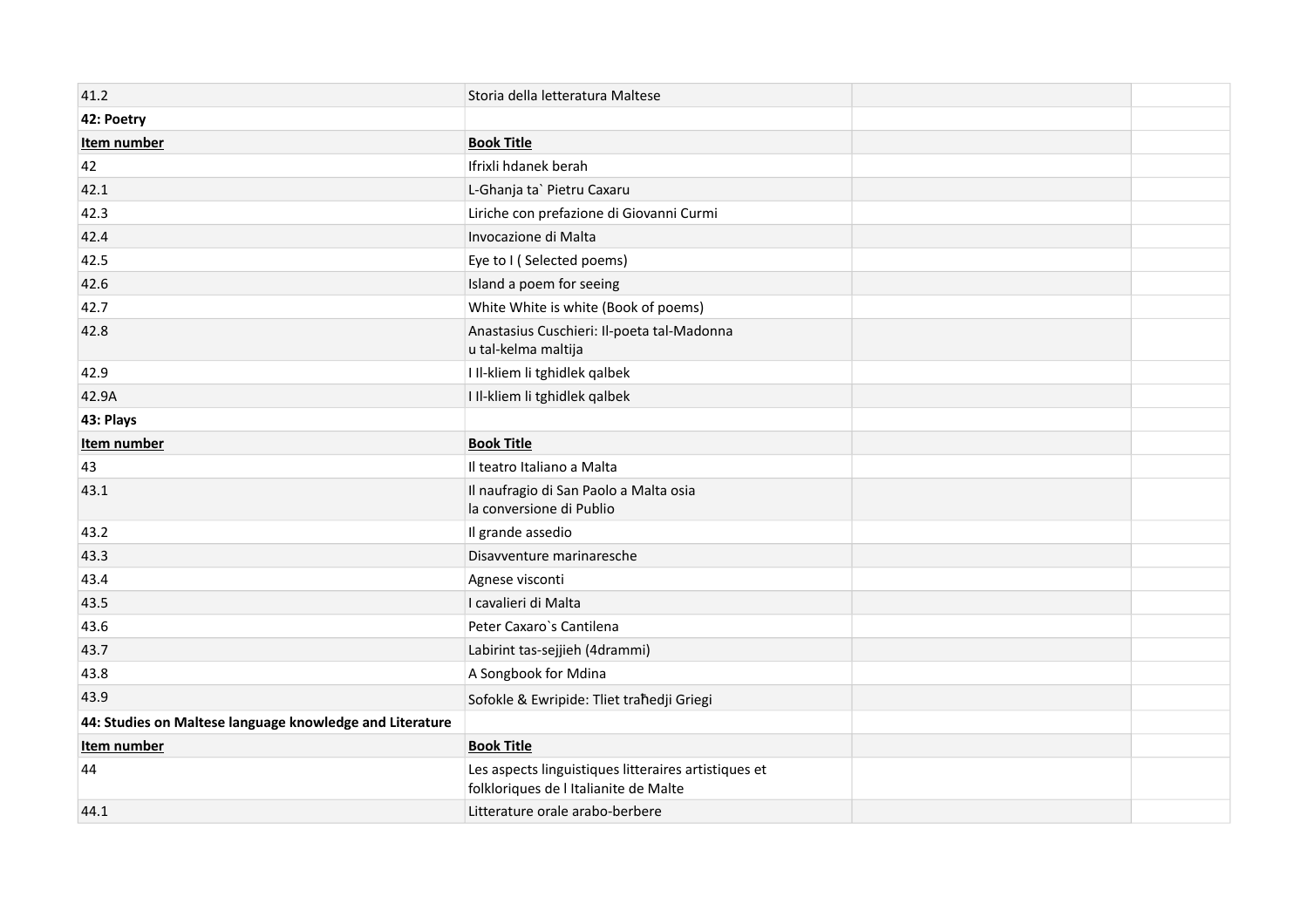| | | | |
|---|---|---|---|
| 41.2 | Storia della letteratura Maltese | | |
| **42: Poetry** | | | |
| **Item number** | **Book Title** | | |
| 42 | Ifrixli hdanek berah | | |
| 42.1 | L-Ghanja ta` Pietru Caxaru | | |
| 42.3 | Liriche con prefazione di Giovanni Curmi | | |
| 42.4 | Invocazione di Malta | | |
| 42.5 | Eye to I ( Selected poems) | | |
| 42.6 | Island a poem for seeing | | |
| 42.7 | White White is white (Book of poems) | | |
| 42.8 | Anastasius Cuschieri: Il-poeta tal-Madonna u tal-kelma maltija | | |
| 42.9 | I Il-kliem li tghidlek qalbek | | |
| 42.9A | I Il-kliem li tghidlek qalbek | | |
| **43: Plays** | | | |
| **Item number** | **Book Title** | | |
| 43 | Il teatro Italiano a Malta | | |
| 43.1 | Il naufragio di San Paolo a Malta osia la conversione di Publio | | |
| 43.2 | Il grande assedio | | |
| 43.3 | Disavventure marinaresche | | |
| 43.4 | Agnese visconti | | |
| 43.5 | I cavalieri di Malta | | |
| 43.6 | Peter Caxaro`s Cantilena | | |
| 43.7 | Labirint tas-sejjieh (4drammi) | | |
| 43.8 | A Songbook for Mdina | | |
| 43.9 | Sofokle & Ewripide: Tliet traħedji Griegi | | |
| **44: Studies on Maltese language knowledge and Literature** | | | |
| **Item number** | **Book Title** | | |
| 44 | Les aspects linguistiques litteraires artistiques et folkloriques de l Italianite de Malte | | |
| 44.1 | Litterature orale arabo-berbere | | |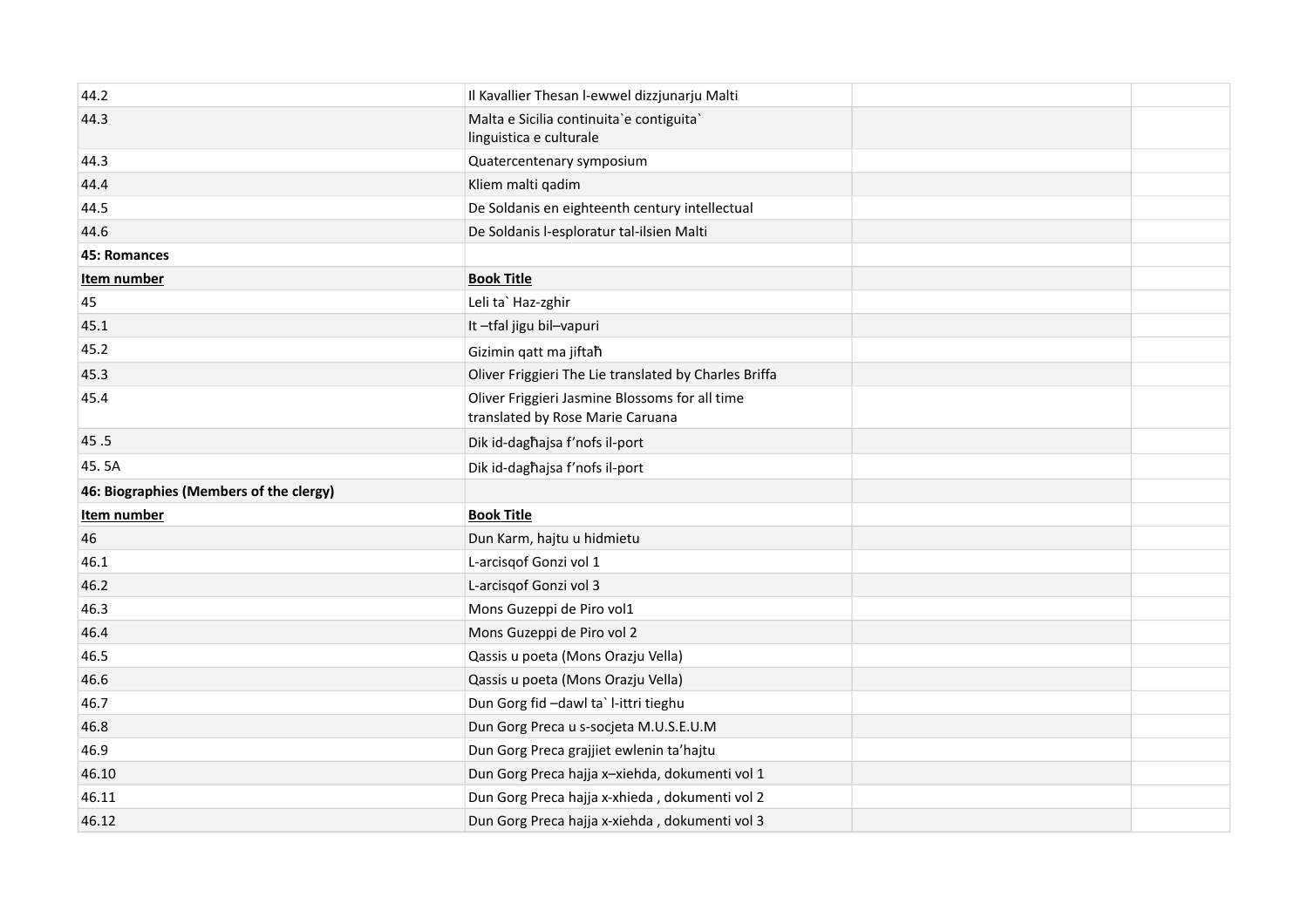| | | | |
|---|---|---|---|
| 44.2 | Il Kavallier Thesan l-ewwel dizzjunarju Malti | | |
| 44.3 | Malta e Sicilia continuita`e contiguita` linguistica e culturale | | |
| 44.3 | Quatercentenary symposium | | |
| 44.4 | Kliem malti qadim | | |
| 44.5 | De Soldanis en eighteenth century intellectual | | |
| 44.6 | De Soldanis l-esploratur tal-ilsien Malti | | |
| **45: Romances** | | | |
| **Item number** | **Book Title** | | |
| 45 | Leli ta` Haz-zghir | | |
| 45.1 | It –tfal jigu bil–vapuri | | |
| 45.2 | Gizimin qatt ma jiftaħ | | |
| 45.3 | Oliver Friggieri The Lie translated by Charles Briffa | | |
| 45.4 | Oliver Friggieri Jasmine Blossoms for all time translated by Rose Marie Caruana | | |
| 45 .5 | Dik id-dagħajsa f'nofs il-port | | |
| 45. 5A | Dik id-dagħajsa f'nofs il-port | | |
| **46: Biographies (Members of the clergy)** | | | |
| **Item number** | **Book Title** | | |
| 46 | Dun Karm, hajtu u hidmietu | | |
| 46.1 | L-arcisqof Gonzi vol 1 | | |
| 46.2 | L-arcisqof Gonzi vol 3 | | |
| 46.3 | Mons Guzeppi de Piro vol1 | | |
| 46.4 | Mons Guzeppi de Piro vol 2 | | |
| 46.5 | Qassis u poeta (Mons Orazju Vella) | | |
| 46.6 | Qassis u poeta (Mons Orazju Vella) | | |
| 46.7 | Dun Gorg fid –dawl ta` l-ittri tieghu | | |
| 46.8 | Dun Gorg Preca u s-socjeta M.U.S.E.U.M | | |
| 46.9 | Dun Gorg Preca grajjiet ewlenin ta'hajtu | | |
| 46.10 | Dun Gorg Preca hajja x–xiehda, dokumenti vol 1 | | |
| 46.11 | Dun Gorg Preca hajja x-xhieda , dokumenti vol 2 | | |
| 46.12 | Dun Gorg Preca hajja x-xiehda , dokumenti vol 3 | | |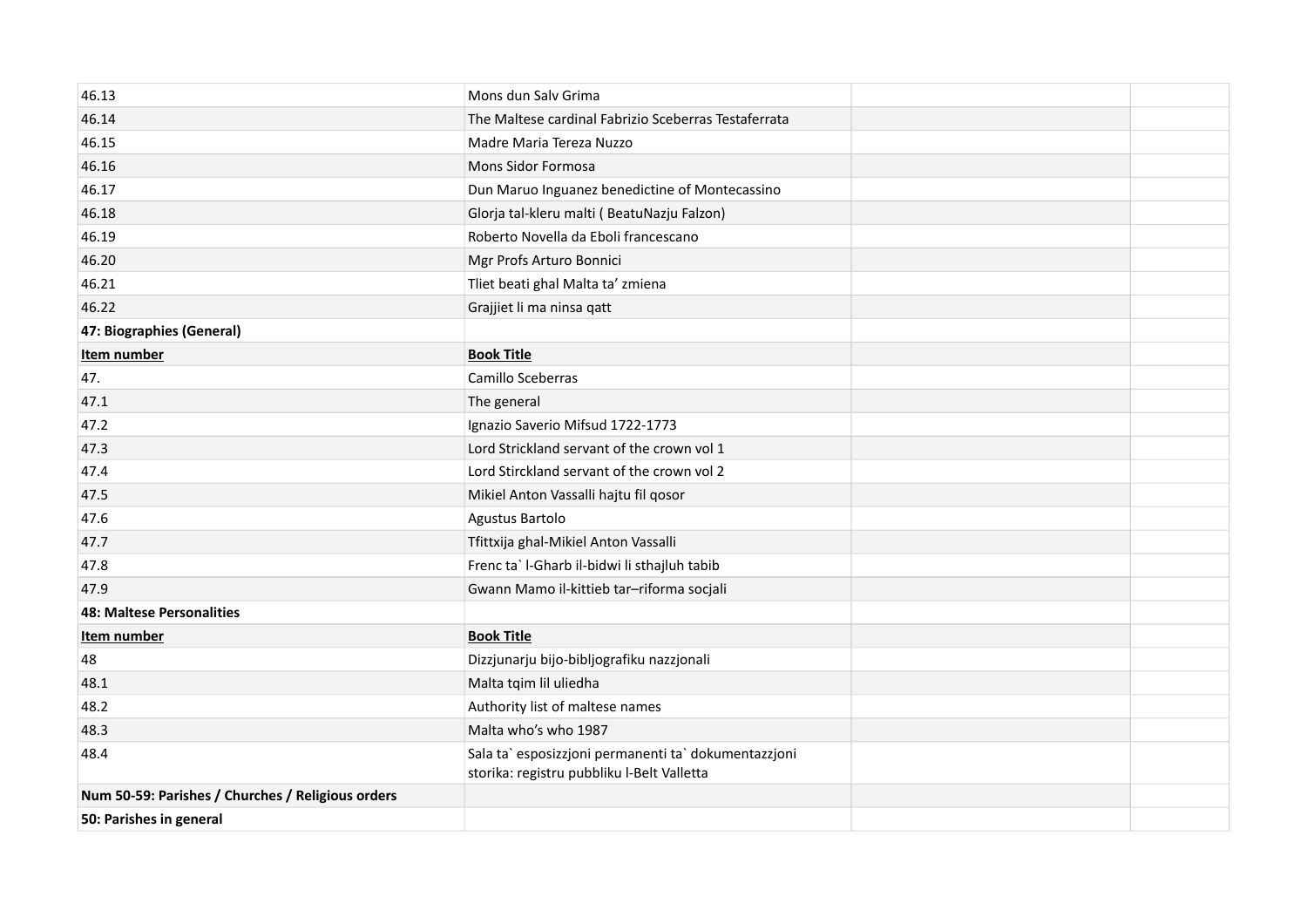| | | | |
|---|---|---|---|
| 46.13 | Mons dun Salv Grima | | |
| 46.14 | The Maltese cardinal Fabrizio Sceberras Testaferrata | | |
| 46.15 | Madre Maria Tereza Nuzzo | | |
| 46.16 | Mons Sidor Formosa | | |
| 46.17 | Dun Maruo Inguanez benedictine of Montecassino | | |
| 46.18 | Glorja tal-kleru malti ( BeatuNazju Falzon) | | |
| 46.19 | Roberto Novella da Eboli francescano | | |
| 46.20 | Mgr Profs Arturo Bonnici | | |
| 46.21 | Tliet beati ghal Malta ta' zmiena | | |
| 46.22 | Grajjiet li ma ninsa qatt | | |
| **47: Biographies (General)** | | | |
| **Item number** | **Book Title** | | |
| 47. | Camillo Sceberras | | |
| 47.1 | The general | | |
| 47.2 | Ignazio Saverio Mifsud 1722-1773 | | |
| 47.3 | Lord Strickland servant of the crown vol 1 | | |
| 47.4 | Lord Stirckland servant of the crown vol 2 | | |
| 47.5 | Mikiel Anton Vassalli hajtu fil qosor | | |
| 47.6 | Agustus Bartolo | | |
| 47.7 | Tfittxija ghal-Mikiel Anton Vassalli | | |
| 47.8 | Frenc ta` l-Gharb il-bidwi li sthajluh tabib | | |
| 47.9 | Gwann Mamo il-kittieb tar–riforma socjali | | |
| **48: Maltese Personalities** | | | |
| **Item number** | **Book Title** | | |
| 48 | Dizzjunarju bijo-bibljografiku nazzjonali | | |
| 48.1 | Malta tqim lil uliedha | | |
| 48.2 | Authority list of maltese names | | |
| 48.3 | Malta who's who 1987 | | |
| 48.4 | Sala ta` esposizzjoni permanenti ta` dokumentazzjoni storika: registru pubbliku l-Belt Valletta | | |
| **Num 50-59: Parishes / Churches / Religious orders** | | | |
| **50: Parishes in general** | | | |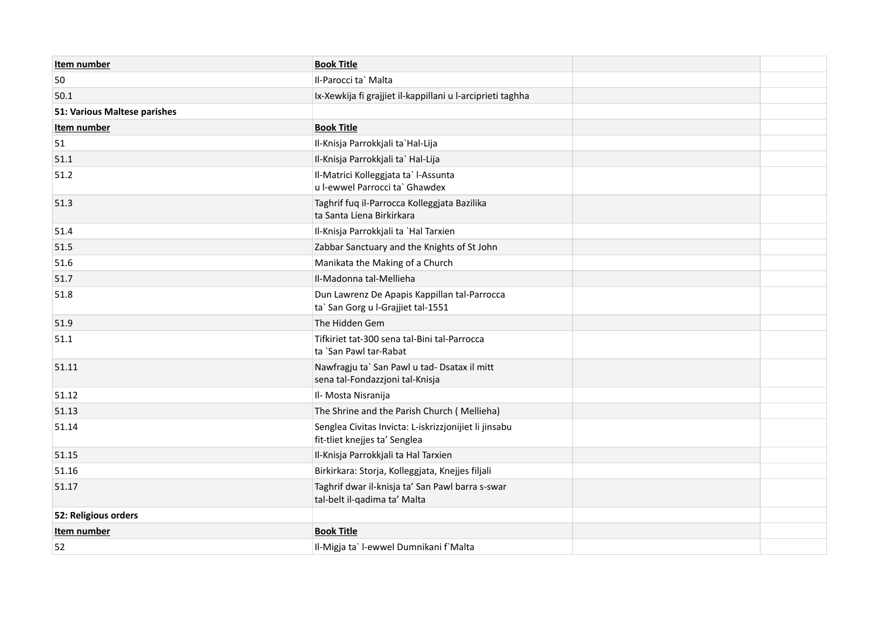| Item number | Book Title | | |
|---|---|---|---|
| 50 | Il-Parocci ta` Malta | | |
| 50.1 | Ix-Xewkija fi grajjiet il-kappillani u l-arciprieti taghha | | |
| **51: Various Maltese parishes** | | | |
| **Item number** | **Book Title** | | |
| 51 | Il-Knisja Parrokkjali ta`Hal-Lija | | |
| 51.1 | Il-Knisja Parrokkjali ta` Hal-Lija | | |
| 51.2 | Il-Matrici Kolleggjata ta` l-Assunta<br>u l-ewwel Parrocci ta` Ghawdex | | |
| 51.3 | Taghrif fuq il-Parrocca Kolleggjata Bazilika<br>ta Santa Liena Birkirkara | | |
| 51.4 | Il-Knisja Parrokkjali ta `Hal Tarxien | | |
| 51.5 | Zabbar Sanctuary and the Knights of St John | | |
| 51.6 | Manikata the Making of a Church | | |
| 51.7 | Il-Madonna tal-Mellieha | | |
| 51.8 | Dun Lawrenz De Apapis Kappillan tal-Parrocca<br>ta` San Gorg u l-Grajjiet tal-1551 | | |
| 51.9 | The Hidden Gem | | |
| 51.1 | Tifkiriet tat-300 sena tal-Bini tal-Parrocca<br>ta `San Pawl tar-Rabat | | |
| 51.11 | Nawfragju ta` San Pawl u tad- Dsatax il mitt<br>sena tal-Fondazzjoni tal-Knisja | | |
| 51.12 | Il- Mosta Nisranija | | |
| 51.13 | The Shrine and the Parish Church ( Mellieha) | | |
| 51.14 | Senglea Civitas Invicta: L-iskrizzjonijiet li jinsabu<br>fit-tliet knejjes ta’ Senglea | | |
| 51.15 | Il-Knisja Parrokkjali ta Hal Tarxien | | |
| 51.16 | Birkirkara: Storja, Kolleggjata, Knejjes filjali | | |
| 51.17 | Taghrif dwar il-knisja ta’ San Pawl barra s-swar<br>tal-belt il-qadima ta’ Malta | | |
| **52: Religious orders** | | | |
| **Item number** | **Book Title** | | |
| 52 | Il-Migja ta` l-ewwel Dumnikani f`Malta | | |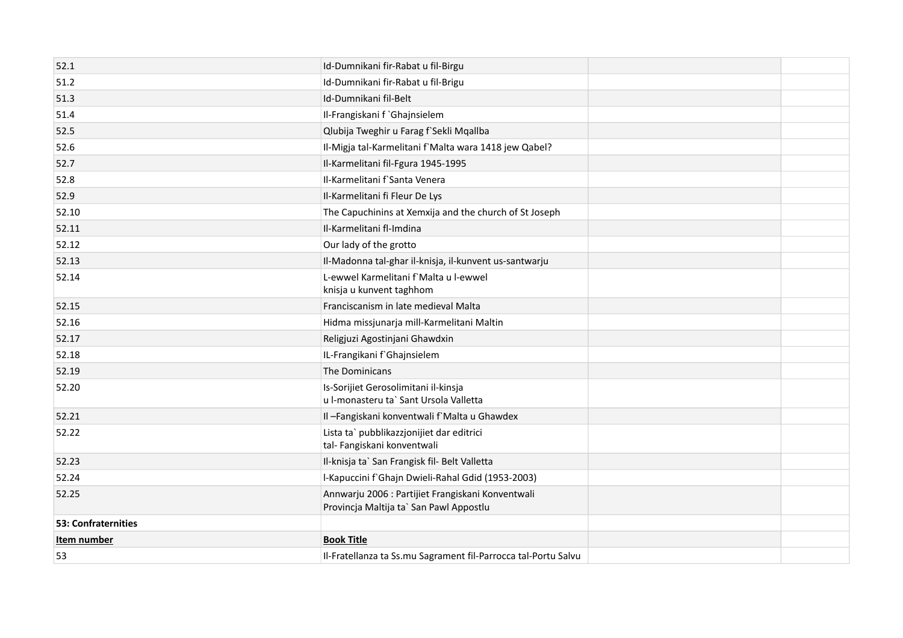| | | | |
|---|---|---|---|
| 52.1 | Id-Dumnikani fir-Rabat u fil-Birgu | | |
| 51.2 | Id-Dumnikani fir-Rabat u fil-Brigu | | |
| 51.3 | Id-Dumnikani fil-Belt | | |
| 51.4 | Il-Frangiskani f `Ghajnsielem | | |
| 52.5 | Qlubija Tweghir u Farag f`Sekli Mqallba | | |
| 52.6 | Il-Migja tal-Karmelitani f`Malta wara 1418 jew Qabel? | | |
| 52.7 | Il-Karmelitani fil-Fgura 1945-1995 | | |
| 52.8 | Il-Karmelitani f`Santa Venera | | |
| 52.9 | Il-Karmelitani fi Fleur De Lys | | |
| 52.10 | The Capuchinins at Xemxija and the church of St Joseph | | |
| 52.11 | Il-Karmelitani fl-Imdina | | |
| 52.12 | Our lady of the grotto | | |
| 52.13 | Il-Madonna tal-ghar il-knisja, il-kunvent us-santwarju | | |
| 52.14 | L-ewwel Karmelitani f`Malta u l-ewwel knisja u kunvent taghhom | | |
| 52.15 | Franciscanism in late medieval Malta | | |
| 52.16 | Hidma missjunarja mill-Karmelitani Maltin | | |
| 52.17 | Religjuzi Agostinjani Ghawdxin | | |
| 52.18 | IL-Frangikani f`Ghajnsielem | | |
| 52.19 | The Dominicans | | |
| 52.20 | Is-Sorijiet Gerosolimitani il-kinsja u l-monasteru ta` Sant Ursola Valletta | | |
| 52.21 | Il –Fangiskani konventwali f`Malta u Ghawdex | | |
| 52.22 | Lista ta` pubblikazzjonijiet dar editrici tal- Fangiskani konventwali | | |
| 52.23 | Il-knisja ta` San Frangisk fil- Belt Valletta | | |
| 52.24 | l-Kapuccini f`Ghajn Dwieli-Rahal Gdid (1953-2003) | | |
| 52.25 | Annwarju 2006 : Partijiet Frangiskani Konventwali Provincja Maltija ta` San Pawl Appostlu | | |
| **53: Confraternities** | | | |
| **Item number** | **Book Title** | | |
| 53 | Il-Fratellanza ta Ss.mu Sagrament fil-Parrocca tal-Portu Salvu | | |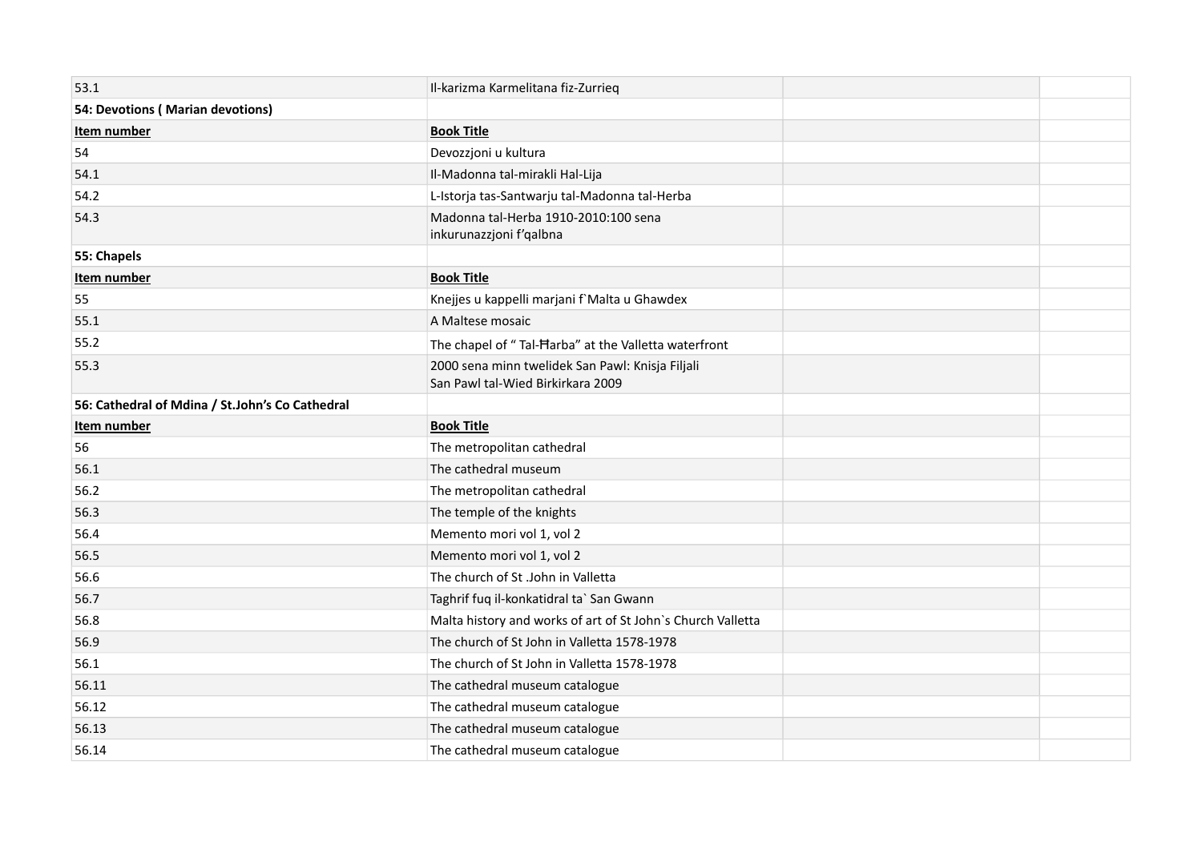| | | | |
|---|---|---|---|
| 53.1 | Il-karizma Karmelitana fiz-Zurrieq | | |
| **54: Devotions ( Marian devotions)** | | | |
| **Item number** | **Book Title** | | |
| 54 | Devozzjoni u kultura | | |
| 54.1 | Il-Madonna tal-mirakli Hal-Lija | | |
| 54.2 | L-Istorja tas-Santwarju tal-Madonna tal-Herba | | |
| 54.3 | Madonna tal-Herba 1910-2010:100 sena inkurunazzjoni f'qalbna | | |
| **55: Chapels** | | | |
| **Item number** | **Book Title** | | |
| 55 | Knejjes u kappelli marjani f`Malta u Ghawdex | | |
| 55.1 | A Maltese mosaic | | |
| 55.2 | The chapel of " Tal-Ħarba" at the Valletta waterfront | | |
| 55.3 | 2000 sena minn twelidek San Pawl: Knisja Filjali San Pawl tal-Wied Birkirkara 2009 | | |
| **56: Cathedral of Mdina / St.John's Co Cathedral** | | | |
| **Item number** | **Book Title** | | |
| 56 | The metropolitan cathedral | | |
| 56.1 | The cathedral museum | | |
| 56.2 | The metropolitan cathedral | | |
| 56.3 | The temple of the knights | | |
| 56.4 | Memento mori vol 1, vol 2 | | |
| 56.5 | Memento mori vol 1, vol 2 | | |
| 56.6 | The church of St .John in Valletta | | |
| 56.7 | Taghrif fuq il-konkatidral ta` San Gwann | | |
| 56.8 | Malta history and works of art of St John`s Church Valletta | | |
| 56.9 | The church of St John in Valletta 1578-1978 | | |
| 56.1 | The church of St John in Valletta 1578-1978 | | |
| 56.11 | The cathedral museum catalogue | | |
| 56.12 | The cathedral museum catalogue | | |
| 56.13 | The cathedral museum catalogue | | |
| 56.14 | The cathedral museum catalogue | | |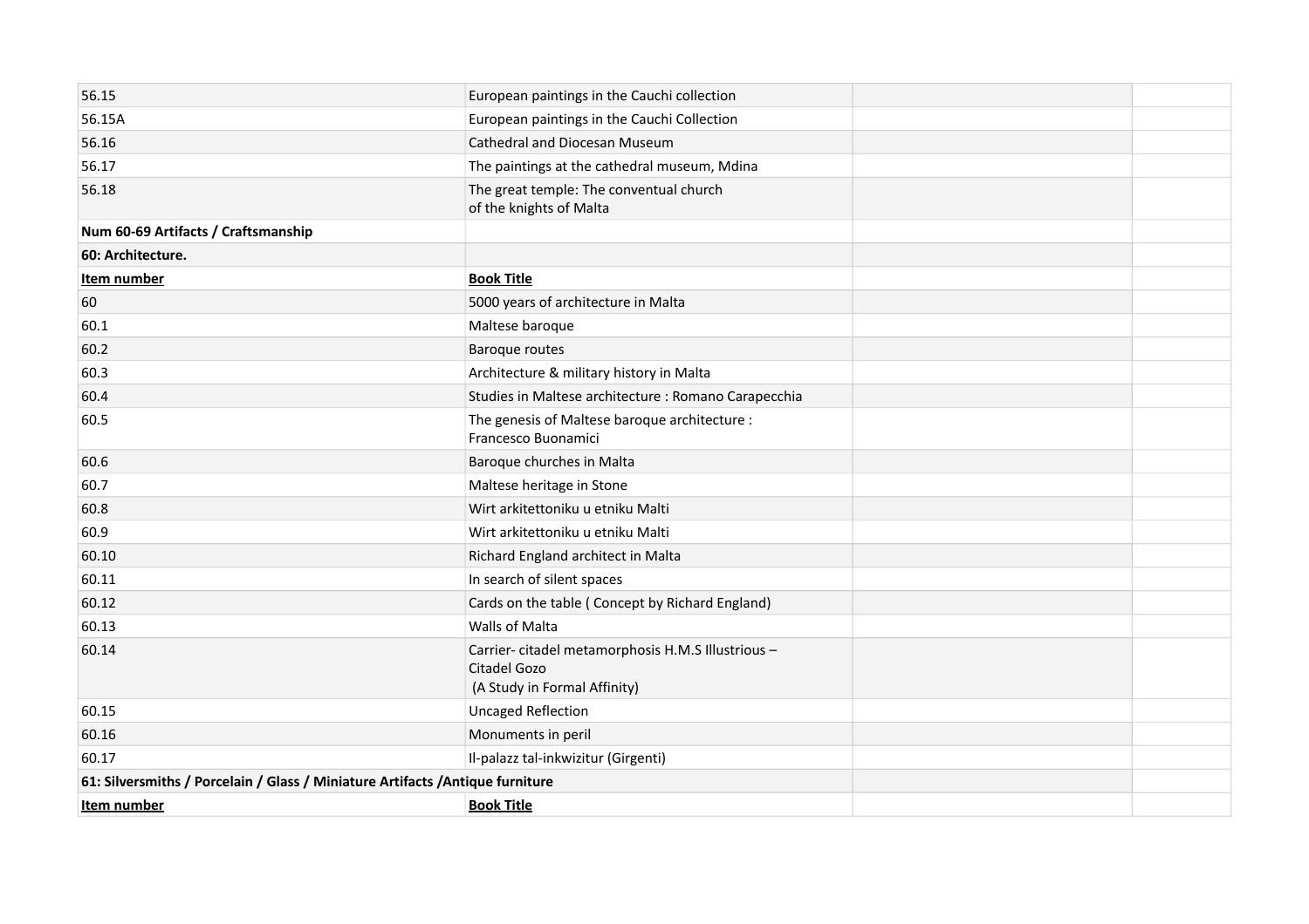| | | | |
|---|---|---|---|
| 56.15 | European paintings in the Cauchi collection | | |
| 56.15A | European paintings in the Cauchi Collection | | |
| 56.16 | Cathedral and Diocesan Museum | | |
| 56.17 | The paintings at the cathedral museum, Mdina | | |
| 56.18 | The great temple: The conventual church of the knights of Malta | | |
| **Num 60-69 Artifacts / Craftsmanship** | | | |
| **60: Architecture.** | | | |
| **Item number** | **Book Title** | | |
| 60 | 5000 years of architecture in Malta | | |
| 60.1 | Maltese baroque | | |
| 60.2 | Baroque routes | | |
| 60.3 | Architecture & military history in Malta | | |
| 60.4 | Studies in Maltese architecture : Romano Carapecchia | | |
| 60.5 | The genesis of Maltese baroque architecture : Francesco Buonamici | | |
| 60.6 | Baroque churches in Malta | | |
| 60.7 | Maltese heritage in Stone | | |
| 60.8 | Wirt arkitettoniku u etniku Malti | | |
| 60.9 | Wirt arkitettoniku u etniku Malti | | |
| 60.10 | Richard England architect in Malta | | |
| 60.11 | In search of silent spaces | | |
| 60.12 | Cards on the table ( Concept by Richard England) | | |
| 60.13 | Walls of Malta | | |
| 60.14 | Carrier- citadel metamorphosis H.M.S Illustrious – Citadel Gozo (A Study in Formal Affinity) | | |
| 60.15 | Uncaged Reflection | | |
| 60.16 | Monuments in peril | | |
| 60.17 | Il-palazz tal-inkwizitur (Girgenti) | | |
| **61: Silversmiths / Porcelain / Glass / Miniature Artifacts /Antique furniture** | | | |
| **Item number** | **Book Title** | | |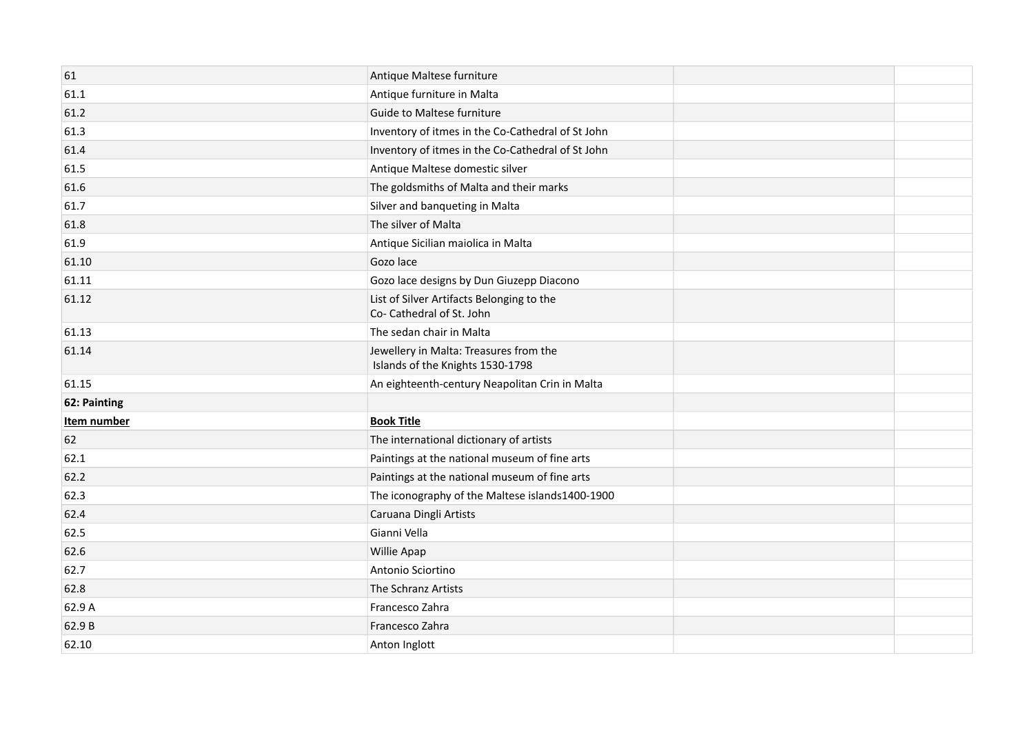| | | | |
|---|---|---|---|
| 61 | Antique Maltese furniture | | |
| 61.1 | Antique furniture in Malta | | |
| 61.2 | Guide to Maltese furniture | | |
| 61.3 | Inventory of itmes in the Co-Cathedral of St John | | |
| 61.4 | Inventory of itmes in the Co-Cathedral of St John | | |
| 61.5 | Antique Maltese domestic silver | | |
| 61.6 | The goldsmiths of Malta and their marks | | |
| 61.7 | Silver and banqueting in Malta | | |
| 61.8 | The silver of Malta | | |
| 61.9 | Antique Sicilian maiolica in Malta | | |
| 61.10 | Gozo lace | | |
| 61.11 | Gozo lace designs by Dun Giuzepp Diacono | | |
| 61.12 | List of Silver Artifacts Belonging to the Co- Cathedral of St. John | | |
| 61.13 | The sedan chair in Malta | | |
| 61.14 | Jewellery in Malta: Treasures from the Islands of the Knights 1530-1798 | | |
| 61.15 | An eighteenth-century Neapolitan Crin in Malta | | |
| **62: Painting** | | | |
| **Item number** | **Book Title** | | |
| 62 | The international dictionary of artists | | |
| 62.1 | Paintings at the national museum of fine arts | | |
| 62.2 | Paintings at the national museum of fine arts | | |
| 62.3 | The iconography of the Maltese islands1400-1900 | | |
| 62.4 | Caruana Dingli Artists | | |
| 62.5 | Gianni Vella | | |
| 62.6 | Willie Apap | | |
| 62.7 | Antonio Sciortino | | |
| 62.8 | The Schranz Artists | | |
| 62.9 A | Francesco Zahra | | |
| 62.9 B | Francesco Zahra | | |
| 62.10 | Anton Inglott | | |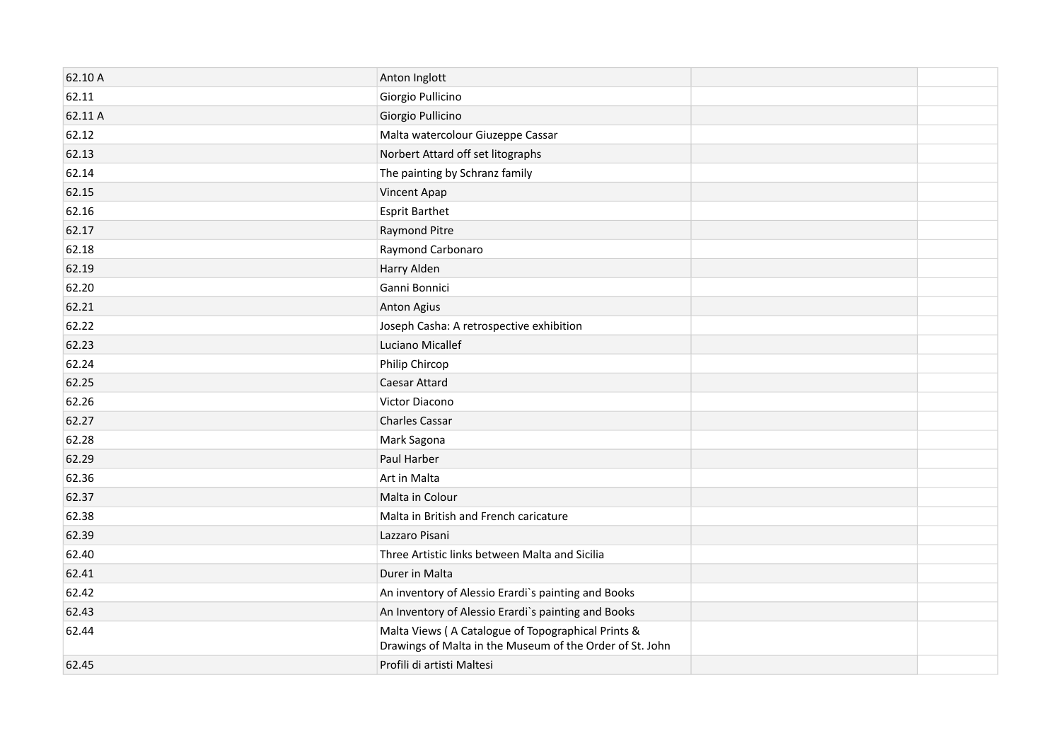| | | | |
|---|---|---|---|
| 62.10 A | Anton Inglott | | |
| 62.11 | Giorgio Pullicino | | |
| 62.11 A | Giorgio Pullicino | | |
| 62.12 | Malta watercolour Giuzeppe Cassar | | |
| 62.13 | Norbert Attard off set litographs | | |
| 62.14 | The painting by Schranz family | | |
| 62.15 | Vincent Apap | | |
| 62.16 | Esprit Barthet | | |
| 62.17 | Raymond Pitre | | |
| 62.18 | Raymond Carbonaro | | |
| 62.19 | Harry Alden | | |
| 62.20 | Ganni Bonnici | | |
| 62.21 | Anton Agius | | |
| 62.22 | Joseph Casha: A retrospective exhibition | | |
| 62.23 | Luciano Micallef | | |
| 62.24 | Philip Chircop | | |
| 62.25 | Caesar Attard | | |
| 62.26 | Victor Diacono | | |
| 62.27 | Charles Cassar | | |
| 62.28 | Mark Sagona | | |
| 62.29 | Paul Harber | | |
| 62.36 | Art in Malta | | |
| 62.37 | Malta in Colour | | |
| 62.38 | Malta in British and French caricature | | |
| 62.39 | Lazzaro Pisani | | |
| 62.40 | Three Artistic links between Malta and Sicilia | | |
| 62.41 | Durer in Malta | | |
| 62.42 | An inventory of Alessio Erardi`s painting and Books | | |
| 62.43 | An Inventory of Alessio Erardi`s painting and Books | | |
| 62.44 | Malta Views ( A Catalogue of Topographical Prints & Drawings of Malta in the Museum of the Order of St. John | | |
| 62.45 | Profili di artisti Maltesi | | |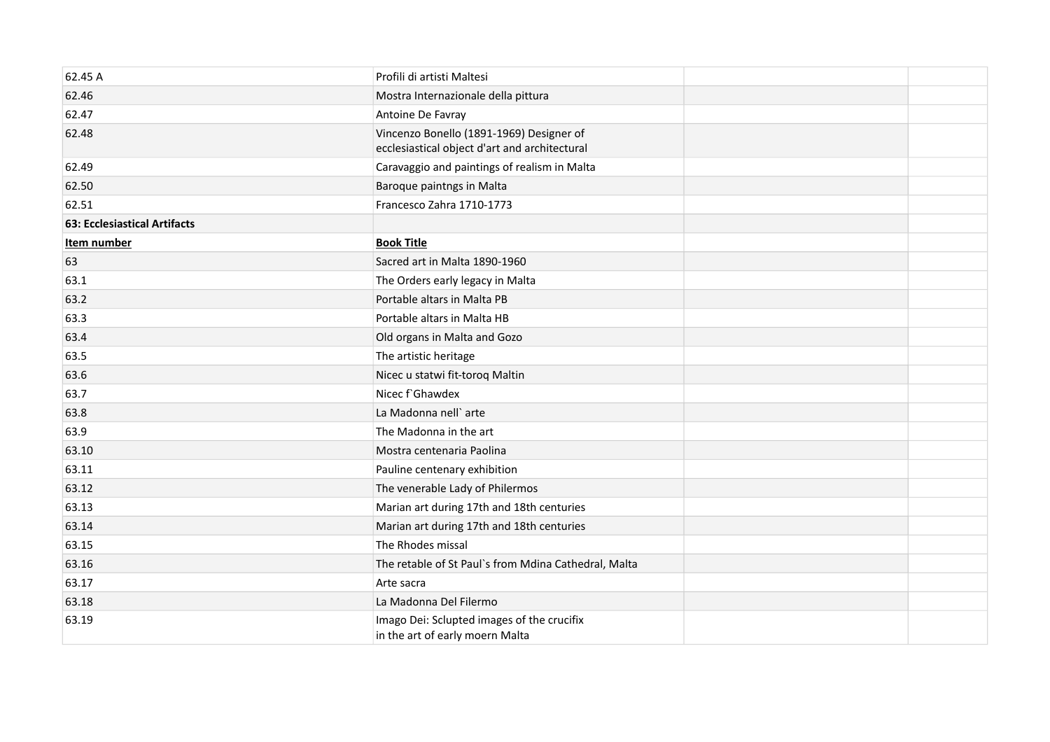| | | | |
|---|---|---|---|
| 62.45 A | Profili di artisti Maltesi | | |
| 62.46 | Mostra Internazionale della pittura | | |
| 62.47 | Antoine De Favray | | |
| 62.48 | Vincenzo Bonello (1891-1969) Designer of ecclesiastical object d'art and architectural | | |
| 62.49 | Caravaggio and paintings of realism in Malta | | |
| 62.50 | Baroque paintngs in Malta | | |
| 62.51 | Francesco Zahra 1710-1773 | | |
| **63: Ecclesiastical Artifacts** | | | |
| **Item number** | **Book Title** | | |
| 63 | Sacred art in Malta 1890-1960 | | |
| 63.1 | The Orders early legacy in Malta | | |
| 63.2 | Portable altars in Malta PB | | |
| 63.3 | Portable altars in Malta HB | | |
| 63.4 | Old organs in Malta and Gozo | | |
| 63.5 | The artistic heritage | | |
| 63.6 | Nicec u statwi fit-toroq Maltin | | |
| 63.7 | Nicec f`Ghawdex | | |
| 63.8 | La Madonna nell` arte | | |
| 63.9 | The Madonna in the art | | |
| 63.10 | Mostra centenaria Paolina | | |
| 63.11 | Pauline centenary exhibition | | |
| 63.12 | The venerable Lady of Philermos | | |
| 63.13 | Marian art during 17th and 18th centuries | | |
| 63.14 | Marian art during 17th and 18th centuries | | |
| 63.15 | The Rhodes missal | | |
| 63.16 | The retable of St Paul`s from Mdina Cathedral, Malta | | |
| 63.17 | Arte sacra | | |
| 63.18 | La Madonna Del Filermo | | |
| 63.19 | Imago Dei: Sclupted images of the crucifix in the art of early moern Malta | | |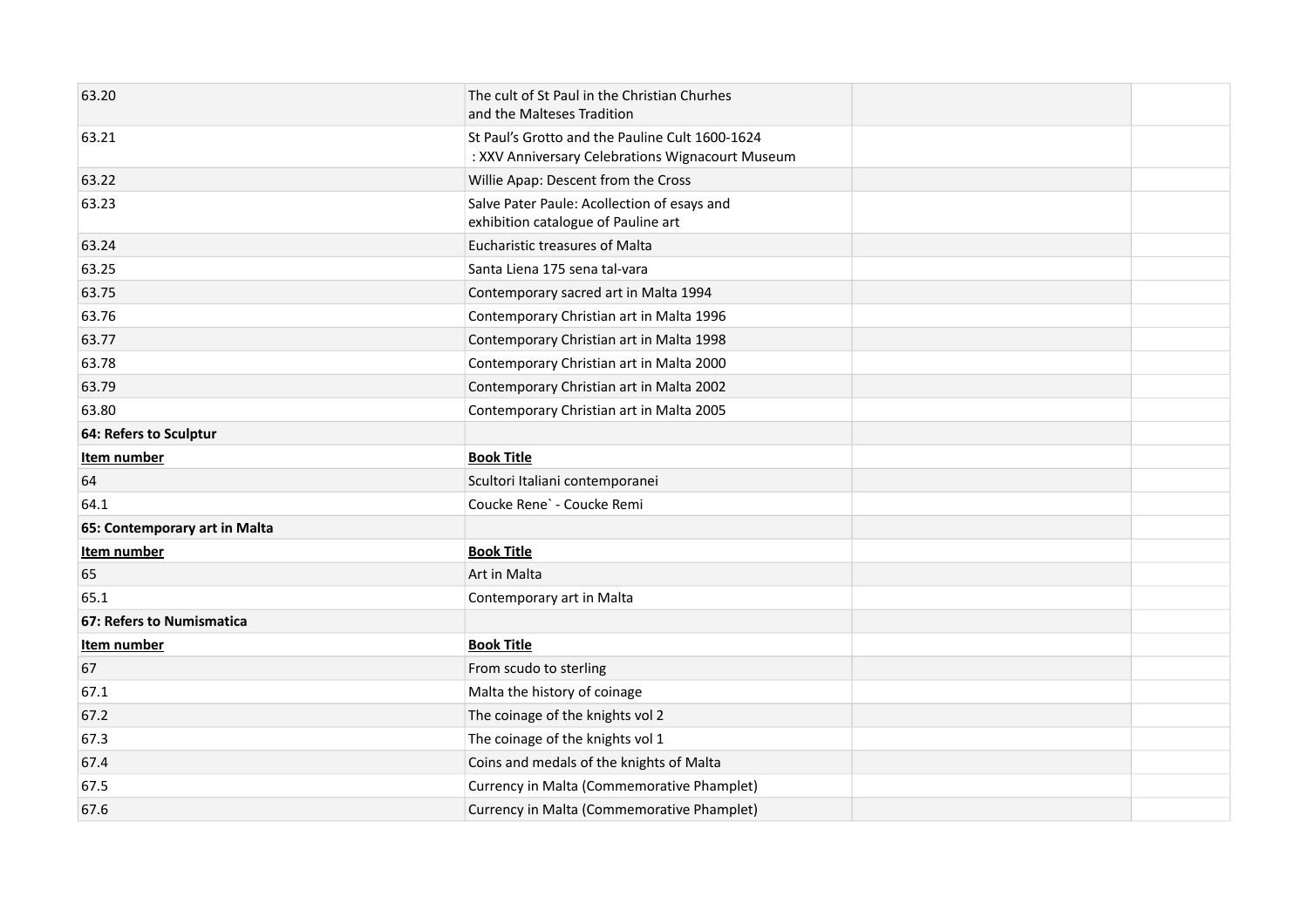| | | | |
|---|---|---|---|
| 63.20 | The cult of St Paul in the Christian Churhes and the Malteses Tradition | | |
| 63.21 | St Paul's Grotto and the Pauline Cult 1600-1624 : XXV Anniversary Celebrations Wignacourt Museum | | |
| 63.22 | Willie Apap: Descent from the Cross | | |
| 63.23 | Salve Pater Paule: Acollection of essays and exhibition catalogue of Pauline art | | |
| 63.24 | Eucharistic treasures of Malta | | |
| 63.25 | Santa Liena 175 sena tal-vara | | |
| 63.75 | Contemporary sacred art in Malta 1994 | | |
| 63.76 | Contemporary Christian art in Malta 1996 | | |
| 63.77 | Contemporary Christian art in Malta 1998 | | |
| 63.78 | Contemporary Christian art in Malta 2000 | | |
| 63.79 | Contemporary Christian art in Malta 2002 | | |
| 63.80 | Contemporary Christian art in Malta 2005 | | |
| **64: Refers to Sculptur** | | | |
| **Item number** | **Book Title** | | |
| 64 | Scultori Italiani contemporanei | | |
| 64.1 | Coucke Rene` - Coucke Remi | | |
| **65: Contemporary art in Malta** | | | |
| **Item number** | **Book Title** | | |
| 65 | Art in Malta | | |
| 65.1 | Contemporary art in Malta | | |
| **67: Refers to Numismatica** | | | |
| **Item number** | **Book Title** | | |
| 67 | From scudo to sterling | | |
| 67.1 | Malta the history of coinage | | |
| 67.2 | The coinage of the knights vol 2 | | |
| 67.3 | The coinage of the knights vol 1 | | |
| 67.4 | Coins and medals of the knights of Malta | | |
| 67.5 | Currency in Malta (Commemorative Phamplet) | | |
| 67.6 | Currency in Malta (Commemorative Phamplet) | | |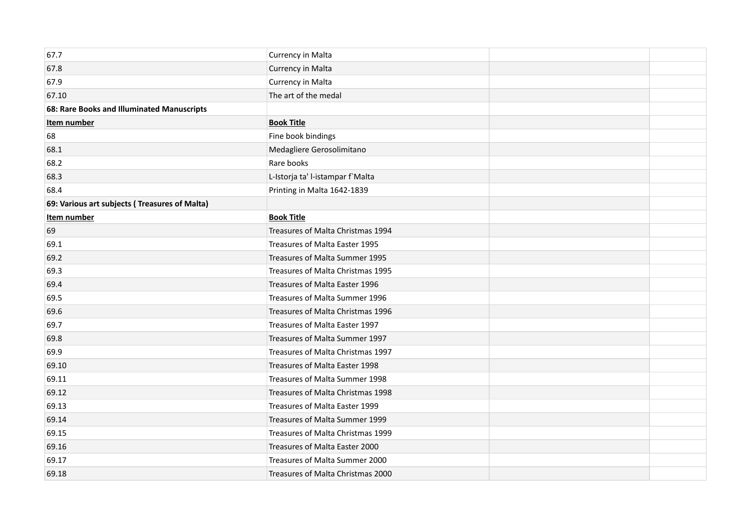| | | | |
|---|---|---|---|
| 67.7 | Currency in Malta | | |
| 67.8 | Currency in Malta | | |
| 67.9 | Currency in Malta | | |
| 67.10 | The art of the medal | | |
| **68: Rare Books and Illuminated Manuscripts** | | | |
| **Item number** | **Book Title** | | |
| 68 | Fine book bindings | | |
| 68.1 | Medagliere Gerosolimitano | | |
| 68.2 | Rare books | | |
| 68.3 | L-Istorja ta' l-istampar f`Malta | | |
| 68.4 | Printing in Malta 1642-1839 | | |
| **69: Various art subjects ( Treasures of Malta)** | | | |
| **Item number** | **Book Title** | | |
| 69 | Treasures of Malta Christmas 1994 | | |
| 69.1 | Treasures of Malta Easter 1995 | | |
| 69.2 | Treasures of Malta Summer 1995 | | |
| 69.3 | Treasures of Malta Christmas 1995 | | |
| 69.4 | Treasures of Malta Easter 1996 | | |
| 69.5 | Treasures of Malta Summer 1996 | | |
| 69.6 | Treasures of Malta Christmas 1996 | | |
| 69.7 | Treasures of Malta Easter 1997 | | |
| 69.8 | Treasures of Malta Summer 1997 | | |
| 69.9 | Treasures of Malta Christmas 1997 | | |
| 69.10 | Treasures of Malta Easter 1998 | | |
| 69.11 | Treasures of Malta Summer 1998 | | |
| 69.12 | Treasures of Malta Christmas 1998 | | |
| 69.13 | Treasures of Malta Easter 1999 | | |
| 69.14 | Treasures of Malta Summer 1999 | | |
| 69.15 | Treasures of Malta Christmas 1999 | | |
| 69.16 | Treasures of Malta Easter 2000 | | |
| 69.17 | Treasures of Malta Summer 2000 | | |
| 69.18 | Treasures of Malta Christmas 2000 | | |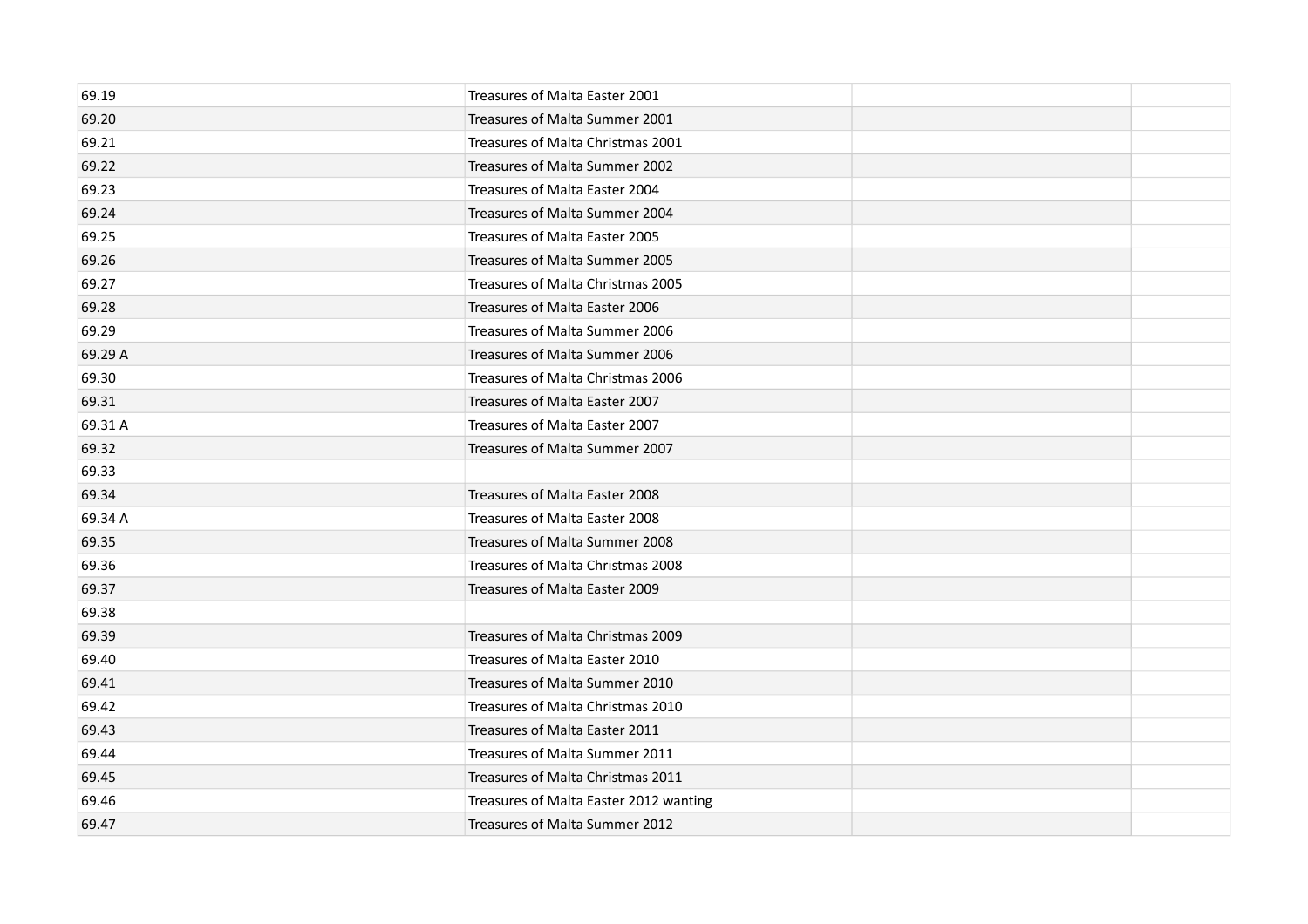| | | | |
|---|---|---|---|
| 69.19 | Treasures of Malta Easter 2001 | | |
| 69.20 | Treasures of Malta Summer 2001 | | |
| 69.21 | Treasures of Malta Christmas 2001 | | |
| 69.22 | Treasures of Malta Summer 2002 | | |
| 69.23 | Treasures of Malta Easter 2004 | | |
| 69.24 | Treasures of Malta Summer 2004 | | |
| 69.25 | Treasures of Malta Easter 2005 | | |
| 69.26 | Treasures of Malta Summer 2005 | | |
| 69.27 | Treasures of Malta Christmas 2005 | | |
| 69.28 | Treasures of Malta Easter 2006 | | |
| 69.29 | Treasures of Malta Summer 2006 | | |
| 69.29 A | Treasures of Malta Summer 2006 | | |
| 69.30 | Treasures of Malta Christmas 2006 | | |
| 69.31 | Treasures of Malta Easter 2007 | | |
| 69.31 A | Treasures of Malta Easter 2007 | | |
| 69.32 | Treasures of Malta Summer 2007 | | |
| 69.33 | | | |
| 69.34 | Treasures of Malta Easter 2008 | | |
| 69.34 A | Treasures of Malta Easter 2008 | | |
| 69.35 | Treasures of Malta Summer 2008 | | |
| 69.36 | Treasures of Malta Christmas 2008 | | |
| 69.37 | Treasures of Malta Easter 2009 | | |
| 69.38 | | | |
| 69.39 | Treasures of Malta Christmas 2009 | | |
| 69.40 | Treasures of Malta Easter 2010 | | |
| 69.41 | Treasures of Malta Summer 2010 | | |
| 69.42 | Treasures of Malta Christmas 2010 | | |
| 69.43 | Treasures of Malta Easter 2011 | | |
| 69.44 | Treasures of Malta Summer 2011 | | |
| 69.45 | Treasures of Malta Christmas 2011 | | |
| 69.46 | Treasures of Malta Easter 2012 wanting | | |
| 69.47 | Treasures of Malta Summer 2012 | | |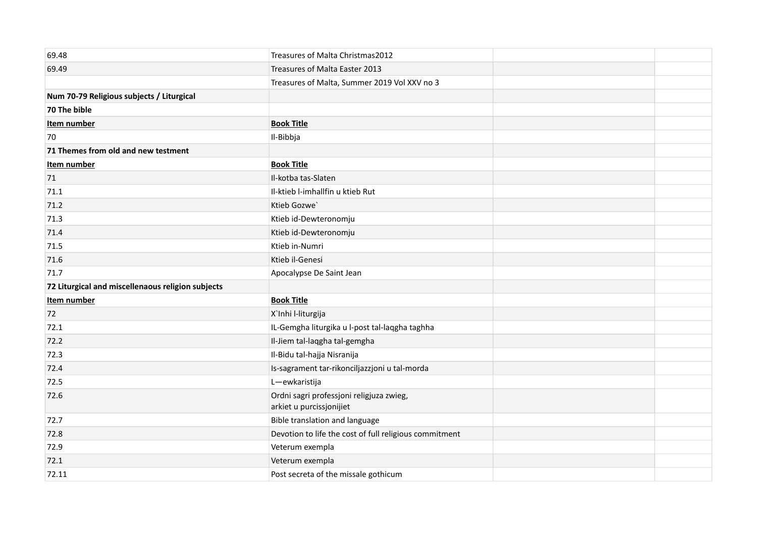| | | | |
|---|---|---|---|
| 69.48 | Treasures of Malta Christmas2012 | | |
| 69.49 | Treasures of Malta Easter 2013 | | |
| | Treasures of Malta, Summer 2019 Vol XXV no 3 | | |
| **Num 70-79 Religious subjects / Liturgical** | | | |
| **70 The bible** | | | |
| **Item number** | **Book Title** | | |
| 70 | Il-Bibbja | | |
| **71 Themes from old and new testment** | | | |
| **Item number** | **Book Title** | | |
| 71 | Il-kotba tas-Slaten | | |
| 71.1 | Il-ktieb l-imhallfin u ktieb Rut | | |
| 71.2 | Ktieb Gozwe` | | |
| 71.3 | Ktieb id-Dewteronomju | | |
| 71.4 | Ktieb id-Dewteronomju | | |
| 71.5 | Ktieb in-Numri | | |
| 71.6 | Ktieb il-Genesi | | |
| 71.7 | Apocalypse De Saint Jean | | |
| **72 Liturgical and miscellenaous religion subjects** | | | |
| **Item number** | **Book Title** | | |
| 72 | X`Inhi l-liturgija | | |
| 72.1 | IL-Gemgha liturgika u l-post tal-laqgha taghha | | |
| 72.2 | Il-Jiem tal-laqgha tal-gemgha | | |
| 72.3 | Il-Bidu tal-hajja Nisranija | | |
| 72.4 | Is-sagrament tar-rikonciljazzjoni u tal-morda | | |
| 72.5 | L—ewkaristija | | |
| 72.6 | Ordni sagri professjoni religjuza zwieg, arkiet u purcissjonijiet | | |
| 72.7 | Bible translation and language | | |
| 72.8 | Devotion to life the cost of full religious commitment | | |
| 72.9 | Veterum exempla | | |
| 72.1 | Veterum exempla | | |
| 72.11 | Post secreta of the missale gothicum | | |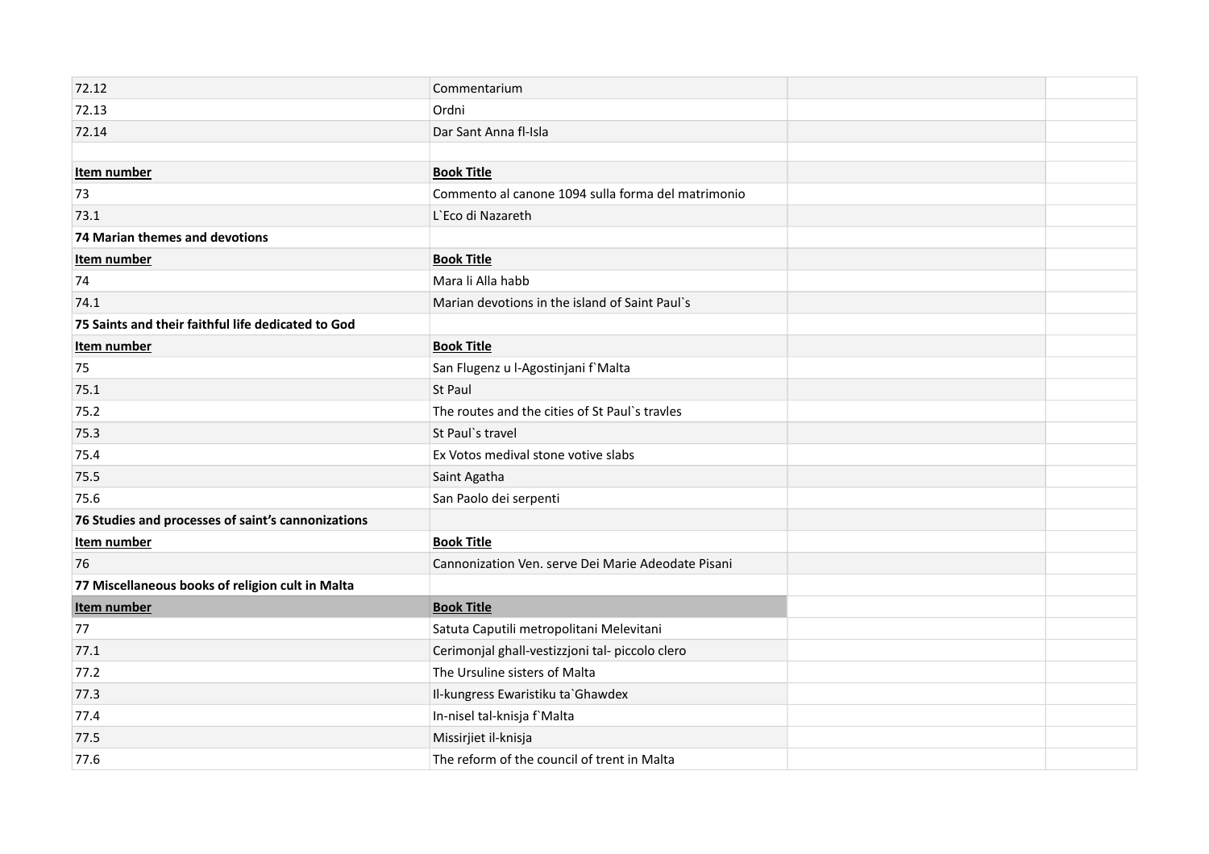| | | | |
|---|---|---|---|
| 72.12 | Commentarium | | |
| 72.13 | Ordni | | |
| 72.14 | Dar Sant Anna fl-Isla | | |
| | | | |
| **Item number** | **Book Title** | | |
| 73 | Commento al canone 1094 sulla forma del matrimonio | | |
| 73.1 | L`Eco di Nazareth | | |
| **74 Marian themes and devotions** | | | |
| **Item number** | **Book Title** | | |
| 74 | Mara li Alla habb | | |
| 74.1 | Marian devotions in the island of Saint Paul`s | | |
| **75 Saints and their faithful life dedicated to God** | | | |
| **Item number** | **Book Title** | | |
| 75 | San Flugenz u l-Agostinjani f`Malta | | |
| 75.1 | St Paul | | |
| 75.2 | The routes and the cities of St Paul`s travles | | |
| 75.3 | St Paul`s travel | | |
| 75.4 | Ex Votos medival stone votive slabs | | |
| 75.5 | Saint Agatha | | |
| 75.6 | San Paolo dei serpenti | | |
| **76 Studies and processes of saint's cannonizations** | | | |
| **Item number** | **Book Title** | | |
| 76 | Cannonization Ven. serve Dei Marie Adeodate Pisani | | |
| **77 Miscellaneous books of religion cult in Malta** | | | |
| **Item number** | **Book Title** | | |
| 77 | Satuta Caputili metropolitani Melevitani | | |
| 77.1 | Cerimonjal ghall-vestizzjoni tal- piccolo clero | | |
| 77.2 | The Ursuline sisters of Malta | | |
| 77.3 | Il-kungress Ewaristiku ta`Ghawdex | | |
| 77.4 | In-nisel tal-knisja f`Malta | | |
| 77.5 | Missirjiet il-knisja | | |
| 77.6 | The reform of the council of trent in Malta | | |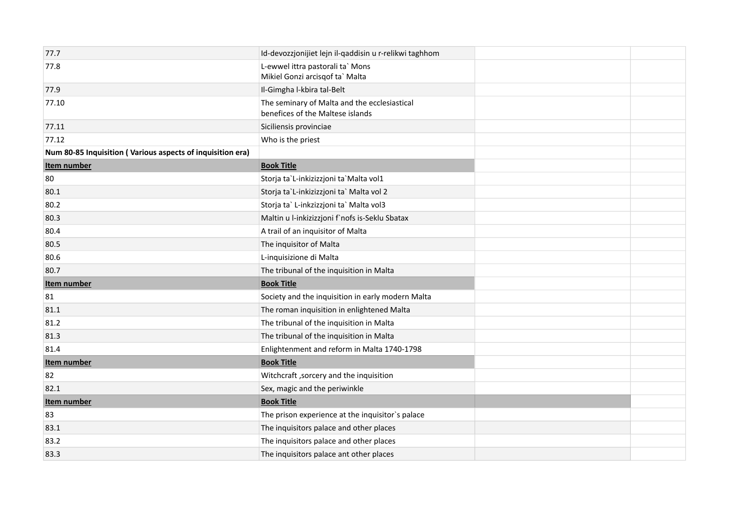| | | | |
|---|---|---|---|
| 77.7 | Id-devozzjonijiet lejn il-qaddisin u r-relikwi taghhom | | |
| 77.8 | L-ewwel ittra pastorali ta` Mons Mikiel Gonzi arcisqof ta` Malta | | |
| 77.9 | Il-Gimgha l-kbira tal-Belt | | |
| 77.10 | The seminary of Malta and the ecclesiastical benefices of the Maltese islands | | |
| 77.11 | Siciliensis provinciae | | |
| 77.12 | Who is the priest | | |
| **Num 80-85 Inquisition ( Various aspects of inquisition era)** | | | |
| **Item number** | **Book Title** | | |
| 80 | Storja ta`L-inkizizzjoni ta`Malta vol1 | | |
| 80.1 | Storja ta`L-inkizizzjoni ta` Malta vol 2 | | |
| 80.2 | Storja ta` L-inkzizzjoni ta` Malta vol3 | | |
| 80.3 | Maltin u l-inkizizzjoni f`nofs is-Seklu Sbatax | | |
| 80.4 | A trail of an inquisitor of Malta | | |
| 80.5 | The inquisitor of Malta | | |
| 80.6 | L-inquisizione di Malta | | |
| 80.7 | The tribunal of the inquisition in Malta | | |
| **Item number** | **Book Title** | | |
| 81 | Society and the inquisition in early modern Malta | | |
| 81.1 | The roman inquisition in enlightened Malta | | |
| 81.2 | The tribunal of the inquisition in Malta | | |
| 81.3 | The tribunal of the inquisition in Malta | | |
| 81.4 | Enlightenment and reform in Malta 1740-1798 | | |
| **Item number** | **Book Title** | | |
| 82 | Witchcraft ,sorcery and the inquisition | | |
| 82.1 | Sex, magic and the periwinkle | | |
| **Item number** | **Book Title** | | |
| 83 | The prison experience at the inquisitor`s palace | | |
| 83.1 | The inquisitors palace and other places | | |
| 83.2 | The inquisitors palace and other places | | |
| 83.3 | The inquisitors palace ant other places | | |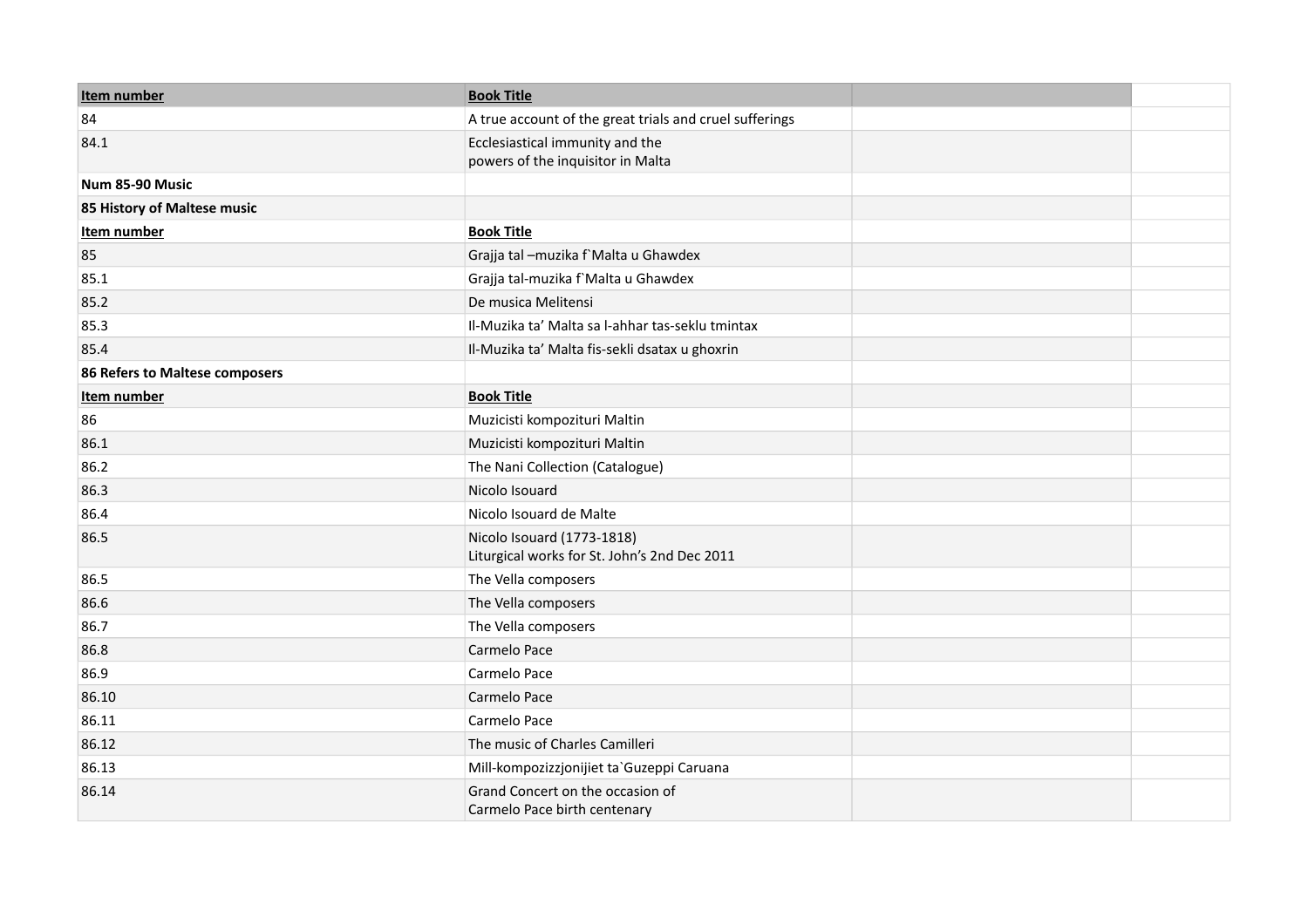| Item number | Book Title | | |
|---|---|---|---|
| 84 | A true account of the great trials and cruel sufferings | | |
| 84.1 | Ecclesiastical immunity and the<br>powers of the inquisitor in Malta | | |
| **Num 85-90 Music** | | | |
| **85 History of Maltese music** | | | |
| **Item number** | **Book Title** | | |
| 85 | Grajja tal –muzika f`Malta u Ghawdex | | |
| 85.1 | Grajja tal-muzika f`Malta u Ghawdex | | |
| 85.2 | De musica Melitensi | | |
| 85.3 | Il-Muzika ta' Malta sa l-ahhar tas-seklu tmintax | | |
| 85.4 | Il-Muzika ta' Malta fis-sekli dsatax u ghoxrin | | |
| **86 Refers to Maltese composers** | | | |
| **Item number** | **Book Title** | | |
| 86 | Muzicisti kompozituri Maltin | | |
| 86.1 | Muzicisti kompozituri Maltin | | |
| 86.2 | The Nani Collection (Catalogue) | | |
| 86.3 | Nicolo Isouard | | |
| 86.4 | Nicolo Isouard de Malte | | |
| 86.5 | Nicolo Isouard (1773-1818)<br>Liturgical works for St. John's 2nd Dec 2011 | | |
| 86.5 | The Vella composers | | |
| 86.6 | The Vella composers | | |
| 86.7 | The Vella composers | | |
| 86.8 | Carmelo Pace | | |
| 86.9 | Carmelo Pace | | |
| 86.10 | Carmelo Pace | | |
| 86.11 | Carmelo Pace | | |
| 86.12 | The music of Charles Camilleri | | |
| 86.13 | Mill-kompozizzjonijiet ta`Guzeppi Caruana | | |
| 86.14 | Grand Concert on the occasion of<br>Carmelo Pace birth centenary | | |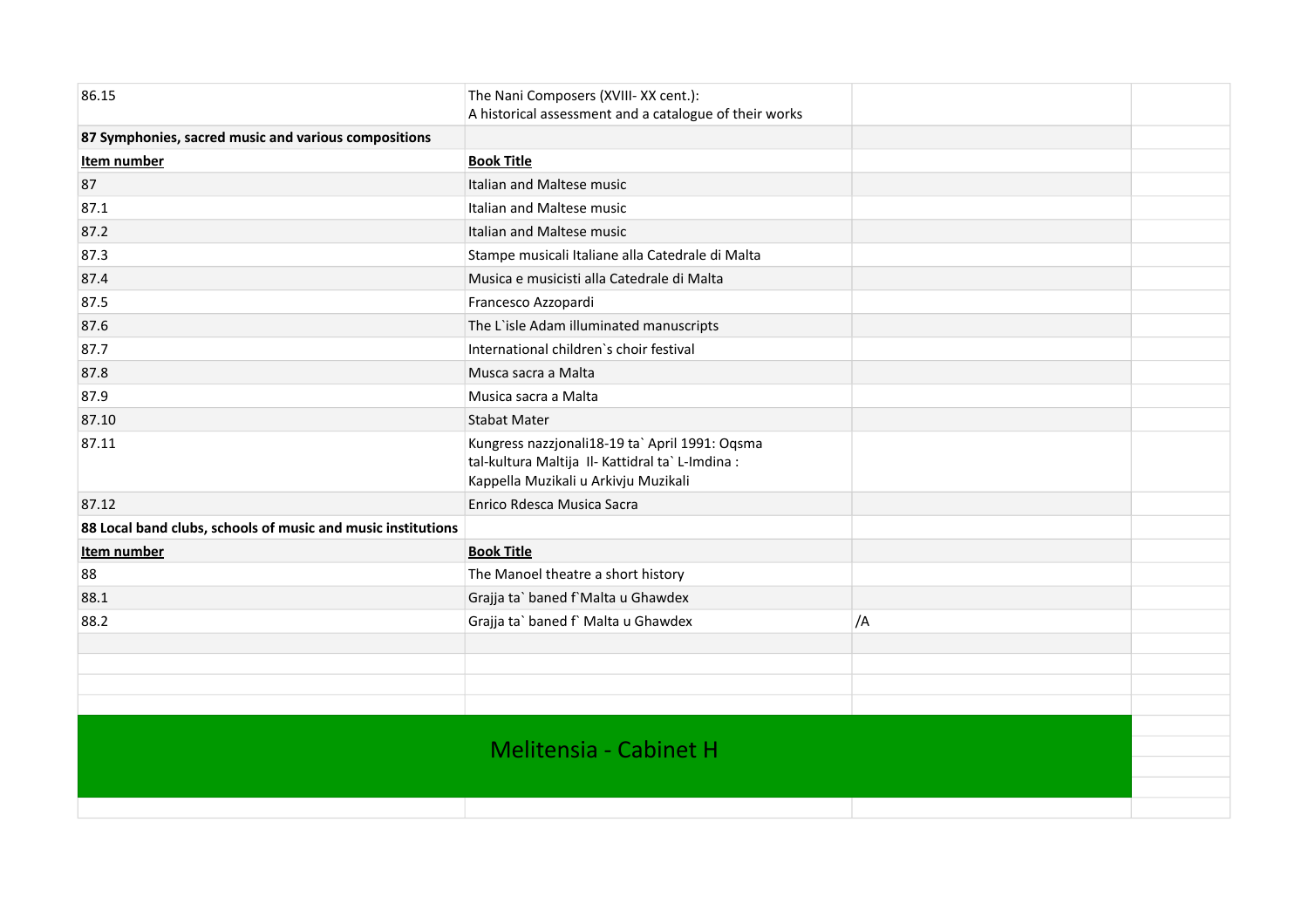| | | | |
|---|---|---|---|
| 86.15 | The Nani Composers (XVIII- XX cent.):<br>A historical assessment and a catalogue of their works | | |
| **87 Symphonies, sacred music and various compositions** | | | |
| **Item number** | **Book Title** | | |
| 87 | Italian and Maltese music | | |
| 87.1 | Italian and Maltese music | | |
| 87.2 | Italian and Maltese music | | |
| 87.3 | Stampe musicali Italiane alla Catedrale di Malta | | |
| 87.4 | Musica e musicisti alla Catedrale di Malta | | |
| 87.5 | Francesco Azzopardi | | |
| 87.6 | The L`isle Adam illuminated manuscripts | | |
| 87.7 | International children`s choir festival | | |
| 87.8 | Musca sacra a Malta | | |
| 87.9 | Musica sacra a Malta | | |
| 87.10 | Stabat Mater | | |
| 87.11 | Kungress nazzjonali18-19 ta` April 1991: Oqsma tal-kultura Maltija Il- Kattidral ta` L-Imdina : Kappella Muzikali u Arkivju Muzikali | | |
| 87.12 | Enrico Rdesca Musica Sacra | | |
| **88 Local band clubs, schools of music and music institutions** | | | |
| **Item number** | **Book Title** | | |
| 88 | The Manoel theatre a short history | | |
| 88.1 | Grajja ta` baned f`Malta u Ghawdex | | |
| 88.2 | Grajja ta` baned f` Malta u Ghawdex | /A | |

## Melitensia - Cabinet H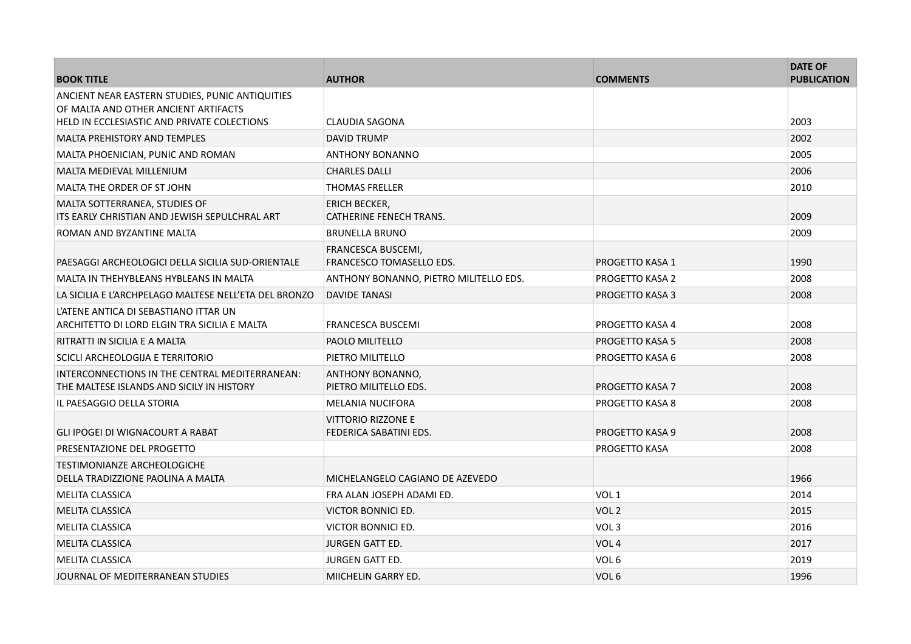| BOOK TITLE | AUTHOR | COMMENTS | DATE OF PUBLICATION |
|---|---|---|---|
| ANCIENT NEAR EASTERN STUDIES, PUNIC ANTIQUITIES OF MALTA AND OTHER ANCIENT ARTIFACTS HELD IN ECCLESIASTIC AND PRIVATE COLECTIONS | CLAUDIA SAGONA | | 2003 |
| MALTA PREHISTORY AND TEMPLES | DAVID TRUMP | | 2002 |
| MALTA PHOENICIAN, PUNIC AND ROMAN | ANTHONY BONANNO | | 2005 |
| MALTA MEDIEVAL MILLENIUM | CHARLES DALLI | | 2006 |
| MALTA THE ORDER OF ST JOHN | THOMAS FRELLER | | 2010 |
| MALTA SOTTERRANEA, STUDIES OF ITS EARLY CHRISTIAN AND JEWISH SEPULCHRAL ART | ERICH BECKER, CATHERINE FENECH TRANS. | | 2009 |
| ROMAN AND BYZANTINE MALTA | BRUNELLA BRUNO | | 2009 |
| PAESAGGI ARCHEOLOGICI DELLA SICILIA SUD-ORIENTALE | FRANCESCA BUSCEMI, FRANCESCO TOMASELLO EDS. | PROGETTO KASA 1 | 1990 |
| MALTA IN THEHYBLEANS HYBLEANS IN MALTA | ANTHONY BONANNO, PIETRO MILITELLO EDS. | PROGETTO KASA 2 | 2008 |
| LA SICILIA E L'ARCHPELAGO MALTESE NELL'ETA DEL BRONZO | DAVIDE TANASI | PROGETTO KASA 3 | 2008 |
| L'ATENE ANTICA DI SEBASTIANO ITTAR UN ARCHITETTO DI LORD ELGIN TRA SICILIA E MALTA | FRANCESCA BUSCEMI | PROGETTO KASA 4 | 2008 |
| RITRATTI IN SICILIA E A MALTA | PAOLO MILITELLO | PROGETTO KASA 5 | 2008 |
| SCICLI ARCHEOLOGIJA E TERRITORIO | PIETRO MILITELLO | PROGETTO KASA 6 | 2008 |
| INTERCONNECTIONS IN THE CENTRAL MEDITERRANEAN: THE MALTESE ISLANDS AND SICILY IN HISTORY | ANTHONY BONANNO, PIETRO MILITELLO EDS. | PROGETTO KASA 7 | 2008 |
| IL PAESAGGIO DELLA STORIA | MELANIA NUCIFORA | PROGETTO KASA 8 | 2008 |
| GLI IPOGEI DI WIGNACOURT A RABAT | VITTORIO RIZZONE E FEDERICA SABATINI EDS. | PROGETTO KASA 9 | 2008 |
| PRESENTAZIONE DEL PROGETTO | | PROGETTO KASA | 2008 |
| TESTIMONIANZE ARCHEOLOGICHE DELLA TRADIZZIONE PAOLINA A MALTA | MICHELANGELO CAGIANO DE AZEVEDO | | 1966 |
| MELITA CLASSICA | FRA ALAN JOSEPH ADAMI ED. | VOL 1 | 2014 |
| MELITA CLASSICA | VICTOR BONNICI ED. | VOL 2 | 2015 |
| MELITA CLASSICA | VICTOR BONNICI ED. | VOL 3 | 2016 |
| MELITA CLASSICA | JURGEN GATT ED. | VOL 4 | 2017 |
| MELITA CLASSICA | JURGEN GATT ED. | VOL 6 | 2019 |
| JOURNAL OF MEDITERRANEAN STUDIES | MIICHELIN GARRY ED. | VOL 6 | 1996 |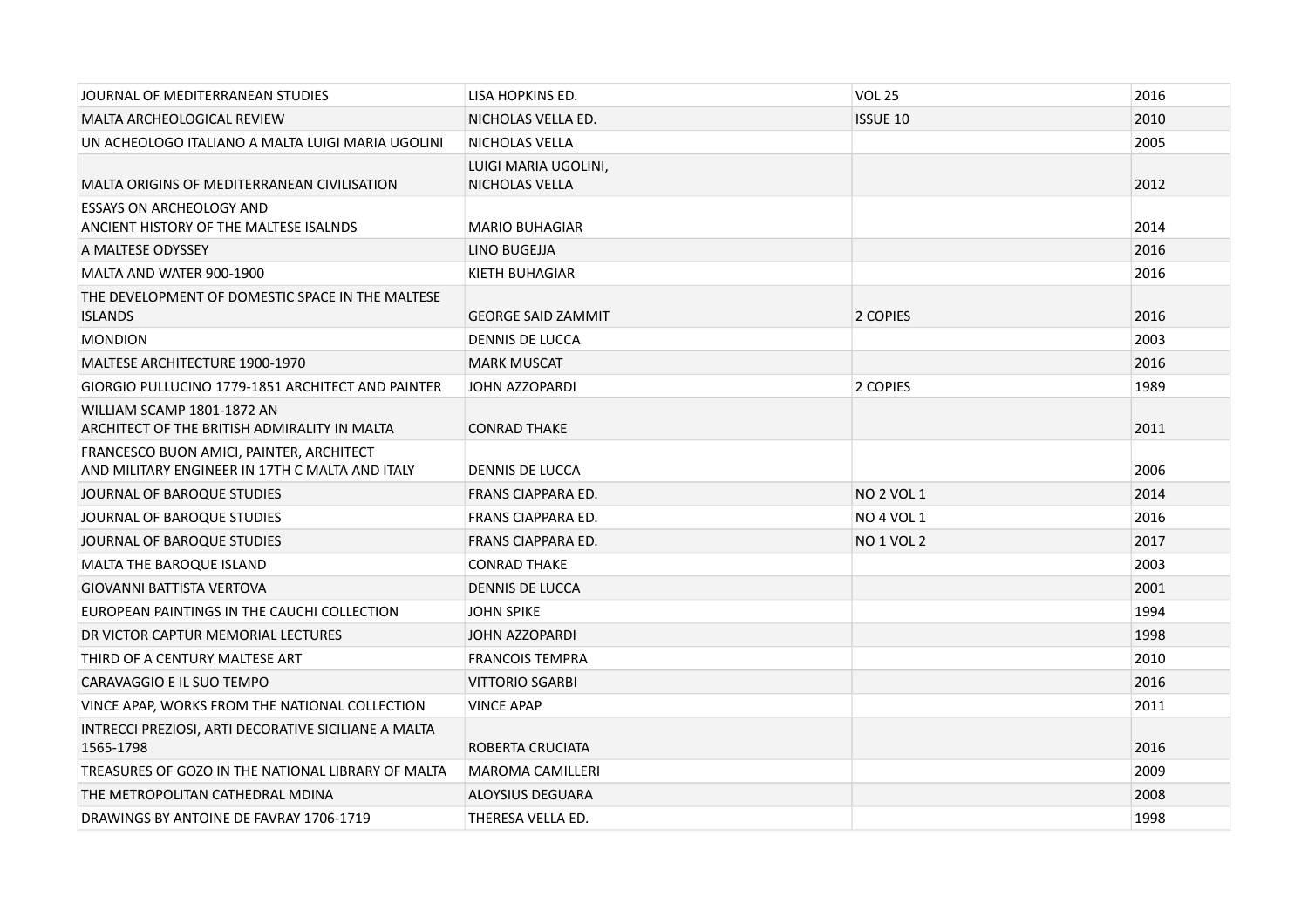| | | | |
|---|---|---|---|
| JOURNAL OF MEDITERRANEAN STUDIES | LISA HOPKINS ED. | VOL 25 | 2016 |
| MALTA ARCHEOLOGICAL REVIEW | NICHOLAS VELLA ED. | ISSUE 10 | 2010 |
| UN ACHEOLOGO ITALIANO A MALTA LUIGI MARIA UGOLINI | NICHOLAS VELLA | | 2005 |
| MALTA ORIGINS OF MEDITERRANEAN CIVILISATION | LUIGI MARIA UGOLINI, NICHOLAS VELLA | | 2012 |
| ESSAYS ON ARCHEOLOGY AND ANCIENT HISTORY OF THE MALTESE ISALNDS | MARIO BUHAGIAR | | 2014 |
| A MALTESE ODYSSEY | LINO BUGEJJA | | 2016 |
| MALTA AND WATER 900-1900 | KIETH BUHAGIAR | | 2016 |
| THE DEVELOPMENT OF DOMESTIC SPACE IN THE MALTESE ISLANDS | GEORGE SAID ZAMMIT | 2 COPIES | 2016 |
| MONDION | DENNIS DE LUCCA | | 2003 |
| MALTESE ARCHITECTURE 1900-1970 | MARK MUSCAT | | 2016 |
| GIORGIO PULLUCINO 1779-1851 ARCHITECT AND PAINTER | JOHN AZZOPARDI | 2 COPIES | 1989 |
| WILLIAM SCAMP 1801-1872 AN ARCHITECT OF THE BRITISH ADMIRALITY IN MALTA | CONRAD THAKE | | 2011 |
| FRANCESCO BUON AMICI, PAINTER, ARCHITECT AND MILITARY ENGINEER IN 17TH C MALTA AND ITALY | DENNIS DE LUCCA | | 2006 |
| JOURNAL OF BAROQUE STUDIES | FRANS CIAPPARA ED. | NO 2 VOL 1 | 2014 |
| JOURNAL OF BAROQUE STUDIES | FRANS CIAPPARA ED. | NO 4 VOL 1 | 2016 |
| JOURNAL OF BAROQUE STUDIES | FRANS CIAPPARA ED. | NO 1 VOL 2 | 2017 |
| MALTA THE BAROQUE ISLAND | CONRAD THAKE | | 2003 |
| GIOVANNI BATTISTA VERTOVA | DENNIS DE LUCCA | | 2001 |
| EUROPEAN PAINTINGS IN THE CAUCHI COLLECTION | JOHN SPIKE | | 1994 |
| DR VICTOR CAPTUR MEMORIAL LECTURES | JOHN AZZOPARDI | | 1998 |
| THIRD OF A CENTURY MALTESE ART | FRANCOIS TEMPRA | | 2010 |
| CARAVAGGIO E IL SUO TEMPO | VITTORIO SGARBI | | 2016 |
| VINCE APAP, WORKS FROM THE NATIONAL COLLECTION | VINCE APAP | | 2011 |
| INTRECCI PREZIOSI, ARTI DECORATIVE SICILIANE A MALTA 1565-1798 | ROBERTA CRUCIATA | | 2016 |
| TREASURES OF GOZO IN THE NATIONAL LIBRARY OF MALTA | MAROMA CAMILLERI | | 2009 |
| THE METROPOLITAN CATHEDRAL MDINA | ALOYSIUS DEGUARA | | 2008 |
| DRAWINGS BY ANTOINE DE FAVRAY 1706-1719 | THERESA VELLA ED. | | 1998 |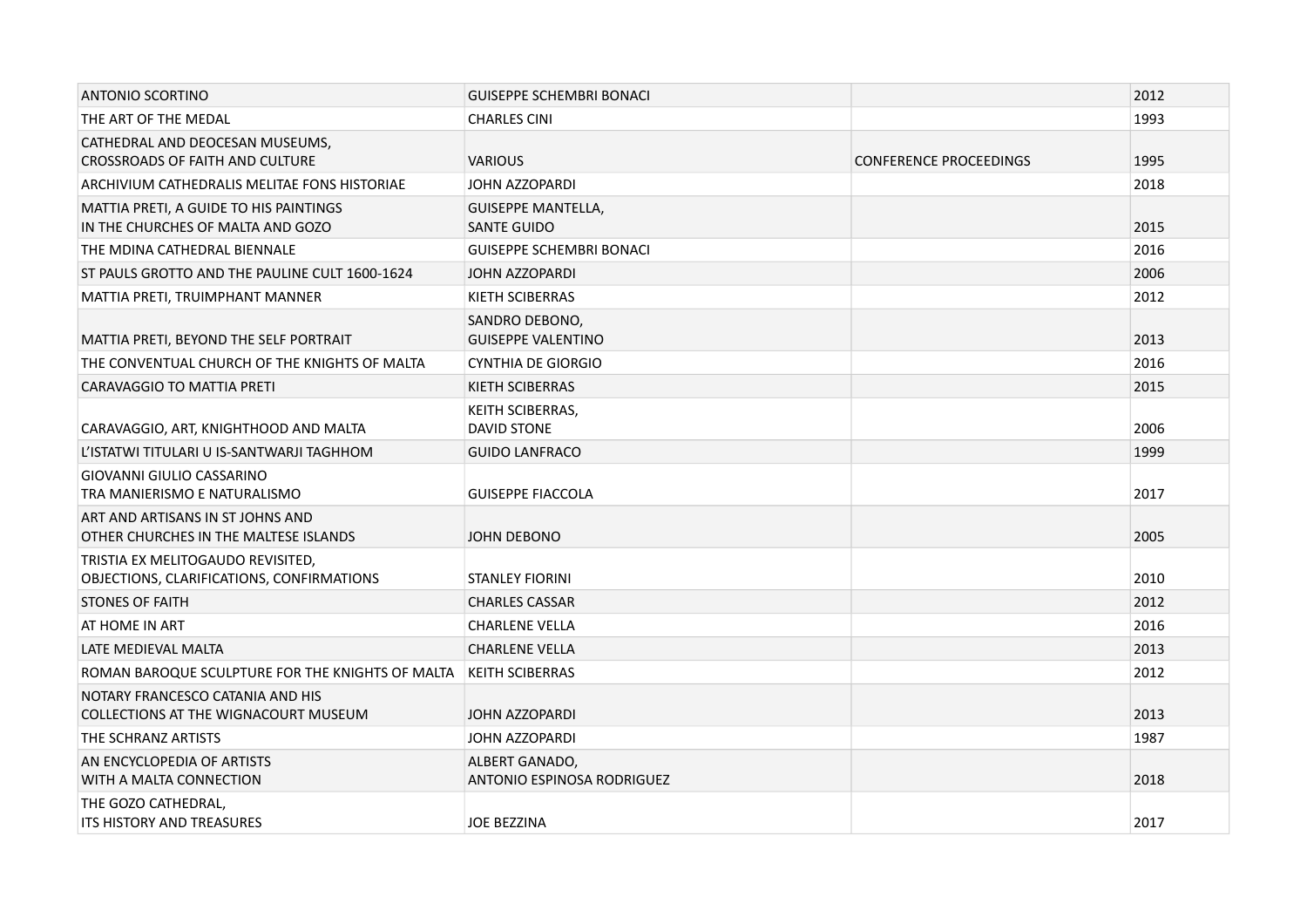| | | | |
|---|---|---|---|
| ANTONIO SCORTINO | GUISEPPE SCHEMBRI BONACI | | 2012 |
| THE ART OF THE MEDAL | CHARLES CINI | | 1993 |
| CATHEDRAL AND DEOCESAN MUSEUMS, CROSSROADS OF FAITH AND CULTURE | VARIOUS | CONFERENCE PROCEEDINGS | 1995 |
| ARCHIVIUM CATHEDRALIS MELITAE FONS HISTORIAE | JOHN AZZOPARDI | | 2018 |
| MATTIA PRETI, A GUIDE TO HIS PAINTINGS IN THE CHURCHES OF MALTA AND GOZO | GUISEPPE MANTELLA, SANTE GUIDO | | 2015 |
| THE MDINA CATHEDRAL BIENNALE | GUISEPPE SCHEMBRI BONACI | | 2016 |
| ST PAULS GROTTO AND THE PAULINE CULT 1600-1624 | JOHN AZZOPARDI | | 2006 |
| MATTIA PRETI, TRUIMPHANT MANNER | KIETH SCIBERRAS | | 2012 |
| MATTIA PRETI, BEYOND THE SELF PORTRAIT | SANDRO DEBONO, GUISEPPE VALENTINO | | 2013 |
| THE CONVENTUAL CHURCH OF THE KNIGHTS OF MALTA | CYNTHIA DE GIORGIO | | 2016 |
| CARAVAGGIO TO MATTIA PRETI | KIETH SCIBERRAS | | 2015 |
| CARAVAGGIO, ART, KNIGHTHOOD AND MALTA | KEITH SCIBERRAS, DAVID STONE | | 2006 |
| L'ISTATWI TITULARI U IS-SANTWARJI TAGHHOM | GUIDO LANFRACO | | 1999 |
| GIOVANNI GIULIO CASSARINO TRA MANIERISMO E NATURALISMO | GUISEPPE FIACCOLA | | 2017 |
| ART AND ARTISANS IN ST JOHNS AND OTHER CHURCHES IN THE MALTESE ISLANDS | JOHN DEBONO | | 2005 |
| TRISTIA EX MELITOGAUDO REVISITED, OBJECTIONS, CLARIFICATIONS, CONFIRMATIONS | STANLEY FIORINI | | 2010 |
| STONES OF FAITH | CHARLES CASSAR | | 2012 |
| AT HOME IN ART | CHARLENE VELLA | | 2016 |
| LATE MEDIEVAL MALTA | CHARLENE VELLA | | 2013 |
| ROMAN BAROQUE SCULPTURE FOR THE KNIGHTS OF MALTA | KEITH SCIBERRAS | | 2012 |
| NOTARY FRANCESCO CATANIA AND HIS COLLECTIONS AT THE WIGNACOURT MUSEUM | JOHN AZZOPARDI | | 2013 |
| THE SCHRANZ ARTISTS | JOHN AZZOPARDI | | 1987 |
| AN ENCYCLOPEDIA OF ARTISTS WITH A MALTA CONNECTION | ALBERT GANADO, ANTONIO ESPINOSA RODRIGUEZ | | 2018 |
| THE GOZO CATHEDRAL, ITS HISTORY AND TREASURES | JOE BEZZINA | | 2017 |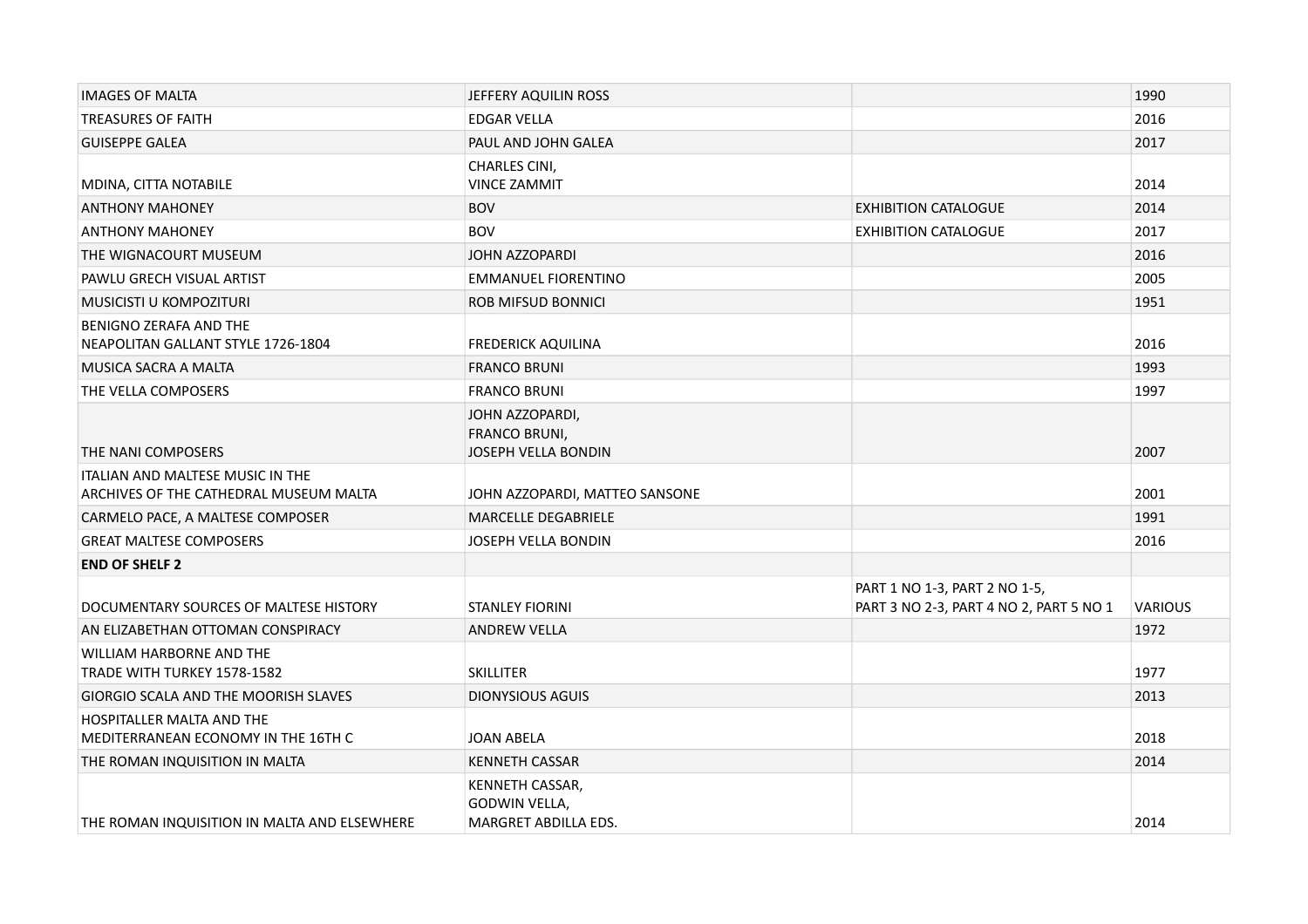| | | | |
|---|---|---|---|
| IMAGES OF MALTA | JEFFERY AQUILIN ROSS | | 1990 |
| TREASURES OF FAITH | EDGAR VELLA | | 2016 |
| GUISEPPE GALEA | PAUL AND JOHN GALEA | | 2017 |
| MDINA, CITTA NOTABILE | CHARLES CINI, VINCE ZAMMIT | | 2014 |
| ANTHONY MAHONEY | BOV | EXHIBITION CATALOGUE | 2014 |
| ANTHONY MAHONEY | BOV | EXHIBITION CATALOGUE | 2017 |
| THE WIGNACOURT MUSEUM | JOHN AZZOPARDI | | 2016 |
| PAWLU GRECH VISUAL ARTIST | EMMANUEL FIORENTINO | | 2005 |
| MUSICISTI U KOMPOZITURI | ROB MIFSUD BONNICI | | 1951 |
| BENIGNO ZERAFA AND THE NEAPOLITAN GALLANT STYLE 1726-1804 | FREDERICK AQUILINA | | 2016 |
| MUSICA SACRA A MALTA | FRANCO BRUNI | | 1993 |
| THE VELLA COMPOSERS | FRANCO BRUNI | | 1997 |
| THE NANI COMPOSERS | JOHN AZZOPARDI, FRANCO BRUNI, JOSEPH VELLA BONDIN | | 2007 |
| ITALIAN AND MALTESE MUSIC IN THE ARCHIVES OF THE CATHEDRAL MUSEUM MALTA | JOHN AZZOPARDI, MATTEO SANSONE | | 2001 |
| CARMELO PACE, A MALTESE COMPOSER | MARCELLE DEGABRIELE | | 1991 |
| GREAT MALTESE COMPOSERS | JOSEPH VELLA BONDIN | | 2016 |
| **END OF SHELF 2** | | | |
| DOCUMENTARY SOURCES OF MALTESE HISTORY | STANLEY FIORINI | PART 1 NO 1-3, PART 2 NO 1-5, PART 3 NO 2-3, PART 4 NO 2, PART 5 NO 1 | VARIOUS |
| AN ELIZABETHAN OTTOMAN CONSPIRACY | ANDREW VELLA | | 1972 |
| WILLIAM HARBORNE AND THE TRADE WITH TURKEY 1578-1582 | SKILLITER | | 1977 |
| GIORGIO SCALA AND THE MOORISH SLAVES | DIONYSIOUS AGUIS | | 2013 |
| HOSPITALLER MALTA AND THE MEDITERRANEAN ECONOMY IN THE 16TH C | JOAN ABELA | | 2018 |
| THE ROMAN INQUISITION IN MALTA | KENNETH CASSAR | | 2014 |
| THE ROMAN INQUISITION IN MALTA AND ELSEWHERE | KENNETH CASSAR, GODWIN VELLA, MARGRET ABDILLA EDS. | | 2014 |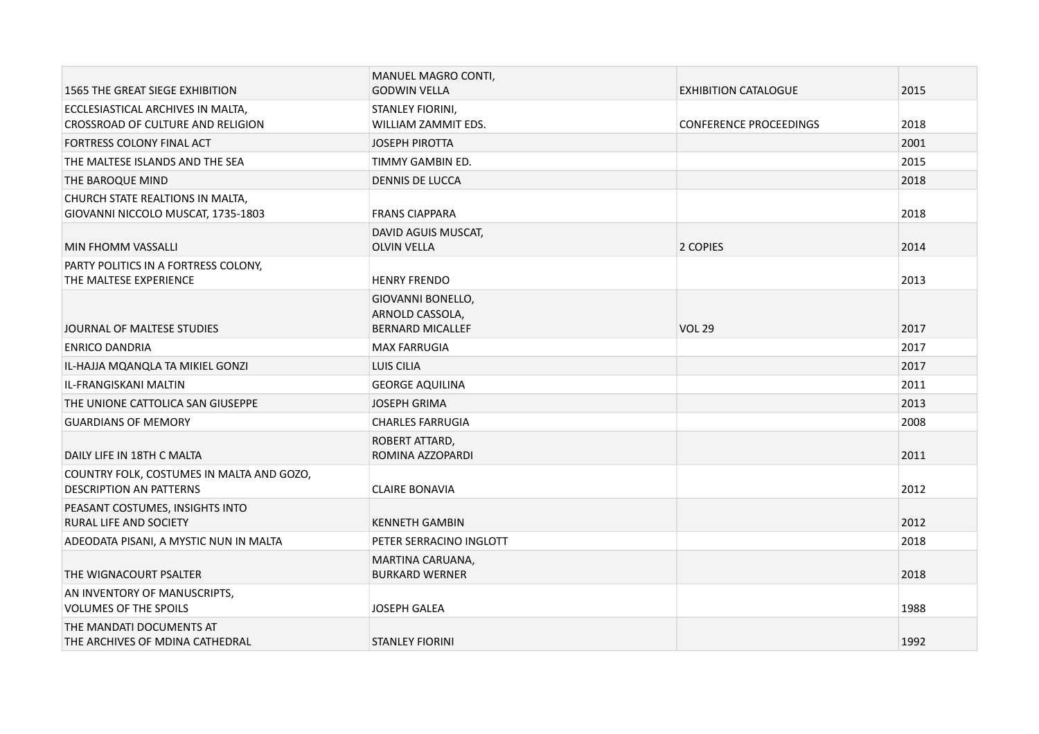| | | | |
|---|---|---|---|
| 1565 THE GREAT SIEGE EXHIBITION | MANUEL MAGRO CONTI, GODWIN VELLA | EXHIBITION CATALOGUE | 2015 |
| ECCLESIASTICAL ARCHIVES IN MALTA, CROSSROAD OF CULTURE AND RELIGION | STANLEY FIORINI, WILLIAM ZAMMIT EDS. | CONFERENCE PROCEEDINGS | 2018 |
| FORTRESS COLONY FINAL ACT | JOSEPH PIROTTA | | 2001 |
| THE MALTESE ISLANDS AND THE SEA | TIMMY GAMBIN ED. | | 2015 |
| THE BAROQUE MIND | DENNIS DE LUCCA | | 2018 |
| CHURCH STATE REALTIONS IN MALTA, GIOVANNI NICCOLO MUSCAT, 1735-1803 | FRANS CIAPPARA | | 2018 |
| MIN FHOMM VASSALLI | DAVID AGUIS MUSCAT, OLVIN VELLA | 2 COPIES | 2014 |
| PARTY POLITICS IN A FORTRESS COLONY, THE MALTESE EXPERIENCE | HENRY FRENDO | | 2013 |
| JOURNAL OF MALTESE STUDIES | GIOVANNI BONELLO, ARNOLD CASSOLA, BERNARD MICALLEF | VOL 29 | 2017 |
| ENRICO DANDRIA | MAX FARRUGIA | | 2017 |
| IL-HAJJA MQANQLA TA MIKIEL GONZI | LUIS CILIA | | 2017 |
| IL-FRANGISKANI MALTIN | GEORGE AQUILINA | | 2011 |
| THE UNIONE CATTOLICA SAN GIUSEPPE | JOSEPH GRIMA | | 2013 |
| GUARDIANS OF MEMORY | CHARLES FARRUGIA | | 2008 |
| DAILY LIFE IN 18TH C MALTA | ROBERT ATTARD, ROMINA AZZOPARDI | | 2011 |
| COUNTRY FOLK, COSTUMES IN MALTA AND GOZO, DESCRIPTION AN PATTERNS | CLAIRE BONAVIA | | 2012 |
| PEASANT COSTUMES, INSIGHTS INTO RURAL LIFE AND SOCIETY | KENNETH GAMBIN | | 2012 |
| ADEODATA PISANI, A MYSTIC NUN IN MALTA | PETER SERRACINO INGLOTT | | 2018 |
| THE WIGNACOURT PSALTER | MARTINA CARUANA, BURKARD WERNER | | 2018 |
| AN INVENTORY OF MANUSCRIPTS, VOLUMES OF THE SPOILS | JOSEPH GALEA | | 1988 |
| THE MANDATI DOCUMENTS AT THE ARCHIVES OF MDINA CATHEDRAL | STANLEY FIORINI | | 1992 |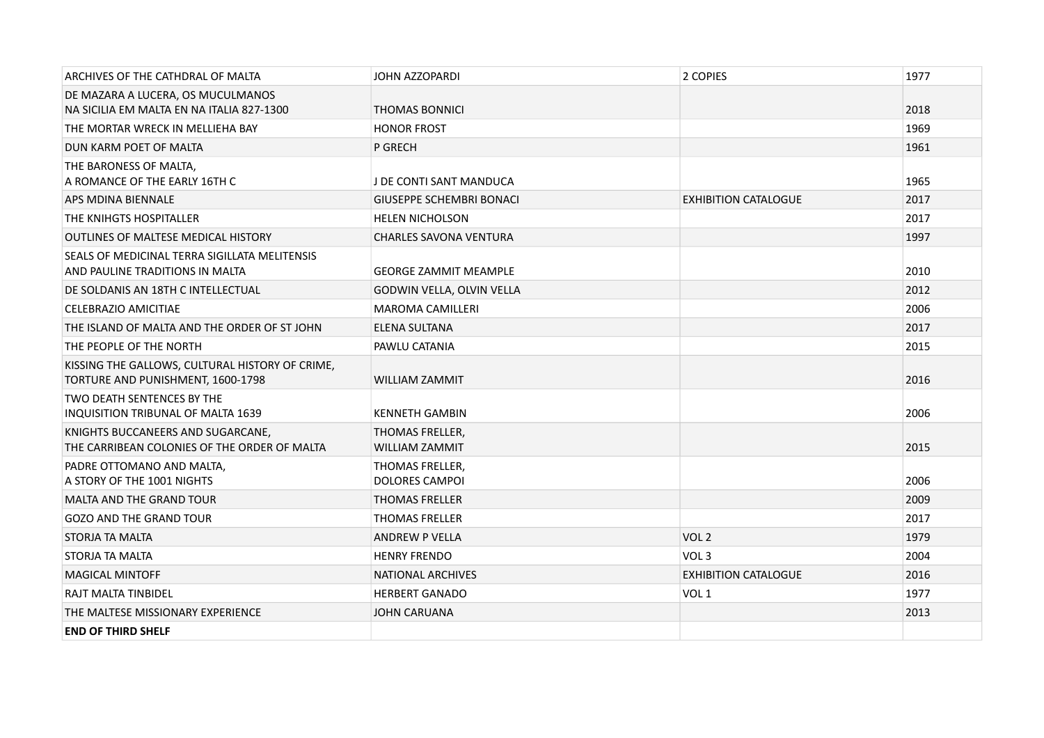| | | | |
|---|---|---|---|
| ARCHIVES OF THE CATHDRAL OF MALTA | JOHN AZZOPARDI | 2 COPIES | 1977 |
| DE MAZARA A LUCERA, OS MUCULMANOS NA SICILIA EM MALTA EN NA ITALIA 827-1300 | THOMAS BONNICI | | 2018 |
| THE MORTAR WRECK IN MELLIEHA BAY | HONOR FROST | | 1969 |
| DUN KARM POET OF MALTA | P GRECH | | 1961 |
| THE BARONESS OF MALTA, A ROMANCE OF THE EARLY 16TH C | J DE CONTI SANT MANDUCA | | 1965 |
| APS MDINA BIENNALE | GIUSEPPE SCHEMBRI BONACI | EXHIBITION CATALOGUE | 2017 |
| THE KNIHGTS HOSPITALLER | HELEN NICHOLSON | | 2017 |
| OUTLINES OF MALTESE MEDICAL HISTORY | CHARLES SAVONA VENTURA | | 1997 |
| SEALS OF MEDICINAL TERRA SIGILLATA MELITENSIS AND PAULINE TRADITIONS IN MALTA | GEORGE ZAMMIT MEAMPLE | | 2010 |
| DE SOLDANIS AN 18TH C INTELLECTUAL | GODWIN VELLA, OLVIN VELLA | | 2012 |
| CELEBRAZIO AMICITIAE | MAROMA CAMILLERI | | 2006 |
| THE ISLAND OF MALTA AND THE ORDER OF ST JOHN | ELENA SULTANA | | 2017 |
| THE PEOPLE OF THE NORTH | PAWLU CATANIA | | 2015 |
| KISSING THE GALLOWS, CULTURAL HISTORY OF CRIME, TORTURE AND PUNISHMENT, 1600-1798 | WILLIAM ZAMMIT | | 2016 |
| TWO DEATH SENTENCES BY THE INQUISITION TRIBUNAL OF MALTA 1639 | KENNETH GAMBIN | | 2006 |
| KNIGHTS BUCCANEERS AND SUGARCANE, THE CARRIBEAN COLONIES OF THE ORDER OF MALTA | THOMAS FRELLER, WILLIAM ZAMMIT | | 2015 |
| PADRE OTTOMANO AND MALTA, A STORY OF THE 1001 NIGHTS | THOMAS FRELLER, DOLORES CAMPOI | | 2006 |
| MALTA AND THE GRAND TOUR | THOMAS FRELLER | | 2009 |
| GOZO AND THE GRAND TOUR | THOMAS FRELLER | | 2017 |
| STORJA TA MALTA | ANDREW P VELLA | VOL 2 | 1979 |
| STORJA TA MALTA | HENRY FRENDO | VOL 3 | 2004 |
| MAGICAL MINTOFF | NATIONAL ARCHIVES | EXHIBITION CATALOGUE | 2016 |
| RAJT MALTA TINBIDEL | HERBERT GANADO | VOL 1 | 1977 |
| THE MALTESE MISSIONARY EXPERIENCE | JOHN CARUANA | | 2013 |
| **END OF THIRD SHELF** | | | |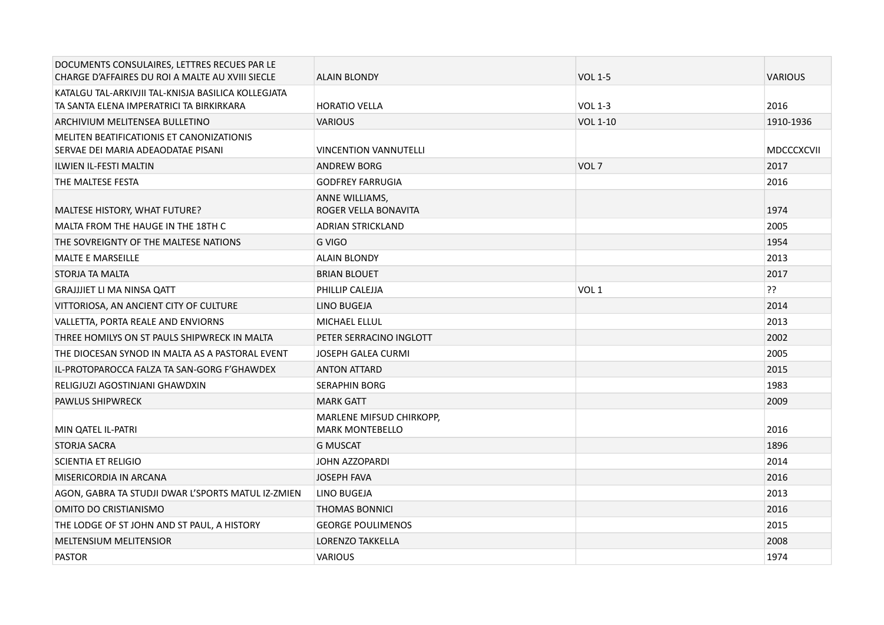| | | | |
|---|---|---|---|
| DOCUMENTS CONSULAIRES, LETTRES RECUES PAR LE CHARGE D'AFFAIRES DU ROI A MALTE AU XVIII SIECLE | ALAIN BLONDY | VOL 1-5 | VARIOUS |
| KATALGU TAL-ARKIVJII TAL-KNISJA BASILICA KOLLEGJATA TA SANTA ELENA IMPERATRICI TA BIRKIRKARA | HORATIO VELLA | VOL 1-3 | 2016 |
| ARCHIVIUM MELITENSEA BULLETINO | VARIOUS | VOL 1-10 | 1910-1936 |
| MELITEN BEATIFICATIONIS ET CANONIZATIONIS SERVAE DEI MARIA ADEAODATAE PISANI | VINCENTION VANNUTELLI | | MDCCCXCVII |
| ILWIEN IL-FESTI MALTIN | ANDREW BORG | VOL 7 | 2017 |
| THE MALTESE FESTA | GODFREY FARRUGIA | | 2016 |
| MALTESE HISTORY, WHAT FUTURE? | ANNE WILLIAMS, ROGER VELLA BONAVITA | | 1974 |
| MALTA FROM THE HAUGE IN THE 18TH C | ADRIAN STRICKLAND | | 2005 |
| THE SOVREIGNTY OF THE MALTESE NATIONS | G VIGO | | 1954 |
| MALTE E MARSEILLE | ALAIN BLONDY | | 2013 |
| STORJA TA MALTA | BRIAN BLOUET | | 2017 |
| GRAJJJIET LI MA NINSA QATT | PHILLIP CALEJJA | VOL 1 | ?? |
| VITTORIOSA, AN ANCIENT CITY OF CULTURE | LINO BUGEJA | | 2014 |
| VALLETTA, PORTA REALE AND ENVIORNS | MICHAEL ELLUL | | 2013 |
| THREE HOMILYS ON ST PAULS SHIPWRECK IN MALTA | PETER SERRACINO INGLOTT | | 2002 |
| THE DIOCESAN SYNOD IN MALTA AS A PASTORAL EVENT | JOSEPH GALEA CURMI | | 2005 |
| IL-PROTOPAROCCA FALZA TA SAN-GORG F'GHAWDEX | ANTON ATTARD | | 2015 |
| RELIGJUZI AGOSTINJANI GHAWDXIN | SERAPHIN BORG | | 1983 |
| PAWLUS SHIPWRECK | MARK GATT | | 2009 |
| MIN QATEL IL-PATRI | MARLENE MIFSUD CHIRKOPP, MARK MONTEBELLO | | 2016 |
| STORJA SACRA | G MUSCAT | | 1896 |
| SCIENTIA ET RELIGIO | JOHN AZZOPARDI | | 2014 |
| MISERICORDIA IN ARCANA | JOSEPH FAVA | | 2016 |
| AGON, GABRA TA STUDJI DWAR L'SPORTS MATUL IZ-ZMIEN | LINO BUGEJA | | 2013 |
| OMITO DO CRISTIANISMO | THOMAS BONNICI | | 2016 |
| THE LODGE OF ST JOHN AND ST PAUL, A HISTORY | GEORGE POULIMENOS | | 2015 |
| MELTENSIUM MELITENSIOR | LORENZO TAKKELLA | | 2008 |
| PASTOR | VARIOUS | | 1974 |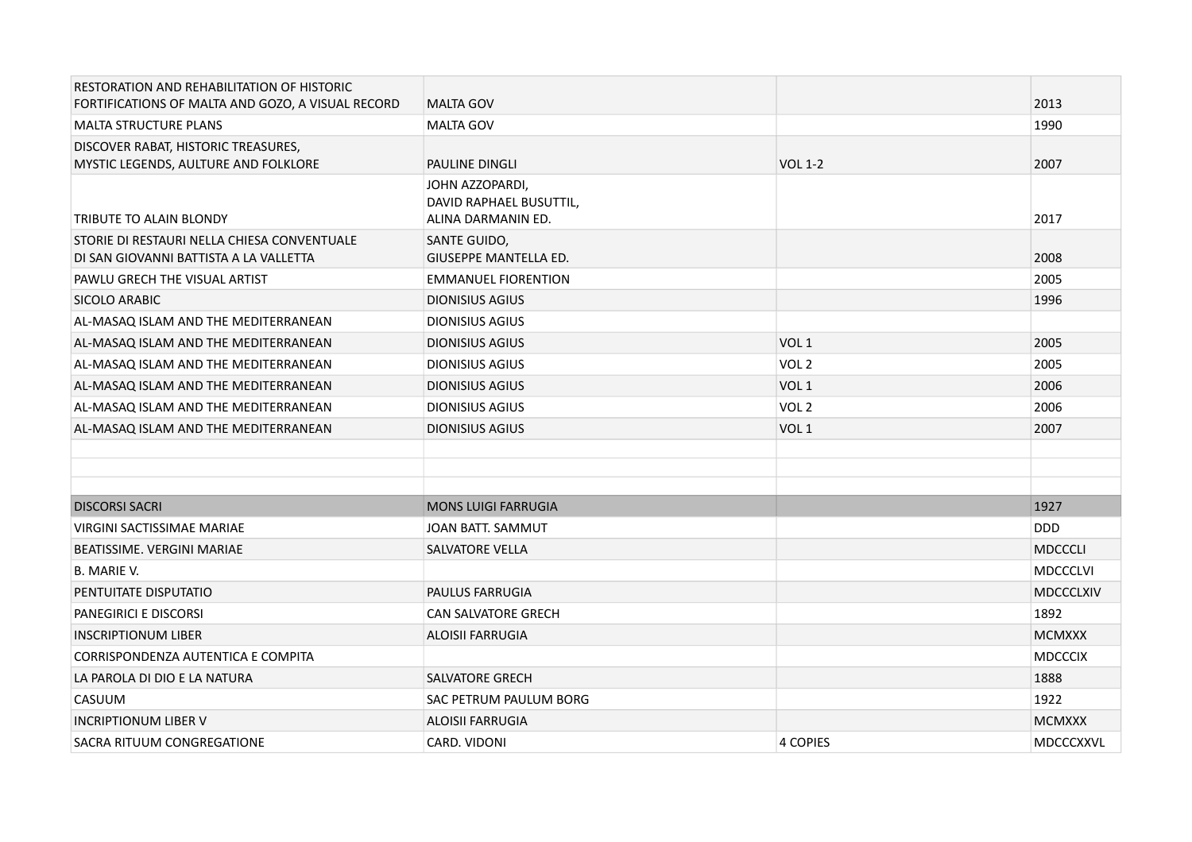| | | | |
|---|---|---|---|
| RESTORATION AND REHABILITATION OF HISTORIC FORTIFICATIONS OF MALTA AND GOZO, A VISUAL RECORD | MALTA GOV | | 2013 |
| MALTA STRUCTURE PLANS | MALTA GOV | | 1990 |
| DISCOVER RABAT, HISTORIC TREASURES, MYSTIC LEGENDS, AULTURE AND FOLKLORE | PAULINE DINGLI | VOL 1-2 | 2007 |
| TRIBUTE TO ALAIN BLONDY | JOHN AZZOPARDI, DAVID RAPHAEL BUSUTTIL, ALINA DARMANIN ED. | | 2017 |
| STORIE DI RESTAURI NELLA CHIESA CONVENTUALE DI SAN GIOVANNI BATTISTA A LA VALLETTA | SANTE GUIDO, GIUSEPPE MANTELLA ED. | | 2008 |
| PAWLU GRECH THE VISUAL ARTIST | EMMANUEL FIORENTION | | 2005 |
| SICOLO ARABIC | DIONISIUS AGIUS | | 1996 |
| AL-MASAQ ISLAM AND THE MEDITERRANEAN | DIONISIUS AGIUS | | |
| AL-MASAQ ISLAM AND THE MEDITERRANEAN | DIONISIUS AGIUS | VOL 1 | 2005 |
| AL-MASAQ ISLAM AND THE MEDITERRANEAN | DIONISIUS AGIUS | VOL 2 | 2005 |
| AL-MASAQ ISLAM AND THE MEDITERRANEAN | DIONISIUS AGIUS | VOL 1 | 2006 |
| AL-MASAQ ISLAM AND THE MEDITERRANEAN | DIONISIUS AGIUS | VOL 2 | 2006 |
| AL-MASAQ ISLAM AND THE MEDITERRANEAN | DIONISIUS AGIUS | VOL 1 | 2007 |
| | | | |
| | | | |
| | | | |
| DISCORSI SACRI | MONS LUIGI FARRUGIA | | 1927 |
| VIRGINI SACTISSIMAE MARIAE | JOAN BATT. SAMMUT | | DDD |
| BEATISSIME. VERGINI MARIAE | SALVATORE VELLA | | MDCCCLI |
| B. MARIE V. | | | MDCCCLVI |
| PENTUITATE DISPUTATIO | PAULUS FARRUGIA | | MDCCCLXIV |
| PANEGIRICI E DISCORSI | CAN SALVATORE GRECH | | 1892 |
| INSCRIPTIONUM LIBER | ALOISII FARRUGIA | | MCMXXX |
| CORRISPONDENZA AUTENTICA E COMPITA | | | MDCCCIX |
| LA PAROLA DI DIO E LA NATURA | SALVATORE GRECH | | 1888 |
| CASUUM | SAC PETRUM PAULUM BORG | | 1922 |
| INCRIPTIONUM LIBER V | ALOISII FARRUGIA | | MCMXXX |
| SACRA RITUUM CONGREGATIONE | CARD. VIDONI | 4 COPIES | MDCCCXXVL |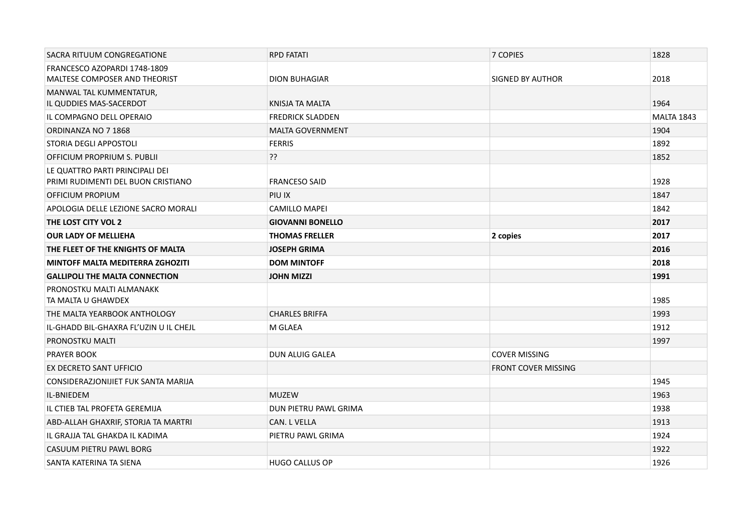| | | | |
|---|---|---|---|
| SACRA RITUUM CONGREGATIONE | RPD FATATI | 7 COPIES | 1828 |
| FRANCESCO AZOPARDI 1748-1809<br>MALTESE COMPOSER AND THEORIST | DION BUHAGIAR | SIGNED BY AUTHOR | 2018 |
| MANWAL TAL KUMMENTATUR,<br>IL QUDDIES MAS-SACERDOT | KNISJA TA MALTA | | 1964 |
| IL COMPAGNO DELL OPERAIO | FREDRICK SLADDEN | | MALTA 1843 |
| ORDINANZA NO 7 1868 | MALTA GOVERNMENT | | 1904 |
| STORIA DEGLI APPOSTOLI | FERRIS | | 1892 |
| OFFICIUM PROPRIUM S. PUBLII | ?? | | 1852 |
| LE QUATTRO PARTI PRINCIPALI DEI<br>PRIMI RUDIMENTI DEL BUON CRISTIANO | FRANCESO SAID | | 1928 |
| OFFICIUM PROPIUM | PIU IX | | 1847 |
| APOLOGIA DELLE LEZIONE SACRO MORALI | CAMILLO MAPEI | | 1842 |
| **THE LOST CITY VOL 2** | **GIOVANNI BONELLO** | | **2017** |
| **OUR LADY OF MELLIEHA** | **THOMAS FRELLER** | **2 copies** | **2017** |
| **THE FLEET OF THE KNIGHTS OF MALTA** | **JOSEPH GRIMA** | | **2016** |
| **MINTOFF MALTA MEDITERRA ZGHOZITI** | **DOM MINTOFF** | | **2018** |
| **GALLIPOLI THE MALTA CONNECTION** | **JOHN MIZZI** | | **1991** |
| PRONOSTKU MALTI ALMANAKK<br>TA MALTA U GHAWDEX | | | 1985 |
| THE MALTA YEARBOOK ANTHOLOGY | CHARLES BRIFFA | | 1993 |
| IL-GHADD BIL-GHAXRA FL'UZIN U IL CHEJL | M GLAEA | | 1912 |
| PRONOSTKU MALTI | | | 1997 |
| PRAYER BOOK | DUN ALUIG GALEA | COVER MISSING | |
| EX DECRETO SANT UFFICIO | | FRONT COVER MISSING | |
| CONSIDERAZJONIJIET FUK SANTA MARIJA | | | 1945 |
| IL-BNIEDEM | MUZEW | | 1963 |
| IL CTIEB TAL PROFETA GEREMIJA | DUN PIETRU PAWL GRIMA | | 1938 |
| ABD-ALLAH GHAXRIF, STORJA TA MARTRI | CAN. L VELLA | | 1913 |
| IL GRAJJA TAL GHAKDA IL KADIMA | PIETRU PAWL GRIMA | | 1924 |
| CASUUM PIETRU PAWL BORG | | | 1922 |
| SANTA KATERINA TA SIENA | HUGO CALLUS OP | | 1926 |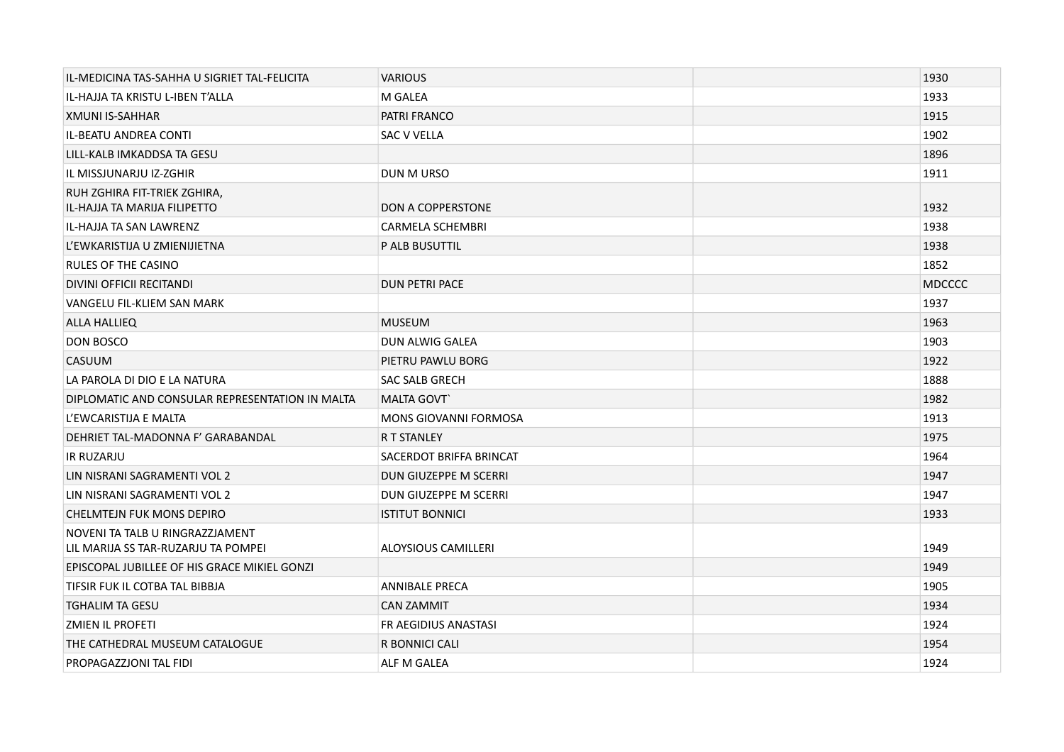| | | | |
|---|---|---|---|
| IL-MEDICINA TAS-SAHHA U SIGRIET TAL-FELICITA | VARIOUS | | 1930 |
| IL-HAJJA TA KRISTU L-IBEN T'ALLA | M GALEA | | 1933 |
| XMUNI IS-SAHHAR | PATRI FRANCO | | 1915 |
| IL-BEATU ANDREA CONTI | SAC V VELLA | | 1902 |
| LILL-KALB IMKADDSA TA GESU | | | 1896 |
| IL MISSJUNARJU IZ-ZGHIR | DUN M URSO | | 1911 |
| RUH ZGHIRA FIT-TRIEK ZGHIRA, IL-HAJJA TA MARIJA FILIPETTO | DON A COPPERSTONE | | 1932 |
| IL-HAJJA TA SAN LAWRENZ | CARMELA SCHEMBRI | | 1938 |
| L'EWKARISTIJA U ZMIENIJIETNA | P ALB BUSUTTIL | | 1938 |
| RULES OF THE CASINO | | | 1852 |
| DIVINI OFFICII RECITANDI | DUN PETRI PACE | | MDCCCC |
| VANGELU FIL-KLIEM SAN MARK | | | 1937 |
| ALLA HALLIEQ | MUSEUM | | 1963 |
| DON BOSCO | DUN ALWIG GALEA | | 1903 |
| CASUUM | PIETRU PAWLU BORG | | 1922 |
| LA PAROLA DI DIO E LA NATURA | SAC SALB GRECH | | 1888 |
| DIPLOMATIC AND CONSULAR REPRESENTATION IN MALTA | MALTA GOVT` | | 1982 |
| L'EWCARISTIJA E MALTA | MONS GIOVANNI FORMOSA | | 1913 |
| DEHRIET TAL-MADONNA F' GARABANDAL | R T STANLEY | | 1975 |
| IR RUZARJU | SACERDOT BRIFFA BRINCAT | | 1964 |
| LIN NISRANI SAGRAMENTI VOL 2 | DUN GIUZEPPE M SCERRI | | 1947 |
| LIN NISRANI SAGRAMENTI VOL 2 | DUN GIUZEPPE M SCERRI | | 1947 |
| CHELMTEJN FUK MONS DEPIRO | ISTITUT BONNICI | | 1933 |
| NOVENI TA TALB U RINGRAZZJAMENT LIL MARIJA SS TAR-RUZARJU TA POMPEI | ALOYSIOUS CAMILLERI | | 1949 |
| EPISCOPAL JUBILLEE OF HIS GRACE MIKIEL GONZI | | | 1949 |
| TIFSIR FUK IL COTBA TAL BIBBJA | ANNIBALE PRECA | | 1905 |
| TGHALIM TA GESU | CAN ZAMMIT | | 1934 |
| ZMIEN IL PROFETI | FR AEGIDIUS ANASTASI | | 1924 |
| THE CATHEDRAL MUSEUM CATALOGUE | R BONNICI CALI | | 1954 |
| PROPAGAZZJONI TAL FIDI | ALF M GALEA | | 1924 |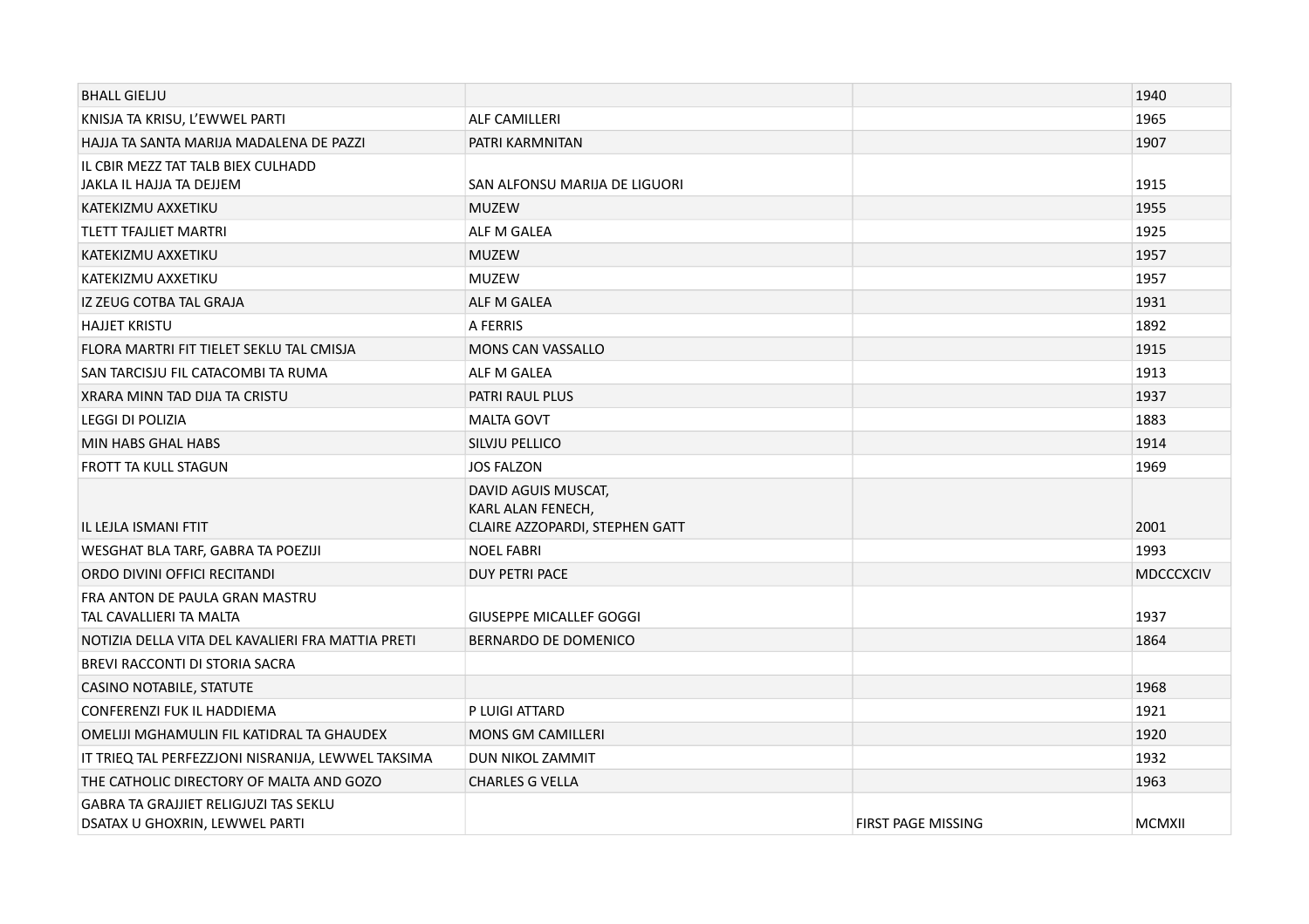| | | | |
|---|---|---|---|
| BHALL GIELJU | | | 1940 |
| KNISJA TA KRISU, L'EWWEL PARTI | ALF CAMILLERI | | 1965 |
| HAJJA TA SANTA MARIJA MADALENA DE PAZZI | PATRI KARMNITAN | | 1907 |
| IL CBIR MEZZ TAT TALB BIEX CULHADD JAKLA IL HAJJA TA DEJJEM | SAN ALFONSU MARIJA DE LIGUORI | | 1915 |
| KATEKIZMU AXXETIKU | MUZEW | | 1955 |
| TLETT TFAJLIET MARTRI | ALF M GALEA | | 1925 |
| KATEKIZMU AXXETIKU | MUZEW | | 1957 |
| KATEKIZMU AXXETIKU | MUZEW | | 1957 |
| IZ ZEUG COTBA TAL GRAJA | ALF M GALEA | | 1931 |
| HAJJET KRISTU | A FERRIS | | 1892 |
| FLORA MARTRI FIT TIELET SEKLU TAL CMISJA | MONS CAN VASSALLO | | 1915 |
| SAN TARCISJU FIL CATACOMBI TA RUMA | ALF M GALEA | | 1913 |
| XRARA MINN TAD DIJA TA CRISTU | PATRI RAUL PLUS | | 1937 |
| LEGGI DI POLIZIA | MALTA GOVT | | 1883 |
| MIN HABS GHAL HABS | SILVJU PELLICO | | 1914 |
| FROTT TA KULL STAGUN | JOS FALZON | | 1969 |
| IL LEJLA ISMANI FTIT | DAVID AGUIS MUSCAT, KARL ALAN FENECH, CLAIRE AZZOPARDI, STEPHEN GATT | | 2001 |
| WESGHAT BLA TARF, GABRA TA POEZIJI | NOEL FABRI | | 1993 |
| ORDO DIVINI OFFICI RECITANDI | DUY PETRI PACE | | MDCCCXCIV |
| FRA ANTON DE PAULA GRAN MASTRU TAL CAVALLIERI TA MALTA | GIUSEPPE MICALLEF GOGGI | | 1937 |
| NOTIZIA DELLA VITA DEL KAVALIERI FRA MATTIA PRETI | BERNARDO DE DOMENICO | | 1864 |
| BREVI RACCONTI DI STORIA SACRA | | | |
| CASINO NOTABILE, STATUTE | | | 1968 |
| CONFERENZI FUK IL HADDIEMA | P LUIGI ATTARD | | 1921 |
| OMELIJI MGHAMULIN FIL KATIDRAL TA GHAUDEX | MONS GM CAMILLERI | | 1920 |
| IT TRIEQ TAL PERFEZZJONI NISRANIJA, LEWWEL TAKSIMA | DUN NIKOL ZAMMIT | | 1932 |
| THE CATHOLIC DIRECTORY OF MALTA AND GOZO | CHARLES G VELLA | | 1963 |
| GABRA TA GRAJJIET RELIGJUZI TAS SEKLU DSATAX U GHOXRIN, LEWWEL PARTI | | FIRST PAGE MISSING | MCMXII |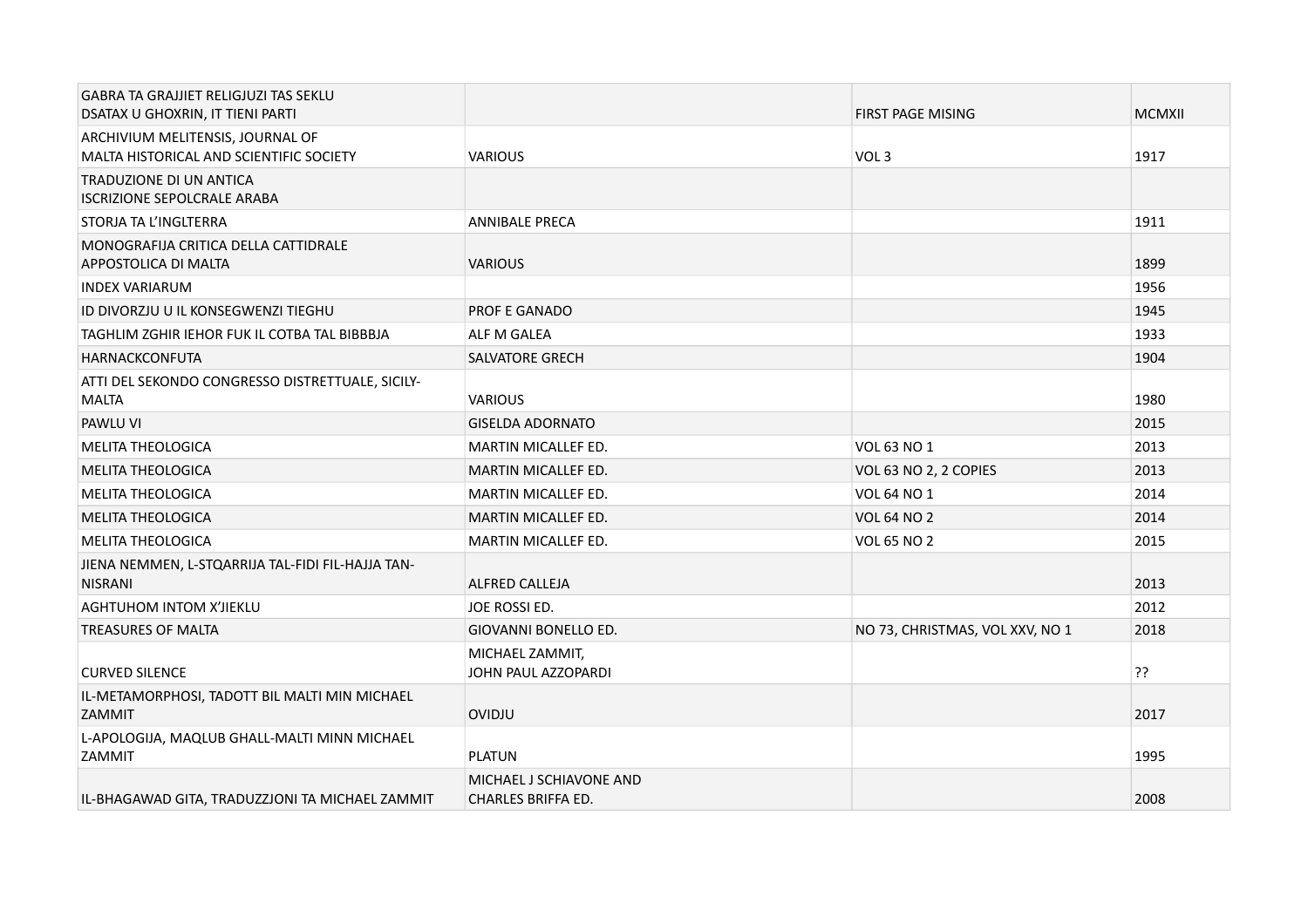| | | | |
|---|---|---|---|
| GABRA TA GRAJJIET RELIGJUZI TAS SEKLU DSATAX U GHOXRIN, IT TIENI PARTI | | FIRST PAGE MISING | MCMXII |
| ARCHIVIUM MELITENSIS, JOURNAL OF MALTA HISTORICAL AND SCIENTIFIC SOCIETY | VARIOUS | VOL 3 | 1917 |
| TRADUZIONE DI UN ANTICA ISCRIZIONE SEPOLCRALE ARABA | | | |
| STORJA TA L'INGLTERRA | ANNIBALE PRECA | | 1911 |
| MONOGRAFIJA CRITICA DELLA CATTIDRALE APPOSTOLICA DI MALTA | VARIOUS | | 1899 |
| INDEX VARIARUM | | | 1956 |
| ID DIVORZJU U IL KONSEGWENZI TIEGHU | PROF E GANADO | | 1945 |
| TAGHLIM ZGHIR IEHOR FUK IL COTBA TAL BIBBBJA | ALF M GALEA | | 1933 |
| HARNACKCONFUTA | SALVATORE GRECH | | 1904 |
| ATTI DEL SEKONDO CONGRESSO DISTRETTUALE, SICILY-MALTA | VARIOUS | | 1980 |
| PAWLU VI | GISELDA ADORNATO | | 2015 |
| MELITA THEOLOGICA | MARTIN MICALLEF ED. | VOL 63 NO 1 | 2013 |
| MELITA THEOLOGICA | MARTIN MICALLEF ED. | VOL 63 NO 2, 2 COPIES | 2013 |
| MELITA THEOLOGICA | MARTIN MICALLEF ED. | VOL 64 NO 1 | 2014 |
| MELITA THEOLOGICA | MARTIN MICALLEF ED. | VOL 64 NO 2 | 2014 |
| MELITA THEOLOGICA | MARTIN MICALLEF ED. | VOL 65 NO 2 | 2015 |
| JIENA NEMMEN, L-STQARRIJA TAL-FIDI FIL-HAJJA TAN-NISRANI | ALFRED CALLEJA | | 2013 |
| AGHTUHOM INTOM X'JIEKLU | JOE ROSSI ED. | | 2012 |
| TREASURES OF MALTA | GIOVANNI BONELLO ED. | NO 73, CHRISTMAS, VOL XXV, NO 1 | 2018 |
| CURVED SILENCE | MICHAEL ZAMMIT, JOHN PAUL AZZOPARDI | | ?? |
| IL-METAMORPHOSI, TADOTT BIL MALTI MIN MICHAEL ZAMMIT | OVIDJU | | 2017 |
| L-APOLOGIJA, MAQLUB GHALL-MALTI MINN MICHAEL ZAMMIT | PLATUN | | 1995 |
| IL-BHAGAWAD GITA, TRADUZZJONI TA MICHAEL ZAMMIT | MICHAEL J SCHIAVONE AND CHARLES BRIFFA ED. | | 2008 |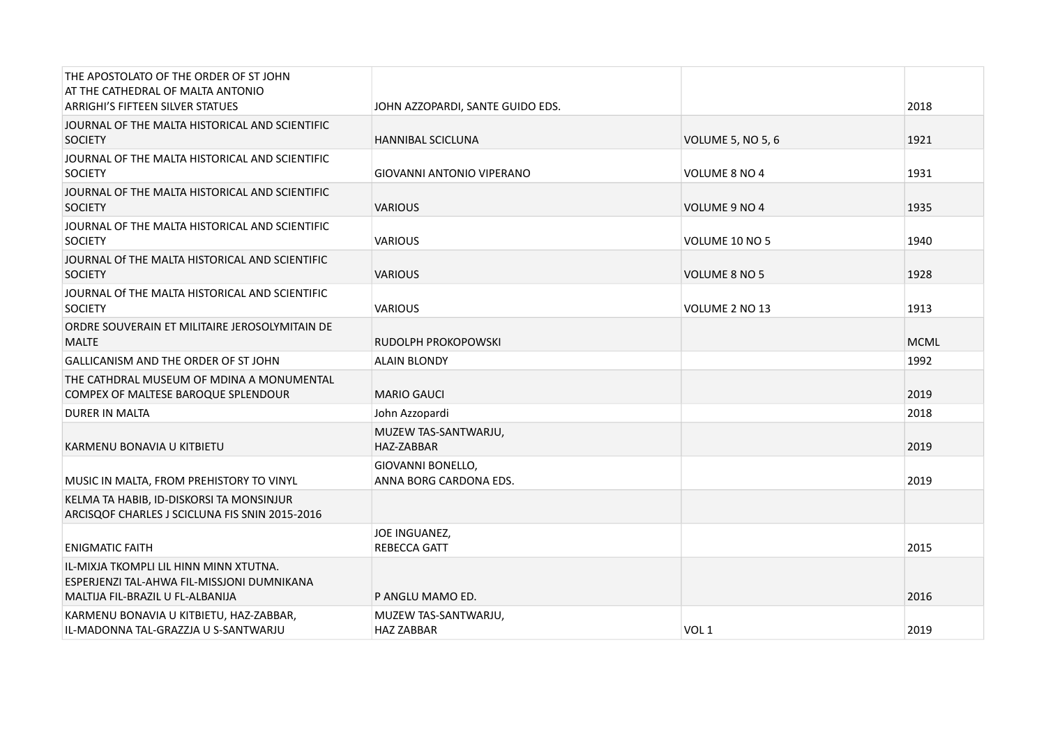| | | | |
|---|---|---|---|
| THE APOSTOLATO OF THE ORDER OF ST JOHN AT THE CATHEDRAL OF MALTA ANTONIO ARRIGHI'S FIFTEEN SILVER STATUES | JOHN AZZOPARDI, SANTE GUIDO EDS. | | 2018 |
| JOURNAL OF THE MALTA HISTORICAL AND SCIENTIFIC SOCIETY | HANNIBAL SCICLUNA | VOLUME 5, NO 5, 6 | 1921 |
| JOURNAL OF THE MALTA HISTORICAL AND SCIENTIFIC SOCIETY | GIOVANNI ANTONIO VIPERANO | VOLUME 8 NO 4 | 1931 |
| JOURNAL OF THE MALTA HISTORICAL AND SCIENTIFIC SOCIETY | VARIOUS | VOLUME 9 NO 4 | 1935 |
| JOURNAL OF THE MALTA HISTORICAL AND SCIENTIFIC SOCIETY | VARIOUS | VOLUME 10 NO 5 | 1940 |
| JOURNAL Of THE MALTA HISTORICAL AND SCIENTIFIC SOCIETY | VARIOUS | VOLUME 8 NO 5 | 1928 |
| JOURNAL Of THE MALTA HISTORICAL AND SCIENTIFIC SOCIETY | VARIOUS | VOLUME 2 NO 13 | 1913 |
| ORDRE SOUVERAIN ET MILITAIRE JEROSOLYMITAIN DE MALTE | RUDOLPH PROKOPOWSKI | | MCML |
| GALLICANISM AND THE ORDER OF ST JOHN | ALAIN BLONDY | | 1992 |
| THE CATHDRAL MUSEUM OF MDINA A MONUMENTAL COMPEX OF MALTESE BAROQUE SPLENDOUR | MARIO GAUCI | | 2019 |
| DURER IN MALTA | John Azzopardi | | 2018 |
| KARMENU BONAVIA U KITBIETU | MUZEW TAS-SANTWARJU, HAZ-ZABBAR | | 2019 |
| MUSIC IN MALTA, FROM PREHISTORY TO VINYL | GIOVANNI BONELLO, ANNA BORG CARDONA EDS. | | 2019 |
| KELMA TA HABIB, ID-DISKORSI TA MONSINJUR ARCISQOF CHARLES J SCICLUNA FIS SNIN 2015-2016 | | | |
| ENIGMATIC FAITH | JOE INGUANEZ, REBECCA GATT | | 2015 |
| IL-MIXJA TKOMPLI LIL HINN MINN XTUTNA. ESPERJENZI TAL-AHWA FIL-MISSJONI DUMNIKANA MALTIJA FIL-BRAZIL U FL-ALBANIJA | P ANGLU MAMO ED. | | 2016 |
| KARMENU BONAVIA U KITBIETU, HAZ-ZABBAR, IL-MADONNA TAL-GRAZZJA U S-SANTWARJU | MUZEW TAS-SANTWARJU, HAZ ZABBAR | VOL 1 | 2019 |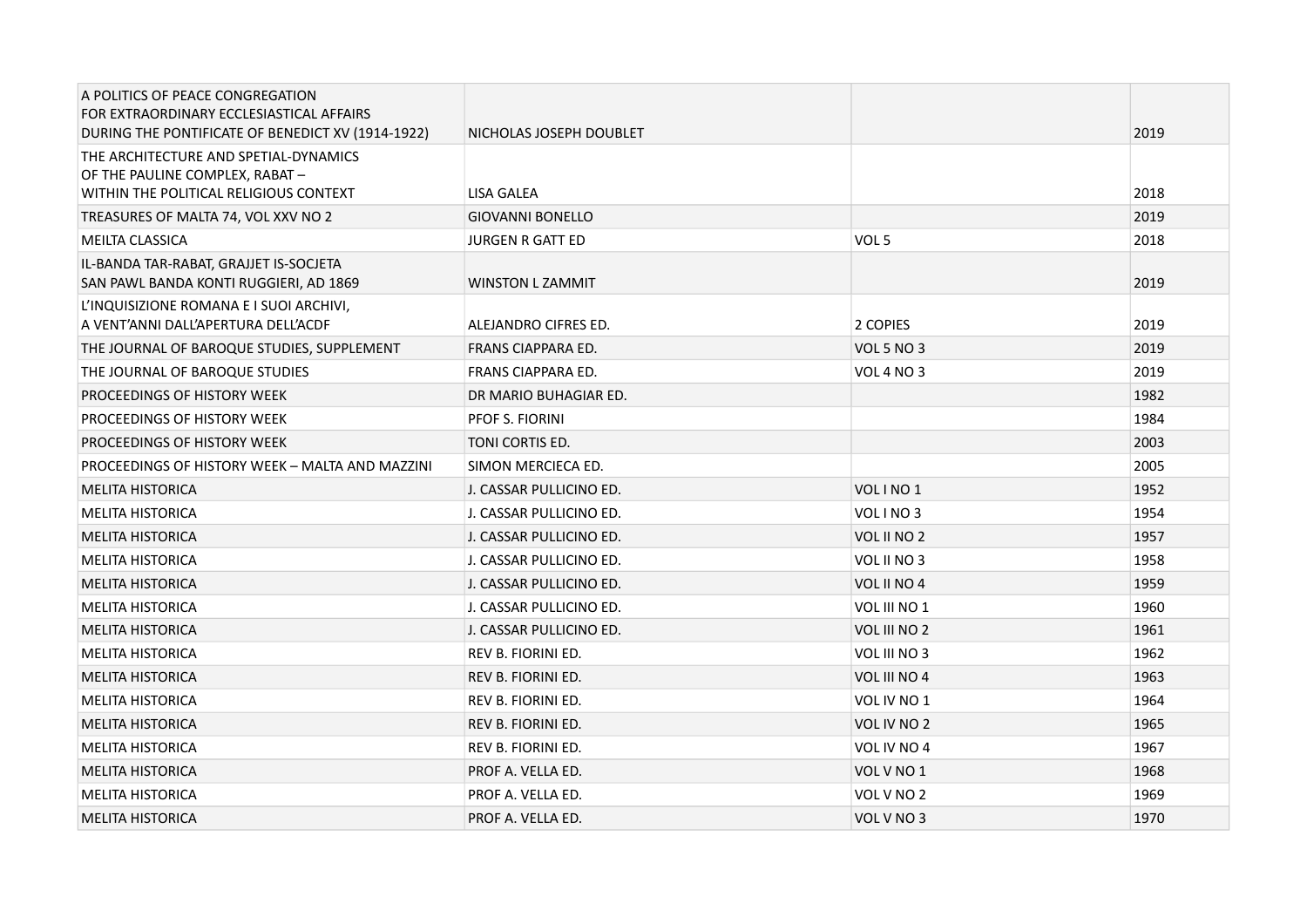| | | | |
|---|---|---|---|
| A POLITICS OF PEACE CONGREGATION FOR EXTRAORDINARY ECCLESIASTICAL AFFAIRS DURING THE PONTIFICATE OF BENEDICT XV (1914-1922) | NICHOLAS JOSEPH DOUBLET | | 2019 |
| THE ARCHITECTURE AND SPETIAL-DYNAMICS OF THE PAULINE COMPLEX, RABAT – WITHIN THE POLITICAL RELIGIOUS CONTEXT | LISA GALEA | | 2018 |
| TREASURES OF MALTA 74, VOL XXV NO 2 | GIOVANNI BONELLO | | 2019 |
| MEILTA CLASSICA | JURGEN R GATT ED | VOL 5 | 2018 |
| IL-BANDA TAR-RABAT, GRAJJET IS-SOCJETA SAN PAWL BANDA KONTI RUGGIERI, AD 1869 | WINSTON L ZAMMIT | | 2019 |
| L'INQUISIZIONE ROMANA E I SUOI ARCHIVI, A VENT'ANNI DALL'APERTURA DELL'ACDF | ALEJANDRO CIFRES ED. | 2 COPIES | 2019 |
| THE JOURNAL OF BAROQUE STUDIES, SUPPLEMENT | FRANS CIAPPARA ED. | VOL 5 NO 3 | 2019 |
| THE JOURNAL OF BAROQUE STUDIES | FRANS CIAPPARA ED. | VOL 4 NO 3 | 2019 |
| PROCEEDINGS OF HISTORY WEEK | DR MARIO BUHAGIAR ED. | | 1982 |
| PROCEEDINGS OF HISTORY WEEK | PFOF S. FIORINI | | 1984 |
| PROCEEDINGS OF HISTORY WEEK | TONI CORTIS ED. | | 2003 |
| PROCEEDINGS OF HISTORY WEEK – MALTA AND MAZZINI | SIMON MERCIECA ED. | | 2005 |
| MELITA HISTORICA | J. CASSAR PULLICINO ED. | VOL I NO 1 | 1952 |
| MELITA HISTORICA | J. CASSAR PULLICINO ED. | VOL I NO 3 | 1954 |
| MELITA HISTORICA | J. CASSAR PULLICINO ED. | VOL II NO 2 | 1957 |
| MELITA HISTORICA | J. CASSAR PULLICINO ED. | VOL II NO 3 | 1958 |
| MELITA HISTORICA | J. CASSAR PULLICINO ED. | VOL II NO 4 | 1959 |
| MELITA HISTORICA | J. CASSAR PULLICINO ED. | VOL III NO 1 | 1960 |
| MELITA HISTORICA | J. CASSAR PULLICINO ED. | VOL III NO 2 | 1961 |
| MELITA HISTORICA | REV B. FIORINI ED. | VOL III NO 3 | 1962 |
| MELITA HISTORICA | REV B. FIORINI ED. | VOL III NO 4 | 1963 |
| MELITA HISTORICA | REV B. FIORINI ED. | VOL IV NO 1 | 1964 |
| MELITA HISTORICA | REV B. FIORINI ED. | VOL IV NO 2 | 1965 |
| MELITA HISTORICA | REV B. FIORINI ED. | VOL IV NO 4 | 1967 |
| MELITA HISTORICA | PROF A. VELLA ED. | VOL V NO 1 | 1968 |
| MELITA HISTORICA | PROF A. VELLA ED. | VOL V NO 2 | 1969 |
| MELITA HISTORICA | PROF A. VELLA ED. | VOL V NO 3 | 1970 |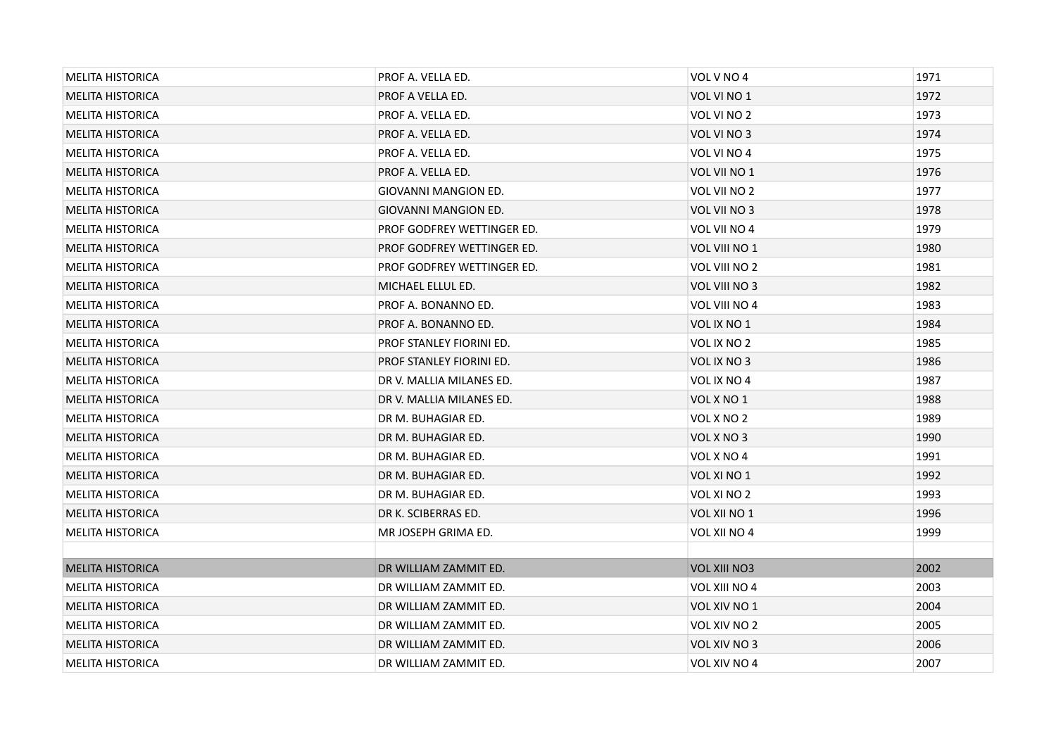| | | | |
|---|---|---|---|
| MELITA HISTORICA | PROF A. VELLA ED. | VOL V NO 4 | 1971 |
| MELITA HISTORICA | PROF A VELLA ED. | VOL VI NO 1 | 1972 |
| MELITA HISTORICA | PROF A. VELLA ED. | VOL VI NO 2 | 1973 |
| MELITA HISTORICA | PROF A. VELLA ED. | VOL VI NO 3 | 1974 |
| MELITA HISTORICA | PROF A. VELLA ED. | VOL VI NO 4 | 1975 |
| MELITA HISTORICA | PROF A. VELLA ED. | VOL VII NO 1 | 1976 |
| MELITA HISTORICA | GIOVANNI MANGION ED. | VOL VII NO 2 | 1977 |
| MELITA HISTORICA | GIOVANNI MANGION ED. | VOL VII NO 3 | 1978 |
| MELITA HISTORICA | PROF GODFREY WETTINGER ED. | VOL VII NO 4 | 1979 |
| MELITA HISTORICA | PROF GODFREY WETTINGER ED. | VOL VIII NO 1 | 1980 |
| MELITA HISTORICA | PROF GODFREY WETTINGER ED. | VOL VIII NO 2 | 1981 |
| MELITA HISTORICA | MICHAEL ELLUL ED. | VOL VIII NO 3 | 1982 |
| MELITA HISTORICA | PROF A. BONANNO ED. | VOL VIII NO 4 | 1983 |
| MELITA HISTORICA | PROF A. BONANNO ED. | VOL IX NO 1 | 1984 |
| MELITA HISTORICA | PROF STANLEY FIORINI ED. | VOL IX NO 2 | 1985 |
| MELITA HISTORICA | PROF STANLEY FIORINI ED. | VOL IX NO 3 | 1986 |
| MELITA HISTORICA | DR V. MALLIA MILANES ED. | VOL IX NO 4 | 1987 |
| MELITA HISTORICA | DR V. MALLIA MILANES ED. | VOL X NO 1 | 1988 |
| MELITA HISTORICA | DR M. BUHAGIAR ED. | VOL X NO 2 | 1989 |
| MELITA HISTORICA | DR M. BUHAGIAR ED. | VOL X NO 3 | 1990 |
| MELITA HISTORICA | DR M. BUHAGIAR ED. | VOL X NO 4 | 1991 |
| MELITA HISTORICA | DR M. BUHAGIAR ED. | VOL XI NO 1 | 1992 |
| MELITA HISTORICA | DR M. BUHAGIAR ED. | VOL XI NO 2 | 1993 |
| MELITA HISTORICA | DR K. SCIBERRAS ED. | VOL XII NO 1 | 1996 |
| MELITA HISTORICA | MR JOSEPH GRIMA ED. | VOL XII NO 4 | 1999 |
| | | | |
| MELITA HISTORICA | DR WILLIAM ZAMMIT ED. | VOL XIII NO3 | 2002 |
| MELITA HISTORICA | DR WILLIAM ZAMMIT ED. | VOL XIII NO 4 | 2003 |
| MELITA HISTORICA | DR WILLIAM ZAMMIT ED. | VOL XIV NO 1 | 2004 |
| MELITA HISTORICA | DR WILLIAM ZAMMIT ED. | VOL XIV NO 2 | 2005 |
| MELITA HISTORICA | DR WILLIAM ZAMMIT ED. | VOL XIV NO 3 | 2006 |
| MELITA HISTORICA | DR WILLIAM ZAMMIT ED. | VOL XIV NO 4 | 2007 |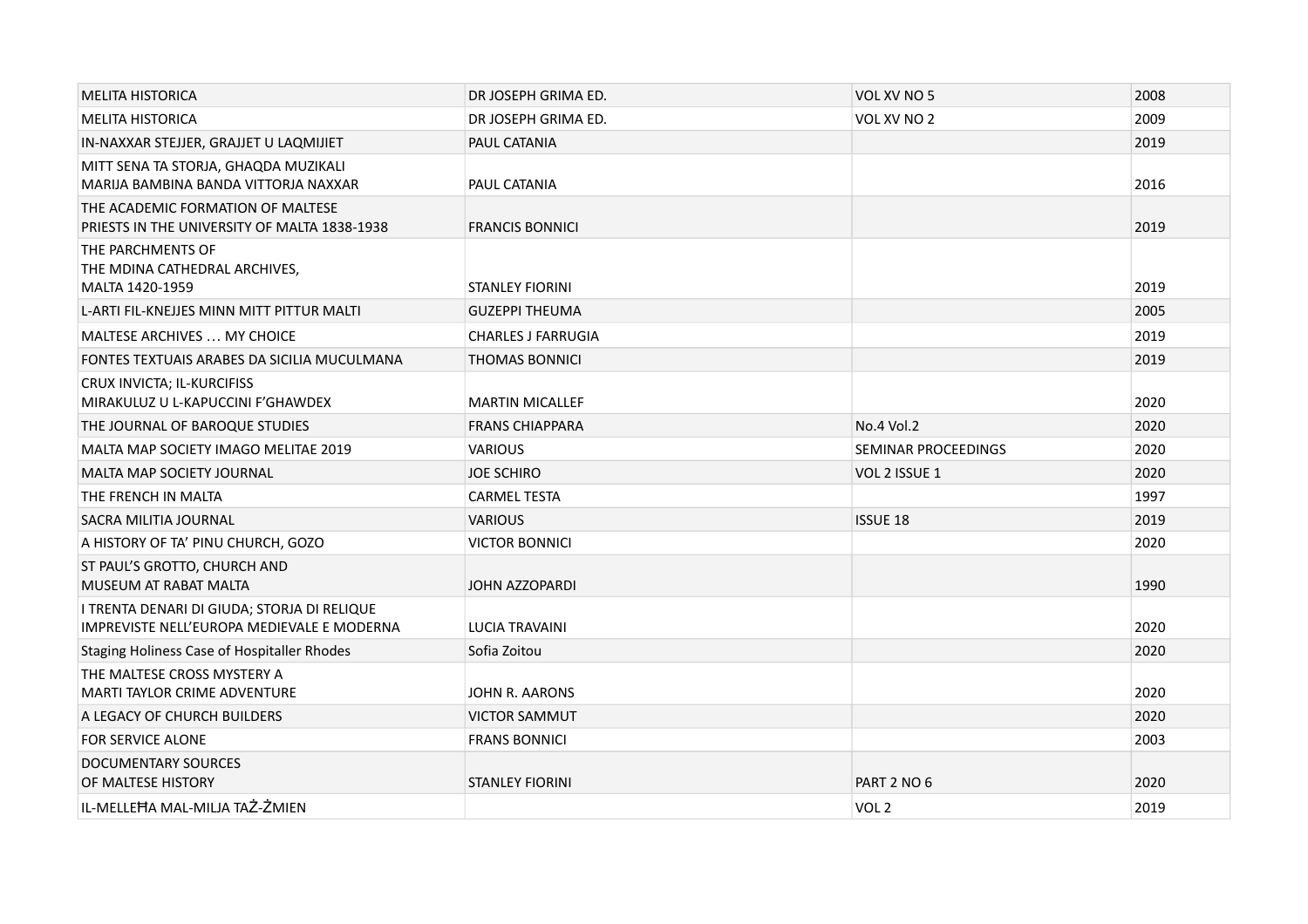| MELITA HISTORICA | DR JOSEPH GRIMA ED. | VOL XV NO 5 | 2008 |
|---|---|---|---|
| MELITA HISTORICA | DR JOSEPH GRIMA ED. | VOL XV NO 2 | 2009 |
| IN-NAXXAR STEJJER, GRAJJET U LAQMIJIET | PAUL CATANIA | | 2019 |
| MITT SENA TA STORJA, GHAQDA MUZIKALI MARIJA BAMBINA BANDA VITTORJA NAXXAR | PAUL CATANIA | | 2016 |
| THE ACADEMIC FORMATION OF MALTESE PRIESTS IN THE UNIVERSITY OF MALTA 1838-1938 | FRANCIS BONNICI | | 2019 |
| THE PARCHMENTS OF THE MDINA CATHEDRAL ARCHIVES, MALTA 1420-1959 | STANLEY FIORINI | | 2019 |
| L-ARTI FIL-KNEJJES MINN MITT PITTUR MALTI | GUZEPPI THEUMA | | 2005 |
| MALTESE ARCHIVES … MY CHOICE | CHARLES J FARRUGIA | | 2019 |
| FONTES TEXTUAIS ARABES DA SICILIA MUCULMANA | THOMAS BONNICI | | 2019 |
| CRUX INVICTA; IL-KURCIFISS MIRAKULUZ U L-KAPUCCINI F'GHAWDEX | MARTIN MICALLEF | | 2020 |
| THE JOURNAL OF BAROQUE STUDIES | FRANS CHIAPPARA | No.4 Vol.2 | 2020 |
| MALTA MAP SOCIETY IMAGO MELITAE 2019 | VARIOUS | SEMINAR PROCEEDINGS | 2020 |
| MALTA MAP SOCIETY JOURNAL | JOE SCHIRO | VOL 2 ISSUE 1 | 2020 |
| THE FRENCH IN MALTA | CARMEL TESTA | | 1997 |
| SACRA MILITIA JOURNAL | VARIOUS | ISSUE 18 | 2019 |
| A HISTORY OF TA' PINU CHURCH, GOZO | VICTOR BONNICI | | 2020 |
| ST PAUL'S GROTTO, CHURCH AND MUSEUM AT RABAT MALTA | JOHN AZZOPARDI | | 1990 |
| I TRENTA DENARI DI GIUDA; STORJA DI RELIQUE IMPREVISTE NELL'EUROPA MEDIEVALE E MODERNA | LUCIA TRAVAINI | | 2020 |
| Staging Holiness Case of Hospitaller Rhodes | Sofia Zoitou | | 2020 |
| THE MALTESE CROSS MYSTERY A MARTI TAYLOR CRIME ADVENTURE | JOHN R. AARONS | | 2020 |
| A LEGACY OF CHURCH BUILDERS | VICTOR SAMMUT | | 2020 |
| FOR SERVICE ALONE | FRANS BONNICI | | 2003 |
| DOCUMENTARY SOURCES OF MALTESE HISTORY | STANLEY FIORINI | PART 2 NO 6 | 2020 |
| IL-MELLEĦA MAL-MILJA TAŻ-ŻMIEN | | VOL 2 | 2019 |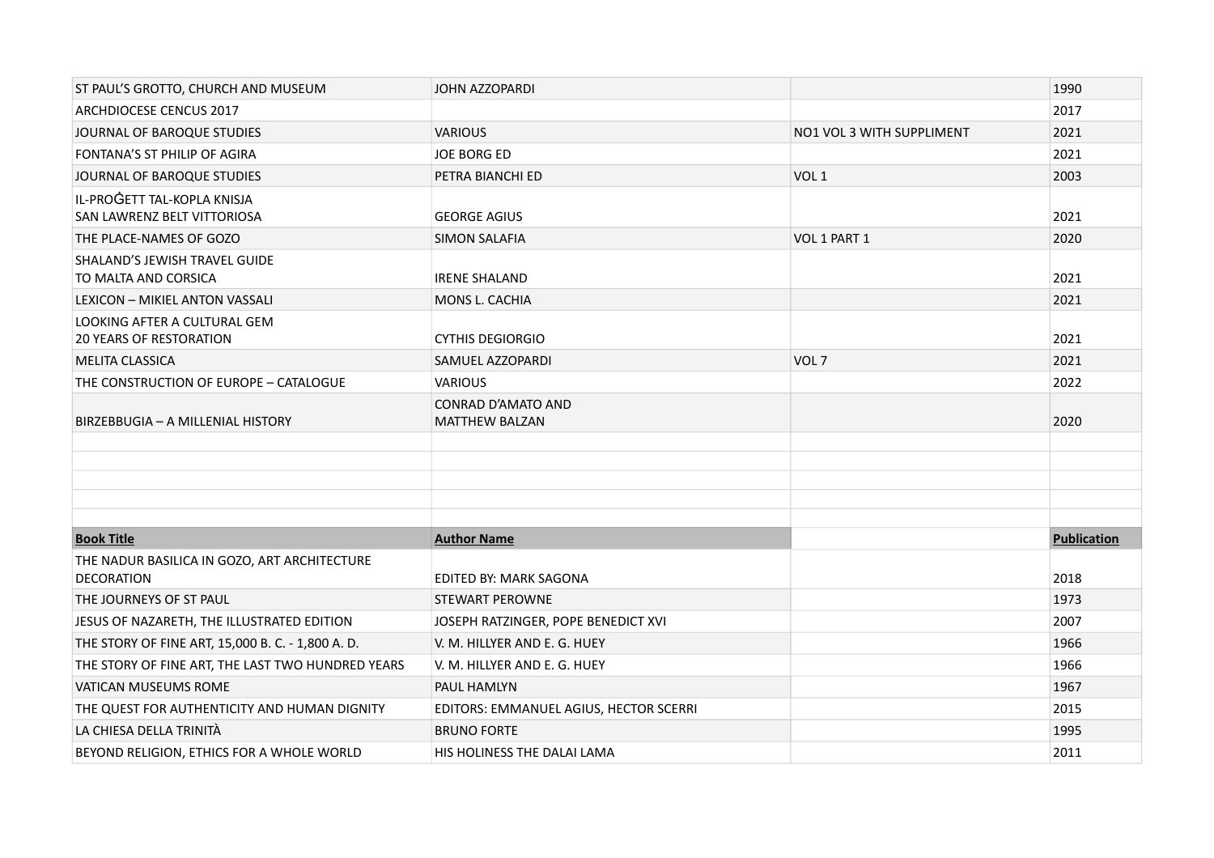| | | | |
|---|---|---|---|
| ST PAUL'S GROTTO, CHURCH AND MUSEUM | JOHN AZZOPARDI | | 1990 |
| ARCHDIOCESE CENCUS 2017 | | | 2017 |
| JOURNAL OF BAROQUE STUDIES | VARIOUS | NO1 VOL 3 WITH SUPPLIMENT | 2021 |
| FONTANA'S ST PHILIP OF AGIRA | JOE BORG ED | | 2021 |
| JOURNAL OF BAROQUE STUDIES | PETRA BIANCHI ED | VOL 1 | 2003 |
| IL-PROĠETT TAL-KOPLA KNISJA SAN LAWRENZ BELT VITTORIOSA | GEORGE AGIUS | | 2021 |
| THE PLACE-NAMES OF GOZO | SIMON SALAFIA | VOL 1 PART 1 | 2020 |
| SHALAND'S JEWISH TRAVEL GUIDE TO MALTA AND CORSICA | IRENE SHALAND | | 2021 |
| LEXICON – MIKIEL ANTON VASSALI | MONS L. CACHIA | | 2021 |
| LOOKING AFTER A CULTURAL GEM 20 YEARS OF RESTORATION | CYTHIS DEGIORGIO | | 2021 |
| MELITA CLASSICA | SAMUEL AZZOPARDI | VOL 7 | 2021 |
| THE CONSTRUCTION OF EUROPE – CATALOGUE | VARIOUS | | 2022 |
| BIRZEBBUGIA – A MILLENIAL HISTORY | CONRAD D'AMATO AND MATTHEW BALZAN | | 2020 |
| | | | |
| | | | |
| | | | |
| | | | |
| | | | |
| **Book Title** | **Author Name** | | **Publication** |
| THE NADUR BASILICA IN GOZO, ART ARCHITECTURE DECORATION | EDITED BY: MARK SAGONA | | 2018 |
| THE JOURNEYS OF ST PAUL | STEWART PEROWNE | | 1973 |
| JESUS OF NAZARETH, THE ILLUSTRATED EDITION | JOSEPH RATZINGER, POPE BENEDICT XVI | | 2007 |
| THE STORY OF FINE ART, 15,000 B. C. - 1,800 A. D. | V. M. HILLYER AND E. G. HUEY | | 1966 |
| THE STORY OF FINE ART, THE LAST TWO HUNDRED YEARS | V. M. HILLYER AND E. G. HUEY | | 1966 |
| VATICAN MUSEUMS ROME | PAUL HAMLYN | | 1967 |
| THE QUEST FOR AUTHENTICITY AND HUMAN DIGNITY | EDITORS: EMMANUEL AGIUS, HECTOR SCERRI | | 2015 |
| LA CHIESA DELLA TRINITÀ | BRUNO FORTE | | 1995 |
| BEYOND RELIGION, ETHICS FOR A WHOLE WORLD | HIS HOLINESS THE DALAI LAMA | | 2011 |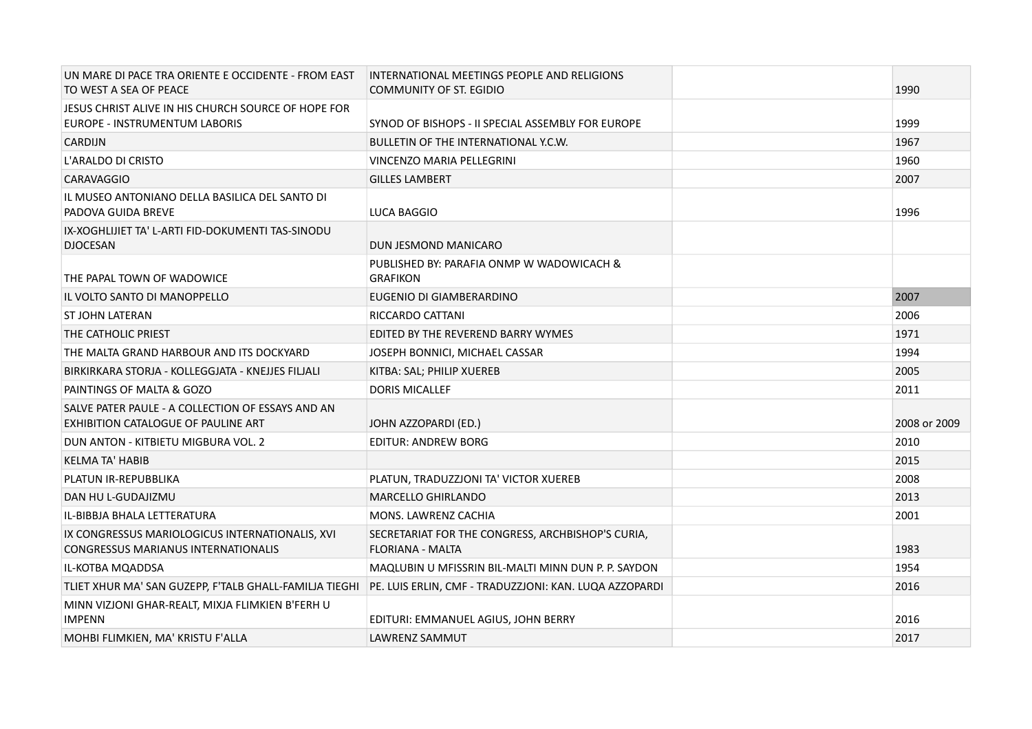| | | | |
|---|---|---|---|
| UN MARE DI PACE TRA ORIENTE E OCCIDENTE - FROM EAST TO WEST A SEA OF PEACE | INTERNATIONAL MEETINGS PEOPLE AND RELIGIONS COMMUNITY OF ST. EGIDIO | | 1990 |
| JESUS CHRIST ALIVE IN HIS CHURCH SOURCE OF HOPE FOR EUROPE - INSTRUMENTUM LABORIS | SYNOD OF BISHOPS - II SPECIAL ASSEMBLY FOR EUROPE | | 1999 |
| CARDIJN | BULLETIN OF THE INTERNATIONAL Y.C.W. | | 1967 |
| L'ARALDO DI CRISTO | VINCENZO MARIA PELLEGRINI | | 1960 |
| CARAVAGGIO | GILLES LAMBERT | | 2007 |
| IL MUSEO ANTONIANO DELLA BASILICA DEL SANTO DI PADOVA GUIDA BREVE | LUCA BAGGIO | | 1996 |
| IX-XOGHLIJIET TA' L-ARTI FID-DOKUMENTI TAS-SINODU DJOCESAN | DUN JESMOND MANICARO | | |
| THE PAPAL TOWN OF WADOWICE | PUBLISHED BY: PARAFIA ONMP W WADOWICACH & GRAFIKON | | |
| IL VOLTO SANTO DI MANOPPELLO | EUGENIO DI GIAMBERARDINO | | 2007 |
| ST JOHN LATERAN | RICCARDO CATTANI | | 2006 |
| THE CATHOLIC PRIEST | EDITED BY THE REVEREND BARRY WYMES | | 1971 |
| THE MALTA GRAND HARBOUR AND ITS DOCKYARD | JOSEPH BONNICI, MICHAEL CASSAR | | 1994 |
| BIRKIRKARA STORJA - KOLLEGGJATA - KNEJJES FILJALI | KITBA: SAL; PHILIP XUEREB | | 2005 |
| PAINTINGS OF MALTA & GOZO | DORIS MICALLEF | | 2011 |
| SALVE PATER PAULE - A COLLECTION OF ESSAYS AND AN EXHIBITION CATALOGUE OF PAULINE ART | JOHN AZZOPARDI (ED.) | | 2008 or 2009 |
| DUN ANTON - KITBIETU MIGBURA VOL. 2 | EDITUR: ANDREW BORG | | 2010 |
| KELMA TA' HABIB | | | 2015 |
| PLATUN IR-REPUBBLIKA | PLATUN, TRADUZZJONI TA' VICTOR XUEREB | | 2008 |
| DAN HU L-GUDAJIZMU | MARCELLO GHIRLANDO | | 2013 |
| IL-BIBBJA BHALA LETTERATURA | MONS. LAWRENZ CACHIA | | 2001 |
| IX CONGRESSUS MARIOLOGICUS INTERNATIONALIS, XVI CONGRESSUS MARIANUS INTERNATIONALIS | SECRETARIAT FOR THE CONGRESS, ARCHBISHOP'S CURIA, FLORIANA - MALTA | | 1983 |
| IL-KOTBA MQADDSA | MAQLUBIN U MFISSRIN BIL-MALTI MINN DUN P. P. SAYDON | | 1954 |
| TLIET XHUR MA' SAN GUZEPP, F'TALB GHALL-FAMILJA TIEGHI | PE. LUIS ERLIN, CMF - TRADUZZJONI: KAN. LUQA AZZOPARDI | | 2016 |
| MINN VIZJONI GHAR-REALT, MIXJA FLIMKIEN B'FERH U IMPENN | EDITURI: EMMANUEL AGIUS, JOHN BERRY | | 2016 |
| MOHBI FLIMKIEN, MA' KRISTU F'ALLA | LAWRENZ SAMMUT | | 2017 |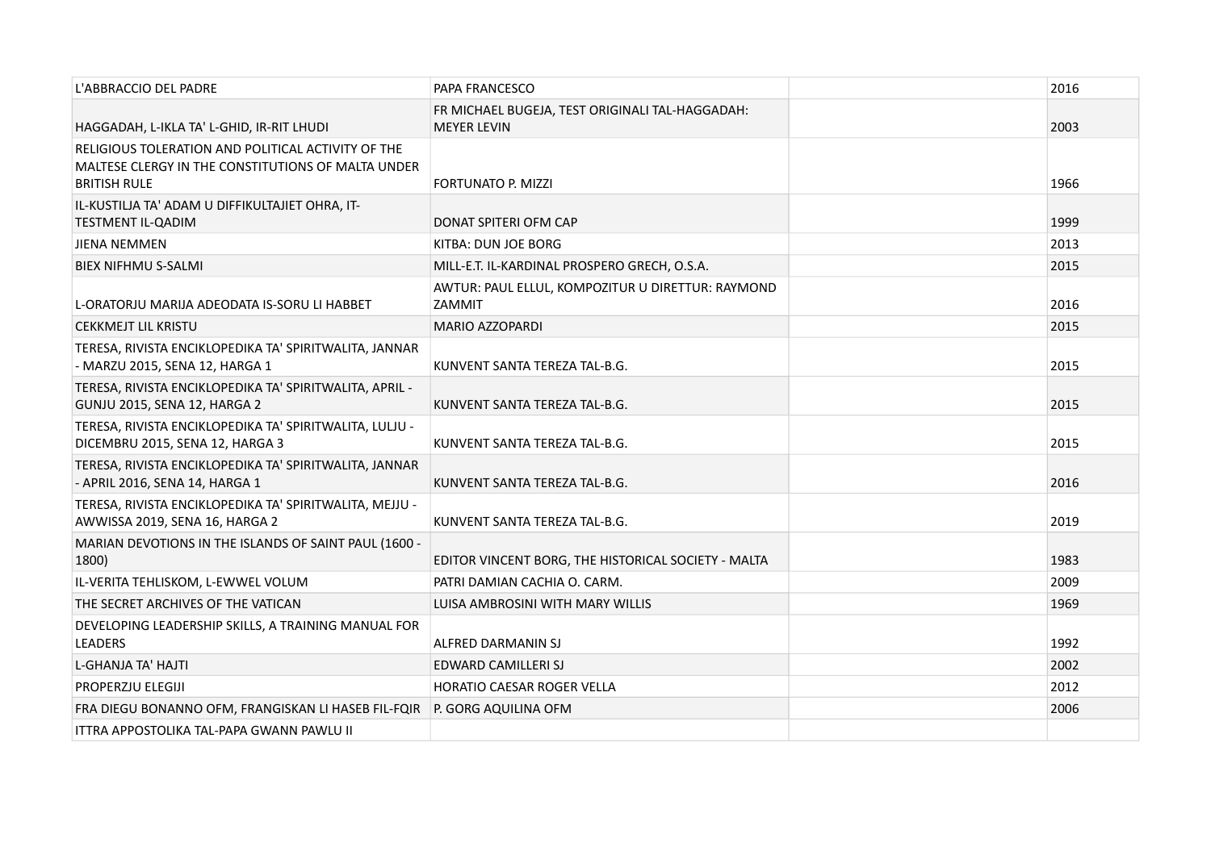| | | | |
|---|---|---|---|
| L'ABBRACCIO DEL PADRE | PAPA FRANCESCO | | 2016 |
| HAGGADAH, L-IKLA TA' L-GHID, IR-RIT LHUDI | FR MICHAEL BUGEJA, TEST ORIGINALI TAL-HAGGADAH: MEYER LEVIN | | 2003 |
| RELIGIOUS TOLERATION AND POLITICAL ACTIVITY OF THE MALTESE CLERGY IN THE CONSTITUTIONS OF MALTA UNDER BRITISH RULE | FORTUNATO P. MIZZI | | 1966 |
| IL-KUSTILJA TA' ADAM U DIFFIKULTAJIET OHRA, IT-TESTMENT IL-QADIM | DONAT SPITERI OFM CAP | | 1999 |
| JIENA NEMMEN | KITBA: DUN JOE BORG | | 2013 |
| BIEX NIFHMU S-SALMI | MILL-E.T. IL-KARDINAL PROSPERO GRECH, O.S.A. | | 2015 |
| L-ORATORJU MARIJA ADEODATA IS-SORU LI HABBET | AWTUR: PAUL ELLUL, KOMPOZITUR U DIRETTUR: RAYMOND ZAMMIT | | 2016 |
| CEKKMEJT LIL KRISTU | MARIO AZZOPARDI | | 2015 |
| TERESA, RIVISTA ENCIKLOPEDIKA TA' SPIRITWALITA, JANNAR - MARZU 2015, SENA 12, HARGA 1 | KUNVENT SANTA TEREZA TAL-B.G. | | 2015 |
| TERESA, RIVISTA ENCIKLOPEDIKA TA' SPIRITWALITA, APRIL - GUNJU 2015, SENA 12, HARGA 2 | KUNVENT SANTA TEREZA TAL-B.G. | | 2015 |
| TERESA, RIVISTA ENCIKLOPEDIKA TA' SPIRITWALITA, LULJU - DICEMBRU 2015, SENA 12, HARGA 3 | KUNVENT SANTA TEREZA TAL-B.G. | | 2015 |
| TERESA, RIVISTA ENCIKLOPEDIKA TA' SPIRITWALITA, JANNAR - APRIL 2016, SENA 14, HARGA 1 | KUNVENT SANTA TEREZA TAL-B.G. | | 2016 |
| TERESA, RIVISTA ENCIKLOPEDIKA TA' SPIRITWALITA, MEJJU - AWWISSA 2019, SENA 16, HARGA 2 | KUNVENT SANTA TEREZA TAL-B.G. | | 2019 |
| MARIAN DEVOTIONS IN THE ISLANDS OF SAINT PAUL (1600 - 1800) | EDITOR VINCENT BORG, THE HISTORICAL SOCIETY - MALTA | | 1983 |
| IL-VERITA TEHLISKOM, L-EWWEL VOLUM | PATRI DAMIAN CACHIA O. CARM. | | 2009 |
| THE SECRET ARCHIVES OF THE VATICAN | LUISA AMBROSINI WITH MARY WILLIS | | 1969 |
| DEVELOPING LEADERSHIP SKILLS, A TRAINING MANUAL FOR LEADERS | ALFRED DARMANIN SJ | | 1992 |
| L-GHANJA TA' HAJTI | EDWARD CAMILLERI SJ | | 2002 |
| PROPERZJU ELEGIJI | HORATIO CAESAR ROGER VELLA | | 2012 |
| FRA DIEGU BONANNO OFM, FRANGISKAN LI HASEB FIL-FQIR | P. GORG AQUILINA OFM | | 2006 |
| ITTRA APPOSTOLIKA TAL-PAPA GWANN PAWLU II | | | |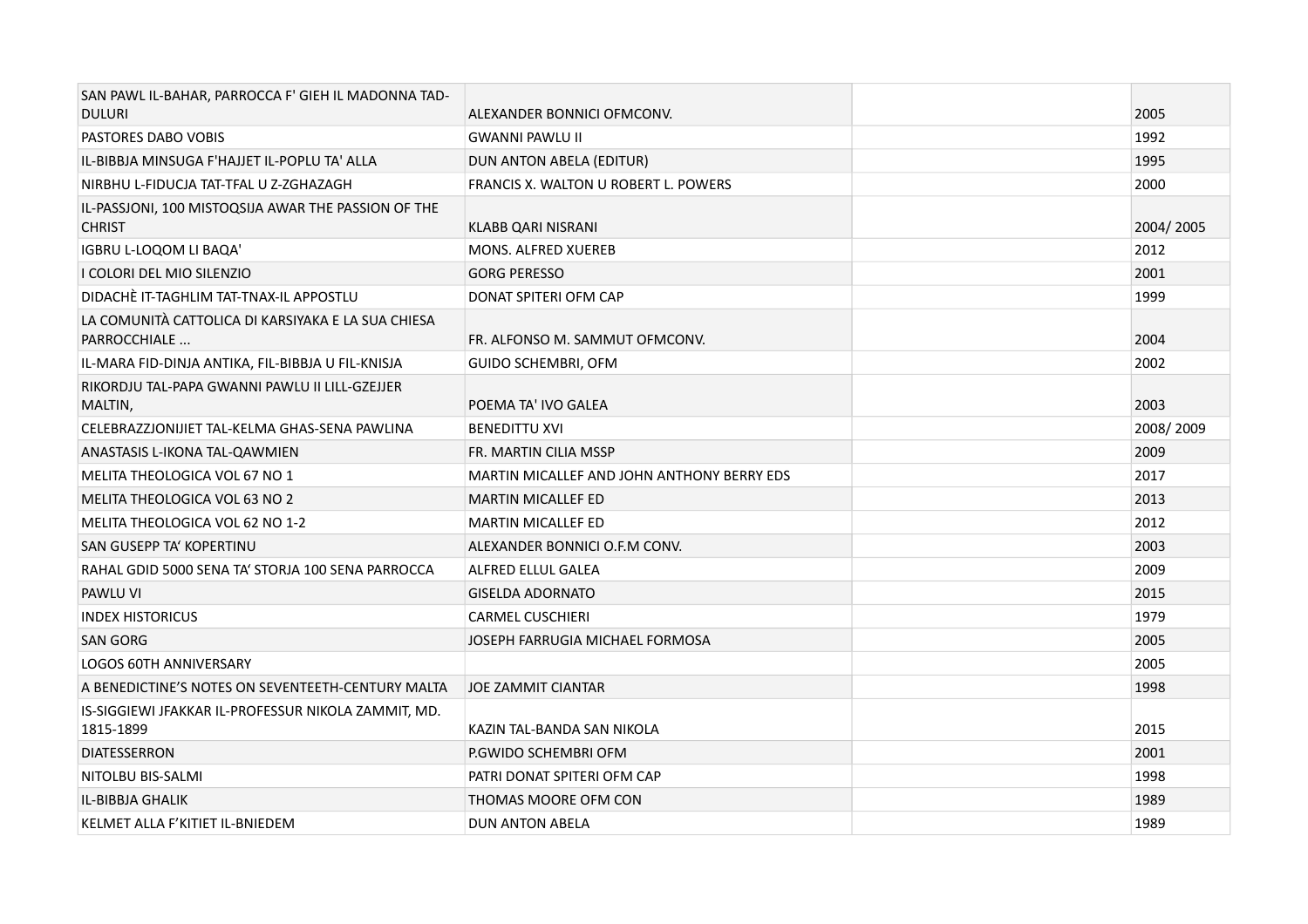| | | | |
|---|---|---|---|
| SAN PAWL IL-BAHAR, PARROCCA F' GIEH IL MADONNA TAD-DULURI | ALEXANDER BONNICI OFMCONV. | | 2005 |
| PASTORES DABO VOBIS | GWANNI PAWLU II | | 1992 |
| IL-BIBBJA MINSUGA F'HAJJET IL-POPLU TA' ALLA | DUN ANTON ABELA (EDITUR) | | 1995 |
| NIRBHU L-FIDUCJA TAT-TFAL U Z-ZGHAZAGH | FRANCIS X. WALTON U ROBERT L. POWERS | | 2000 |
| IL-PASSJONI, 100 MISTOQSIJA AWAR THE PASSION OF THE CHRIST | KLABB QARI NISRANI | | 2004/ 2005 |
| IGBRU L-LOQOM LI BAQA' | MONS. ALFRED XUEREB | | 2012 |
| I COLORI DEL MIO SILENZIO | GORG PERESSO | | 2001 |
| DIDACHÈ IT-TAGHLIM TAT-TNAX-IL APPOSTLU | DONAT SPITERI OFM CAP | | 1999 |
| LA COMUNITÀ CATTOLICA DI KARSIYAKA E LA SUA CHIESA PARROCCHIALE ... | FR. ALFONSO M. SAMMUT OFMCONV. | | 2004 |
| IL-MARA FID-DINJA ANTIKA, FIL-BIBBJA U FIL-KNISJA | GUIDO SCHEMBRI, OFM | | 2002 |
| RIKORDJU TAL-PAPA GWANNI PAWLU II LILL-GZEJJER MALTIN, | POEMA TA' IVO GALEA | | 2003 |
| CELEBRAZZJONIJIET TAL-KELMA GHAS-SENA PAWLINA | BENEDITTU XVI | | 2008/ 2009 |
| ANASTASIS L-IKONA TAL-QAWMIEN | FR. MARTIN CILIA MSSP | | 2009 |
| MELITA THEOLOGICA VOL 67 NO 1 | MARTIN MICALLEF AND JOHN ANTHONY BERRY EDS | | 2017 |
| MELITA THEOLOGICA VOL 63 NO 2 | MARTIN MICALLEF ED | | 2013 |
| MELITA THEOLOGICA VOL 62 NO 1-2 | MARTIN MICALLEF ED | | 2012 |
| SAN GUSEPP TA' KOPERTINU | ALEXANDER BONNICI O.F.M CONV. | | 2003 |
| RAHAL GDID 5000 SENA TA' STORJA 100 SENA PARROCCA | ALFRED ELLUL GALEA | | 2009 |
| PAWLU VI | GISELDA ADORNATO | | 2015 |
| INDEX HISTORICUS | CARMEL CUSCHIERI | | 1979 |
| SAN GORG | JOSEPH FARRUGIA MICHAEL FORMOSA | | 2005 |
| LOGOS 60TH ANNIVERSARY | | | 2005 |
| A BENEDICTINE'S NOTES ON SEVENTEETH-CENTURY MALTA | JOE ZAMMIT CIANTAR | | 1998 |
| IS-SIGGIEWI JFAKKAR IL-PROFESSUR NIKOLA ZAMMIT, MD. 1815-1899 | KAZIN TAL-BANDA SAN NIKOLA | | 2015 |
| DIATESSERRON | P.GWIDO SCHEMBRI OFM | | 2001 |
| NITOLBU BIS-SALMI | PATRI DONAT SPITERI OFM CAP | | 1998 |
| IL-BIBBJA GHALIK | THOMAS MOORE OFM CON | | 1989 |
| KELMET ALLA F'KITIET IL-BNIEDEM | DUN ANTON ABELA | | 1989 |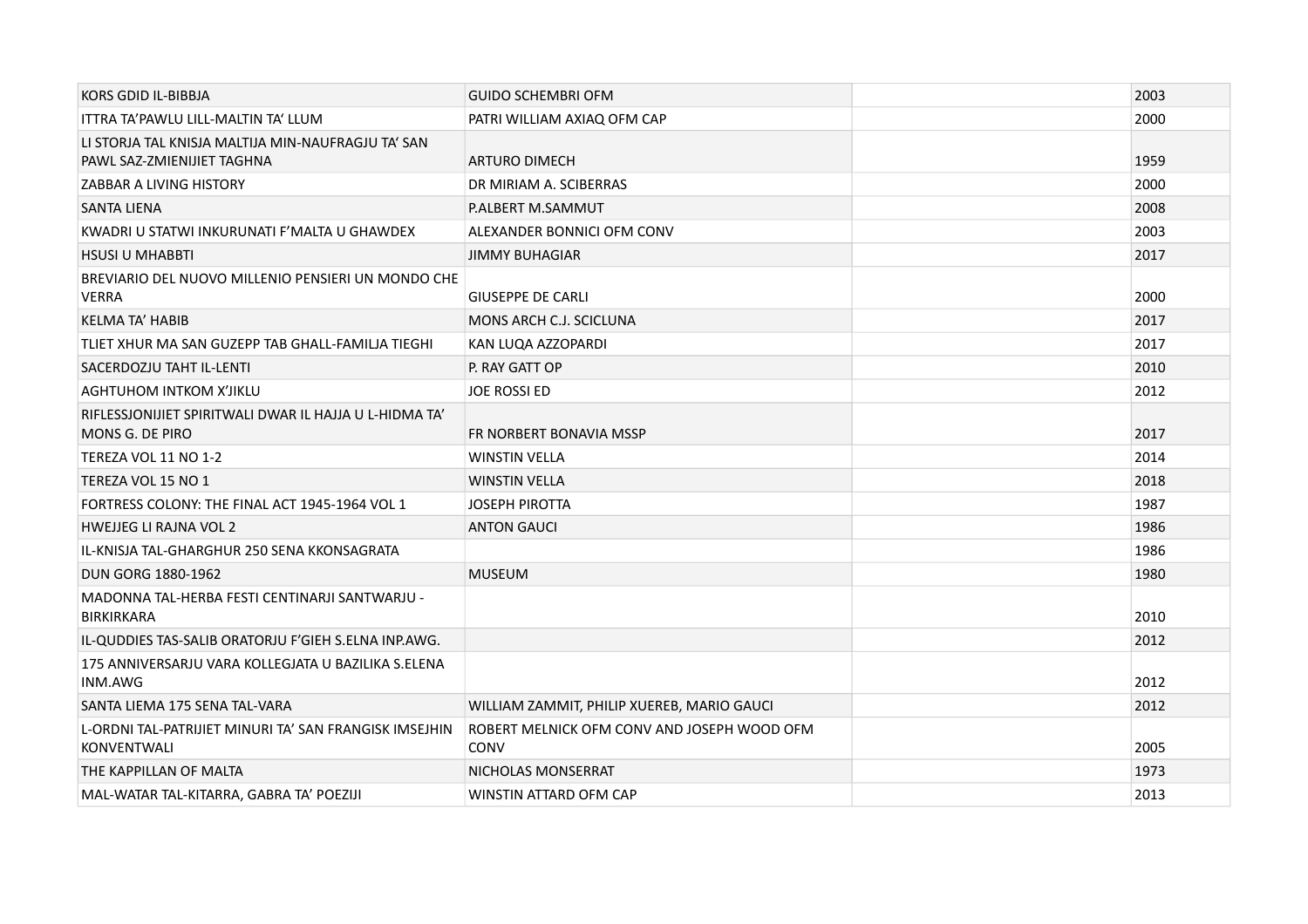| | | | |
|---|---|---|---|
| KORS GDID IL-BIBBJA | GUIDO SCHEMBRI OFM | | 2003 |
| ITTRA TA'PAWLU LILL-MALTIN TA' LLUM | PATRI WILLIAM AXIAQ OFM CAP | | 2000 |
| LI STORJA TAL KNISJA MALTIJA MIN-NAUFRAGJU TA' SAN PAWL SAZ-ZMIENIJIET TAGHNA | ARTURO DIMECH | | 1959 |
| ZABBAR A LIVING HISTORY | DR MIRIAM A. SCIBERRAS | | 2000 |
| SANTA LIENA | P.ALBERT M.SAMMUT | | 2008 |
| KWADRI U STATWI INKURUNATI F'MALTA U GHAWDEX | ALEXANDER BONNICI OFM CONV | | 2003 |
| HSUSI U MHABBTI | JIMMY BUHAGIAR | | 2017 |
| BREVIARIO DEL NUOVO MILLENIO PENSIERI UN MONDO CHE VERRA | GIUSEPPE DE CARLI | | 2000 |
| KELMA TA' HABIB | MONS ARCH C.J. SCICLUNA | | 2017 |
| TLIET XHUR MA SAN GUZEPP TAB GHALL-FAMILJA TIEGHI | KAN LUQA AZZOPARDI | | 2017 |
| SACERDOZJU TAHT IL-LENTI | P. RAY GATT OP | | 2010 |
| AGHTUHOM INTKOM X'JIKLU | JOE ROSSI ED | | 2012 |
| RIFLESSJONIJIET SPIRITWALI DWAR IL HAJJA U L-HIDMA TA' MONS G. DE PIRO | FR NORBERT BONAVIA MSSP | | 2017 |
| TEREZA VOL 11 NO 1-2 | WINSTIN VELLA | | 2014 |
| TEREZA VOL 15 NO 1 | WINSTIN VELLA | | 2018 |
| FORTRESS COLONY: THE FINAL ACT 1945-1964 VOL 1 | JOSEPH PIROTTA | | 1987 |
| HWEJJEG LI RAJNA VOL 2 | ANTON GAUCI | | 1986 |
| IL-KNISJA TAL-GHARGHUR 250 SENA KKONSAGRATA | | | 1986 |
| DUN GORG 1880-1962 | MUSEUM | | 1980 |
| MADONNA TAL-HERBA FESTI CENTINARJI SANTWARJU - BIRKIRKARA | | | 2010 |
| IL-QUDDIES TAS-SALIB ORATORJU F'GIEH S.ELNA INP.AWG. | | | 2012 |
| 175 ANNIVERSARJU VARA KOLLEGJATA U BAZILIKA S.ELENA INM.AWG | | | 2012 |
| SANTA LIEMA 175 SENA TAL-VARA | WILLIAM ZAMMIT, PHILIP XUEREB, MARIO GAUCI | | 2012 |
| L-ORDNI TAL-PATRIJIET MINURI TA' SAN FRANGISK IMSEJHIN KONVENTWALI | ROBERT MELNICK OFM CONV AND JOSEPH WOOD OFM CONV | | 2005 |
| THE KAPPILLAN OF MALTA | NICHOLAS MONSERRAT | | 1973 |
| MAL-WATAR TAL-KITARRA, GABRA TA' POEZIJI | WINSTIN ATTARD OFM CAP | | 2013 |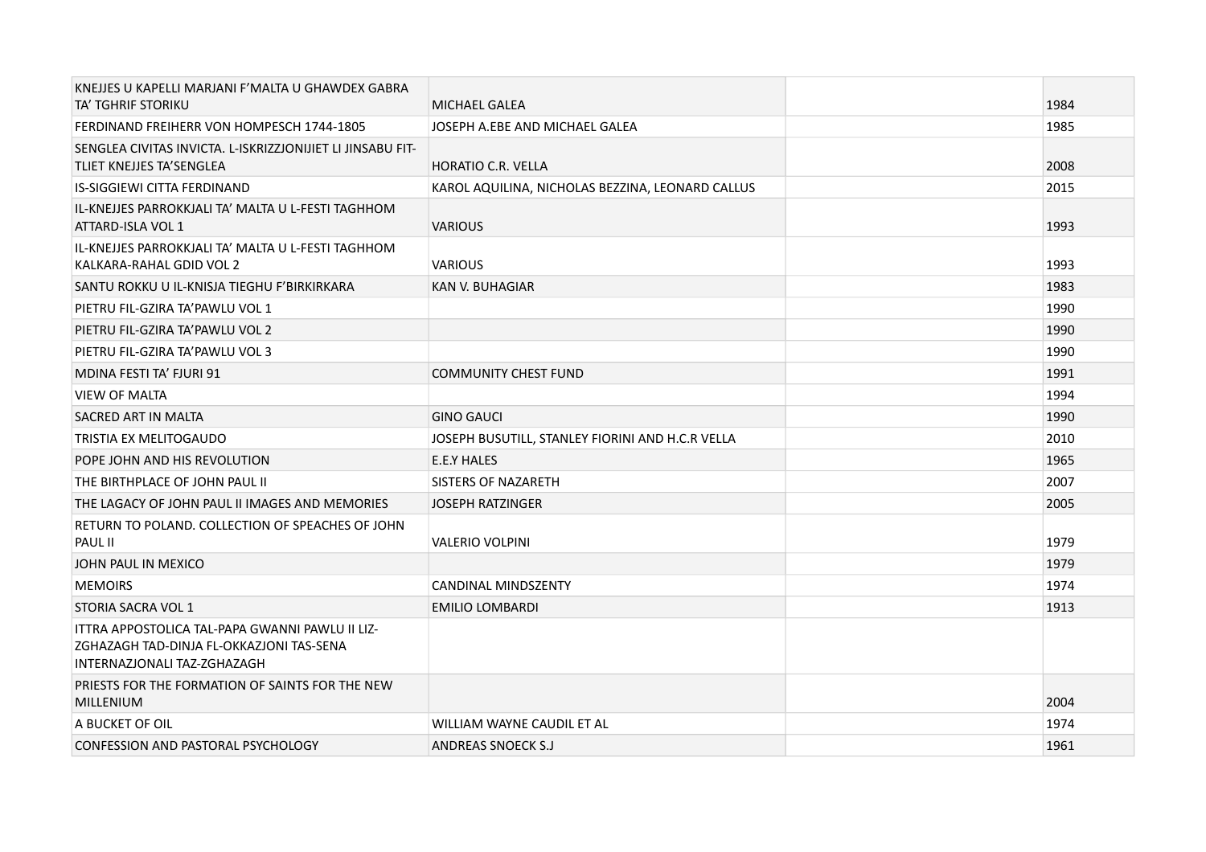| | | | |
|---|---|---|---|
| KNEJJES U KAPELLI MARJANI F'MALTA U GHAWDEX GABRA TA' TGHRIF STORIKU | MICHAEL GALEA | | 1984 |
| FERDINAND FREIHERR VON HOMPESCH 1744-1805 | JOSEPH A.EBE AND MICHAEL GALEA | | 1985 |
| SENGLEA CIVITAS INVICTA. L-ISKRIZZJONIJIET LI JINSABU FIT-TLIET KNEJJES TA'SENGLEA | HORATIO C.R. VELLA | | 2008 |
| IS-SIGGIEWI CITTA FERDINAND | KAROL AQUILINA, NICHOLAS BEZZINA, LEONARD CALLUS | | 2015 |
| IL-KNEJJES PARROKKJALI TA' MALTA U L-FESTI TAGHHOM ATTARD-ISLA VOL 1 | VARIOUS | | 1993 |
| IL-KNEJJES PARROKKJALI TA' MALTA U L-FESTI TAGHHOM KALKARA-RAHAL GDID VOL 2 | VARIOUS | | 1993 |
| SANTU ROKKU U IL-KNISJA TIEGHU F'BIRKIRKARA | KAN V. BUHAGIAR | | 1983 |
| PIETRU FIL-GZIRA TA'PAWLU VOL 1 | | | 1990 |
| PIETRU FIL-GZIRA TA'PAWLU VOL 2 | | | 1990 |
| PIETRU FIL-GZIRA TA'PAWLU VOL 3 | | | 1990 |
| MDINA FESTI TA' FJURI 91 | COMMUNITY CHEST FUND | | 1991 |
| VIEW OF MALTA | | | 1994 |
| SACRED ART IN MALTA | GINO GAUCI | | 1990 |
| TRISTIA EX MELITOGAUDO | JOSEPH BUSUTILL, STANLEY FIORINI AND H.C.R VELLA | | 2010 |
| POPE JOHN AND HIS REVOLUTION | E.E.Y HALES | | 1965 |
| THE BIRTHPLACE OF JOHN PAUL II | SISTERS OF NAZARETH | | 2007 |
| THE LAGACY OF JOHN PAUL II IMAGES AND MEMORIES | JOSEPH RATZINGER | | 2005 |
| RETURN TO POLAND. COLLECTION OF SPEACHES OF JOHN PAUL II | VALERIO VOLPINI | | 1979 |
| JOHN PAUL IN MEXICO | | | 1979 |
| MEMOIRS | CANDINAL MINDSZENTY | | 1974 |
| STORIA SACRA VOL 1 | EMILIO LOMBARDI | | 1913 |
| ITTRA APPOSTOLICA TAL-PAPA GWANNI PAWLU II LIZ-ZGHAZAGH TAD-DINJA FL-OKKAZJONI TAS-SENA INTERNAZJONALI TAZ-ZGHAZAGH | | | |
| PRIESTS FOR THE FORMATION OF SAINTS FOR THE NEW MILLENIUM | | | 2004 |
| A BUCKET OF OIL | WILLIAM WAYNE CAUDIL ET AL | | 1974 |
| CONFESSION AND PASTORAL PSYCHOLOGY | ANDREAS SNOECK S.J | | 1961 |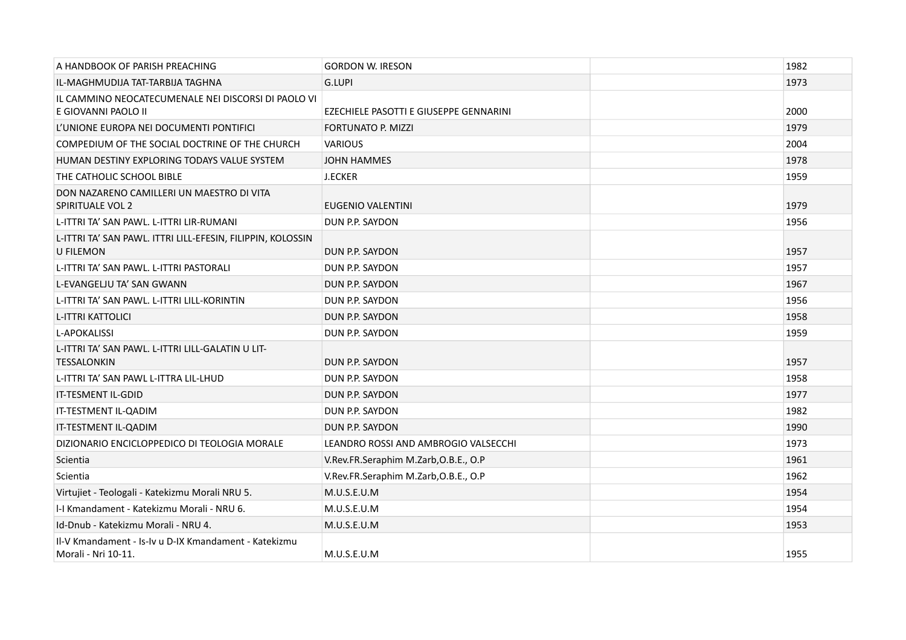| | | | |
|---|---|---|---|
| A HANDBOOK OF PARISH PREACHING | GORDON W. IRESON | | 1982 |
| IL-MAGHMUDIJA TAT-TARBIJA TAGHNA | G.LUPI | | 1973 |
| IL CAMMINO NEOCATECUMENALE NEI DISCORSI DI PAOLO VI E GIOVANNI PAOLO II | EZECHIELE PASOTTI E GIUSEPPE GENNARINI | | 2000 |
| L'UNIONE EUROPA NEI DOCUMENTI PONTIFICI | FORTUNATO P. MIZZI | | 1979 |
| COMPEDIUM OF THE SOCIAL DOCTRINE OF THE CHURCH | VARIOUS | | 2004 |
| HUMAN DESTINY EXPLORING TODAYS VALUE SYSTEM | JOHN HAMMES | | 1978 |
| THE CATHOLIC SCHOOL BIBLE | J.ECKER | | 1959 |
| DON NAZARENO CAMILLERI UN MAESTRO DI VITA SPIRITUALE VOL 2 | EUGENIO VALENTINI | | 1979 |
| L-ITTRI TA' SAN PAWL. L-ITTRI LIR-RUMANI | DUN P.P. SAYDON | | 1956 |
| L-ITTRI TA' SAN PAWL. ITTRI LILL-EFESIN, FILIPPIN, KOLOSSIN U FILEMON | DUN P.P. SAYDON | | 1957 |
| L-ITTRI TA' SAN PAWL. L-ITTRI PASTORALI | DUN P.P. SAYDON | | 1957 |
| L-EVANGELJU TA' SAN GWANN | DUN P.P. SAYDON | | 1967 |
| L-ITTRI TA' SAN PAWL. L-ITTRI LILL-KORINTIN | DUN P.P. SAYDON | | 1956 |
| L-ITTRI KATTOLICI | DUN P.P. SAYDON | | 1958 |
| L-APOKALISSI | DUN P.P. SAYDON | | 1959 |
| L-ITTRI TA' SAN PAWL. L-ITTRI LILL-GALATIN U LIT-TESSALONKIN | DUN P.P. SAYDON | | 1957 |
| L-ITTRI TA' SAN PAWL L-ITTRA LIL-LHUD | DUN P.P. SAYDON | | 1958 |
| IT-TESMENT IL-GDID | DUN P.P. SAYDON | | 1977 |
| IT-TESTMENT IL-QADIM | DUN P.P. SAYDON | | 1982 |
| IT-TESTMENT IL-QADIM | DUN P.P. SAYDON | | 1990 |
| DIZIONARIO ENCICLOPPEDICO DI TEOLOGIA MORALE | LEANDRO ROSSI AND AMBROGIO VALSECCHI | | 1973 |
| Scientia | V.Rev.FR.Seraphim M.Zarb,O.B.E., O.P | | 1961 |
| Scientia | V.Rev.FR.Seraphim M.Zarb,O.B.E., O.P | | 1962 |
| Virtujiet - Teologali - Katekizmu Morali NRU 5. | M.U.S.E.U.M | | 1954 |
| l-I Kmandament - Katekizmu Morali - NRU 6. | M.U.S.E.U.M | | 1954 |
| Id-Dnub - Katekizmu Morali - NRU 4. | M.U.S.E.U.M | | 1953 |
| Il-V Kmandament - Is-Iv u D-IX Kmandament - Katekizmu Morali - Nri 10-11. | M.U.S.E.U.M | | 1955 |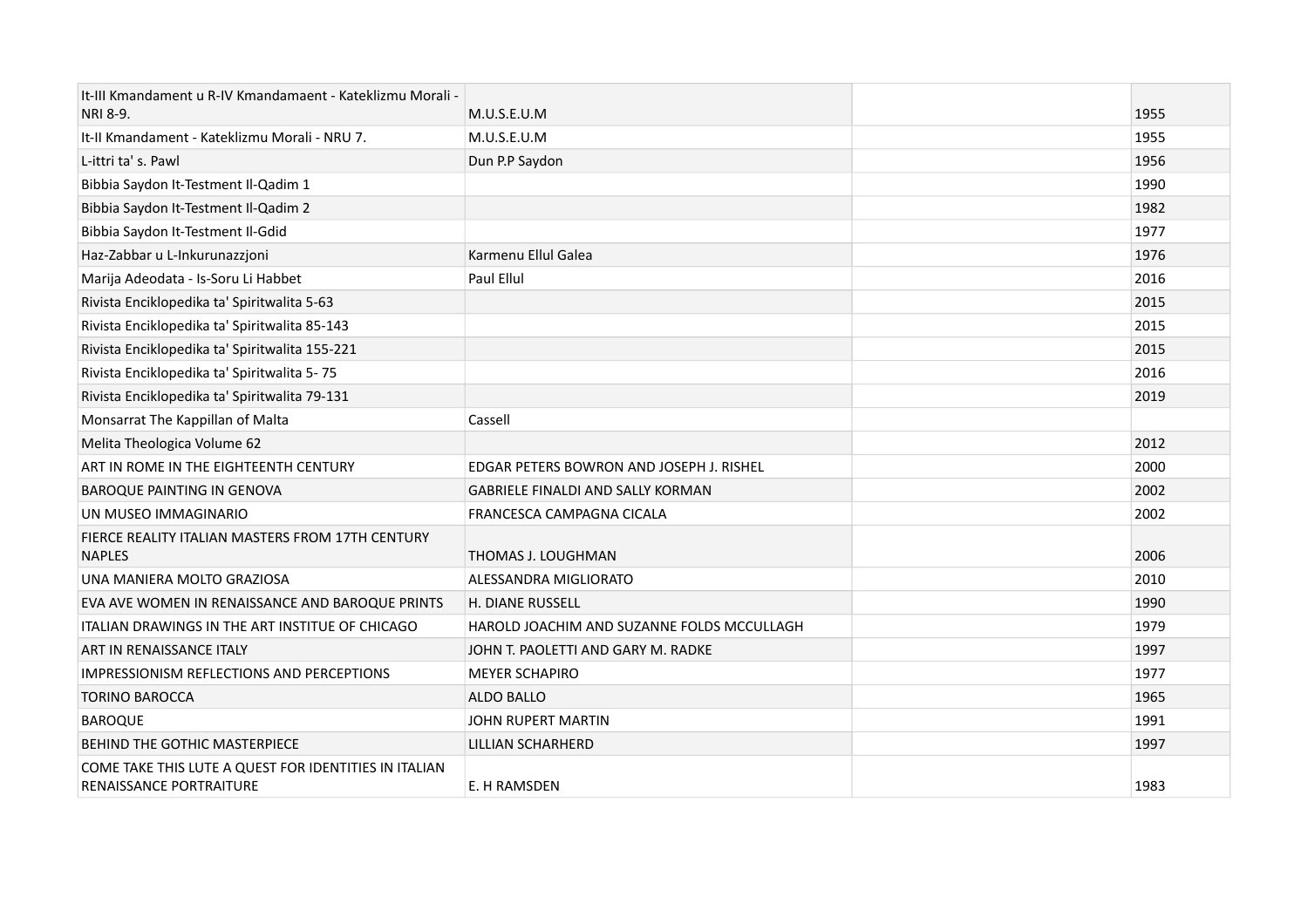| | | | |
|---|---|---|---|
| It-III Kmandament u R-IV Kmandamaent - Kateklizmu Morali - NRI 8-9. | M.U.S.E.U.M | | 1955 |
| It-II Kmandament - Kateklizmu Morali - NRU 7. | M.U.S.E.U.M | | 1955 |
| L-ittri ta' s. Pawl | Dun P.P Saydon | | 1956 |
| Bibbia Saydon It-Testment Il-Qadim 1 | | | 1990 |
| Bibbia Saydon It-Testment Il-Qadim 2 | | | 1982 |
| Bibbia Saydon It-Testment Il-Gdid | | | 1977 |
| Haz-Zabbar u L-Inkurunazzjoni | Karmenu Ellul Galea | | 1976 |
| Marija Adeodata - Is-Soru Li Habbet | Paul Ellul | | 2016 |
| Rivista Enciklopedika ta' Spiritwalita 5-63 | | | 2015 |
| Rivista Enciklopedika ta' Spiritwalita 85-143 | | | 2015 |
| Rivista Enciklopedika ta' Spiritwalita 155-221 | | | 2015 |
| Rivista Enciklopedika ta' Spiritwalita 5- 75 | | | 2016 |
| Rivista Enciklopedika ta' Spiritwalita 79-131 | | | 2019 |
| Monsarrat The Kappillan of Malta | Cassell | | |
| Melita Theologica Volume 62 | | | 2012 |
| ART IN ROME IN THE EIGHTEENTH CENTURY | EDGAR PETERS BOWRON AND JOSEPH J. RISHEL | | 2000 |
| BAROQUE PAINTING IN GENOVA | GABRIELE FINALDI AND SALLY KORMAN | | 2002 |
| UN MUSEO IMMAGINARIO | FRANCESCA CAMPAGNA CICALA | | 2002 |
| FIERCE REALITY ITALIAN MASTERS FROM 17TH CENTURY NAPLES | THOMAS J. LOUGHMAN | | 2006 |
| UNA MANIERA MOLTO GRAZIOSA | ALESSANDRA MIGLIORATO | | 2010 |
| EVA AVE WOMEN IN RENAISSANCE AND BAROQUE PRINTS | H. DIANE RUSSELL | | 1990 |
| ITALIAN DRAWINGS IN THE ART INSTITUE OF CHICAGO | HAROLD JOACHIM AND SUZANNE FOLDS MCCULLAGH | | 1979 |
| ART IN RENAISSANCE ITALY | JOHN T. PAOLETTI AND GARY M. RADKE | | 1997 |
| IMPRESSIONISM REFLECTIONS AND PERCEPTIONS | MEYER SCHAPIRO | | 1977 |
| TORINO BAROCCA | ALDO BALLO | | 1965 |
| BAROQUE | JOHN RUPERT MARTIN | | 1991 |
| BEHIND THE GOTHIC MASTERPIECE | LILLIAN SCHARHERD | | 1997 |
| COME TAKE THIS LUTE A QUEST FOR IDENTITIES IN ITALIAN RENAISSANCE PORTRAITURE | E. H RAMSDEN | | 1983 |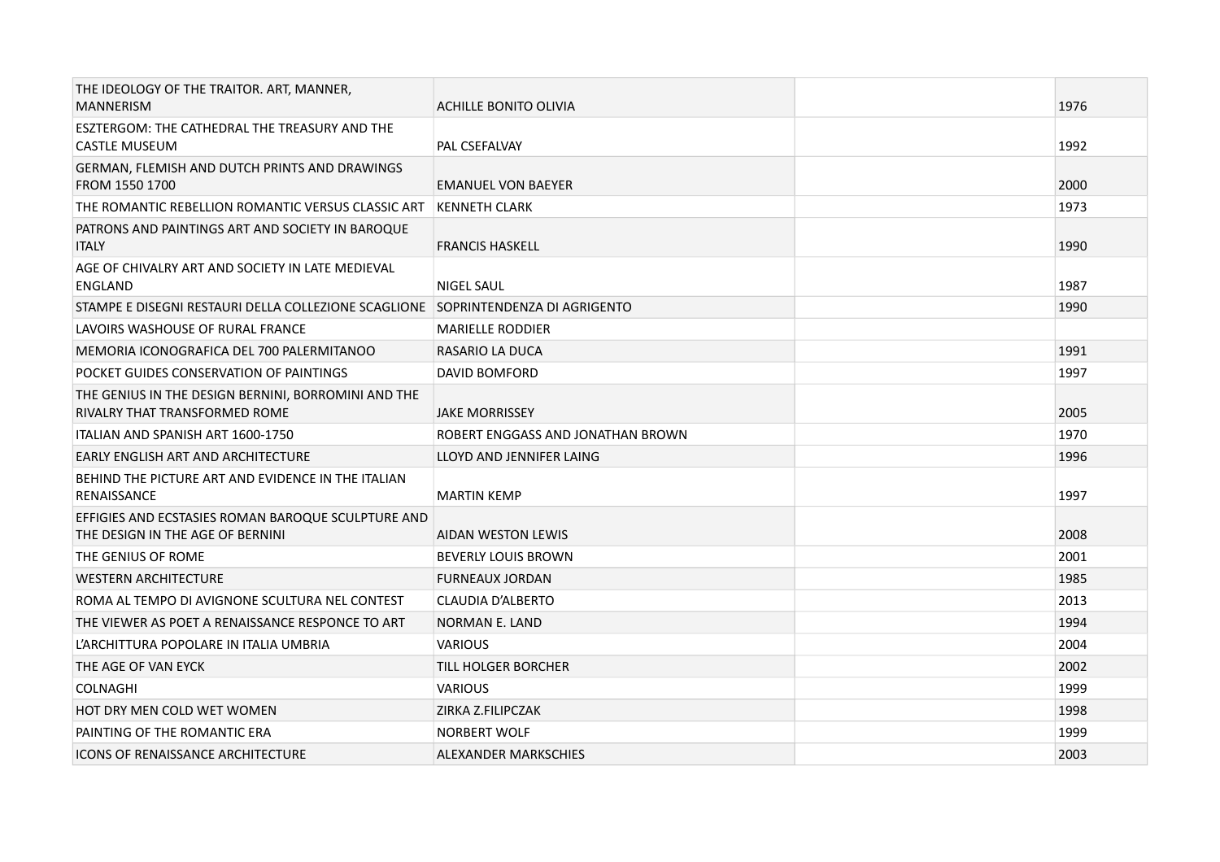| | | | |
|---|---|---|---|
| THE IDEOLOGY OF THE TRAITOR. ART, MANNER, MANNERISM | ACHILLE BONITO OLIVIA | | 1976 |
| ESZTERGOM: THE CATHEDRAL THE TREASURY AND THE CASTLE MUSEUM | PAL CSEFALVAY | | 1992 |
| GERMAN, FLEMISH AND DUTCH PRINTS AND DRAWINGS FROM 1550 1700 | EMANUEL VON BAEYER | | 2000 |
| THE ROMANTIC REBELLION ROMANTIC VERSUS CLASSIC ART | KENNETH CLARK | | 1973 |
| PATRONS AND PAINTINGS ART AND SOCIETY IN BAROQUE ITALY | FRANCIS HASKELL | | 1990 |
| AGE OF CHIVALRY ART AND SOCIETY IN LATE MEDIEVAL ENGLAND | NIGEL SAUL | | 1987 |
| STAMPE E DISEGNI RESTAURI DELLA COLLEZIONE SCAGLIONE | SOPRINTENDENZA DI AGRIGENTO | | 1990 |
| LAVOIRS WASHOUSE OF RURAL FRANCE | MARIELLE RODDIER | | |
| MEMORIA ICONOGRAFICA DEL 700 PALERMITANOO | RASARIO LA DUCA | | 1991 |
| POCKET GUIDES CONSERVATION OF PAINTINGS | DAVID BOMFORD | | 1997 |
| THE GENIUS IN THE DESIGN BERNINI, BORROMINI AND THE RIVALRY THAT TRANSFORMED ROME | JAKE MORRISSEY | | 2005 |
| ITALIAN AND SPANISH ART 1600-1750 | ROBERT ENGGASS AND JONATHAN BROWN | | 1970 |
| EARLY ENGLISH ART AND ARCHITECTURE | LLOYD AND JENNIFER LAING | | 1996 |
| BEHIND THE PICTURE ART AND EVIDENCE IN THE ITALIAN RENAISSANCE | MARTIN KEMP | | 1997 |
| EFFIGIES AND ECSTASIES ROMAN BAROQUE SCULPTURE AND THE DESIGN IN THE AGE OF BERNINI | AIDAN WESTON LEWIS | | 2008 |
| THE GENIUS OF ROME | BEVERLY LOUIS BROWN | | 2001 |
| WESTERN ARCHITECTURE | FURNEAUX JORDAN | | 1985 |
| ROMA AL TEMPO DI AVIGNONE SCULTURA NEL CONTEST | CLAUDIA D'ALBERTO | | 2013 |
| THE VIEWER AS POET A RENAISSANCE RESPONCE TO ART | NORMAN E. LAND | | 1994 |
| L'ARCHITTURA POPOLARE IN ITALIA UMBRIA | VARIOUS | | 2004 |
| THE AGE OF VAN EYCK | TILL HOLGER BORCHER | | 2002 |
| COLNAGHI | VARIOUS | | 1999 |
| HOT DRY MEN COLD WET WOMEN | ZIRKA Z.FILIPCZAK | | 1998 |
| PAINTING OF THE ROMANTIC ERA | NORBERT WOLF | | 1999 |
| ICONS OF RENAISSANCE ARCHITECTURE | ALEXANDER MARKSCHIES | | 2003 |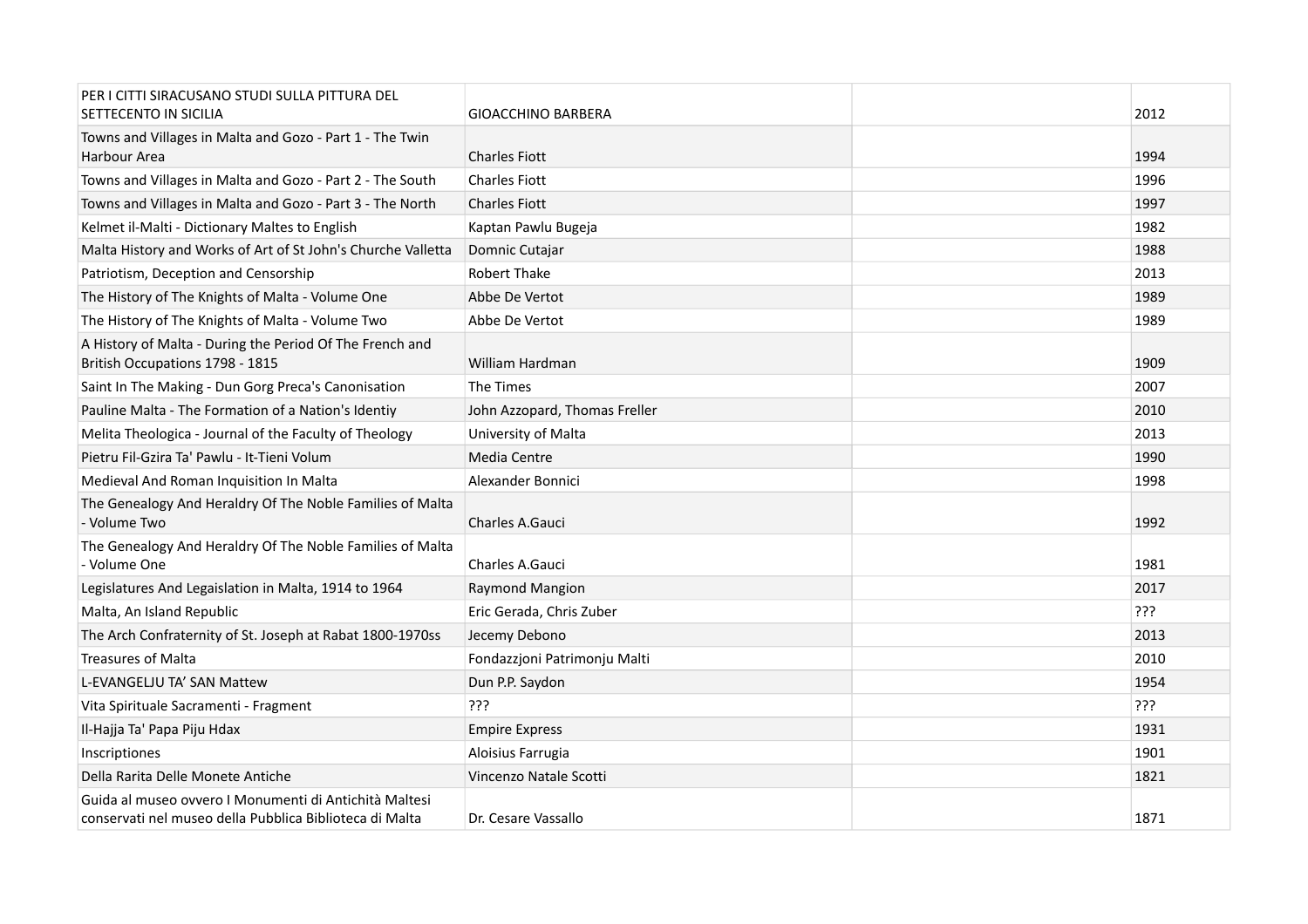| | | | |
|---|---|---|---|
| PER I CITTI SIRACUSANO STUDI SULLA PITTURA DEL SETTECENTO IN SICILIA | GIOACCHINO BARBERA | | 2012 |
| Towns and Villages in Malta and Gozo - Part 1 - The Twin Harbour Area | Charles Fiott | | 1994 |
| Towns and Villages in Malta and Gozo - Part 2 - The South | Charles Fiott | | 1996 |
| Towns and Villages in Malta and Gozo - Part 3 - The North | Charles Fiott | | 1997 |
| Kelmet il-Malti - Dictionary Maltes to English | Kaptan Pawlu Bugeja | | 1982 |
| Malta History and Works of Art of St John's Churche Valletta | Domnic Cutajar | | 1988 |
| Patriotism, Deception and Censorship | Robert Thake | | 2013 |
| The History of The Knights of Malta - Volume One | Abbe De Vertot | | 1989 |
| The History of The Knights of Malta - Volume Two | Abbe De Vertot | | 1989 |
| A History of Malta - During the Period Of The French and British Occupations 1798 - 1815 | William Hardman | | 1909 |
| Saint In The Making - Dun Gorg Preca's Canonisation | The Times | | 2007 |
| Pauline Malta - The Formation of a Nation's Identiy | John Azzopard, Thomas Freller | | 2010 |
| Melita Theologica - Journal of the Faculty of Theology | University of Malta | | 2013 |
| Pietru Fil-Gzira Ta' Pawlu - It-Tieni Volum | Media Centre | | 1990 |
| Medieval And Roman Inquisition In Malta | Alexander Bonnici | | 1998 |
| The Genealogy And Heraldry Of The Noble Families of Malta - Volume Two | Charles A.Gauci | | 1992 |
| The Genealogy And Heraldry Of The Noble Families of Malta - Volume One | Charles A.Gauci | | 1981 |
| Legislatures And Legaislation in Malta, 1914 to 1964 | Raymond Mangion | | 2017 |
| Malta, An Island Republic | Eric Gerada, Chris Zuber | | ??? |
| The Arch Confraternity of St. Joseph at Rabat 1800-1970ss | Jecemy Debono | | 2013 |
| Treasures of Malta | Fondazzjoni Patrimonju Malti | | 2010 |
| L-EVANGELJU TA' SAN Mattew | Dun P.P. Saydon | | 1954 |
| Vita Spirituale Sacramenti - Fragment | ??? | | ??? |
| Il-Hajja Ta' Papa Piju Hdax | Empire Express | | 1931 |
| Inscriptiones | Aloisius Farrugia | | 1901 |
| Della Rarita Delle Monete Antiche | Vincenzo Natale Scotti | | 1821 |
| Guida al museo ovvero I Monumenti di Antichità Maltesi conservati nel museo della Pubblica Biblioteca di Malta | Dr. Cesare Vassallo | | 1871 |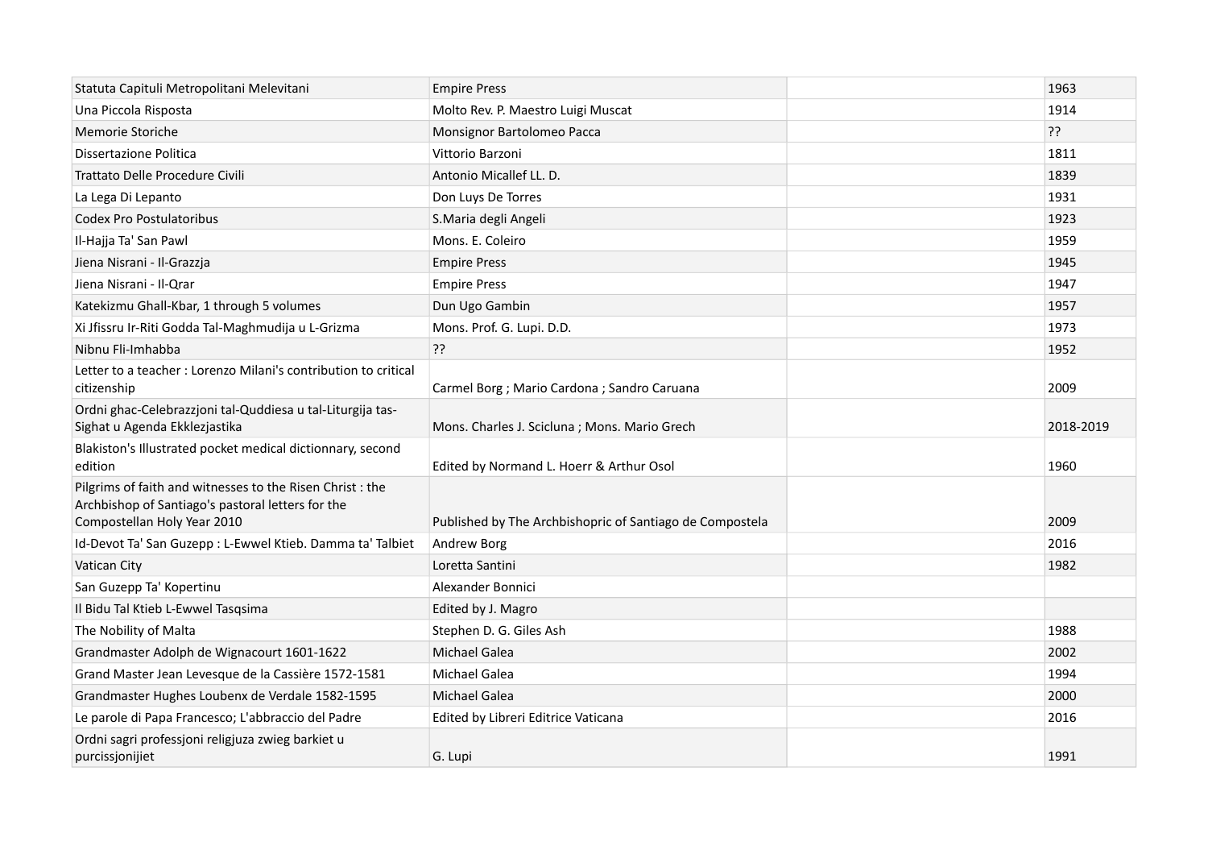| | | | |
|---|---|---|---|
| Statuta Capituli Metropolitani Melevitani | Empire Press | | 1963 |
| Una Piccola Risposta | Molto Rev. P. Maestro Luigi Muscat | | 1914 |
| Memorie Storiche | Monsignor Bartolomeo Pacca | | ?? |
| Dissertazione Politica | Vittorio Barzoni | | 1811 |
| Trattato Delle Procedure Civili | Antonio Micallef LL. D. | | 1839 |
| La Lega Di Lepanto | Don Luys De Torres | | 1931 |
| Codex Pro Postulatoribus | S.Maria degli Angeli | | 1923 |
| Il-Hajja Ta' San Pawl | Mons. E. Coleiro | | 1959 |
| Jiena Nisrani - Il-Grazzja | Empire Press | | 1945 |
| Jiena Nisrani - Il-Qrar | Empire Press | | 1947 |
| Katekizmu Ghall-Kbar, 1 through 5 volumes | Dun Ugo Gambin | | 1957 |
| Xi Jfissru Ir-Riti Godda Tal-Maghmudija u L-Grizma | Mons. Prof. G. Lupi. D.D. | | 1973 |
| Nibnu Fli-Imhabba | ?? | | 1952 |
| Letter to a teacher : Lorenzo Milani's contribution to critical citizenship | Carmel Borg ; Mario Cardona ; Sandro Caruana | | 2009 |
| Ordni ghac-Celebrazzjoni tal-Quddiesa u tal-Liturgija tas-Sighat u Agenda Ekklezjastika | Mons. Charles J. Scicluna ; Mons. Mario Grech | | 2018-2019 |
| Blakiston's Illustrated pocket medical dictionnary, second edition | Edited by Normand L. Hoerr & Arthur Osol | | 1960 |
| Pilgrims of faith and witnesses to the Risen Christ : the Archbishop of Santiago's pastoral letters for the Compostellan Holy Year 2010 | Published by The Archbishopric of Santiago de Compostela | | 2009 |
| Id-Devot Ta' San Guzepp : L-Ewwel Ktieb. Damma ta' Talbiet | Andrew Borg | | 2016 |
| Vatican City | Loretta Santini | | 1982 |
| San Guzepp Ta' Kopertinu | Alexander Bonnici | | |
| Il Bidu Tal Ktieb L-Ewwel Tasqsima | Edited by J. Magro | | |
| The Nobility of Malta | Stephen D. G. Giles Ash | | 1988 |
| Grandmaster Adolph de Wignacourt 1601-1622 | Michael Galea | | 2002 |
| Grand Master Jean Levesque de la Cassière 1572-1581 | Michael Galea | | 1994 |
| Grandmaster Hughes Loubenx de Verdale 1582-1595 | Michael Galea | | 2000 |
| Le parole di Papa Francesco; L'abbraccio del Padre | Edited by Libreri Editrice Vaticana | | 2016 |
| Ordni sagri professjoni religjuza zwieg barkiet u purcissjonijiet | G. Lupi | | 1991 |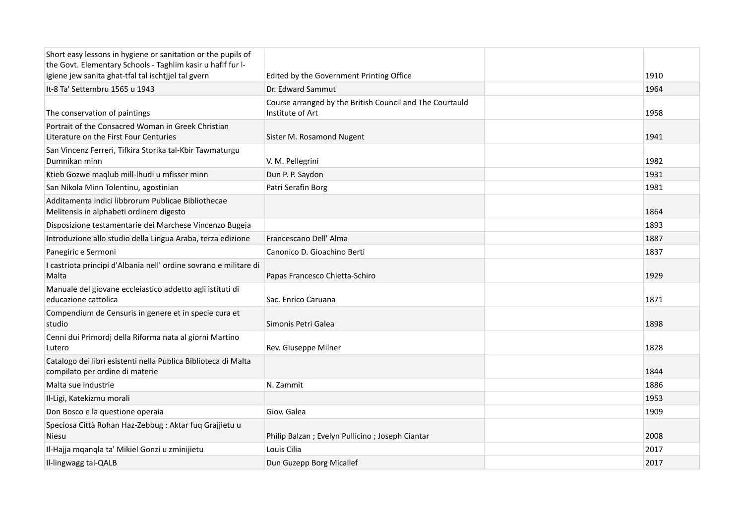| | | | |
|---|---|---|---|
| Short easy lessons in hygiene or sanitation or the pupils of the Govt. Elementary Schools - Taghlim kasir u hafif fur l-igiene jew sanita ghat-tfal tal ischtjjel tal gvern | Edited by the Government Printing Office | | 1910 |
| It-8 Ta' Settembru 1565 u 1943 | Dr. Edward Sammut | | 1964 |
| The conservation of paintings | Course arranged by the British Council and The Courtauld Institute of Art | | 1958 |
| Portrait of the Consacred Woman in Greek Christian Literature on the First Four Centuries | Sister M. Rosamond Nugent | | 1941 |
| San Vincenz Ferreri, Tifkira Storika tal-Kbir Tawmaturgu Dumnikan minn | V. M. Pellegrini | | 1982 |
| Ktieb Gozwe maqlub mill-lhudi u mfisser minn | Dun P. P. Saydon | | 1931 |
| San Nikola Minn Tolentinu, agostinian | Patri Serafin Borg | | 1981 |
| Additamenta indici libbrorum Publicae Bibliothecae Melitensis in alphabeti ordinem digesto | | | 1864 |
| Disposizione testamentarie dei Marchese Vincenzo Bugeja | | | 1893 |
| Introduzione allo studio della Lingua Araba, terza edizione | Francescano Dell' Alma | | 1887 |
| Panegiric e Sermoni | Canonico D. Gioachino Berti | | 1837 |
| I castriota principi d'Albania nell' ordine sovrano e militare di Malta | Papas Francesco Chietta-Schiro | | 1929 |
| Manuale del giovane eccleiastico addetto agli istituti di educazione cattolica | Sac. Enrico Caruana | | 1871 |
| Compendium de Censuris in genere et in specie cura et studio | Simonis Petri Galea | | 1898 |
| Cenni dui Primordj della Riforma nata al giorni Martino Lutero | Rev. Giuseppe Milner | | 1828 |
| Catalogo dei libri esistenti nella Publica Biblioteca di Malta compilato per ordine di materie | | | 1844 |
| Malta sue industrie | N. Zammit | | 1886 |
| Il-Ligi, Katekizmu morali | | | 1953 |
| Don Bosco e la questione operaia | Giov. Galea | | 1909 |
| Speciosa Città Rohan Haz-Zebbug : Aktar fuq Grajjietu u Niesu | Philip Balzan ; Evelyn Pullicino ; Joseph Ciantar | | 2008 |
| Il-Hajja mqanqla ta' Mikiel Gonzi u zminijietu | Louis Cilia | | 2017 |
| Il-lingwagg tal-QALB | Dun Guzepp Borg Micallef | | 2017 |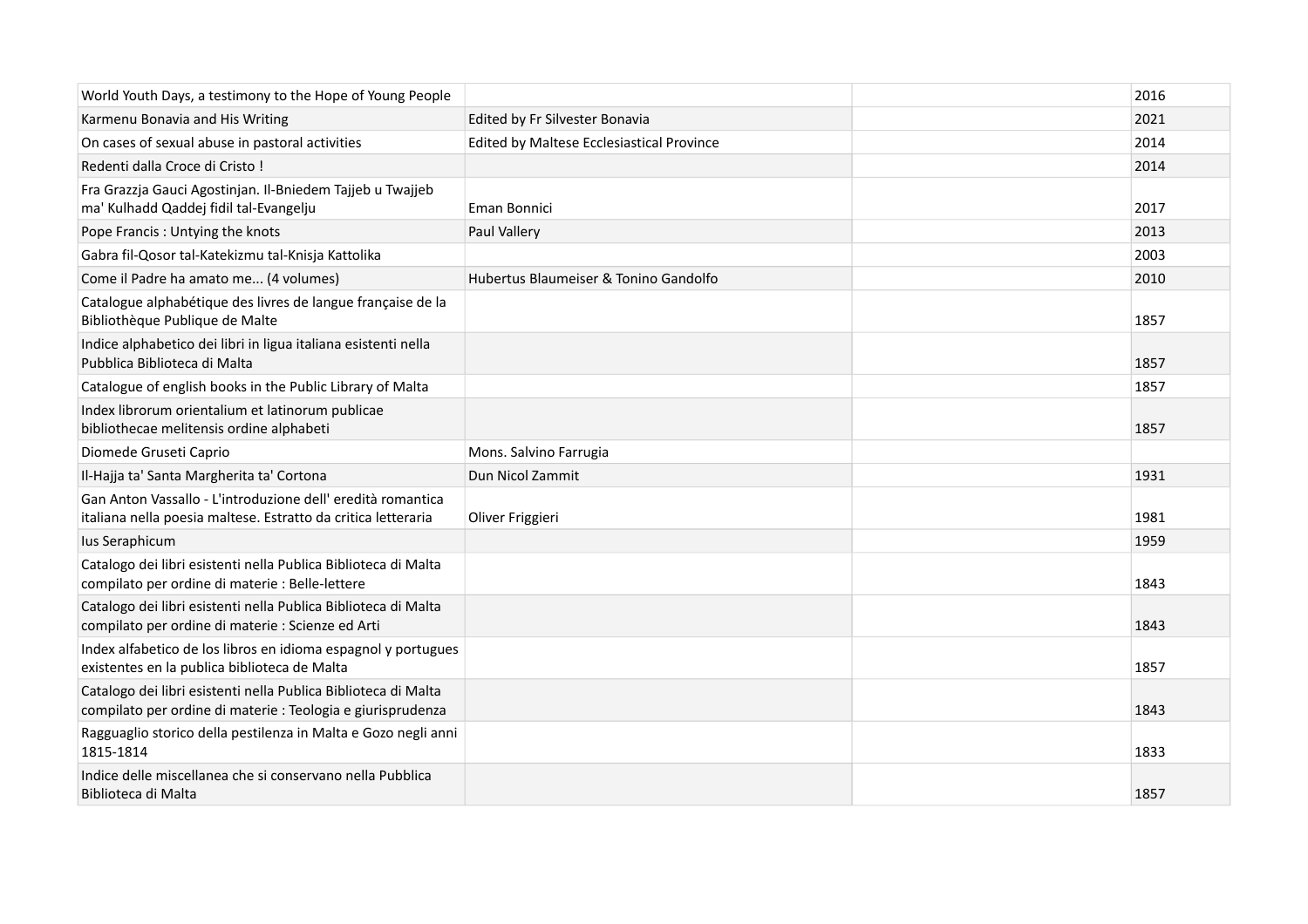| | | | |
|---|---|---|---|
| World Youth Days, a testimony to the Hope of Young People | | | 2016 |
| Karmenu Bonavia and His Writing | Edited by Fr Silvester Bonavia | | 2021 |
| On cases of sexual abuse in pastoral activities | Edited by Maltese Ecclesiastical Province | | 2014 |
| Redenti dalla Croce di Cristo ! | | | 2014 |
| Fra Grazzja Gauci Agostinjan. Il-Bniedem Tajjeb u Twajjeb ma' Kulhadd Qaddej fidil tal-Evangelju | Eman Bonnici | | 2017 |
| Pope Francis : Untying the knots | Paul Vallery | | 2013 |
| Gabra fil-Qosor tal-Katekizmu tal-Knisja Kattolika | | | 2003 |
| Come il Padre ha amato me... (4 volumes) | Hubertus Blaumeiser & Tonino Gandolfo | | 2010 |
| Catalogue alphabétique des livres de langue française de la Bibliothèque Publique de Malte | | | 1857 |
| Indice alphabetico dei libri in ligua italiana esistenti nella Pubblica Biblioteca di Malta | | | 1857 |
| Catalogue of english books in the Public Library of Malta | | | 1857 |
| Index librorum orientalium et latinorum publicae bibliothecae melitensis ordine alphabeti | | | 1857 |
| Diomede Gruseti Caprio | Mons. Salvino Farrugia | | |
| Il-Hajja ta' Santa Margherita ta' Cortona | Dun Nicol Zammit | | 1931 |
| Gan Anton Vassallo - L'introduzione dell' eredità romantica italiana nella poesia maltese. Estratto da critica letteraria | Oliver Friggieri | | 1981 |
| Ius Seraphicum | | | 1959 |
| Catalogo dei libri esistenti nella Publica Biblioteca di Malta compilato per ordine di materie : Belle-lettere | | | 1843 |
| Catalogo dei libri esistenti nella Publica Biblioteca di Malta compilato per ordine di materie : Scienze ed Arti | | | 1843 |
| Index alfabetico de los libros en idioma espagnol y portugues existentes en la publica biblioteca de Malta | | | 1857 |
| Catalogo dei libri esistenti nella Publica Biblioteca di Malta compilato per ordine di materie : Teologia e giurisprudenza | | | 1843 |
| Ragguaglio storico della pestilenza in Malta e Gozo negli anni 1815-1814 | | | 1833 |
| Indice delle miscellanea che si conservano nella Pubblica Biblioteca di Malta | | | 1857 |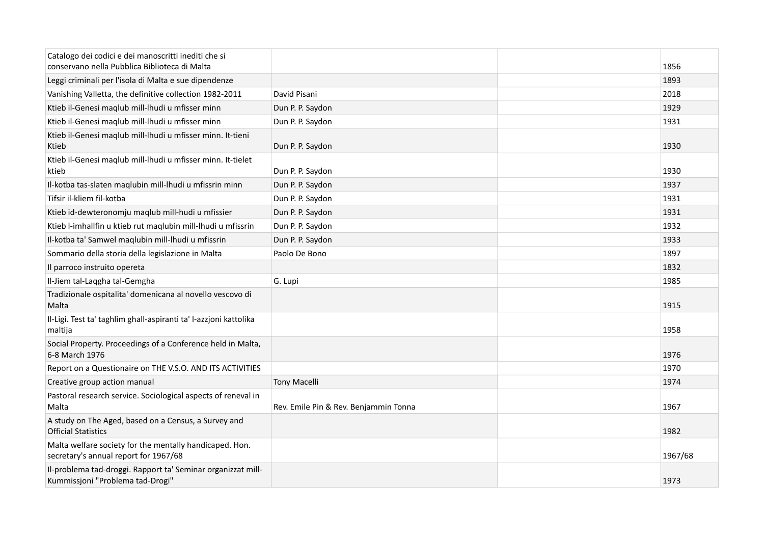| | | | |
|---|---|---|---|
| Catalogo dei codici e dei manoscritti inediti che si conservano nella Pubblica Biblioteca di Malta | | | 1856 |
| Leggi criminali per l'isola di Malta e sue dipendenze | | | 1893 |
| Vanishing Valletta, the definitive collection 1982-2011 | David Pisani | | 2018 |
| Ktieb il-Genesi maqlub mill-lhudi u mfisser minn | Dun P. P. Saydon | | 1929 |
| Ktieb il-Genesi maqlub mill-lhudi u mfisser minn | Dun P. P. Saydon | | 1931 |
| Ktieb il-Genesi maqlub mill-lhudi u mfisser minn. It-tieni Ktieb | Dun P. P. Saydon | | 1930 |
| Ktieb il-Genesi maqlub mill-lhudi u mfisser minn. It-tielet ktieb | Dun P. P. Saydon | | 1930 |
| Il-kotba tas-slaten maqlubin mill-lhudi u mfissrin minn | Dun P. P. Saydon | | 1937 |
| Tifsir il-kliem fil-kotba | Dun P. P. Saydon | | 1931 |
| Ktieb id-dewteronomju maqlub mill-hudi u mfissier | Dun P. P. Saydon | | 1931 |
| Ktieb l-imhallfin u ktieb rut maqlubin mill-lhudi u mfissrin | Dun P. P. Saydon | | 1932 |
| Il-kotba ta' Samwel maqlubin mill-lhudi u mfissrin | Dun P. P. Saydon | | 1933 |
| Sommario della storia della legislazione in Malta | Paolo De Bono | | 1897 |
| Il parroco instruito opereta | | | 1832 |
| Il-Jiem tal-Laqgha tal-Gemgha | G. Lupi | | 1985 |
| Tradizionale ospitalita' domenicana al novello vescovo di Malta | | | 1915 |
| Il-Ligi. Test ta' taghlim ghall-aspiranti ta' l-azzjoni kattolika maltija | | | 1958 |
| Social Property. Proceedings of a Conference held in Malta, 6-8 March 1976 | | | 1976 |
| Report on a Questionaire on THE V.S.O. AND ITS ACTIVITIES | | | 1970 |
| Creative group action manual | Tony Macelli | | 1974 |
| Pastoral research service. Sociological aspects of reneval in Malta | Rev. Emile Pin & Rev. Benjammin Tonna | | 1967 |
| A study on The Aged, based on a Census, a Survey and Official Statistics | | | 1982 |
| Malta welfare society for the mentally handicaped. Hon. secretary's annual report for 1967/68 | | | 1967/68 |
| Il-problema tad-droggi. Rapport ta' Seminar organizzat mill-Kummissjoni "Problema tad-Drogi" | | | 1973 |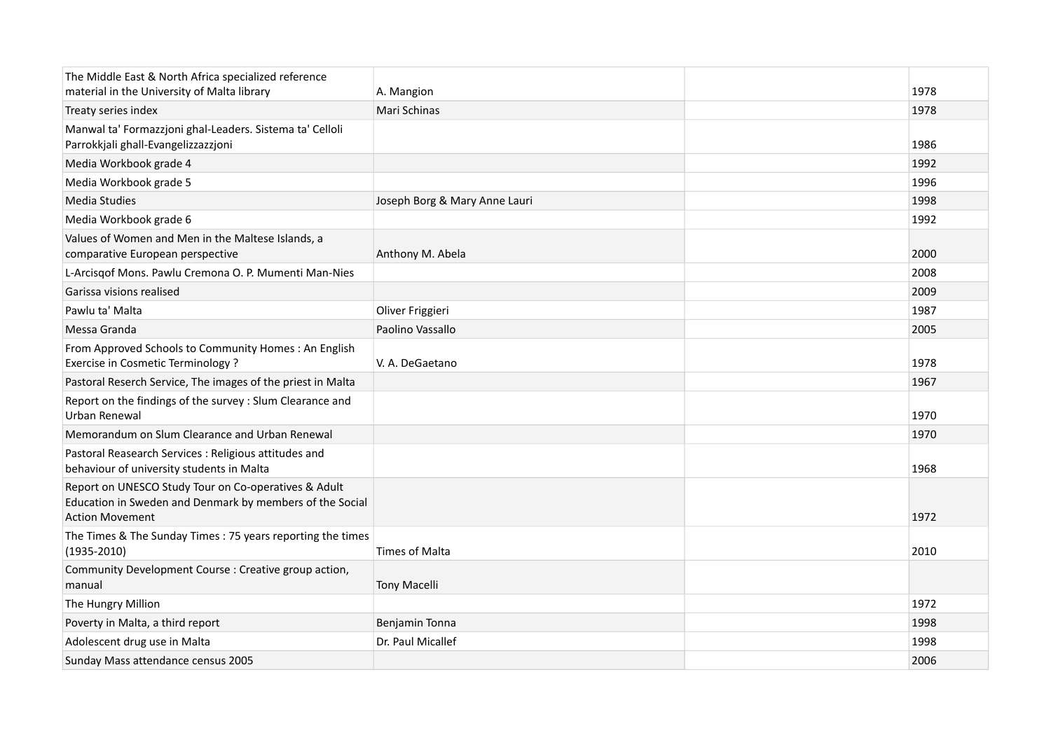| | | | |
|---|---|---|---|
| The Middle East & North Africa specialized reference material in the University of Malta library | A. Mangion | | 1978 |
| Treaty series index | Mari Schinas | | 1978 |
| Manwal ta' Formazzjoni ghal-Leaders. Sistema ta' Celloli Parrokkjali ghall-Evangelizzazzjoni | | | 1986 |
| Media Workbook grade 4 | | | 1992 |
| Media Workbook grade 5 | | | 1996 |
| Media Studies | Joseph Borg & Mary Anne Lauri | | 1998 |
| Media Workbook grade 6 | | | 1992 |
| Values of Women and Men in the Maltese Islands, a comparative European perspective | Anthony M. Abela | | 2000 |
| L-Arcisqof Mons. Pawlu Cremona O. P. Mumenti Man-Nies | | | 2008 |
| Garissa visions realised | | | 2009 |
| Pawlu ta' Malta | Oliver Friggieri | | 1987 |
| Messa Granda | Paolino Vassallo | | 2005 |
| From Approved Schools to Community Homes : An English Exercise in Cosmetic Terminology ? | V. A. DeGaetano | | 1978 |
| Pastoral Reserch Service, The images of the priest in Malta | | | 1967 |
| Report on the findings of the survey : Slum Clearance and Urban Renewal | | | 1970 |
| Memorandum on Slum Clearance and Urban Renewal | | | 1970 |
| Pastoral Reasearch Services : Religious attitudes and behaviour of university students in Malta | | | 1968 |
| Report on UNESCO Study Tour on Co-operatives & Adult Education in Sweden and Denmark by members of the Social Action Movement | | | 1972 |
| The Times & The Sunday Times : 75 years reporting the times (1935-2010) | Times of Malta | | 2010 |
| Community Development Course : Creative group action, manual | Tony Macelli | | |
| The Hungry Million | | | 1972 |
| Poverty in Malta, a third report | Benjamin Tonna | | 1998 |
| Adolescent drug use in Malta | Dr. Paul Micallef | | 1998 |
| Sunday Mass attendance census 2005 | | | 2006 |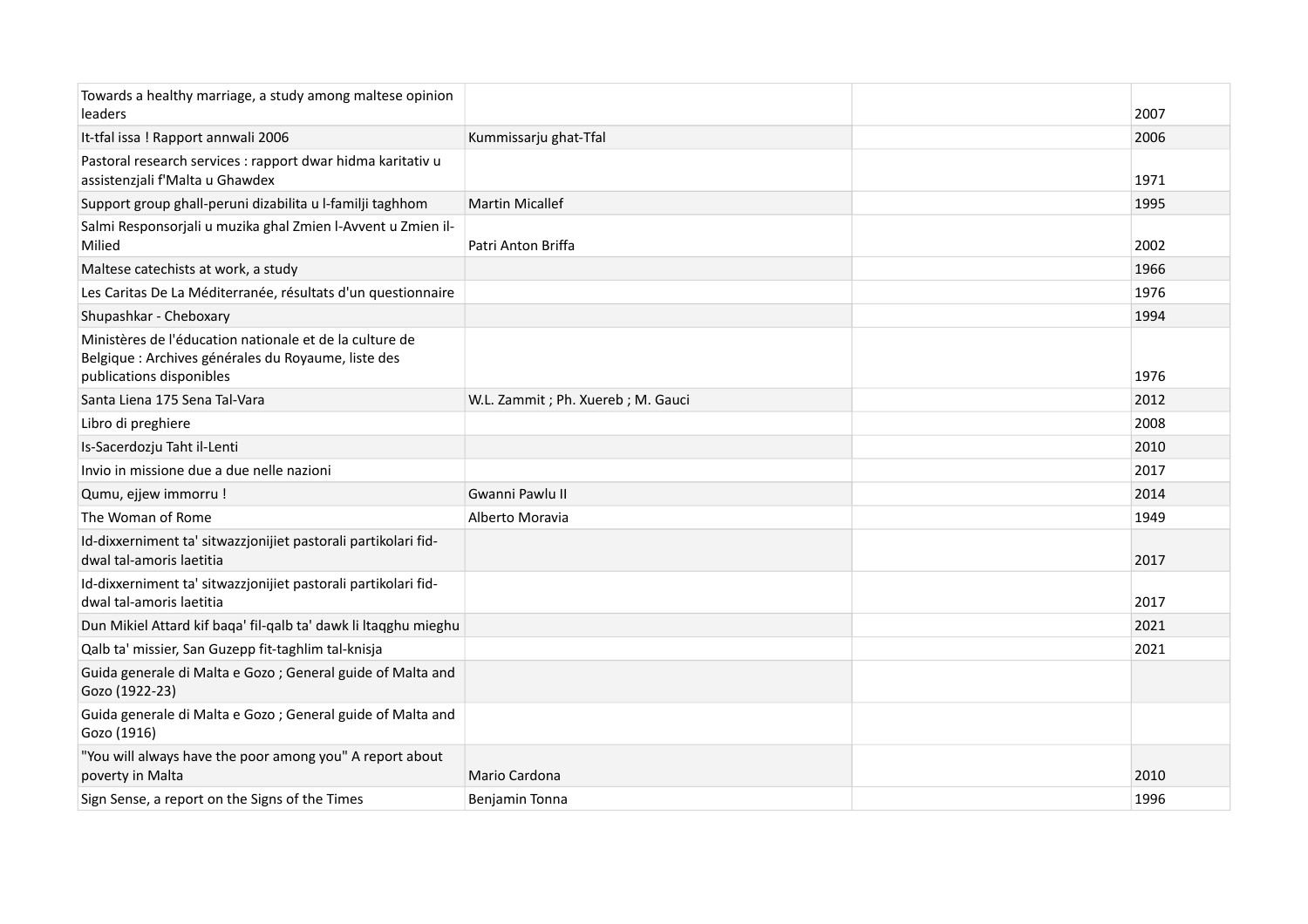| | | | |
|---|---|---|---|
| Towards a healthy marriage, a study among maltese opinion leaders | | | 2007 |
| It-tfal issa ! Rapport annwali 2006 | Kummissarju ghat-Tfal | | 2006 |
| Pastoral research services : rapport dwar hidma karitativ u assistenzjali f'Malta u Ghawdex | | | 1971 |
| Support group ghall-peruni dizabilita u l-familji taghhom | Martin Micallef | | 1995 |
| Salmi Responsorjali u muzika ghal Zmien l-Avvent u Zmien il-Milied | Patri Anton Briffa | | 2002 |
| Maltese catechists at work, a study | | | 1966 |
| Les Caritas De La Méditerranée, résultats d'un questionnaire | | | 1976 |
| Shupashkar - Cheboxary | | | 1994 |
| Ministères de l'éducation nationale et de la culture de Belgique : Archives générales du Royaume, liste des publications disponibles | | | 1976 |
| Santa Liena 175 Sena Tal-Vara | W.L. Zammit ; Ph. Xuereb ; M. Gauci | | 2012 |
| Libro di preghiere | | | 2008 |
| Is-Sacerdozju Taht il-Lenti | | | 2010 |
| Invio in missione due a due nelle nazioni | | | 2017 |
| Qumu, ejjew immorru ! | Gwanni Pawlu II | | 2014 |
| The Woman of Rome | Alberto Moravia | | 1949 |
| Id-dixxerniment ta' sitwazzjonijiet pastorali partikolari fid-dwal tal-amoris laetitia | | | 2017 |
| Id-dixxerniment ta' sitwazzjonijiet pastorali partikolari fid-dwal tal-amoris laetitia | | | 2017 |
| Dun Mikiel Attard kif baqa' fil-qalb ta' dawk li ltaqghu mieghu | | | 2021 |
| Qalb ta' missier, San Guzepp fit-taghlim tal-knisja | | | 2021 |
| Guida generale di Malta e Gozo ; General guide of Malta and Gozo (1922-23) | | | |
| Guida generale di Malta e Gozo ; General guide of Malta and Gozo (1916) | | | |
| "You will always have the poor among you" A report about poverty in Malta | Mario Cardona | | 2010 |
| Sign Sense, a report on the Signs of the Times | Benjamin Tonna | | 1996 |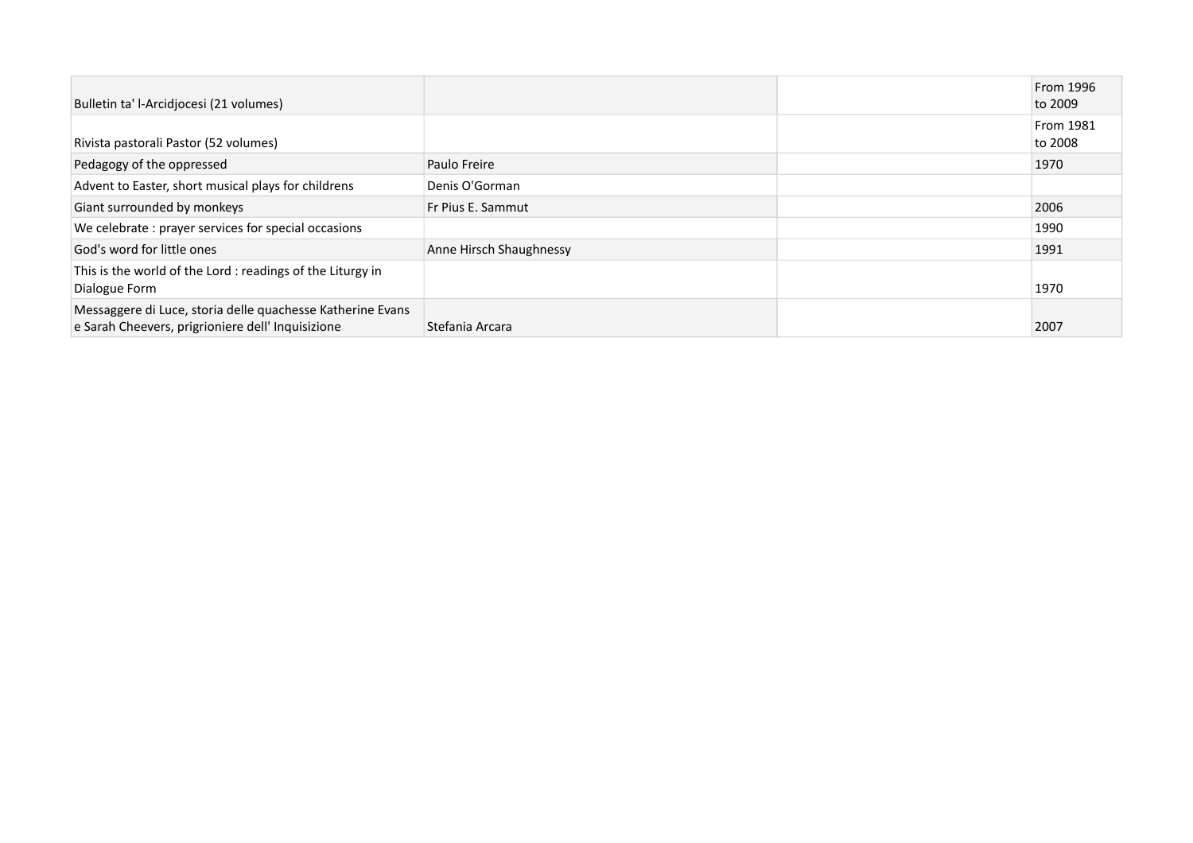| | | | |
|---|---|---|---|
| Bulletin ta' l-Arcidjocesi (21 volumes) | | | From 1996 to 2009 |
| Rivista pastorali Pastor (52 volumes) | | | From 1981 to 2008 |
| Pedagogy of the oppressed | Paulo Freire | | 1970 |
| Advent to Easter, short musical plays for childrens | Denis O'Gorman | | |
| Giant surrounded by monkeys | Fr Pius E. Sammut | | 2006 |
| We celebrate : prayer services for special occasions | | | 1990 |
| God's word for little ones | Anne Hirsch Shaughnessy | | 1991 |
| This is the world of the Lord : readings of the Liturgy in Dialogue Form | | | 1970 |
| Messaggere di Luce, storia delle quachesse Katherine Evans e Sarah Cheevers, prigrioniere dell' Inquisizione | Stefania Arcara | | 2007 |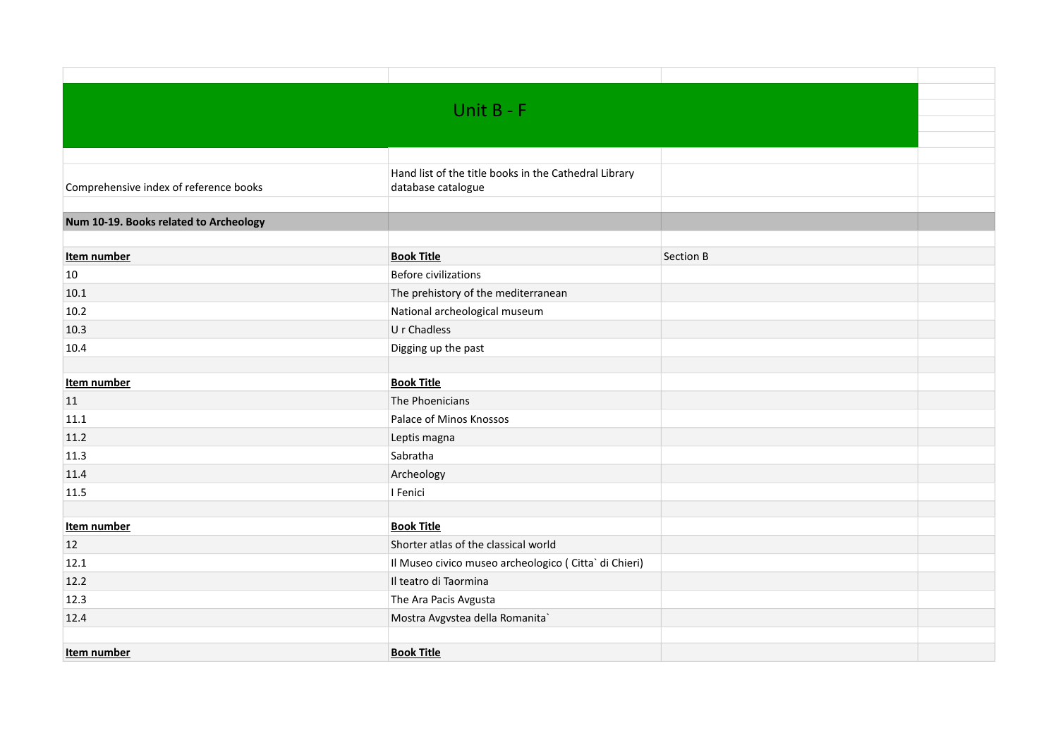# Unit B - F

| Comprehensive index of reference books | Hand list of the title books in the Cathedral Library database catalogue | |
|---|---|---|

**Num 10-19. Books related to Archeology**

| **Item number** | **Book Title** | Section B |
|---|---|---|
| 10 | Before civilizations | |
| 10.1 | The prehistory of the mediterranean | |
| 10.2 | National archeological museum | |
| 10.3 | U r Chadless | |
| 10.4 | Digging up the past | |
| | | |
| **Item number** | **Book Title** | |
| 11 | The Phoenicians | |
| 11.1 | Palace of Minos Knossos | |
| 11.2 | Leptis magna | |
| 11.3 | Sabratha | |
| 11.4 | Archeology | |
| 11.5 | I Fenici | |
| | | |
| **Item number** | **Book Title** | |
| 12 | Shorter atlas of the classical world | |
| 12.1 | Il Museo civico museo archeologico ( Citta` di Chieri) | |
| 12.2 | Il teatro di Taormina | |
| 12.3 | The Ara Pacis Avgusta | |
| 12.4 | Mostra Avgvstea della Romanita` | |
| | | |
| **Item number** | **Book Title** | |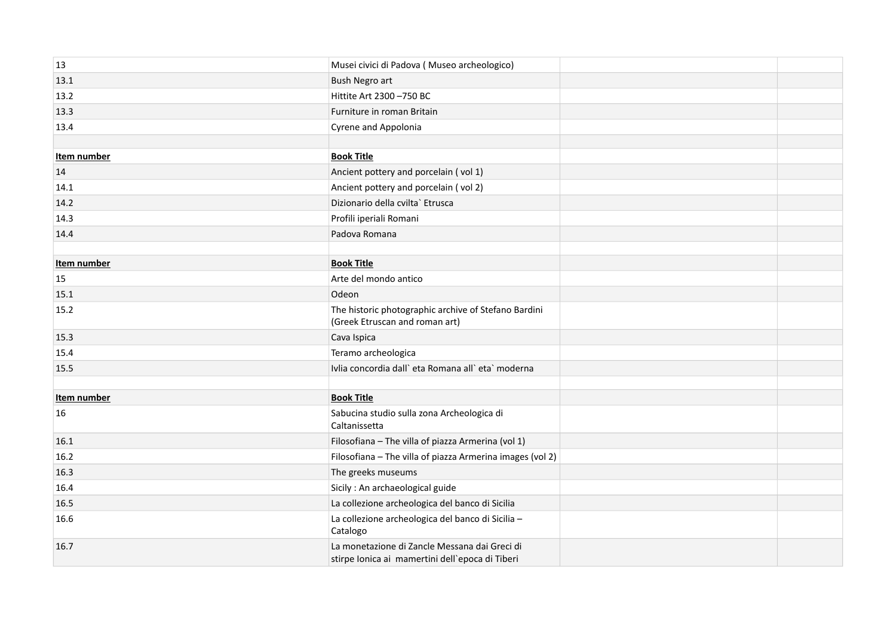| 13 | Musei civici di Padova ( Museo archeologico) | | |
|---|---|---|---|
| 13.1 | Bush Negro art | | |
| 13.2 | Hittite Art 2300 –750 BC | | |
| 13.3 | Furniture in roman Britain | | |
| 13.4 | Cyrene and Appolonia | | |
| | | | |
| **Item number** | **Book Title** | | |
| 14 | Ancient pottery and porcelain ( vol 1) | | |
| 14.1 | Ancient pottery and porcelain ( vol 2) | | |
| 14.2 | Dizionario della cvilta` Etrusca | | |
| 14.3 | Profili iperiali Romani | | |
| 14.4 | Padova Romana | | |
| | | | |
| **Item number** | **Book Title** | | |
| 15 | Arte del mondo antico | | |
| 15.1 | Odeon | | |
| 15.2 | The historic photographic archive of Stefano Bardini (Greek Etruscan and roman art) | | |
| 15.3 | Cava Ispica | | |
| 15.4 | Teramo archeologica | | |
| 15.5 | Ivlia concordia dall` eta Romana all` eta` moderna | | |
| | | | |
| **Item number** | **Book Title** | | |
| 16 | Sabucina studio sulla zona Archeologica di Caltanissetta | | |
| 16.1 | Filosofiana – The villa of piazza Armerina (vol 1) | | |
| 16.2 | Filosofiana – The villa of piazza Armerina images (vol 2) | | |
| 16.3 | The greeks museums | | |
| 16.4 | Sicily : An archaeological guide | | |
| 16.5 | La collezione archeologica del banco di Sicilia | | |
| 16.6 | La collezione archeologica del banco di Sicilia – Catalogo | | |
| 16.7 | La monetazione di Zancle Messana dai Greci di stirpe Ionica ai mamertini dell`epoca di Tiberi | | |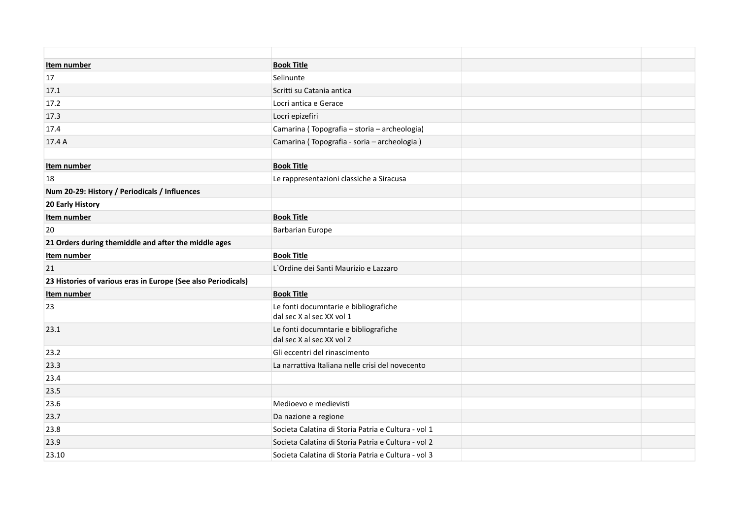| | | | |
|---|---|---|---|
| **Item number** | **Book Title** | | |
| 17 | Selinunte | | |
| 17.1 | Scritti su Catania antica | | |
| 17.2 | Locri antica e Gerace | | |
| 17.3 | Locri epizefiri | | |
| 17.4 | Camarina ( Topografia – storia – archeologia) | | |
| 17.4 A | Camarina ( Topografia - soria – archeologia ) | | |
| | | | |
| **Item number** | **Book Title** | | |
| 18 | Le rappresentazioni classiche a Siracusa | | |
| **Num 20-29: History / Periodicals / Influences** | | | |
| **20 Early History** | | | |
| **Item number** | **Book Title** | | |
| 20 | Barbarian Europe | | |
| **21 Orders during themiddle and after the middle ages** | | | |
| **Item number** | **Book Title** | | |
| 21 | L`Ordine dei Santi Maurizio e Lazzaro | | |
| **23 Histories of various eras in Europe (See also Periodicals)** | | | |
| **Item number** | **Book Title** | | |
| 23 | Le fonti documntarie e bibliografiche dal sec X al sec XX vol 1 | | |
| 23.1 | Le fonti documntarie e bibliografiche dal sec X al sec XX vol 2 | | |
| 23.2 | Gli eccentri del rinascimento | | |
| 23.3 | La narrattiva Italiana nelle crisi del novecento | | |
| 23.4 | | | |
| 23.5 | | | |
| 23.6 | Medioevo e medievisti | | |
| 23.7 | Da nazione a regione | | |
| 23.8 | Societa Calatina di Storia Patria e Cultura - vol 1 | | |
| 23.9 | Societa Calatina di Storia Patria e Cultura - vol 2 | | |
| 23.10 | Societa Calatina di Storia Patria e Cultura - vol 3 | | |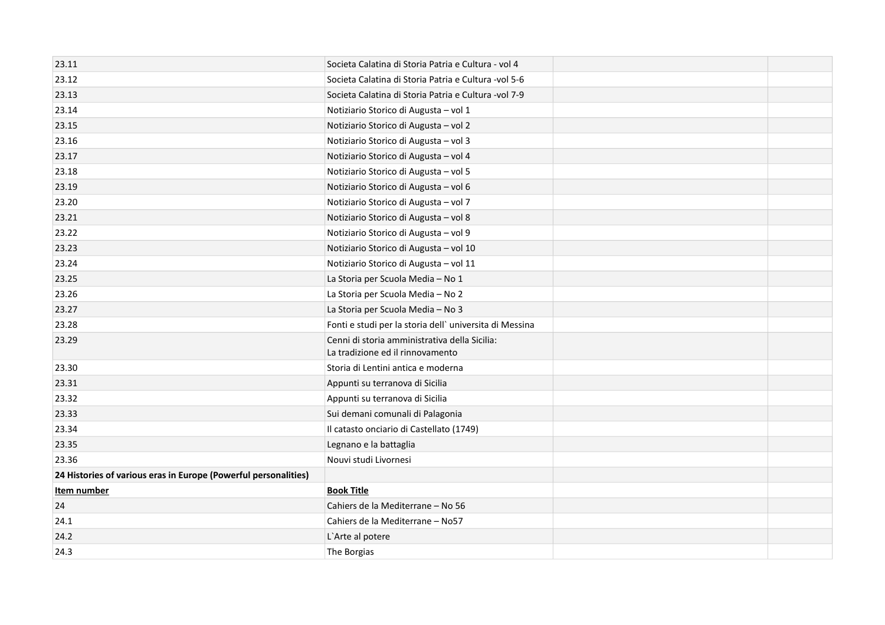| | | | |
|---|---|---|---|
| 23.11 | Societa Calatina di Storia Patria e Cultura - vol 4 | | |
| 23.12 | Societa Calatina di Storia Patria e Cultura -vol 5-6 | | |
| 23.13 | Societa Calatina di Storia Patria e Cultura -vol 7-9 | | |
| 23.14 | Notiziario Storico di Augusta – vol 1 | | |
| 23.15 | Notiziario Storico di Augusta – vol 2 | | |
| 23.16 | Notiziario Storico di Augusta – vol 3 | | |
| 23.17 | Notiziario Storico di Augusta – vol 4 | | |
| 23.18 | Notiziario Storico di Augusta – vol 5 | | |
| 23.19 | Notiziario Storico di Augusta – vol 6 | | |
| 23.20 | Notiziario Storico di Augusta – vol 7 | | |
| 23.21 | Notiziario Storico di Augusta – vol 8 | | |
| 23.22 | Notiziario Storico di Augusta – vol 9 | | |
| 23.23 | Notiziario Storico di Augusta – vol 10 | | |
| 23.24 | Notiziario Storico di Augusta – vol 11 | | |
| 23.25 | La Storia per Scuola Media – No 1 | | |
| 23.26 | La Storia per Scuola Media – No 2 | | |
| 23.27 | La Storia per Scuola Media – No 3 | | |
| 23.28 | Fonti e studi per la storia dell` universita di Messina | | |
| 23.29 | Cenni di storia amministrativa della Sicilia: La tradizione ed il rinnovamento | | |
| 23.30 | Storia di Lentini antica e moderna | | |
| 23.31 | Appunti su terranova di Sicilia | | |
| 23.32 | Appunti su terranova di Sicilia | | |
| 23.33 | Sui demani comunali di Palagonia | | |
| 23.34 | Il catasto onciario di Castellato (1749) | | |
| 23.35 | Legnano e la battaglia | | |
| 23.36 | Nouvi studi Livornesi | | |
| **24 Histories of various eras in Europe (Powerful personalities)** | | | |
| **Item number** | **Book Title** | | |
| 24 | Cahiers de la Mediterrane – No 56 | | |
| 24.1 | Cahiers de la Mediterrane – No57 | | |
| 24.2 | L`Arte al potere | | |
| 24.3 | The Borgias | | |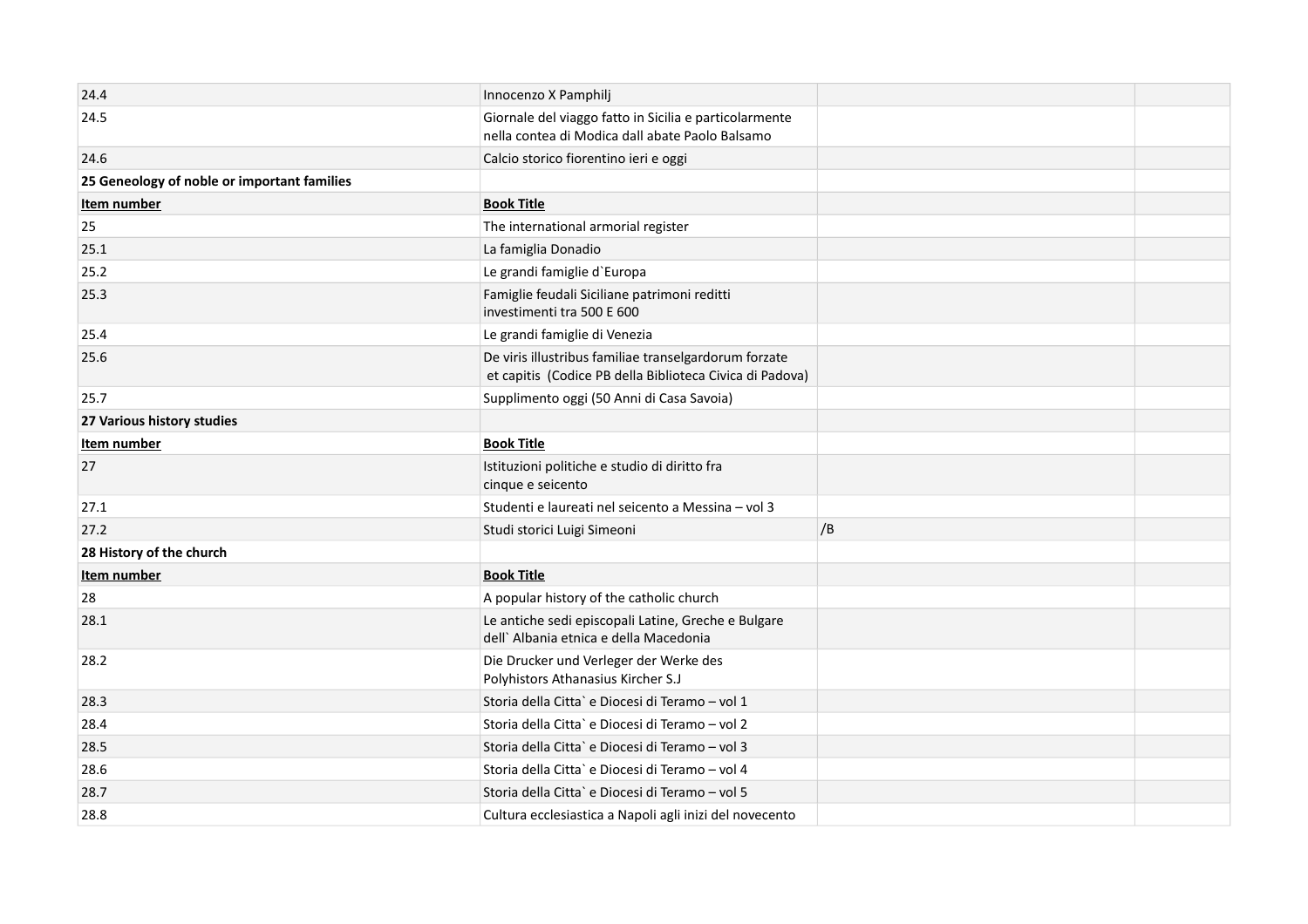| | | | |
|---|---|---|---|
| 24.4 | Innocenzo X Pamphilj | | |
| 24.5 | Giornale del viaggo fatto in Sicilia e particolarmente nella contea di Modica dall abate Paolo Balsamo | | |
| 24.6 | Calcio storico fiorentino ieri e oggi | | |
| **25 Geneology of noble or important families** | | | |
| **Item number** | **Book Title** | | |
| 25 | The international armorial register | | |
| 25.1 | La famiglia Donadio | | |
| 25.2 | Le grandi famiglie d`Europa | | |
| 25.3 | Famiglie feudali Siciliane patrimoni redditti investimenti tra 500 E 600 | | |
| 25.4 | Le grandi famiglie di Venezia | | |
| 25.6 | De viris illustribus familiae transelgardorum forzate et capitis (Codice PB della Biblioteca Civica di Padova) | | |
| 25.7 | Supplimento oggi (50 Anni di Casa Savoia) | | |
| **27 Various history studies** | | | |
| **Item number** | **Book Title** | | |
| 27 | Istituzioni politiche e studio di diritto fra cinque e seicento | | |
| 27.1 | Studenti e laureati nel seicento a Messina – vol 3 | | |
| 27.2 | Studi storici Luigi Simeoni | /B | |
| **28 History of the church** | | | |
| **Item number** | **Book Title** | | |
| 28 | A popular history of the catholic church | | |
| 28.1 | Le antiche sedi episcopali Latine, Greche e Bulgare dell` Albania etnica e della Macedonia | | |
| 28.2 | Die Drucker und Verleger der Werke des Polyhistors Athanasius Kircher S.J | | |
| 28.3 | Storia della Citta` e Diocesi di Teramo – vol 1 | | |
| 28.4 | Storia della Citta` e Diocesi di Teramo – vol 2 | | |
| 28.5 | Storia della Citta` e Diocesi di Teramo – vol 3 | | |
| 28.6 | Storia della Citta` e Diocesi di Teramo – vol 4 | | |
| 28.7 | Storia della Citta` e Diocesi di Teramo – vol 5 | | |
| 28.8 | Cultura ecclesiastica a Napoli agli inizi del novecento | | |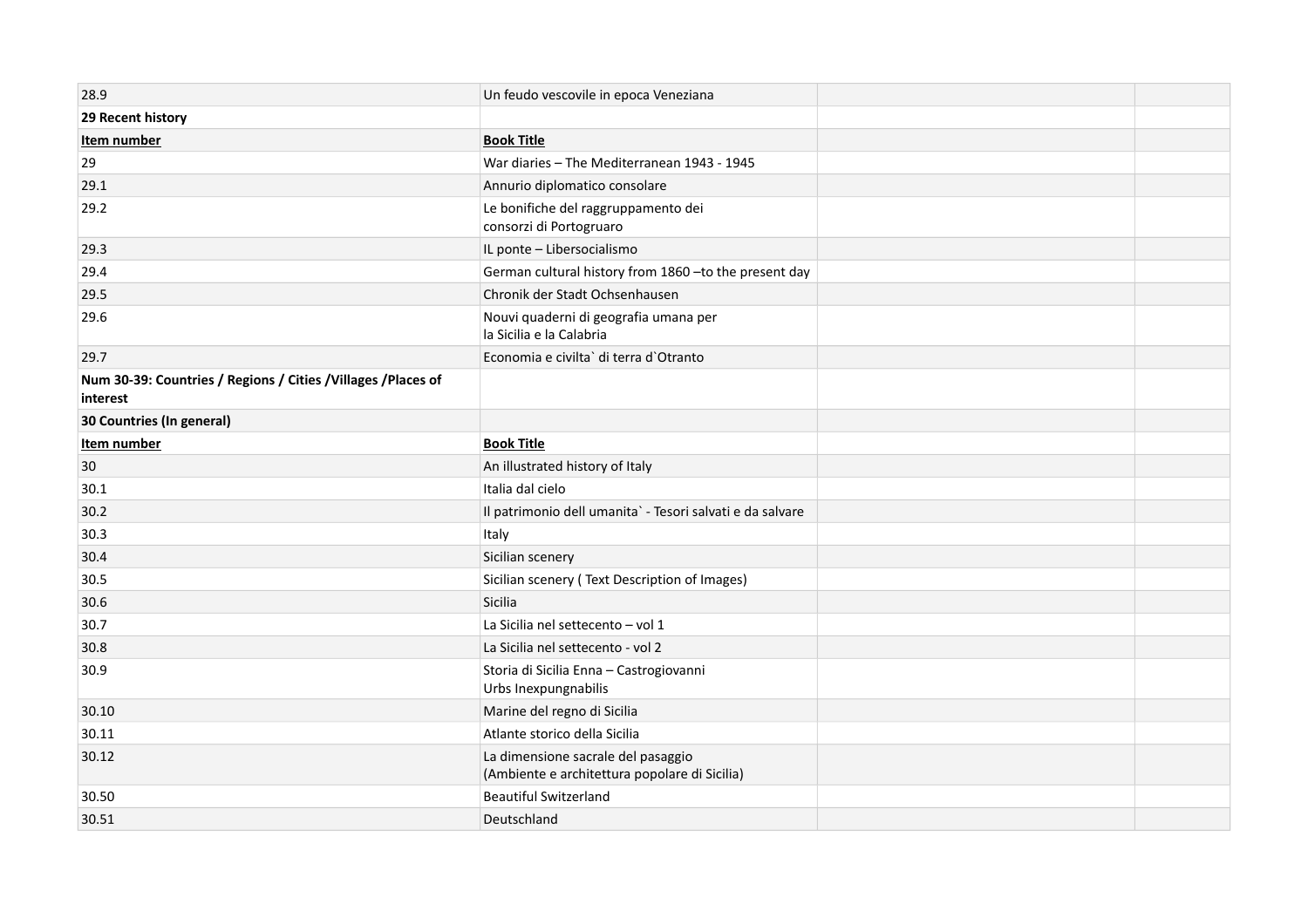| | | | |
|---|---|---|---|
| 28.9 | Un feudo vescovile in epoca Veneziana | | |
| **29 Recent history** | | | |
| **Item number** | **Book Title** | | |
| 29 | War diaries – The Mediterranean 1943 - 1945 | | |
| 29.1 | Annurio diplomatico consolare | | |
| 29.2 | Le bonifiche del raggruppamento dei consorzi di Portogruaro | | |
| 29.3 | IL ponte – Libersocialismo | | |
| 29.4 | German cultural history from 1860 –to the present day | | |
| 29.5 | Chronik der Stadt Ochsenhausen | | |
| 29.6 | Nouvi quaderni di geografia umana per la Sicilia e la Calabria | | |
| 29.7 | Economia e civilta` di terra d`Otranto | | |
| **Num 30-39: Countries / Regions / Cities /Villages /Places of interest** | | | |
| **30 Countries (In general)** | | | |
| **Item number** | **Book Title** | | |
| 30 | An illustrated history of Italy | | |
| 30.1 | Italia dal cielo | | |
| 30.2 | Il patrimonio dell umanita` - Tesori salvati e da salvare | | |
| 30.3 | Italy | | |
| 30.4 | Sicilian scenery | | |
| 30.5 | Sicilian scenery ( Text Description of Images) | | |
| 30.6 | Sicilia | | |
| 30.7 | La Sicilia nel settecento – vol 1 | | |
| 30.8 | La Sicilia nel settecento - vol 2 | | |
| 30.9 | Storia di Sicilia Enna – Castrogiovanni Urbs Inexpungnabilis | | |
| 30.10 | Marine del regno di Sicilia | | |
| 30.11 | Atlante storico della Sicilia | | |
| 30.12 | La dimensione sacrale del pasaggio (Ambiente e architettura popolare di Sicilia) | | |
| 30.50 | Beautiful Switzerland | | |
| 30.51 | Deutschland | | |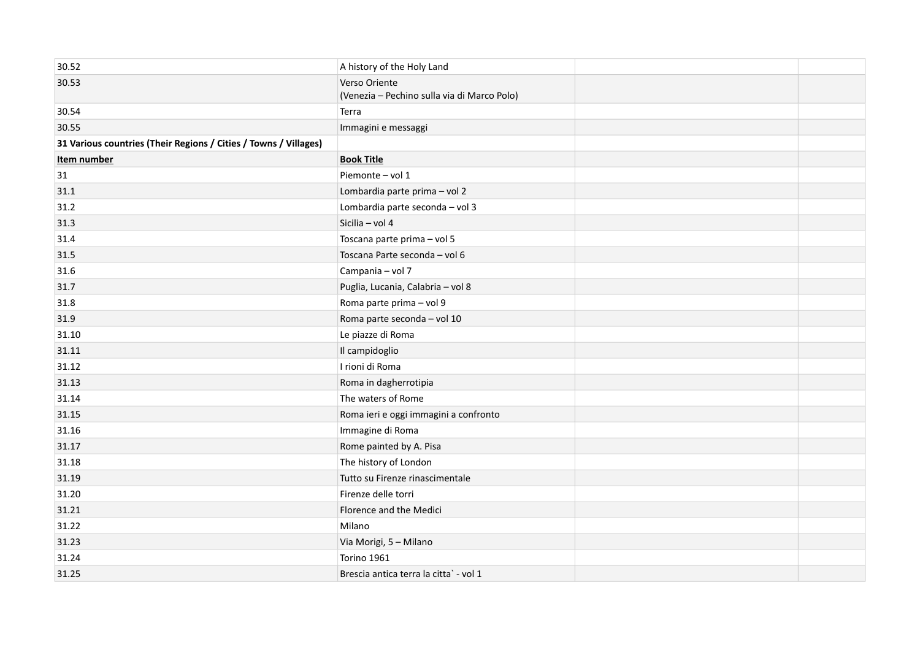| | | | |
|---|---|---|---|
| 30.52 | A history of the Holy Land | | |
| 30.53 | Verso Oriente<br>(Venezia – Pechino sulla via di Marco Polo) | | |
| 30.54 | Terra | | |
| 30.55 | Immagini e messaggi | | |
| **31 Various countries (Their Regions / Cities / Towns / Villages)** | | | |
| **Item number** | **Book Title** | | |
| 31 | Piemonte – vol 1 | | |
| 31.1 | Lombardia parte prima – vol 2 | | |
| 31.2 | Lombardia parte seconda – vol 3 | | |
| 31.3 | Sicilia – vol 4 | | |
| 31.4 | Toscana parte prima – vol 5 | | |
| 31.5 | Toscana Parte seconda – vol 6 | | |
| 31.6 | Campania – vol 7 | | |
| 31.7 | Puglia, Lucania, Calabria – vol 8 | | |
| 31.8 | Roma parte prima – vol 9 | | |
| 31.9 | Roma parte seconda – vol 10 | | |
| 31.10 | Le piazze di Roma | | |
| 31.11 | Il campidoglio | | |
| 31.12 | I rioni di Roma | | |
| 31.13 | Roma in dagherrotipia | | |
| 31.14 | The waters of Rome | | |
| 31.15 | Roma ieri e oggi immagini a confronto | | |
| 31.16 | Immagine di Roma | | |
| 31.17 | Rome painted by A. Pisa | | |
| 31.18 | The history of London | | |
| 31.19 | Tutto su Firenze rinascimentale | | |
| 31.20 | Firenze delle torri | | |
| 31.21 | Florence and the Medici | | |
| 31.22 | Milano | | |
| 31.23 | Via Morigi, 5 – Milano | | |
| 31.24 | Torino 1961 | | |
| 31.25 | Brescia antica terra la citta` - vol 1 | | |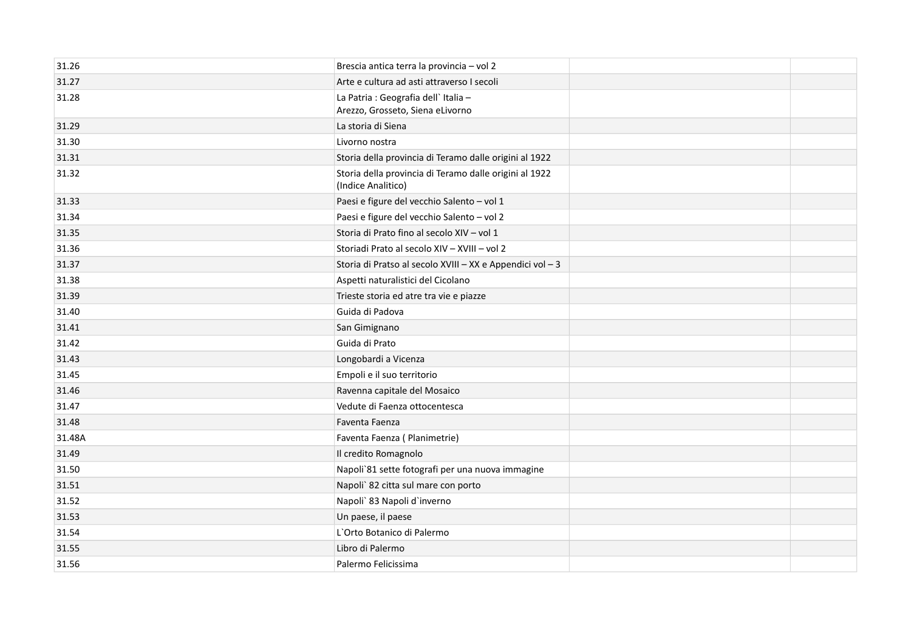| | | | |
|---|---|---|---|
| 31.26 | Brescia antica terra la provincia – vol 2 | | |
| 31.27 | Arte e cultura ad asti attraverso I secoli | | |
| 31.28 | La Patria : Geografia dell` Italia –<br>Arezzo, Grosseto, Siena eLivorno | | |
| 31.29 | La storia di Siena | | |
| 31.30 | Livorno nostra | | |
| 31.31 | Storia della provincia di Teramo dalle origini al 1922 | | |
| 31.32 | Storia della provincia di Teramo dalle origini al 1922<br>(Indice Analitico) | | |
| 31.33 | Paesi e figure del vecchio Salento – vol 1 | | |
| 31.34 | Paesi e figure del vecchio Salento – vol 2 | | |
| 31.35 | Storia di Prato fino al secolo XIV – vol 1 | | |
| 31.36 | Storiadi Prato al secolo XIV – XVIII – vol 2 | | |
| 31.37 | Storia di Pratso al secolo XVIII – XX e Appendici vol – 3 | | |
| 31.38 | Aspetti naturalistici del Cicolano | | |
| 31.39 | Trieste storia ed atre tra vie e piazze | | |
| 31.40 | Guida di Padova | | |
| 31.41 | San Gimignano | | |
| 31.42 | Guida di Prato | | |
| 31.43 | Longobardi a Vicenza | | |
| 31.45 | Empoli e il suo territorio | | |
| 31.46 | Ravenna capitale del Mosaico | | |
| 31.47 | Vedute di Faenza ottocentesca | | |
| 31.48 | Faventa Faenza | | |
| 31.48A | Faventa Faenza ( Planimetrie) | | |
| 31.49 | Il credito Romagnolo | | |
| 31.50 | Napoli`81 sette fotografi per una nuova immagine | | |
| 31.51 | Napoli` 82 citta sul mare con porto | | |
| 31.52 | Napoli` 83 Napoli d`inverno | | |
| 31.53 | Un paese, il paese | | |
| 31.54 | L`Orto Botanico di Palermo | | |
| 31.55 | Libro di Palermo | | |
| 31.56 | Palermo Felicissima | | |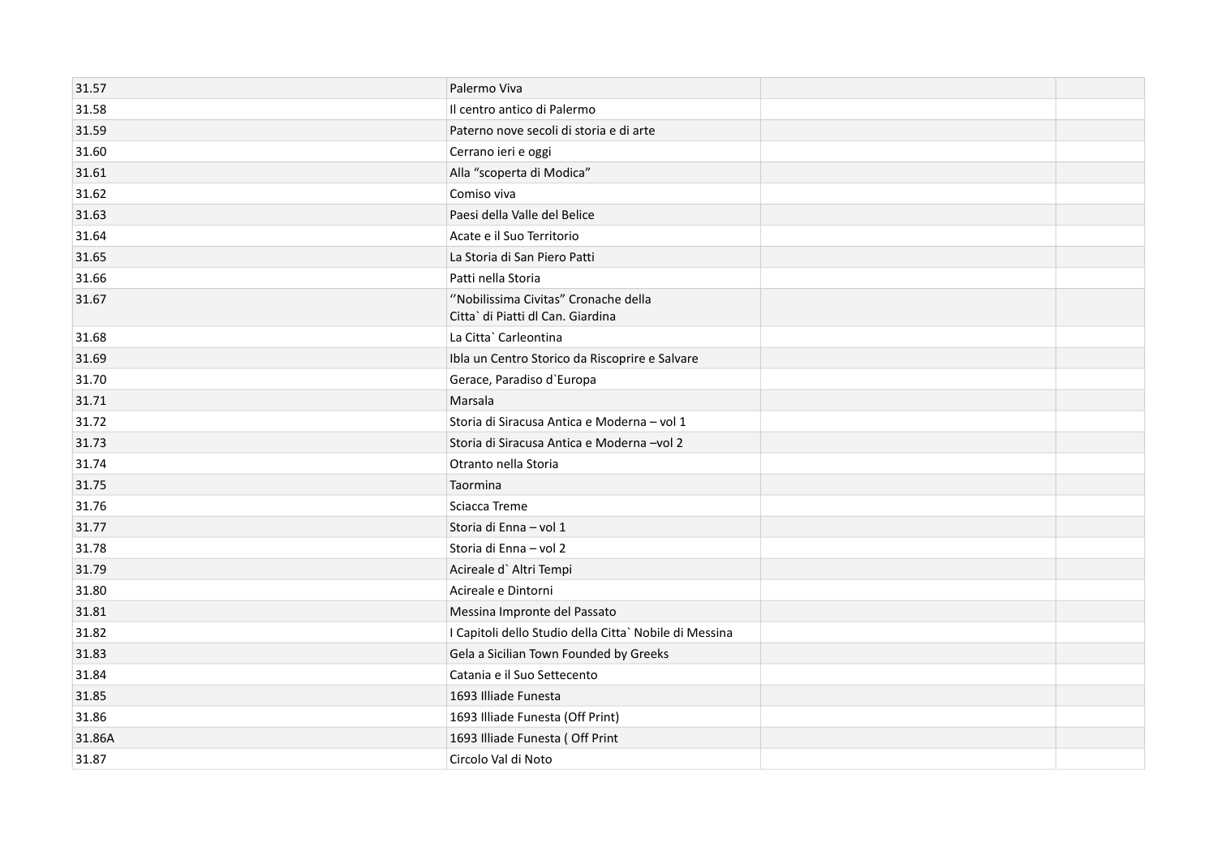| | | | |
|---|---|---|---|
| 31.57 | Palermo Viva | | |
| 31.58 | Il centro antico di Palermo | | |
| 31.59 | Paterno nove secoli di storia e di arte | | |
| 31.60 | Cerrano ieri e oggi | | |
| 31.61 | Alla “scoperta di Modica” | | |
| 31.62 | Comiso viva | | |
| 31.63 | Paesi della Valle del Belice | | |
| 31.64 | Acate e il Suo Territorio | | |
| 31.65 | La Storia di San Piero Patti | | |
| 31.66 | Patti nella Storia | | |
| 31.67 | ‘’Nobilissima Civitas” Cronache della Citta` di Piatti dl Can. Giardina | | |
| 31.68 | La Citta` Carleontina | | |
| 31.69 | Ibla un Centro Storico da Riscoprire e Salvare | | |
| 31.70 | Gerace, Paradiso d`Europa | | |
| 31.71 | Marsala | | |
| 31.72 | Storia di Siracusa Antica e Moderna – vol 1 | | |
| 31.73 | Storia di Siracusa Antica e Moderna –vol 2 | | |
| 31.74 | Otranto nella Storia | | |
| 31.75 | Taormina | | |
| 31.76 | Sciacca Treme | | |
| 31.77 | Storia di Enna – vol 1 | | |
| 31.78 | Storia di Enna – vol 2 | | |
| 31.79 | Acireale d` Altri Tempi | | |
| 31.80 | Acireale e Dintorni | | |
| 31.81 | Messina Impronte del Passato | | |
| 31.82 | I Capitoli dello Studio della Citta` Nobile di Messina | | |
| 31.83 | Gela a Sicilian Town Founded by Greeks | | |
| 31.84 | Catania e il Suo Settecento | | |
| 31.85 | 1693 Illiade Funesta | | |
| 31.86 | 1693 Illiade Funesta (Off Print) | | |
| 31.86A | 1693 Illiade Funesta ( Off Print | | |
| 31.87 | Circolo Val di Noto | | |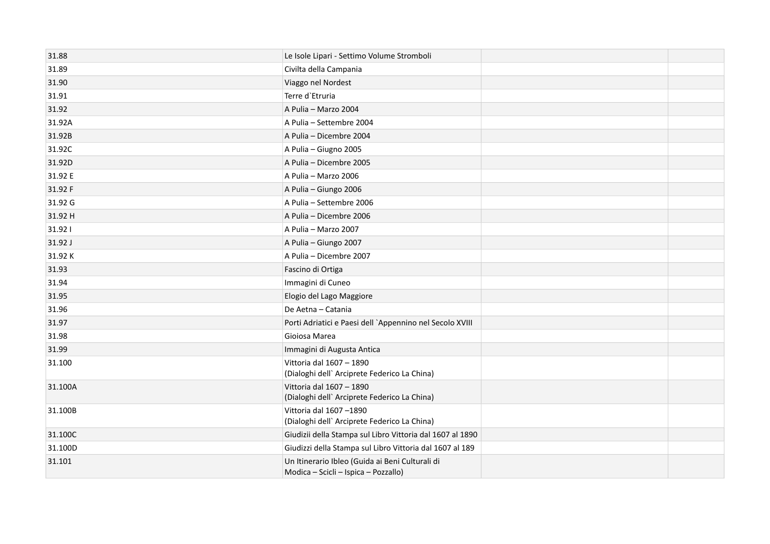| | | | |
|---|---|---|---|
| 31.88 | Le Isole Lipari - Settimo Volume Stromboli | | |
| 31.89 | Civilta della Campania | | |
| 31.90 | Viaggo nel Nordest | | |
| 31.91 | Terre d`Etruria | | |
| 31.92 | A Pulia – Marzo 2004 | | |
| 31.92A | A Pulia – Settembre 2004 | | |
| 31.92B | A Pulia – Dicembre 2004 | | |
| 31.92C | A Pulia – Giugno 2005 | | |
| 31.92D | A Pulia – Dicembre 2005 | | |
| 31.92 E | A Pulia – Marzo 2006 | | |
| 31.92 F | A Pulia – Giungo 2006 | | |
| 31.92 G | A Pulia – Settembre 2006 | | |
| 31.92 H | A Pulia – Dicembre 2006 | | |
| 31.92 I | A Pulia – Marzo 2007 | | |
| 31.92 J | A Pulia – Giungo 2007 | | |
| 31.92 K | A Pulia – Dicembre 2007 | | |
| 31.93 | Fascino di Ortiga | | |
| 31.94 | Immagini di Cuneo | | |
| 31.95 | Elogio del Lago Maggiore | | |
| 31.96 | De Aetna – Catania | | |
| 31.97 | Porti Adriatici e Paesi dell `Appennino nel Secolo XVIII | | |
| 31.98 | Gioiosa Marea | | |
| 31.99 | Immagini di Augusta Antica | | |
| 31.100 | Vittoria dal 1607 – 1890<br>(Dialoghi dell` Arciprete Federico La China) | | |
| 31.100A | Vittoria dal 1607 – 1890<br>(Dialoghi dell` Arciprete Federico La China) | | |
| 31.100B | Vittoria dal 1607 –1890<br>(Dialoghi dell` Arciprete Federico La China) | | |
| 31.100C | Giudizii della Stampa sul Libro Vittoria dal 1607 al 1890 | | |
| 31.100D | Giudizzi della Stampa sul Libro Vittoria dal 1607 al 189 | | |
| 31.101 | Un Itinerario Ibleo (Guida ai Beni Culturali di<br>Modica – Scicli – Ispica – Pozzallo) | | |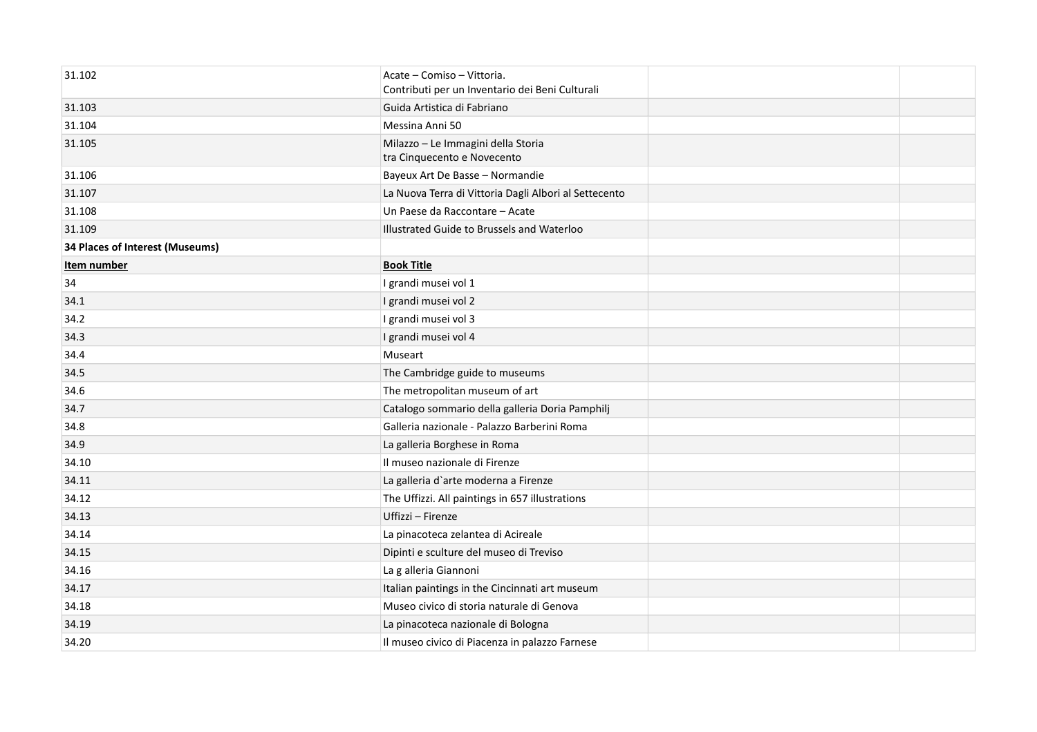| | | | |
|---|---|---|---|
| 31.102 | Acate – Comiso – Vittoria.<br>Contributi per un Inventario dei Beni Culturali | | |
| 31.103 | Guida Artistica di Fabriano | | |
| 31.104 | Messina Anni 50 | | |
| 31.105 | Milazzo – Le Immagini della Storia<br>tra Cinquecento e Novecento | | |
| 31.106 | Bayeux Art De Basse – Normandie | | |
| 31.107 | La Nuova Terra di Vittoria Dagli Albori al Settecento | | |
| 31.108 | Un Paese da Raccontare – Acate | | |
| 31.109 | Illustrated Guide to Brussels and Waterloo | | |
| **34 Places of Interest (Museums)** | | | |
| **Item number** | **Book Title** | | |
| 34 | I grandi musei vol 1 | | |
| 34.1 | I grandi musei vol 2 | | |
| 34.2 | I grandi musei vol 3 | | |
| 34.3 | I grandi musei vol 4 | | |
| 34.4 | Museart | | |
| 34.5 | The Cambridge guide to museums | | |
| 34.6 | The metropolitan museum of art | | |
| 34.7 | Catalogo sommario della galleria Doria Pamphilj | | |
| 34.8 | Galleria nazionale - Palazzo Barberini Roma | | |
| 34.9 | La galleria Borghese in Roma | | |
| 34.10 | Il museo nazionale di Firenze | | |
| 34.11 | La galleria d`arte moderna a Firenze | | |
| 34.12 | The Uffizzi. All paintings in 657 illustrations | | |
| 34.13 | Uffizzi – Firenze | | |
| 34.14 | La pinacoteca zelantea di Acireale | | |
| 34.15 | Dipinti e sculture del museo di Treviso | | |
| 34.16 | La g alleria Giannoni | | |
| 34.17 | Italian paintings in the Cincinnati art museum | | |
| 34.18 | Museo civico di storia naturale di Genova | | |
| 34.19 | La pinacoteca nazionale di Bologna | | |
| 34.20 | Il museo civico di Piacenza in palazzo Farnese | | |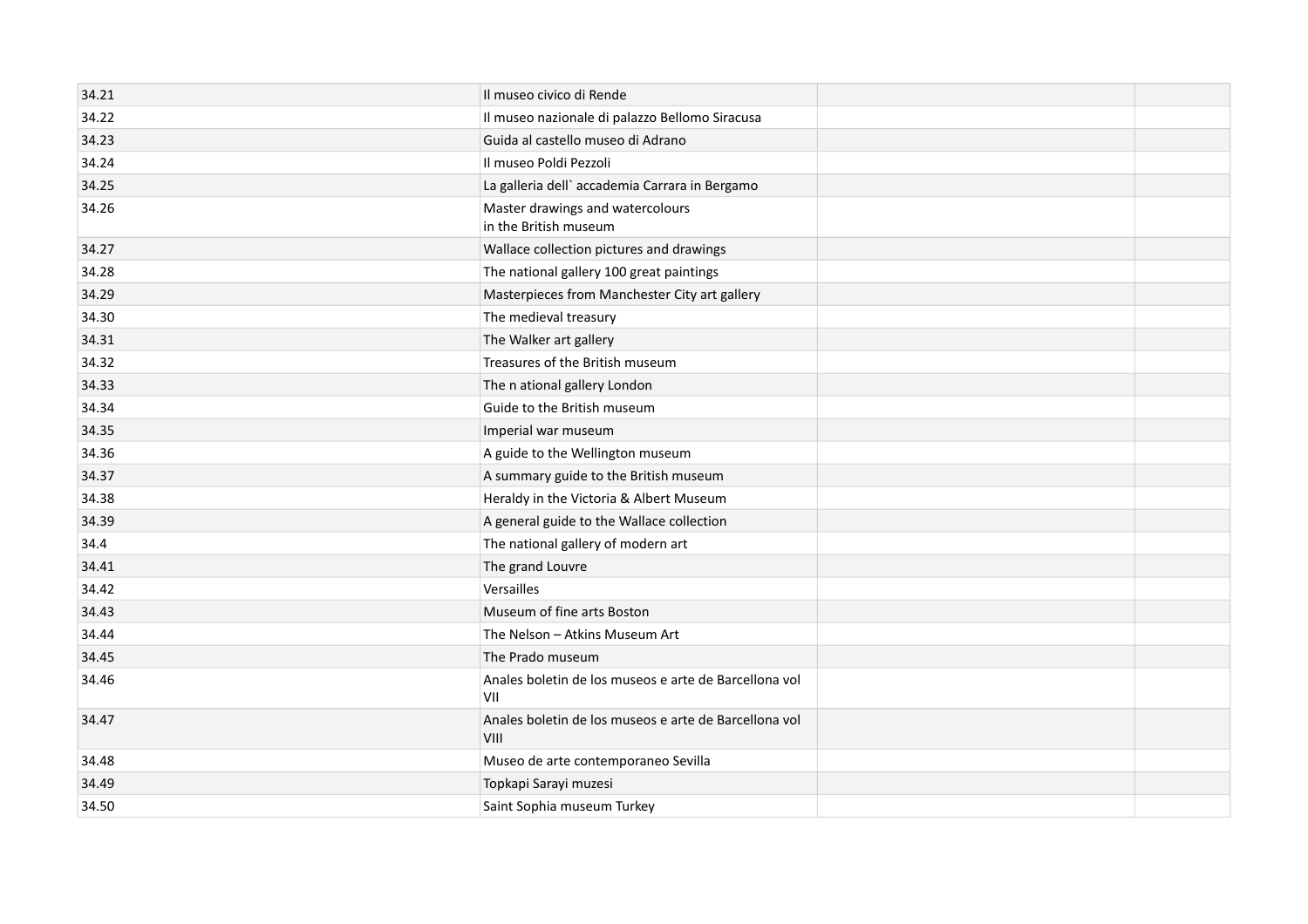| | | | |
|---|---|---|---|
| 34.21 | Il museo civico di Rende | | |
| 34.22 | Il museo nazionale di palazzo Bellomo Siracusa | | |
| 34.23 | Guida al castello museo di Adrano | | |
| 34.24 | Il museo Poldi Pezzoli | | |
| 34.25 | La galleria dell` accademia Carrara in Bergamo | | |
| 34.26 | Master drawings and watercolours in the British museum | | |
| 34.27 | Wallace collection pictures and drawings | | |
| 34.28 | The national gallery 100 great paintings | | |
| 34.29 | Masterpieces from Manchester City art gallery | | |
| 34.30 | The medieval treasury | | |
| 34.31 | The Walker art gallery | | |
| 34.32 | Treasures of the British museum | | |
| 34.33 | The n ational gallery London | | |
| 34.34 | Guide to the British museum | | |
| 34.35 | Imperial war museum | | |
| 34.36 | A guide to the Wellington museum | | |
| 34.37 | A summary guide to the British museum | | |
| 34.38 | Heraldy in the Victoria & Albert Museum | | |
| 34.39 | A general guide to the Wallace collection | | |
| 34.4 | The national gallery of modern art | | |
| 34.41 | The grand Louvre | | |
| 34.42 | Versailles | | |
| 34.43 | Museum of fine arts Boston | | |
| 34.44 | The Nelson – Atkins Museum Art | | |
| 34.45 | The Prado museum | | |
| 34.46 | Anales boletin de los museos e arte de Barcellona vol VII | | |
| 34.47 | Anales boletin de los museos e arte de Barcellona vol VIII | | |
| 34.48 | Museo de arte contemporaneo Sevilla | | |
| 34.49 | Topkapi Sarayi muzesi | | |
| 34.50 | Saint Sophia museum Turkey | | |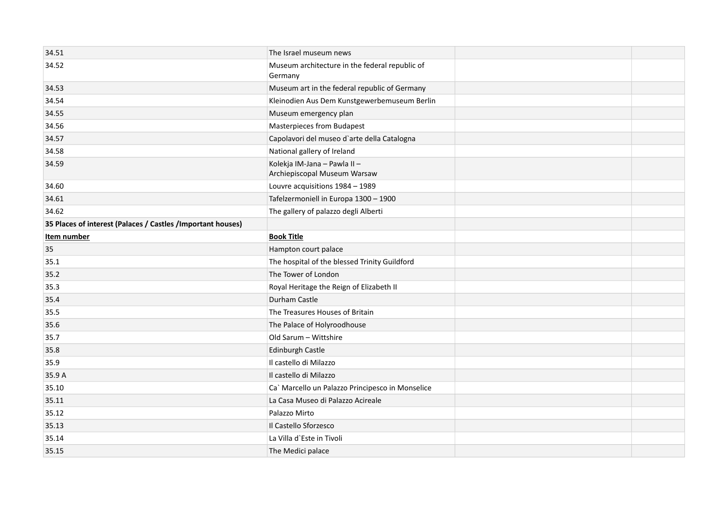| | | | |
|---|---|---|---|
| 34.51 | The Israel museum news | | |
| 34.52 | Museum architecture in the federal republic of Germany | | |
| 34.53 | Museum art in the federal republic of Germany | | |
| 34.54 | Kleinodien Aus Dem Kunstgewerbemuseum Berlin | | |
| 34.55 | Museum emergency plan | | |
| 34.56 | Masterpieces from Budapest | | |
| 34.57 | Capolavori del museo d`arte della Catalogna | | |
| 34.58 | National gallery of Ireland | | |
| 34.59 | Kolekja IM-Jana – Pawla II – Archiepiscopal Museum Warsaw | | |
| 34.60 | Louvre acquisitions 1984 – 1989 | | |
| 34.61 | Tafelzermoniell in Europa 1300 – 1900 | | |
| 34.62 | The gallery of palazzo degli Alberti | | |
| **35 Places of interest (Palaces / Castles /Important houses)** | | | |
| **Item number** | **Book Title** | | |
| 35 | Hampton court palace | | |
| 35.1 | The hospital of the blessed Trinity Guildford | | |
| 35.2 | The Tower of London | | |
| 35.3 | Royal Heritage the Reign of Elizabeth II | | |
| 35.4 | Durham Castle | | |
| 35.5 | The Treasures Houses of Britain | | |
| 35.6 | The Palace of Holyroodhouse | | |
| 35.7 | Old Sarum – Wittshire | | |
| 35.8 | Edinburgh Castle | | |
| 35.9 | Il castello di Milazzo | | |
| 35.9 A | Il castello di Milazzo | | |
| 35.10 | Ca` Marcello un Palazzo Principesco in Monselice | | |
| 35.11 | La Casa Museo di Palazzo Acireale | | |
| 35.12 | Palazzo Mirto | | |
| 35.13 | Il Castello Sforzesco | | |
| 35.14 | La Villa d`Este in Tivoli | | |
| 35.15 | The Medici palace | | |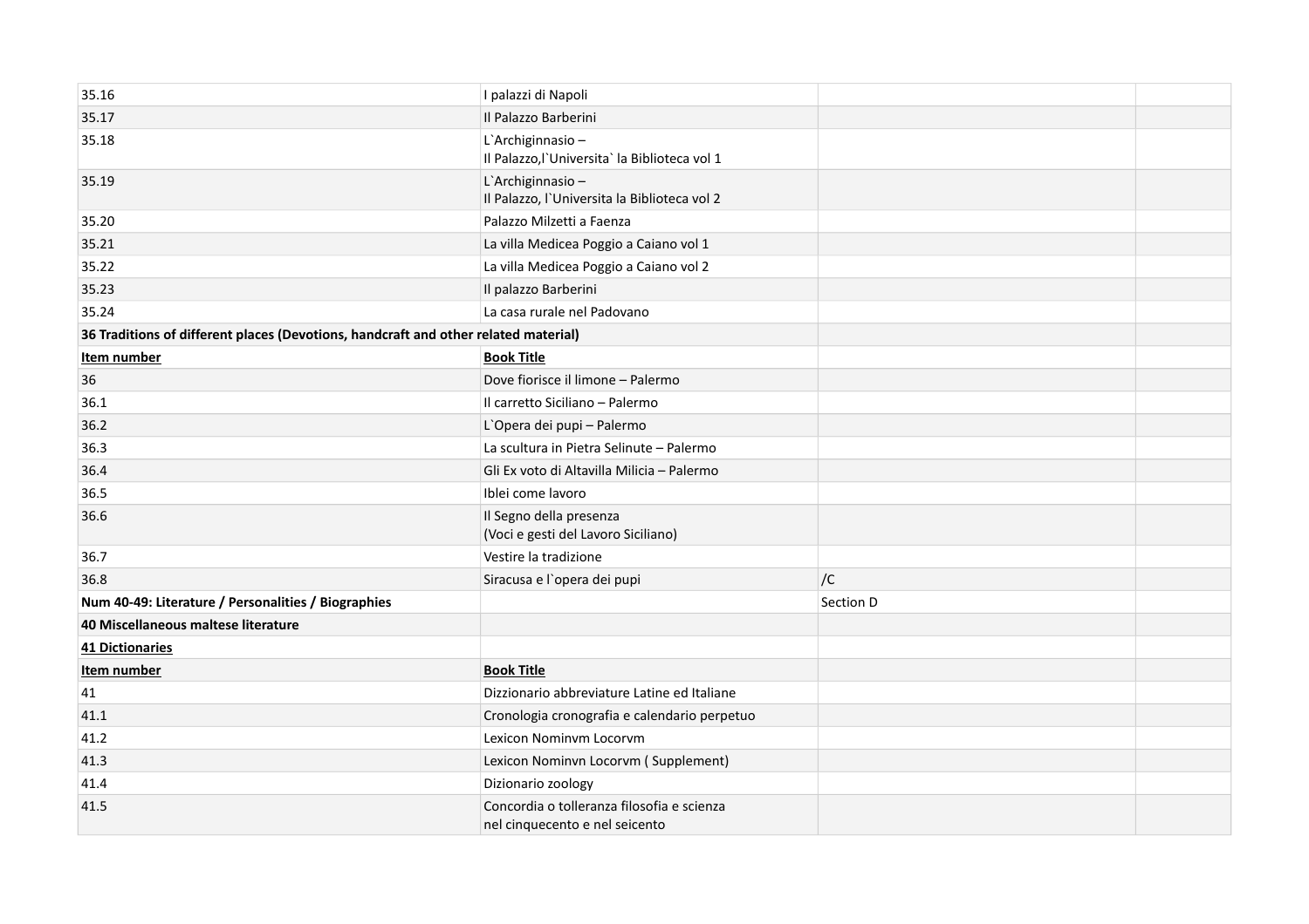| | | | |
|---|---|---|---|
| 35.16 | I palazzi di Napoli | | |
| 35.17 | Il Palazzo Barberini | | |
| 35.18 | L`Archiginnasio – Il Palazzo,l`Universita` la Biblioteca vol 1 | | |
| 35.19 | L`Archiginnasio – Il Palazzo, l`Universita la Biblioteca vol 2 | | |
| 35.20 | Palazzo Milzetti a Faenza | | |
| 35.21 | La villa Medicea Poggio a Caiano vol 1 | | |
| 35.22 | La villa Medicea Poggio a Caiano vol 2 | | |
| 35.23 | Il palazzo Barberini | | |
| 35.24 | La casa rurale nel Padovano | | |
| **36 Traditions of different places (Devotions, handcraft and other related material)** | | | |
| **Item number** | **Book Title** | | |
| 36 | Dove fiorisce il limone – Palermo | | |
| 36.1 | Il carretto Siciliano – Palermo | | |
| 36.2 | L`Opera dei pupi – Palermo | | |
| 36.3 | La scultura in Pietra Selinute – Palermo | | |
| 36.4 | Gli Ex voto di Altavilla Milicia – Palermo | | |
| 36.5 | Iblei come lavoro | | |
| 36.6 | Il Segno della presenza (Voci e gesti del Lavoro Siciliano) | | |
| 36.7 | Vestire la tradizione | | |
| 36.8 | Siracusa e l`opera dei pupi | /C | |
| **Num 40-49: Literature / Personalities / Biographies** | | Section D | |
| **40 Miscellaneous maltese literature** | | | |
| **41 Dictionaries** | | | |
| **Item number** | **Book Title** | | |
| 41 | Dizzionario abbreviature Latine ed Italiane | | |
| 41.1 | Cronologia cronografia e calendario perpetuo | | |
| 41.2 | Lexicon Nominvm Locorvm | | |
| 41.3 | Lexicon Nominvn Locorvm ( Supplement) | | |
| 41.4 | Dizionario zoology | | |
| 41.5 | Concordia o tolleranza filosofia e scienza nel cinquecento e nel seicento | | |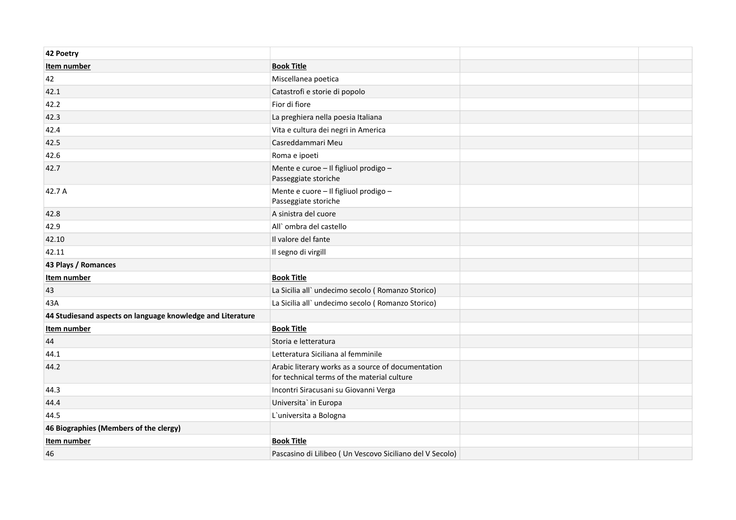| **42 Poetry** | | | |
|---|---|---|---|
| **Item number** | **Book Title** | | |
| 42 | Miscellanea poetica | | |
| 42.1 | Catastrofi e storie di popolo | | |
| 42.2 | Fior di fiore | | |
| 42.3 | La preghiera nella poesia Italiana | | |
| 42.4 | Vita e cultura dei negri in America | | |
| 42.5 | Casreddammari Meu | | |
| 42.6 | Roma e ipoeti | | |
| 42.7 | Mente e curoe – Il figliuol prodigo – Passeggiate storiche | | |
| 42.7 A | Mente e cuore – Il figliuol prodigo – Passeggiate storiche | | |
| 42.8 | A sinistra del cuore | | |
| 42.9 | All` ombra del castello | | |
| 42.10 | Il valore del fante | | |
| 42.11 | Il segno di virgill | | |
| **43 Plays / Romances** | | | |
| **Item number** | **Book Title** | | |
| 43 | La Sicilia all` undecimo secolo ( Romanzo Storico) | | |
| 43A | La Sicilia all` undecimo secolo ( Romanzo Storico) | | |
| **44 Studiesand aspects on language knowledge and Literature** | | | |
| **Item number** | **Book Title** | | |
| 44 | Storia e letteratura | | |
| 44.1 | Letteratura Siciliana al femminile | | |
| 44.2 | Arabic literary works as a source of documentation for technical terms of the material culture | | |
| 44.3 | Incontri Siracusani su Giovanni Verga | | |
| 44.4 | Universita` in Europa | | |
| 44.5 | L`universita a Bologna | | |
| **46 Biographies (Members of the clergy)** | | | |
| **Item number** | **Book Title** | | |
| 46 | Pascasino di Lilibeo ( Un Vescovo Siciliano del V Secolo) | | |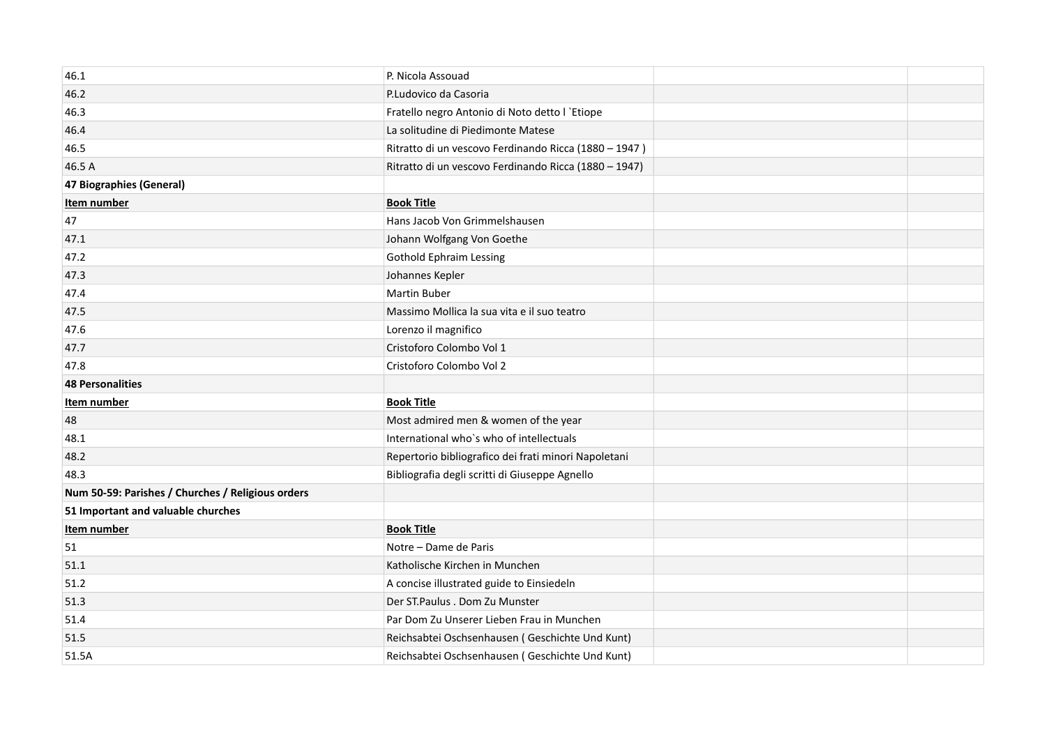| | | | |
|---|---|---|---|
| 46.1 | P. Nicola Assouad | | |
| 46.2 | P.Ludovico da Casoria | | |
| 46.3 | Fratello negro Antonio di Noto detto l `Etiope | | |
| 46.4 | La solitudine di Piedimonte Matese | | |
| 46.5 | Ritratto di un vescovo Ferdinando Ricca (1880 – 1947 ) | | |
| 46.5 A | Ritratto di un vescovo Ferdinando Ricca (1880 – 1947) | | |
| **47 Biographies (General)** | | | |
| **Item number** | **Book Title** | | |
| 47 | Hans Jacob Von Grimmelshausen | | |
| 47.1 | Johann Wolfgang Von Goethe | | |
| 47.2 | Gothold Ephraim Lessing | | |
| 47.3 | Johannes Kepler | | |
| 47.4 | Martin Buber | | |
| 47.5 | Massimo Mollica la sua vita e il suo teatro | | |
| 47.6 | Lorenzo il magnifico | | |
| 47.7 | Cristoforo Colombo Vol 1 | | |
| 47.8 | Cristoforo Colombo Vol 2 | | |
| **48 Personalities** | | | |
| **Item number** | **Book Title** | | |
| 48 | Most admired men & women of the year | | |
| 48.1 | International who`s who of intellectuals | | |
| 48.2 | Repertorio bibliografico dei frati minori Napoletani | | |
| 48.3 | Bibliografia degli scritti di Giuseppe Agnello | | |
| **Num 50-59: Parishes / Churches / Religious orders** | | | |
| **51 Important and valuable churches** | | | |
| **Item number** | **Book Title** | | |
| 51 | Notre – Dame de Paris | | |
| 51.1 | Katholische Kirchen in Munchen | | |
| 51.2 | A concise illustrated guide to Einsiedeln | | |
| 51.3 | Der ST.Paulus . Dom Zu Munster | | |
| 51.4 | Par Dom Zu Unserer Lieben Frau in Munchen | | |
| 51.5 | Reichsabtei Oschsenhausen ( Geschichte Und Kunt) | | |
| 51.5A | Reichsabtei Oschsenhausen ( Geschichte Und Kunt) | | |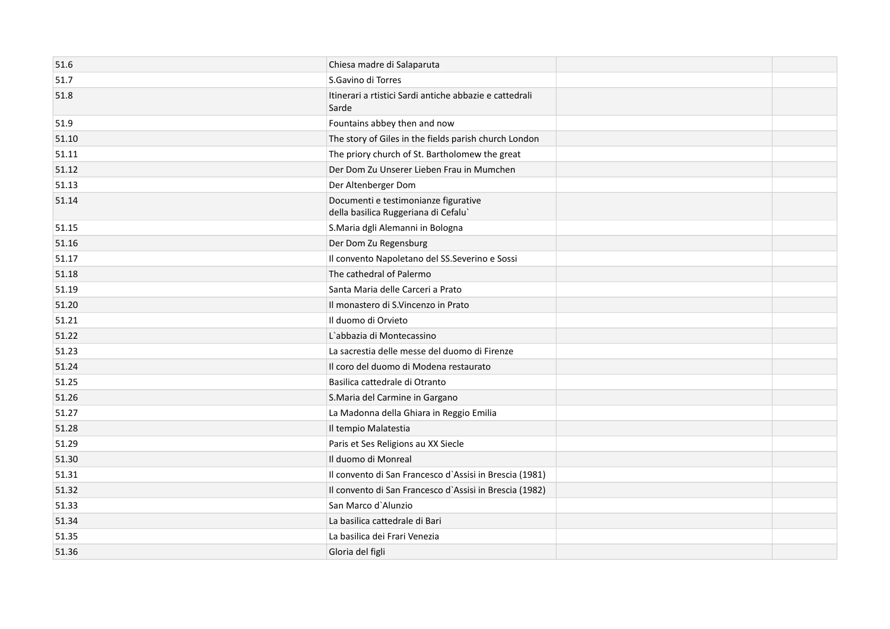| | | | |
|---|---|---|---|
| 51.6 | Chiesa madre di Salaparuta | | |
| 51.7 | S.Gavino di Torres | | |
| 51.8 | Itinerari a rtistici Sardi antiche abbazie e cattedrali Sarde | | |
| 51.9 | Fountains abbey then and now | | |
| 51.10 | The story of Giles in the fields parish church London | | |
| 51.11 | The priory church of St. Bartholomew the great | | |
| 51.12 | Der Dom Zu Unserer Lieben Frau in Mumchen | | |
| 51.13 | Der Altenberger Dom | | |
| 51.14 | Documenti e testimonianze figurative della basilica Ruggeriana di Cefalu` | | |
| 51.15 | S.Maria dgli Alemanni in Bologna | | |
| 51.16 | Der Dom Zu Regensburg | | |
| 51.17 | Il convento Napoletano del SS.Severino e Sossi | | |
| 51.18 | The cathedral of Palermo | | |
| 51.19 | Santa Maria delle Carceri a Prato | | |
| 51.20 | Il monastero di S.Vincenzo in Prato | | |
| 51.21 | Il duomo di Orvieto | | |
| 51.22 | L`abbazia di Montecassino | | |
| 51.23 | La sacrestia delle messe del duomo di Firenze | | |
| 51.24 | Il coro del duomo di Modena restaurato | | |
| 51.25 | Basilica cattedrale di Otranto | | |
| 51.26 | S.Maria del Carmine in Gargano | | |
| 51.27 | La Madonna della Ghiara in Reggio Emilia | | |
| 51.28 | Il tempio Malatestia | | |
| 51.29 | Paris et Ses Religions au XX Siecle | | |
| 51.30 | Il duomo di Monreal | | |
| 51.31 | Il convento di San Francesco d`Assisi in Brescia (1981) | | |
| 51.32 | Il convento di San Francesco d`Assisi in Brescia (1982) | | |
| 51.33 | San Marco d`Alunzio | | |
| 51.34 | La basilica cattedrale di Bari | | |
| 51.35 | La basilica dei Frari Venezia | | |
| 51.36 | Gloria del figli | | |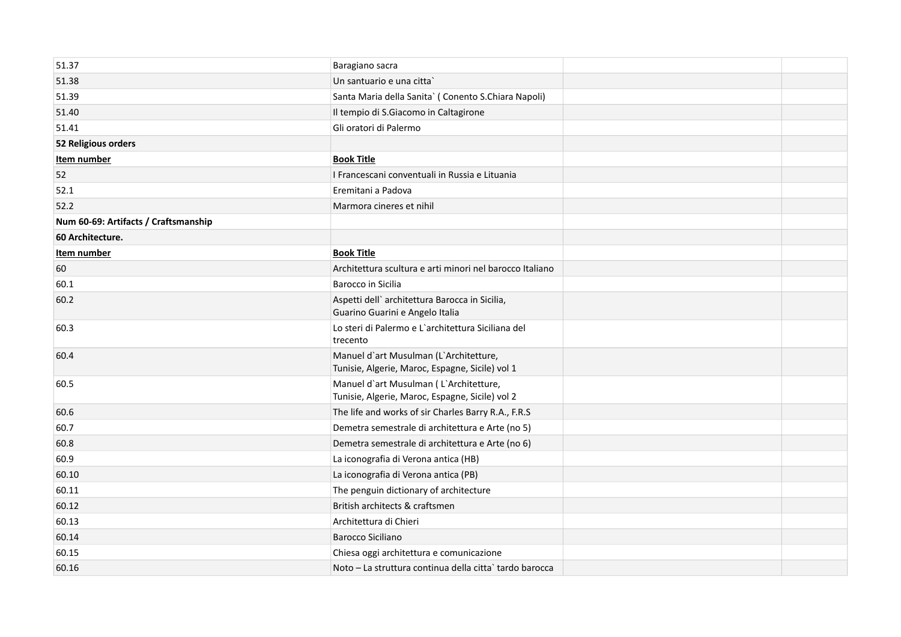| | | | |
|---|---|---|---|
| 51.37 | Baragiano sacra | | |
| 51.38 | Un santuario e una citta` | | |
| 51.39 | Santa Maria della Sanita` ( Conento S.Chiara Napoli) | | |
| 51.40 | Il tempio di S.Giacomo in Caltagirone | | |
| 51.41 | Gli oratori di Palermo | | |
| **52 Religious orders** | | | |
| **Item number** | **Book Title** | | |
| 52 | I Francescani conventuali in Russia e Lituania | | |
| 52.1 | Eremitani a Padova | | |
| 52.2 | Marmora cineres et nihil | | |
| **Num 60-69: Artifacts / Craftsmanship** | | | |
| **60 Architecture.** | | | |
| **Item number** | **Book Title** | | |
| 60 | Architettura scultura e arti minori nel barocco Italiano | | |
| 60.1 | Barocco in Sicilia | | |
| 60.2 | Aspetti dell` architettura Barocca in Sicilia, Guarino Guarini e Angelo Italia | | |
| 60.3 | Lo steri di Palermo e L`architettura Siciliana del trecento | | |
| 60.4 | Manuel d`art Musulman (L`Architetture, Tunisie, Algerie, Maroc, Espagne, Sicile) vol 1 | | |
| 60.5 | Manuel d`art Musulman ( L`Architetture, Tunisie, Algerie, Maroc, Espagne, Sicile) vol 2 | | |
| 60.6 | The life and works of sir Charles Barry R.A., F.R.S | | |
| 60.7 | Demetra semestrale di architettura e Arte (no 5) | | |
| 60.8 | Demetra semestrale di architettura e Arte (no 6) | | |
| 60.9 | La iconografia di Verona antica (HB) | | |
| 60.10 | La iconografia di Verona antica (PB) | | |
| 60.11 | The penguin dictionary of architecture | | |
| 60.12 | British architects & craftsmen | | |
| 60.13 | Architettura di Chieri | | |
| 60.14 | Barocco Siciliano | | |
| 60.15 | Chiesa oggi architettura e comunicazione | | |
| 60.16 | Noto – La struttura continua della citta` tardo barocca | | |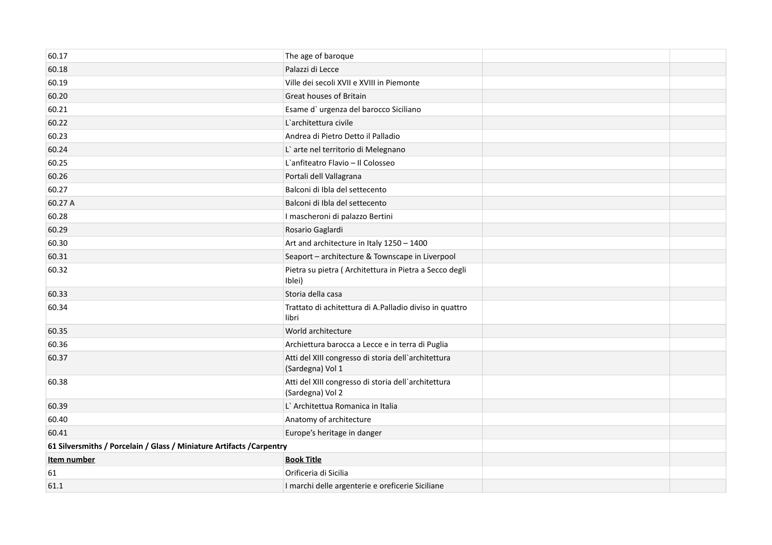| | | | |
|---|---|---|---|
| 60.17 | The age of baroque | | |
| 60.18 | Palazzi di Lecce | | |
| 60.19 | Ville dei secoli XVII e XVIII in Piemonte | | |
| 60.20 | Great houses of Britain | | |
| 60.21 | Esame d` urgenza del barocco Siciliano | | |
| 60.22 | L`architettura civile | | |
| 60.23 | Andrea di Pietro Detto il Palladio | | |
| 60.24 | L` arte nel territorio di Melegnano | | |
| 60.25 | L`anfiteatro Flavio – Il Colosseo | | |
| 60.26 | Portali dell Vallagrana | | |
| 60.27 | Balconi di Ibla del settecento | | |
| 60.27 A | Balconi di Ibla del settecento | | |
| 60.28 | I mascheroni di palazzo Bertini | | |
| 60.29 | Rosario Gaglardi | | |
| 60.30 | Art and architecture in Italy 1250 – 1400 | | |
| 60.31 | Seaport – architecture & Townscape in Liverpool | | |
| 60.32 | Pietra su pietra ( Architettura in Pietra a Secco degli Iblei) | | |
| 60.33 | Storia della casa | | |
| 60.34 | Trattato di achitettura di A.Palladio diviso in quattro libri | | |
| 60.35 | World architecture | | |
| 60.36 | Archiettura barocca a Lecce e in terra di Puglia | | |
| 60.37 | Atti del XIII congresso di storia dell`architettura (Sardegna) Vol 1 | | |
| 60.38 | Atti del XIII congresso di storia dell`architettura (Sardegna) Vol 2 | | |
| 60.39 | L` Architettua Romanica in Italia | | |
| 60.40 | Anatomy of architecture | | |
| 60.41 | Europe's heritage in danger | | |
| **61 Silversmiths / Porcelain / Glass / Miniature Artifacts /Carpentry** | | | |
| **Item number** | **Book Title** | | |
| 61 | Orificeria di Sicilia | | |
| 61.1 | I marchi delle argenterie e oreficerie Siciliane | | |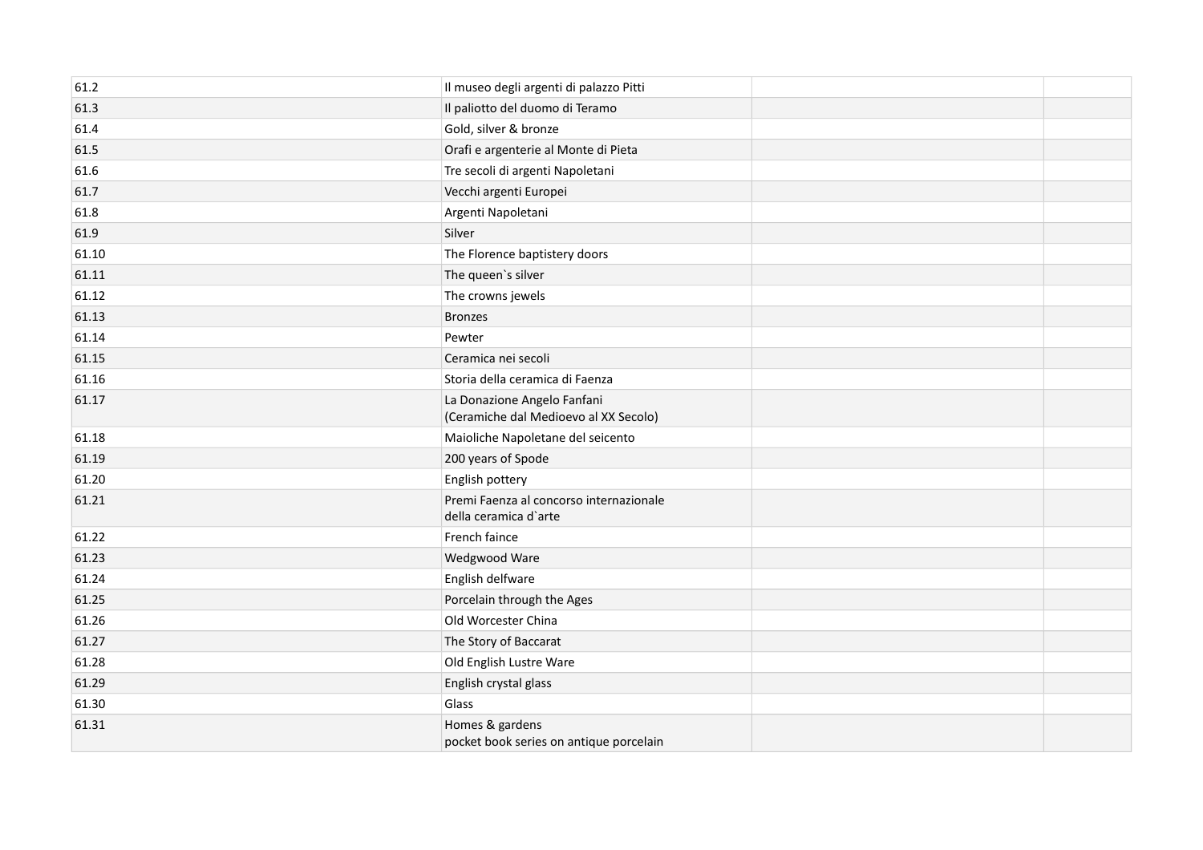| | | | |
|---|---|---|---|
| 61.2 | Il museo degli argenti di palazzo Pitti | | |
| 61.3 | Il paliotto del duomo di Teramo | | |
| 61.4 | Gold, silver & bronze | | |
| 61.5 | Orafi e argenterie al Monte di Pieta | | |
| 61.6 | Tre secoli di argenti Napoletani | | |
| 61.7 | Vecchi argenti Europei | | |
| 61.8 | Argenti Napoletani | | |
| 61.9 | Silver | | |
| 61.10 | The Florence baptistery doors | | |
| 61.11 | The queen`s silver | | |
| 61.12 | The crowns jewels | | |
| 61.13 | Bronzes | | |
| 61.14 | Pewter | | |
| 61.15 | Ceramica nei secoli | | |
| 61.16 | Storia della ceramica di Faenza | | |
| 61.17 | La Donazione Angelo Fanfani<br>(Ceramiche dal Medioevo al XX Secolo) | | |
| 61.18 | Maioliche Napoletane del seicento | | |
| 61.19 | 200 years of Spode | | |
| 61.20 | English pottery | | |
| 61.21 | Premi Faenza al concorso internazionale<br>della ceramica d`arte | | |
| 61.22 | French faince | | |
| 61.23 | Wedgwood Ware | | |
| 61.24 | English delfware | | |
| 61.25 | Porcelain through the Ages | | |
| 61.26 | Old Worcester China | | |
| 61.27 | The Story of Baccarat | | |
| 61.28 | Old English Lustre Ware | | |
| 61.29 | English crystal glass | | |
| 61.30 | Glass | | |
| 61.31 | Homes & gardens<br>pocket book series on antique porcelain | | |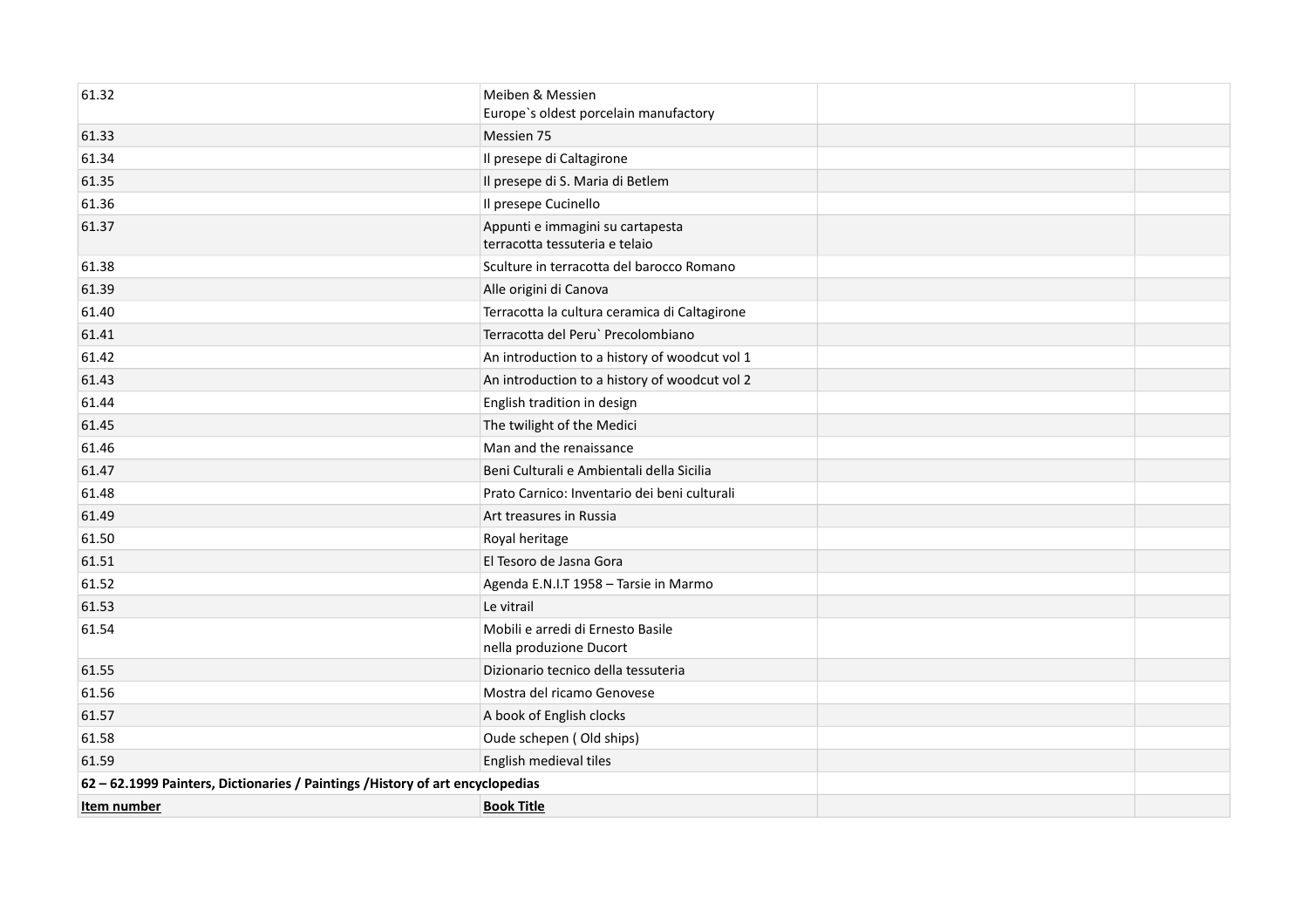| | | | |
|---|---|---|---|
| 61.32 | Meiben & Messien<br>Europe`s oldest porcelain manufactory | | |
| 61.33 | Messien 75 | | |
| 61.34 | Il presepe di Caltagirone | | |
| 61.35 | Il presepe di S. Maria di Betlem | | |
| 61.36 | Il presepe Cucinello | | |
| 61.37 | Appunti e immagini su cartapesta<br>terracotta tessuteria e telaio | | |
| 61.38 | Sculture in terracotta del barocco Romano | | |
| 61.39 | Alle origini di Canova | | |
| 61.40 | Terracotta la cultura ceramica di Caltagirone | | |
| 61.41 | Terracotta del Peru` Precolombiano | | |
| 61.42 | An introduction to a history of woodcut vol 1 | | |
| 61.43 | An introduction to a history of woodcut vol 2 | | |
| 61.44 | English tradition in design | | |
| 61.45 | The twilight of the Medici | | |
| 61.46 | Man and the renaissance | | |
| 61.47 | Beni Culturali e Ambientali della Sicilia | | |
| 61.48 | Prato Carnico: Inventario dei beni culturali | | |
| 61.49 | Art treasures in Russia | | |
| 61.50 | Royal heritage | | |
| 61.51 | El Tesoro de Jasna Gora | | |
| 61.52 | Agenda E.N.I.T 1958 – Tarsie in Marmo | | |
| 61.53 | Le vitrail | | |
| 61.54 | Mobili e arredi di Ernesto Basile<br>nella produzione Ducort | | |
| 61.55 | Dizionario tecnico della tessuteria | | |
| 61.56 | Mostra del ricamo Genovese | | |
| 61.57 | A book of English clocks | | |
| 61.58 | Oude schepen ( Old ships) | | |
| 61.59 | English medieval tiles | | |
| **62 – 62.1999 Painters, Dictionaries / Paintings /History of art encyclopedias** | | | |
| **Item number** | **Book Title** | | |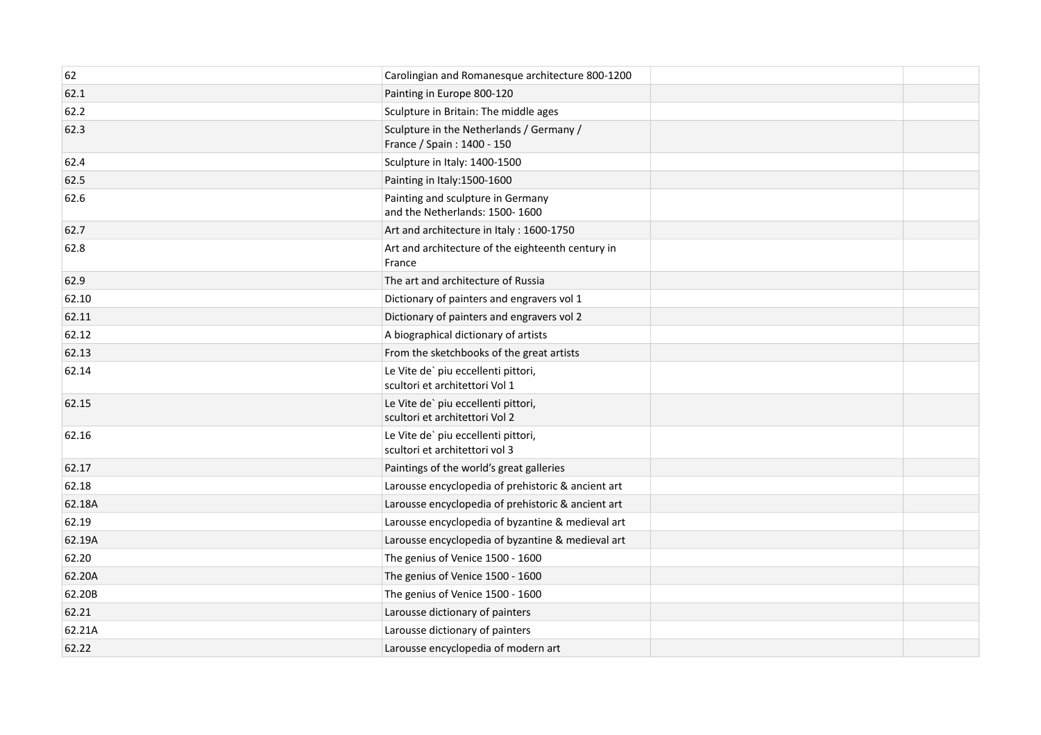| | | | |
|---|---|---|---|
| 62 | Carolingian and Romanesque architecture 800-1200 | | |
| 62.1 | Painting in Europe 800-120 | | |
| 62.2 | Sculpture in Britain: The middle ages | | |
| 62.3 | Sculpture in the Netherlands / Germany / France / Spain : 1400 - 150 | | |
| 62.4 | Sculpture in Italy: 1400-1500 | | |
| 62.5 | Painting in Italy:1500-1600 | | |
| 62.6 | Painting and sculpture in Germany and the Netherlands: 1500- 1600 | | |
| 62.7 | Art and architecture in Italy : 1600-1750 | | |
| 62.8 | Art and architecture of the eighteenth century in France | | |
| 62.9 | The art and architecture of Russia | | |
| 62.10 | Dictionary of painters and engravers vol 1 | | |
| 62.11 | Dictionary of painters and engravers vol 2 | | |
| 62.12 | A biographical dictionary of artists | | |
| 62.13 | From the sketchbooks of the great artists | | |
| 62.14 | Le Vite de` piu eccellenti pittori, scultori et architettori Vol 1 | | |
| 62.15 | Le Vite de` piu eccellenti pittori, scultori et architettori Vol 2 | | |
| 62.16 | Le Vite de` piu eccellenti pittori, scultori et architettori vol 3 | | |
| 62.17 | Paintings of the world's great galleries | | |
| 62.18 | Larousse encyclopedia of prehistoric & ancient art | | |
| 62.18A | Larousse encyclopedia of prehistoric & ancient art | | |
| 62.19 | Larousse encyclopedia of byzantine & medieval art | | |
| 62.19A | Larousse encyclopedia of byzantine & medieval art | | |
| 62.20 | The genius of Venice 1500 - 1600 | | |
| 62.20A | The genius of Venice 1500 - 1600 | | |
| 62.20B | The genius of Venice 1500 - 1600 | | |
| 62.21 | Larousse dictionary of painters | | |
| 62.21A | Larousse dictionary of painters | | |
| 62.22 | Larousse encyclopedia of modern art | | |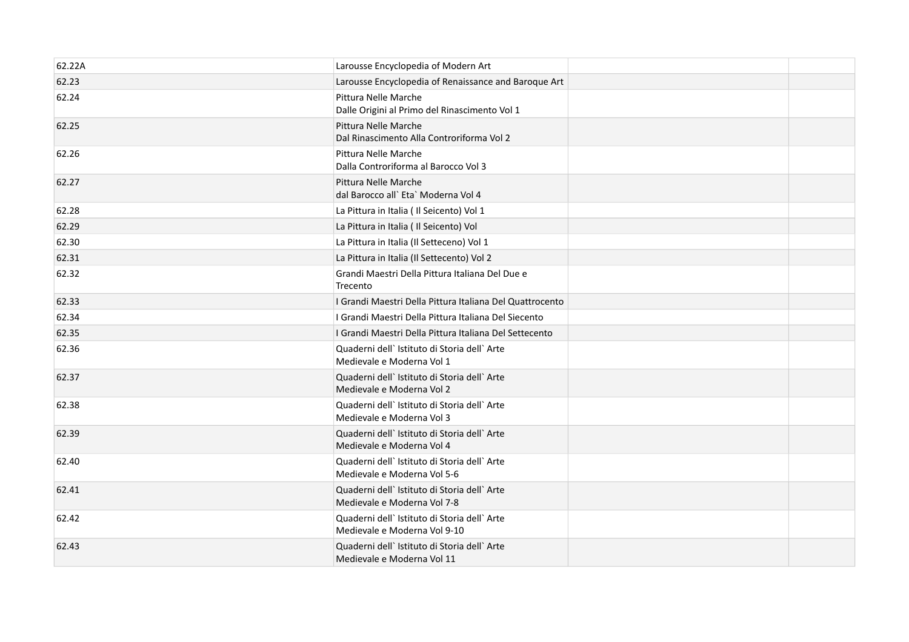| 62.22A | Larousse Encyclopedia of Modern Art | | |
|---|---|---|---|
| 62.23 | Larousse Encyclopedia of Renaissance and Baroque Art | | |
| 62.24 | Pittura Nelle Marche Dalle Origini al Primo del Rinascimento Vol 1 | | |
| 62.25 | Pittura Nelle Marche Dal Rinascimento Alla Controriforma Vol 2 | | |
| 62.26 | Pittura Nelle Marche Dalla Controriforma al Barocco Vol 3 | | |
| 62.27 | Pittura Nelle Marche dal Barocco all` Eta` Moderna Vol 4 | | |
| 62.28 | La Pittura in Italia ( Il Seicento) Vol 1 | | |
| 62.29 | La Pittura in Italia ( Il Seicento) Vol | | |
| 62.30 | La Pittura in Italia (Il Setteceno) Vol 1 | | |
| 62.31 | La Pittura in Italia (Il Settecento) Vol 2 | | |
| 62.32 | Grandi Maestri Della Pittura Italiana Del Due e Trecento | | |
| 62.33 | I Grandi Maestri Della Pittura Italiana Del Quattrocento | | |
| 62.34 | I Grandi Maestri Della Pittura Italiana Del Siecento | | |
| 62.35 | I Grandi Maestri Della Pittura Italiana Del Settecento | | |
| 62.36 | Quaderni dell` Istituto di Storia dell` Arte Medievale e Moderna Vol 1 | | |
| 62.37 | Quaderni dell` Istituto di Storia dell` Arte Medievale e Moderna Vol 2 | | |
| 62.38 | Quaderni dell` Istituto di Storia dell` Arte Medievale e Moderna Vol 3 | | |
| 62.39 | Quaderni dell` Istituto di Storia dell` Arte Medievale e Moderna Vol 4 | | |
| 62.40 | Quaderni dell` Istituto di Storia dell` Arte Medievale e Moderna Vol 5-6 | | |
| 62.41 | Quaderni dell` Istituto di Storia dell` Arte Medievale e Moderna Vol 7-8 | | |
| 62.42 | Quaderni dell` Istituto di Storia dell` Arte Medievale e Moderna Vol 9-10 | | |
| 62.43 | Quaderni dell` Istituto di Storia dell` Arte Medievale e Moderna Vol 11 | | |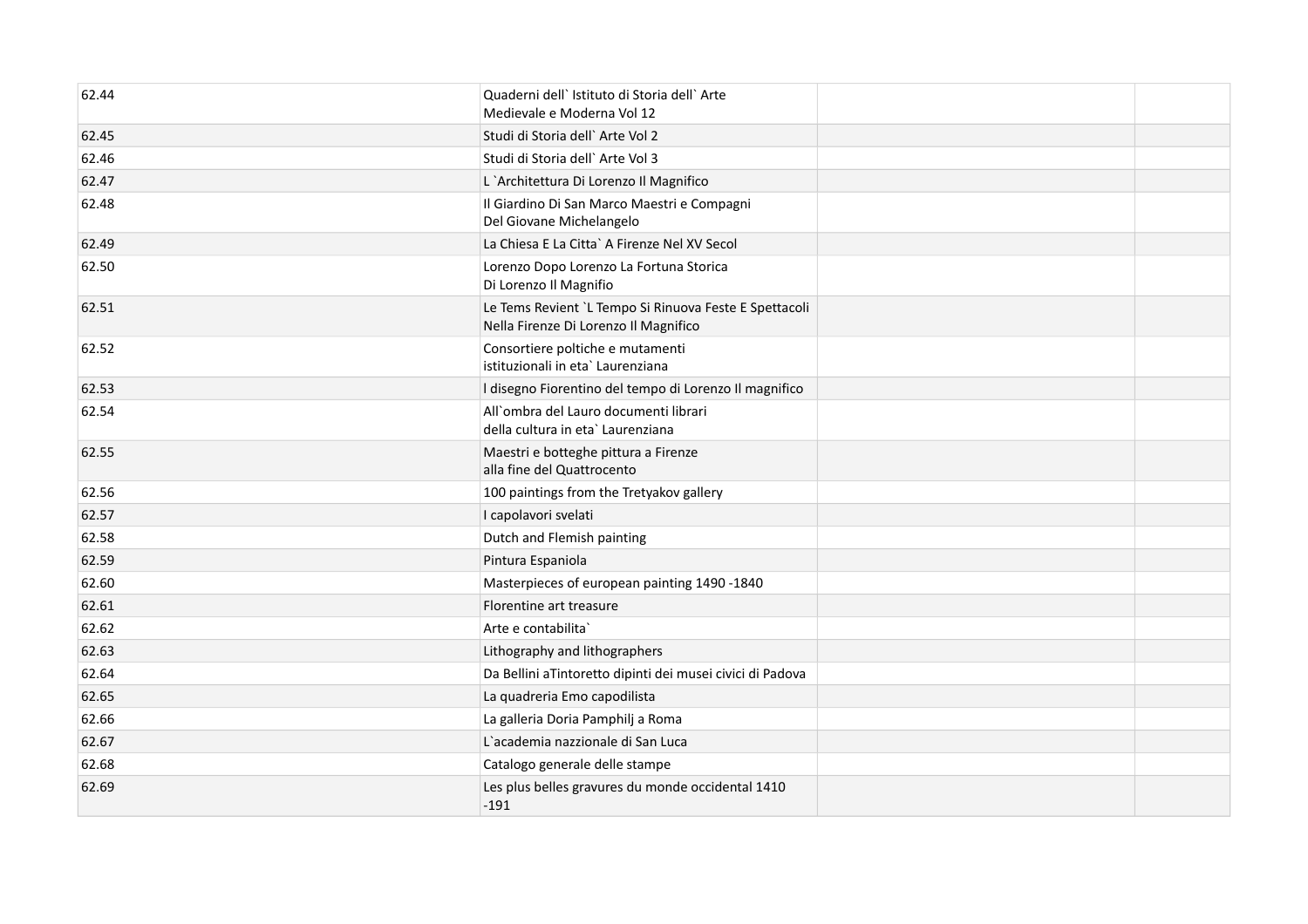| | | | |
|---|---|---|---|
| 62.44 | Quaderni dell` Istituto di Storia dell` Arte Medievale e Moderna Vol 12 | | |
| 62.45 | Studi di Storia dell` Arte Vol 2 | | |
| 62.46 | Studi di Storia dell` Arte Vol 3 | | |
| 62.47 | L `Architettura Di Lorenzo Il Magnifico | | |
| 62.48 | Il Giardino Di San Marco Maestri e Compagni Del Giovane Michelangelo | | |
| 62.49 | La Chiesa E La Citta` A Firenze Nel XV Secol | | |
| 62.50 | Lorenzo Dopo Lorenzo La Fortuna Storica Di Lorenzo Il Magnifio | | |
| 62.51 | Le Tems Revient `L Tempo Si Rinuova Feste E Spettacoli Nella Firenze Di Lorenzo Il Magnifico | | |
| 62.52 | Consortiere poltiche e mutamenti istituzionali in eta` Laurenziana | | |
| 62.53 | l disegno Fiorentino del tempo di Lorenzo Il magnifico | | |
| 62.54 | All`ombra del Lauro documenti librari della cultura in eta` Laurenziana | | |
| 62.55 | Maestri e botteghe pittura a Firenze alla fine del Quattrocento | | |
| 62.56 | 100 paintings from the Tretyakov gallery | | |
| 62.57 | I capolavori svelati | | |
| 62.58 | Dutch and Flemish painting | | |
| 62.59 | Pintura Espaniola | | |
| 62.60 | Masterpieces of european painting 1490 -1840 | | |
| 62.61 | Florentine art treasure | | |
| 62.62 | Arte e contabilita` | | |
| 62.63 | Lithography and lithographers | | |
| 62.64 | Da Bellini aTintoretto dipinti dei musei civici di Padova | | |
| 62.65 | La quadreria Emo capodilista | | |
| 62.66 | La galleria Doria Pamphilj a Roma | | |
| 62.67 | L`academia nazzionale di San Luca | | |
| 62.68 | Catalogo generale delle stampe | | |
| 62.69 | Les plus belles gravures du monde occidental 1410 -191 | | |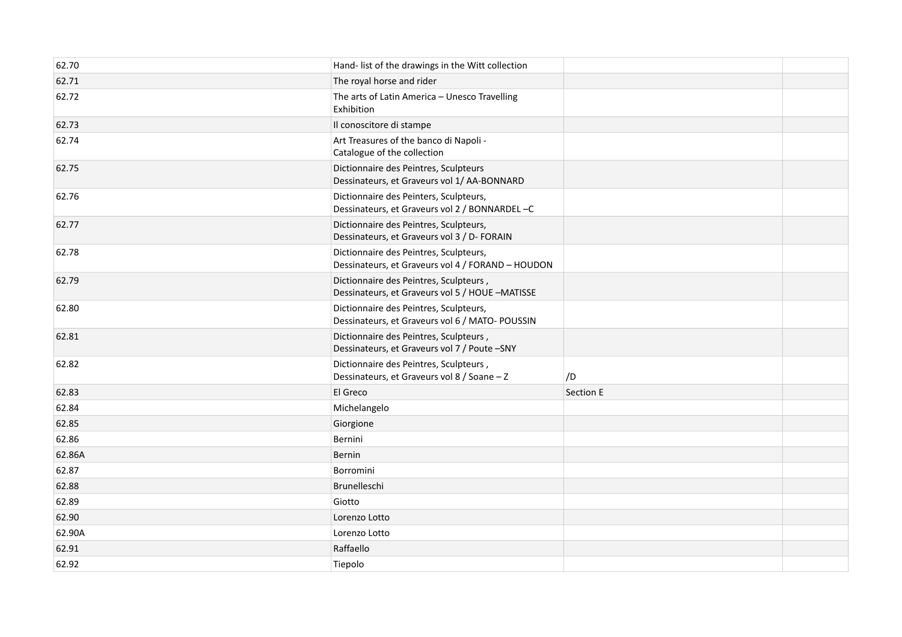| | | | |
|---|---|---|---|
| 62.70 | Hand- list of the drawings in the Witt collection | | |
| 62.71 | The royal horse and rider | | |
| 62.72 | The arts of Latin America – Unesco Travelling Exhibition | | |
| 62.73 | Il conoscitore di stampe | | |
| 62.74 | Art Treasures of the banco di Napoli - Catalogue of the collection | | |
| 62.75 | Dictionnaire des Peintres, Sculpteurs Dessinateurs, et Graveurs vol 1/ AA-BONNARD | | |
| 62.76 | Dictionnaire des Peinters, Sculpteurs, Dessinateurs, et Graveurs vol 2 / BONNARDEL –C | | |
| 62.77 | Dictionnaire des Peintres, Sculpteurs, Dessinateurs, et Graveurs vol 3 / D- FORAIN | | |
| 62.78 | Dictionnaire des Peintres, Sculpteurs, Dessinateurs, et Graveurs vol 4 / FORAND – HOUDON | | |
| 62.79 | Dictionnaire des Peintres, Sculpteurs , Dessinateurs, et Graveurs vol 5 / HOUE –MATISSE | | |
| 62.80 | Dictionnaire des Peintres, Sculpteurs, Dessinateurs, et Graveurs vol 6 / MATO- POUSSIN | | |
| 62.81 | Dictionnaire des Peintres, Sculpteurs , Dessinateurs, et Graveurs vol 7 / Poute –SNY | | |
| 62.82 | Dictionnaire des Peintres, Sculpteurs , Dessinateurs, et Graveurs vol 8 / Soane – Z | /D | |
| 62.83 | El Greco | Section E | |
| 62.84 | Michelangelo | | |
| 62.85 | Giorgione | | |
| 62.86 | Bernini | | |
| 62.86A | Bernin | | |
| 62.87 | Borromini | | |
| 62.88 | Brunelleschi | | |
| 62.89 | Giotto | | |
| 62.90 | Lorenzo Lotto | | |
| 62.90A | Lorenzo Lotto | | |
| 62.91 | Raffaello | | |
| 62.92 | Tiepolo | | |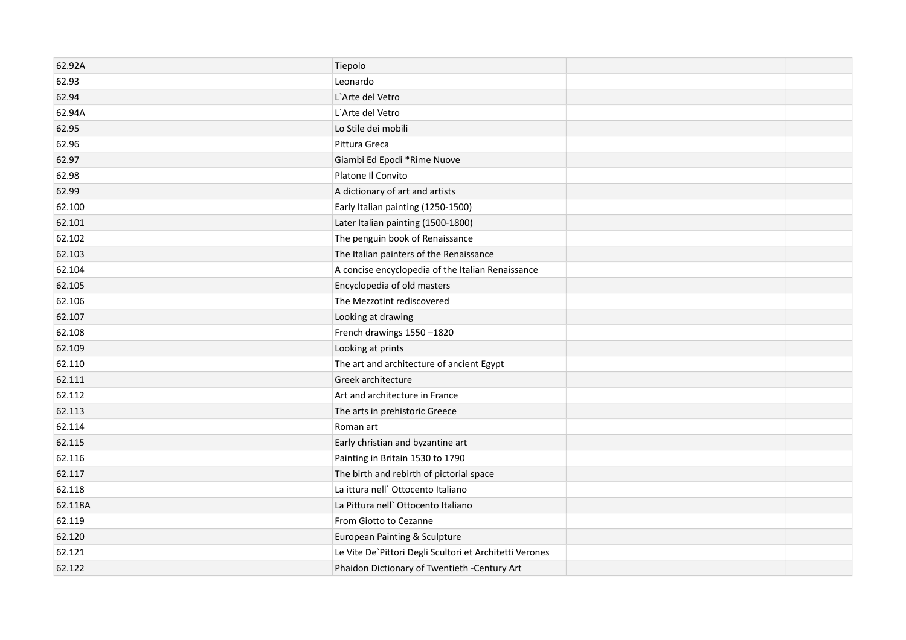| | | | |
|---|---|---|---|
| 62.92A | Tiepolo | | |
| 62.93 | Leonardo | | |
| 62.94 | L`Arte del Vetro | | |
| 62.94A | L`Arte del Vetro | | |
| 62.95 | Lo Stile dei mobili | | |
| 62.96 | Pittura Greca | | |
| 62.97 | Giambi Ed Epodi *Rime Nuove | | |
| 62.98 | Platone Il Convito | | |
| 62.99 | A dictionary of art and artists | | |
| 62.100 | Early Italian painting (1250-1500) | | |
| 62.101 | Later Italian painting (1500-1800) | | |
| 62.102 | The penguin book of Renaissance | | |
| 62.103 | The Italian painters of the Renaissance | | |
| 62.104 | A concise encyclopedia of the Italian Renaissance | | |
| 62.105 | Encyclopedia of old masters | | |
| 62.106 | The Mezzotint rediscovered | | |
| 62.107 | Looking at drawing | | |
| 62.108 | French drawings 1550 –1820 | | |
| 62.109 | Looking at prints | | |
| 62.110 | The art and architecture of ancient Egypt | | |
| 62.111 | Greek architecture | | |
| 62.112 | Art and architecture in France | | |
| 62.113 | The arts in prehistoric Greece | | |
| 62.114 | Roman art | | |
| 62.115 | Early christian and byzantine art | | |
| 62.116 | Painting in Britain 1530 to 1790 | | |
| 62.117 | The birth and rebirth of pictorial space | | |
| 62.118 | La ittura nell` Ottocento Italiano | | |
| 62.118A | La Pittura nell` Ottocento Italiano | | |
| 62.119 | From Giotto to Cezanne | | |
| 62.120 | European Painting & Sculpture | | |
| 62.121 | Le Vite De`Pittori Degli Scultori et Architetti Verones | | |
| 62.122 | Phaidon Dictionary of Twentieth -Century Art | | |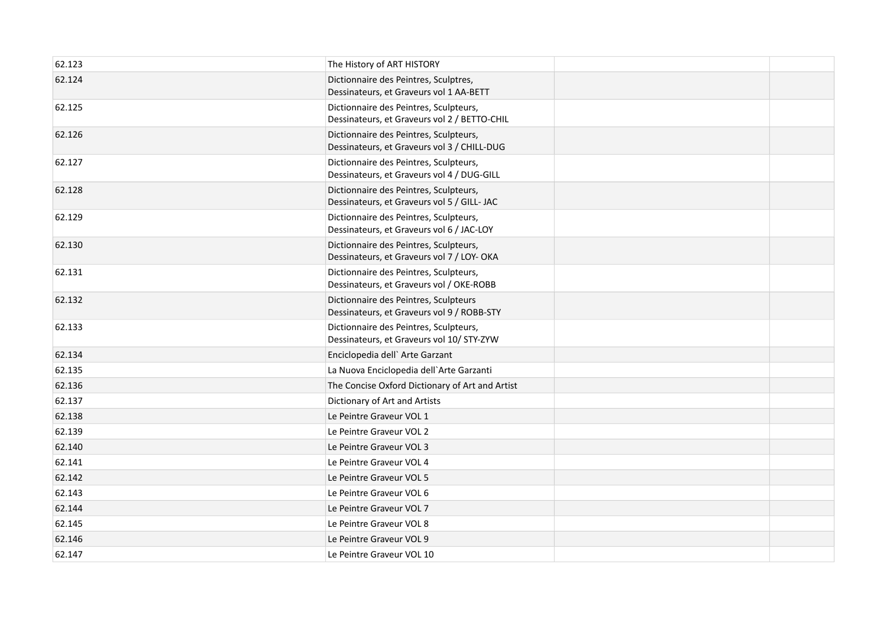| 62.123 | The History of ART HISTORY | | |
|---|---|---|---|
| 62.124 | Dictionnaire des Peintres, Sculptres, Dessinateurs, et Graveurs vol 1 AA-BETT | | |
| 62.125 | Dictionnaire des Peintres, Sculpteurs, Dessinateurs, et Graveurs vol 2 / BETTO-CHIL | | |
| 62.126 | Dictionnaire des Peintres, Sculpteurs, Dessinateurs, et Graveurs vol 3 / CHILL-DUG | | |
| 62.127 | Dictionnaire des Peintres, Sculpteurs, Dessinateurs, et Graveurs vol 4 / DUG-GILL | | |
| 62.128 | Dictionnaire des Peintres, Sculpteurs, Dessinateurs, et Graveurs vol 5 / GILL- JAC | | |
| 62.129 | Dictionnaire des Peintres, Sculpteurs, Dessinateurs, et Graveurs vol 6 / JAC-LOY | | |
| 62.130 | Dictionnaire des Peintres, Sculpteurs, Dessinateurs, et Graveurs vol 7 / LOY- OKA | | |
| 62.131 | Dictionnaire des Peintres, Sculpteurs, Dessinateurs, et Graveurs vol / OKE-ROBB | | |
| 62.132 | Dictionnaire des Peintres, Sculpteurs Dessinateurs, et Graveurs vol 9 / ROBB-STY | | |
| 62.133 | Dictionnaire des Peintres, Sculpteurs, Dessinateurs, et Graveurs vol 10/ STY-ZYW | | |
| 62.134 | Enciclopedia dell` Arte Garzant | | |
| 62.135 | La Nuova Enciclopedia dell`Arte Garzanti | | |
| 62.136 | The Concise Oxford Dictionary of Art and Artist | | |
| 62.137 | Dictionary of Art and Artists | | |
| 62.138 | Le Peintre Graveur VOL 1 | | |
| 62.139 | Le Peintre Graveur VOL 2 | | |
| 62.140 | Le Peintre Graveur VOL 3 | | |
| 62.141 | Le Peintre Graveur VOL 4 | | |
| 62.142 | Le Peintre Graveur VOL 5 | | |
| 62.143 | Le Peintre Graveur VOL 6 | | |
| 62.144 | Le Peintre Graveur VOL 7 | | |
| 62.145 | Le Peintre Graveur VOL 8 | | |
| 62.146 | Le Peintre Graveur VOL 9 | | |
| 62.147 | Le Peintre Graveur VOL 10 | | |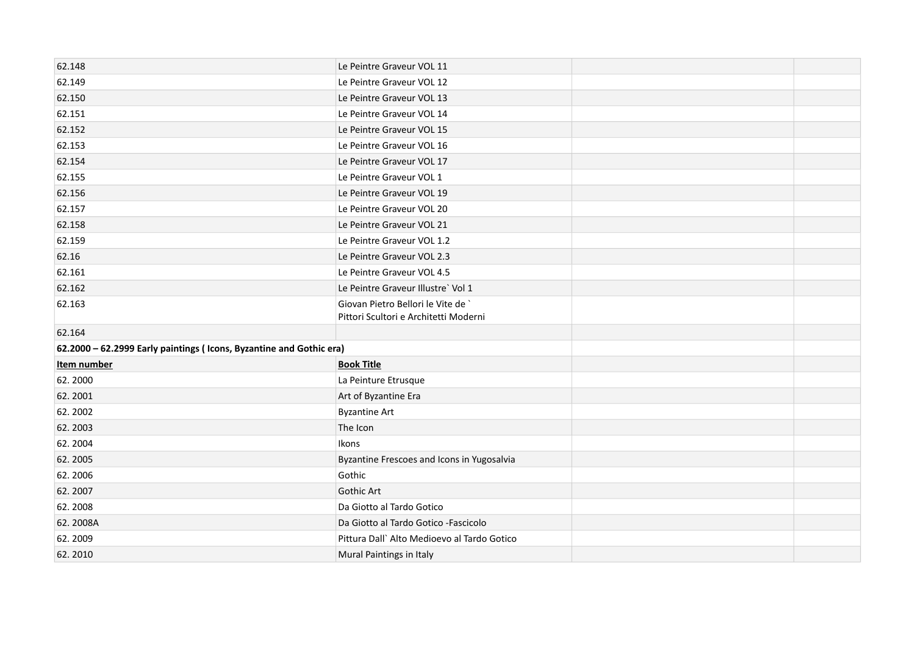| | | | |
|---|---|---|---|
| 62.148 | Le Peintre Graveur VOL 11 | | |
| 62.149 | Le Peintre Graveur VOL 12 | | |
| 62.150 | Le Peintre Graveur VOL 13 | | |
| 62.151 | Le Peintre Graveur VOL 14 | | |
| 62.152 | Le Peintre Graveur VOL 15 | | |
| 62.153 | Le Peintre Graveur VOL 16 | | |
| 62.154 | Le Peintre Graveur VOL 17 | | |
| 62.155 | Le Peintre Graveur VOL 1 | | |
| 62.156 | Le Peintre Graveur VOL 19 | | |
| 62.157 | Le Peintre Graveur VOL 20 | | |
| 62.158 | Le Peintre Graveur VOL 21 | | |
| 62.159 | Le Peintre Graveur VOL 1.2 | | |
| 62.16 | Le Peintre Graveur VOL 2.3 | | |
| 62.161 | Le Peintre Graveur VOL 4.5 | | |
| 62.162 | Le Peintre Graveur Illustre` Vol 1 | | |
| 62.163 | Giovan Pietro Bellori le Vite de ` Pittori Scultori e Architetti Moderni | | |
| 62.164 | | | |
| **62.2000 – 62.2999 Early paintings ( Icons, Byzantine and Gothic era)** | | | |
| **Item number** | **Book Title** | | |
| 62. 2000 | La Peinture Etrusque | | |
| 62. 2001 | Art of Byzantine Era | | |
| 62. 2002 | Byzantine Art | | |
| 62. 2003 | The Icon | | |
| 62. 2004 | Ikons | | |
| 62. 2005 | Byzantine Frescoes and Icons in Yugosalvia | | |
| 62. 2006 | Gothic | | |
| 62. 2007 | Gothic Art | | |
| 62. 2008 | Da Giotto al Tardo Gotico | | |
| 62. 2008A | Da Giotto al Tardo Gotico -Fascicolo | | |
| 62. 2009 | Pittura Dall` Alto Medioevo al Tardo Gotico | | |
| 62. 2010 | Mural Paintings in Italy | | |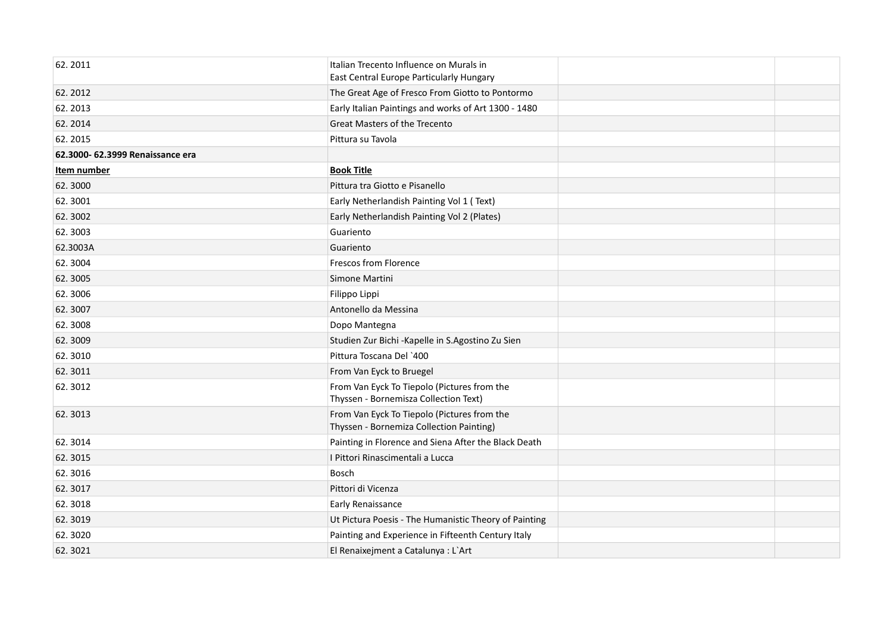| | | | |
|---|---|---|---|
| 62. 2011 | Italian Trecento Influence on Murals in East Central Europe Particularly Hungary | | |
| 62. 2012 | The Great Age of Fresco From Giotto to Pontormo | | |
| 62. 2013 | Early Italian Paintings and works of Art 1300 - 1480 | | |
| 62. 2014 | Great Masters of the Trecento | | |
| 62. 2015 | Pittura su Tavola | | |
| **62.3000- 62.3999 Renaissance era** | | | |
| **Item number** | **Book Title** | | |
| 62. 3000 | Pittura tra Giotto e Pisanello | | |
| 62. 3001 | Early Netherlandish Painting Vol 1 ( Text) | | |
| 62. 3002 | Early Netherlandish Painting Vol 2 (Plates) | | |
| 62. 3003 | Guariento | | |
| 62.3003A | Guariento | | |
| 62. 3004 | Frescos from Florence | | |
| 62. 3005 | Simone Martini | | |
| 62. 3006 | Filippo Lippi | | |
| 62. 3007 | Antonello da Messina | | |
| 62. 3008 | Dopo Mantegna | | |
| 62. 3009 | Studien Zur Bichi -Kapelle in S.Agostino Zu Sien | | |
| 62. 3010 | Pittura Toscana Del `400 | | |
| 62. 3011 | From Van Eyck to Bruegel | | |
| 62. 3012 | From Van Eyck To Tiepolo (Pictures from the Thyssen - Bornemisza Collection Text) | | |
| 62. 3013 | From Van Eyck To Tiepolo (Pictures from the Thyssen - Bornemiza Collection Painting) | | |
| 62. 3014 | Painting in Florence and Siena After the Black Death | | |
| 62. 3015 | I Pittori Rinascimentali a Lucca | | |
| 62. 3016 | Bosch | | |
| 62. 3017 | Pittori di Vicenza | | |
| 62. 3018 | Early Renaissance | | |
| 62. 3019 | Ut Pictura Poesis - The Humanistic Theory of Painting | | |
| 62. 3020 | Painting and Experience in Fifteenth Century Italy | | |
| 62. 3021 | El Renaixejment a Catalunya : L`Art | | |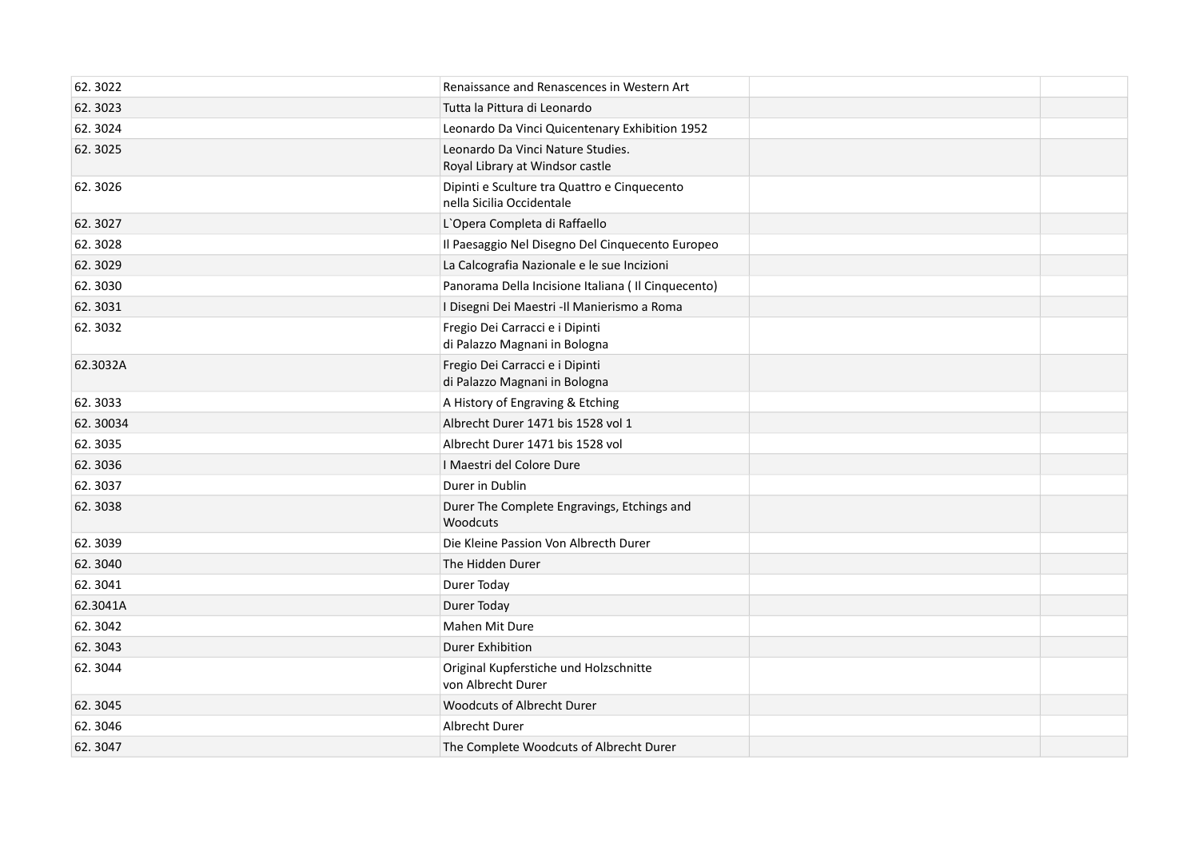| | | | |
|---|---|---|---|
| 62. 3022 | Renaissance and Renascences in Western Art | | |
| 62. 3023 | Tutta la Pittura di Leonardo | | |
| 62. 3024 | Leonardo Da Vinci Quicentenary Exhibition 1952 | | |
| 62. 3025 | Leonardo Da Vinci Nature Studies.<br>Royal Library at Windsor castle | | |
| 62. 3026 | Dipinti e Sculture tra Quattro e Cinquecento<br>nella Sicilia Occidentale | | |
| 62. 3027 | L`Opera Completa di Raffaello | | |
| 62. 3028 | Il Paesaggio Nel Disegno Del Cinquecento Europeo | | |
| 62. 3029 | La Calcografia Nazionale e le sue Incizioni | | |
| 62. 3030 | Panorama Della Incisione Italiana ( Il Cinquecento) | | |
| 62. 3031 | I Disegni Dei Maestri -Il Manierismo a Roma | | |
| 62. 3032 | Fregio Dei Carracci e i Dipinti<br>di Palazzo Magnani in Bologna | | |
| 62.3032A | Fregio Dei Carracci e i Dipinti<br>di Palazzo Magnani in Bologna | | |
| 62. 3033 | A History of Engraving & Etching | | |
| 62. 30034 | Albrecht Durer 1471 bis 1528 vol 1 | | |
| 62. 3035 | Albrecht Durer 1471 bis 1528 vol | | |
| 62. 3036 | I Maestri del Colore Dure | | |
| 62. 3037 | Durer in Dublin | | |
| 62. 3038 | Durer The Complete Engravings, Etchings and<br>Woodcuts | | |
| 62. 3039 | Die Kleine Passion Von Albrecth Durer | | |
| 62. 3040 | The Hidden Durer | | |
| 62. 3041 | Durer Today | | |
| 62.3041A | Durer Today | | |
| 62. 3042 | Mahen Mit Dure | | |
| 62. 3043 | Durer Exhibition | | |
| 62. 3044 | Original Kupferstiche und Holzschnitte<br>von Albrecht Durer | | |
| 62. 3045 | Woodcuts of Albrecht Durer | | |
| 62. 3046 | Albrecht Durer | | |
| 62. 3047 | The Complete Woodcuts of Albrecht Durer | | |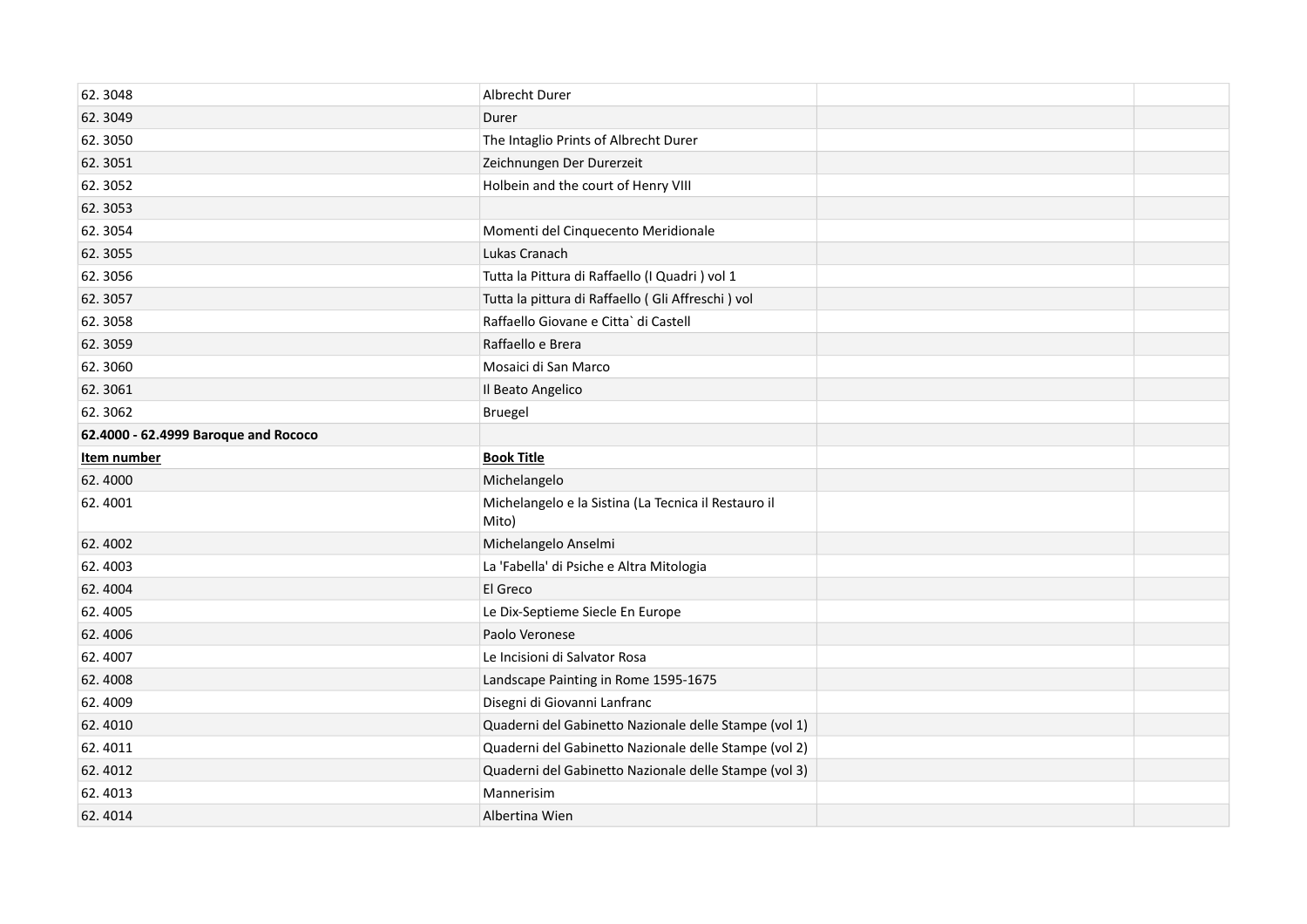| | | | |
|---|---|---|---|
| 62. 3048 | Albrecht Durer | | |
| 62. 3049 | Durer | | |
| 62. 3050 | The Intaglio Prints of Albrecht Durer | | |
| 62. 3051 | Zeichnungen Der Durerzeit | | |
| 62. 3052 | Holbein and the court of Henry VIII | | |
| 62. 3053 | | | |
| 62. 3054 | Momenti del Cinquecento Meridionale | | |
| 62. 3055 | Lukas Cranach | | |
| 62. 3056 | Tutta la Pittura di Raffaello (I Quadri ) vol 1 | | |
| 62. 3057 | Tutta la pittura di Raffaello ( Gli Affreschi ) vol | | |
| 62. 3058 | Raffaello Giovane e Citta` di Castell | | |
| 62. 3059 | Raffaello e Brera | | |
| 62. 3060 | Mosaici di San Marco | | |
| 62. 3061 | Il Beato Angelico | | |
| 62. 3062 | Bruegel | | |
| **62.4000 - 62.4999 Baroque and Rococo** | | | |
| **Item number** | **Book Title** | | |
| 62. 4000 | Michelangelo | | |
| 62. 4001 | Michelangelo e la Sistina (La Tecnica il Restauro il Mito) | | |
| 62. 4002 | Michelangelo Anselmi | | |
| 62. 4003 | La 'Fabella' di Psiche e Altra Mitologia | | |
| 62. 4004 | El Greco | | |
| 62. 4005 | Le Dix-Septieme Siecle En Europe | | |
| 62. 4006 | Paolo Veronese | | |
| 62. 4007 | Le Incisioni di Salvator Rosa | | |
| 62. 4008 | Landscape Painting in Rome 1595-1675 | | |
| 62. 4009 | Disegni di Giovanni Lanfranc | | |
| 62. 4010 | Quaderni del Gabinetto Nazionale delle Stampe (vol 1) | | |
| 62. 4011 | Quaderni del Gabinetto Nazionale delle Stampe (vol 2) | | |
| 62. 4012 | Quaderni del Gabinetto Nazionale delle Stampe (vol 3) | | |
| 62. 4013 | Mannerisim | | |
| 62. 4014 | Albertina Wien | | |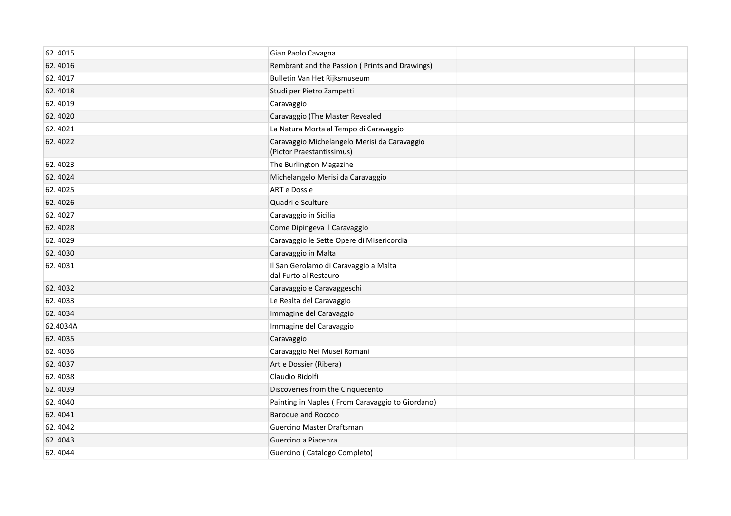| | | | |
|---|---|---|---|
| 62. 4015 | Gian Paolo Cavagna | | |
| 62. 4016 | Rembrant and the Passion ( Prints and Drawings) | | |
| 62. 4017 | Bulletin Van Het Rijksmuseum | | |
| 62. 4018 | Studi per Pietro Zampetti | | |
| 62. 4019 | Caravaggio | | |
| 62. 4020 | Caravaggio (The Master Revealed | | |
| 62. 4021 | La Natura Morta al Tempo di Caravaggio | | |
| 62. 4022 | Caravaggio Michelangelo Merisi da Caravaggio (Pictor Praestantissimus) | | |
| 62. 4023 | The Burlington Magazine | | |
| 62. 4024 | Michelangelo Merisi da Caravaggio | | |
| 62. 4025 | ART e Dossie | | |
| 62. 4026 | Quadri e Sculture | | |
| 62. 4027 | Caravaggio in Sicilia | | |
| 62. 4028 | Come Dipingeva il Caravaggio | | |
| 62. 4029 | Caravaggio le Sette Opere di Misericordia | | |
| 62. 4030 | Caravaggio in Malta | | |
| 62. 4031 | Il San Gerolamo di Caravaggio a Malta dal Furto al Restauro | | |
| 62. 4032 | Caravaggio e Caravaggeschi | | |
| 62. 4033 | Le Realta del Caravaggio | | |
| 62. 4034 | Immagine del Caravaggio | | |
| 62.4034A | Immagine del Caravaggio | | |
| 62. 4035 | Caravaggio | | |
| 62. 4036 | Caravaggio Nei Musei Romani | | |
| 62. 4037 | Art e Dossier (Ribera) | | |
| 62. 4038 | Claudio Ridolfi | | |
| 62. 4039 | Discoveries from the Cinquecento | | |
| 62. 4040 | Painting in Naples ( From Caravaggio to Giordano) | | |
| 62. 4041 | Baroque and Rococo | | |
| 62. 4042 | Guercino Master Draftsman | | |
| 62. 4043 | Guercino a Piacenza | | |
| 62. 4044 | Guercino ( Catalogo Completo) | | |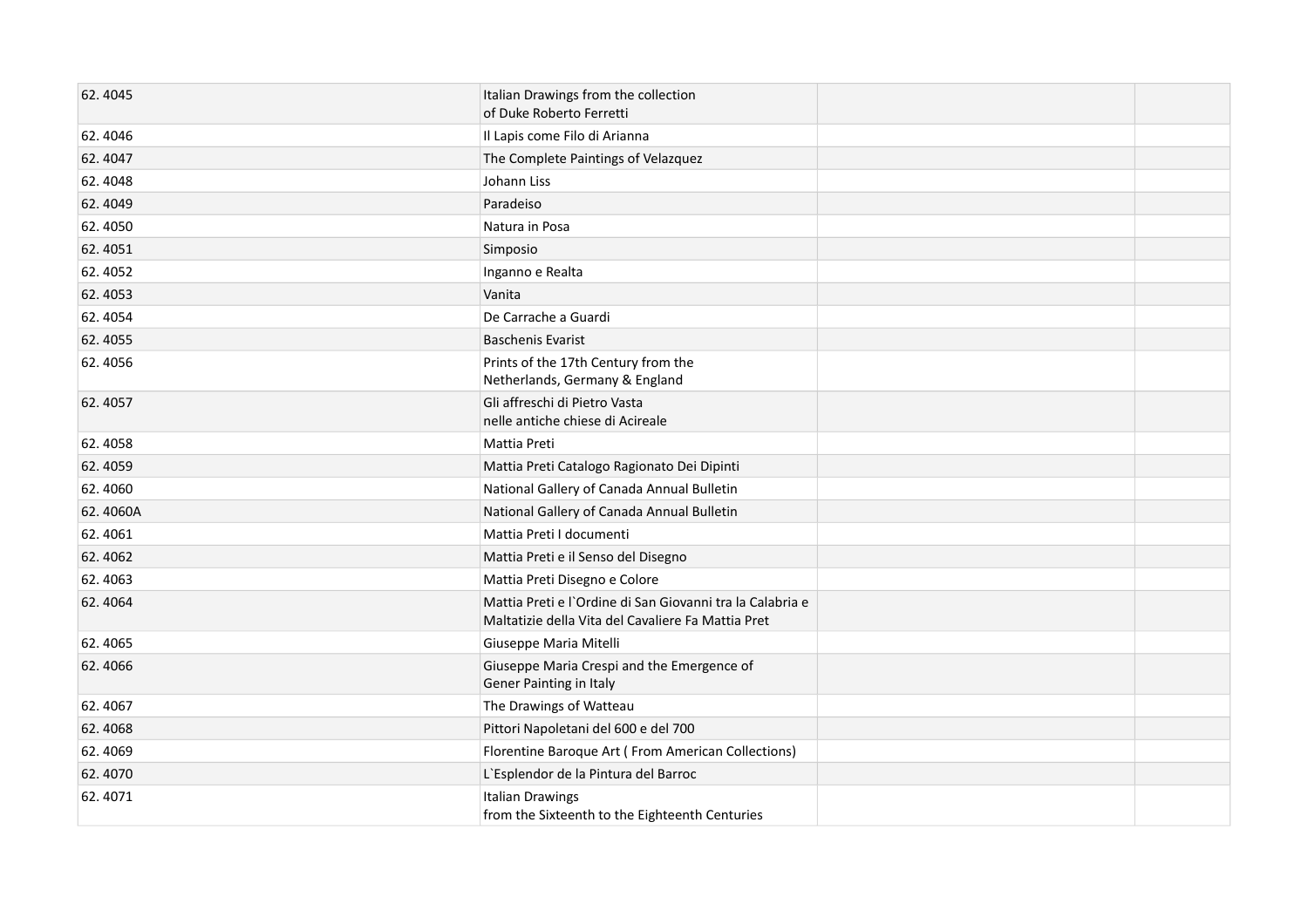| | | | |
|---|---|---|---|
| 62. 4045 | Italian Drawings from the collection of Duke Roberto Ferretti | | |
| 62. 4046 | Il Lapis come Filo di Arianna | | |
| 62. 4047 | The Complete Paintings of Velazquez | | |
| 62. 4048 | Johann Liss | | |
| 62. 4049 | Paradeiso | | |
| 62. 4050 | Natura in Posa | | |
| 62. 4051 | Simposio | | |
| 62. 4052 | Inganno e Realta | | |
| 62. 4053 | Vanita | | |
| 62. 4054 | De Carrache a Guardi | | |
| 62. 4055 | Baschenis Evarist | | |
| 62. 4056 | Prints of the 17th Century from the Netherlands, Germany & England | | |
| 62. 4057 | Gli affreschi di Pietro Vasta nelle antiche chiese di Acireale | | |
| 62. 4058 | Mattia Preti | | |
| 62. 4059 | Mattia Preti Catalogo Ragionato Dei Dipinti | | |
| 62. 4060 | National Gallery of Canada Annual Bulletin | | |
| 62. 4060A | National Gallery of Canada Annual Bulletin | | |
| 62. 4061 | Mattia Preti I documenti | | |
| 62. 4062 | Mattia Preti e il Senso del Disegno | | |
| 62. 4063 | Mattia Preti Disegno e Colore | | |
| 62. 4064 | Mattia Preti e l`Ordine di San Giovanni tra la Calabria e Maltatizie della Vita del Cavaliere Fa Mattia Pret | | |
| 62. 4065 | Giuseppe Maria Mitelli | | |
| 62. 4066 | Giuseppe Maria Crespi and the Emergence of Gener Painting in Italy | | |
| 62. 4067 | The Drawings of Watteau | | |
| 62. 4068 | Pittori Napoletani del 600 e del 700 | | |
| 62. 4069 | Florentine Baroque Art ( From American Collections) | | |
| 62. 4070 | L`Esplendor de la Pintura del Barroc | | |
| 62. 4071 | Italian Drawings from the Sixteenth to the Eighteenth Centuries | | |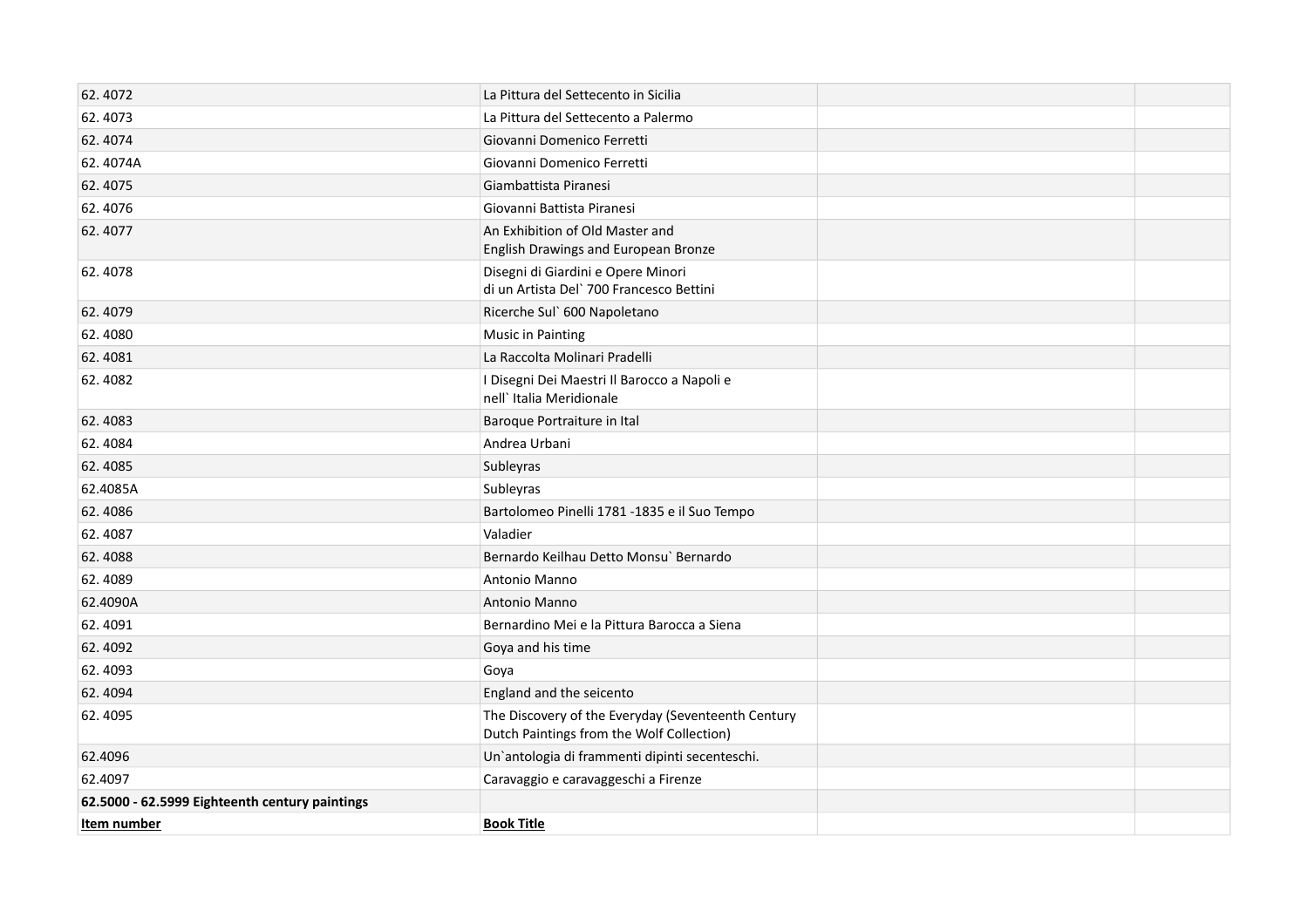| | | | |
|---|---|---|---|
| 62. 4072 | La Pittura del Settecento in Sicilia | | |
| 62. 4073 | La Pittura del Settecento a Palermo | | |
| 62. 4074 | Giovanni Domenico Ferretti | | |
| 62. 4074A | Giovanni Domenico Ferretti | | |
| 62. 4075 | Giambattista Piranesi | | |
| 62. 4076 | Giovanni Battista Piranesi | | |
| 62. 4077 | An Exhibition of Old Master and English Drawings and European Bronze | | |
| 62. 4078 | Disegni di Giardini e Opere Minori di un Artista Del` 700 Francesco Bettini | | |
| 62. 4079 | Ricerche Sul` 600 Napoletano | | |
| 62. 4080 | Music in Painting | | |
| 62. 4081 | La Raccolta Molinari Pradelli | | |
| 62. 4082 | I Disegni Dei Maestri Il Barocco a Napoli e nell` Italia Meridionale | | |
| 62. 4083 | Baroque Portraiture in Ital | | |
| 62. 4084 | Andrea Urbani | | |
| 62. 4085 | Subleyras | | |
| 62.4085A | Subleyras | | |
| 62. 4086 | Bartolomeo Pinelli 1781 -1835 e il Suo Tempo | | |
| 62. 4087 | Valadier | | |
| 62. 4088 | Bernardo Keilhau Detto Monsu` Bernardo | | |
| 62. 4089 | Antonio Manno | | |
| 62.4090A | Antonio Manno | | |
| 62. 4091 | Bernardino Mei e la Pittura Barocca a Siena | | |
| 62. 4092 | Goya and his time | | |
| 62. 4093 | Goya | | |
| 62. 4094 | England and the seicento | | |
| 62. 4095 | The Discovery of the Everyday (Seventeenth Century Dutch Paintings from the Wolf Collection) | | |
| 62.4096 | Un`antologia di frammenti dipinti secenteschi. | | |
| 62.4097 | Caravaggio e caravaggeschi a Firenze | | |
| **62.5000 - 62.5999 Eighteenth century paintings** | | | |
| **Item number** | **Book Title** | | |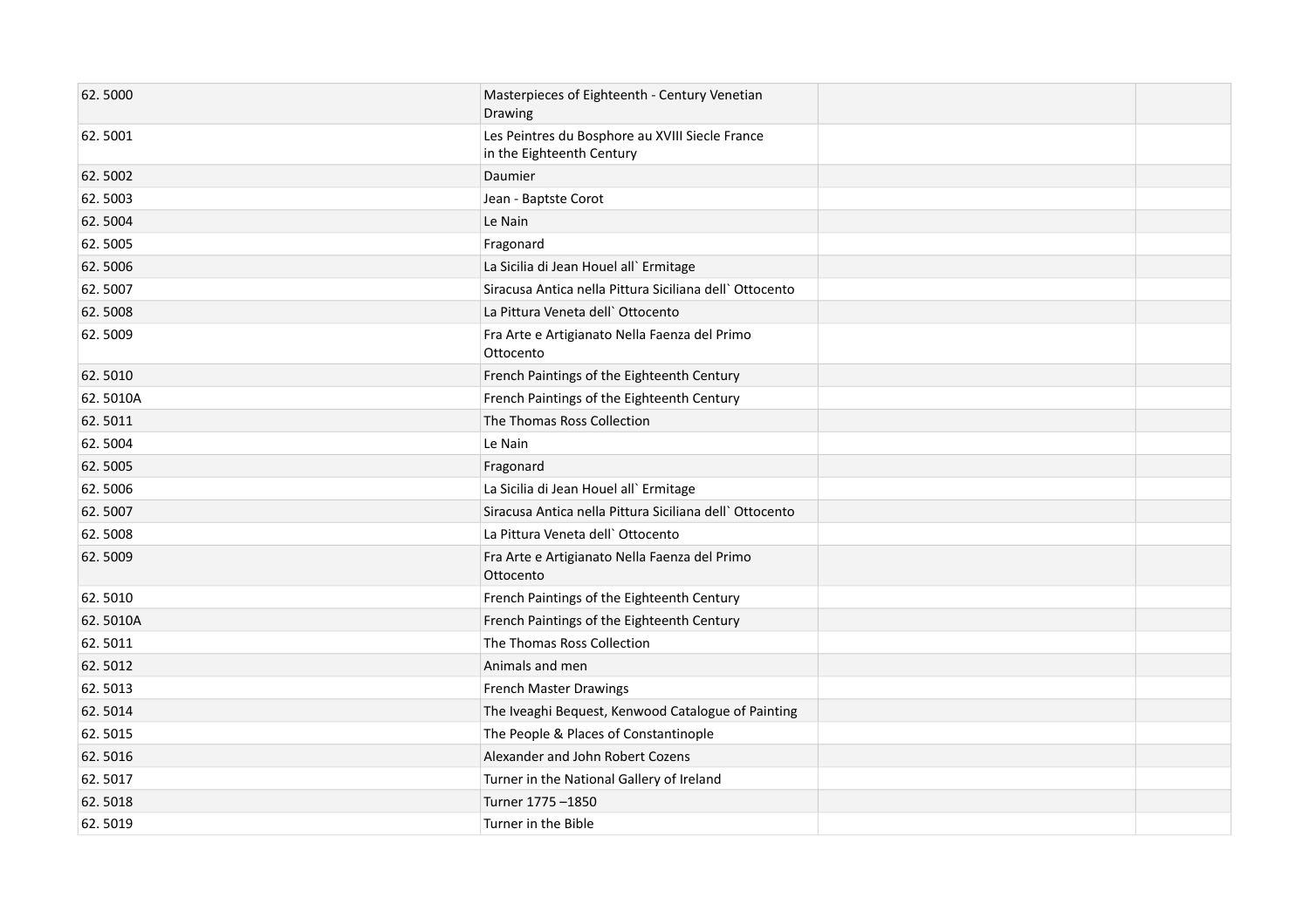| | | | |
|---|---|---|---|
| 62. 5000 | Masterpieces of Eighteenth - Century Venetian Drawing | | |
| 62. 5001 | Les Peintres du Bosphore au XVIII Siecle France in the Eighteenth Century | | |
| 62. 5002 | Daumier | | |
| 62. 5003 | Jean - Baptste Corot | | |
| 62. 5004 | Le Nain | | |
| 62. 5005 | Fragonard | | |
| 62. 5006 | La Sicilia di Jean Houel all` Ermitage | | |
| 62. 5007 | Siracusa Antica nella Pittura Siciliana dell` Ottocento | | |
| 62. 5008 | La Pittura Veneta dell` Ottocento | | |
| 62. 5009 | Fra Arte e Artigianato Nella Faenza del Primo Ottocento | | |
| 62. 5010 | French Paintings of the Eighteenth Century | | |
| 62. 5010A | French Paintings of the Eighteenth Century | | |
| 62. 5011 | The Thomas Ross Collection | | |
| 62. 5004 | Le Nain | | |
| 62. 5005 | Fragonard | | |
| 62. 5006 | La Sicilia di Jean Houel all` Ermitage | | |
| 62. 5007 | Siracusa Antica nella Pittura Siciliana dell` Ottocento | | |
| 62. 5008 | La Pittura Veneta dell` Ottocento | | |
| 62. 5009 | Fra Arte e Artigianato Nella Faenza del Primo Ottocento | | |
| 62. 5010 | French Paintings of the Eighteenth Century | | |
| 62. 5010A | French Paintings of the Eighteenth Century | | |
| 62. 5011 | The Thomas Ross Collection | | |
| 62. 5012 | Animals and men | | |
| 62. 5013 | French Master Drawings | | |
| 62. 5014 | The Iveaghi Bequest, Kenwood Catalogue of Painting | | |
| 62. 5015 | The People & Places of Constantinople | | |
| 62. 5016 | Alexander and John Robert Cozens | | |
| 62. 5017 | Turner in the National Gallery of Ireland | | |
| 62. 5018 | Turner 1775 –1850 | | |
| 62. 5019 | Turner in the Bible | | |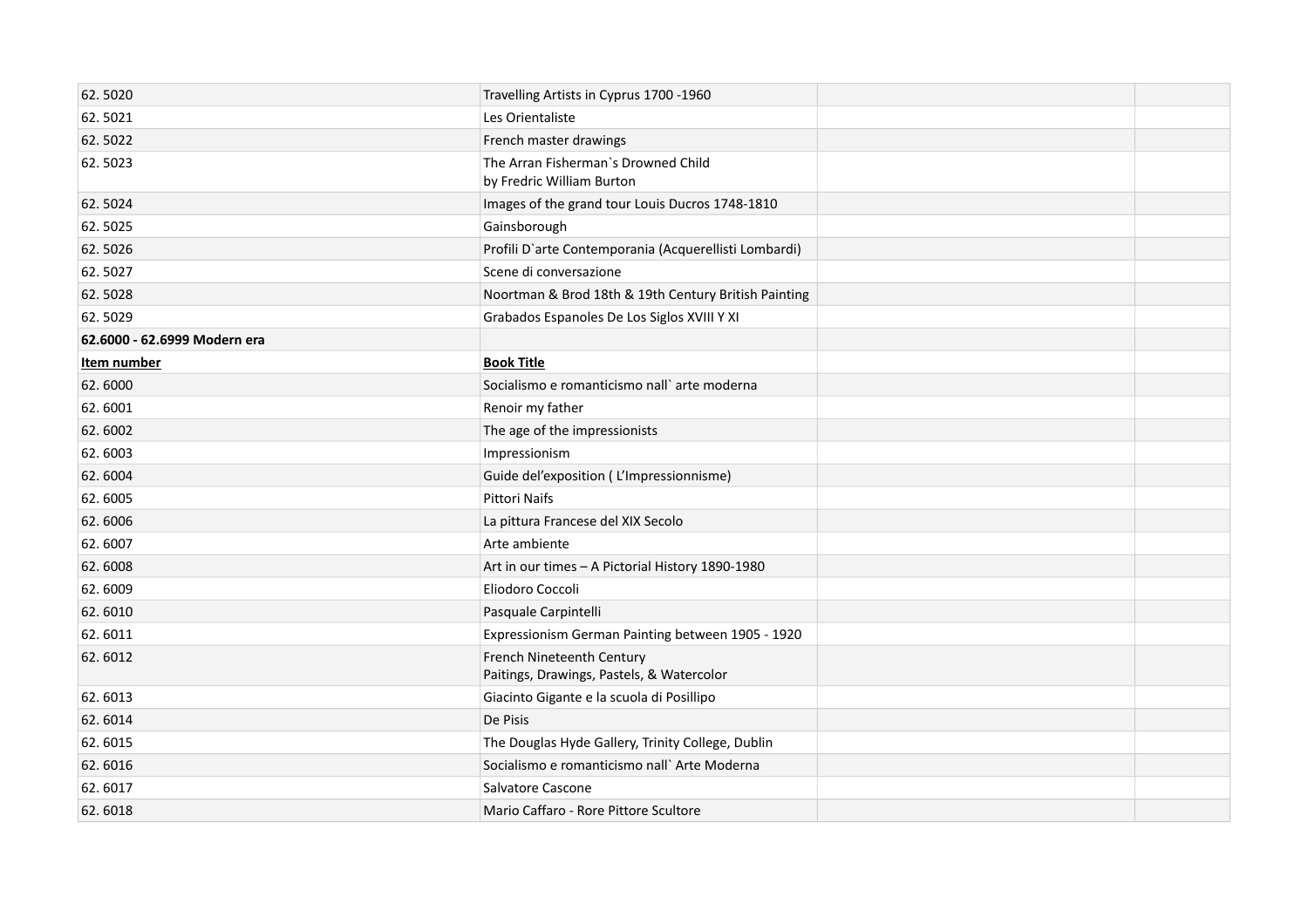| | | | |
|---|---|---|---|
| 62. 5020 | Travelling Artists in Cyprus 1700 -1960 | | |
| 62. 5021 | Les Orientaliste | | |
| 62. 5022 | French master drawings | | |
| 62. 5023 | The Arran Fisherman`s Drowned Child<br>by Fredric William Burton | | |
| 62. 5024 | Images of the grand tour Louis Ducros 1748-1810 | | |
| 62. 5025 | Gainsborough | | |
| 62. 5026 | Profili D`arte Contemporania (Acquerellisti Lombardi) | | |
| 62. 5027 | Scene di conversazione | | |
| 62. 5028 | Noortman & Brod 18th & 19th Century British Painting | | |
| 62. 5029 | Grabados Espanoles De Los Siglos XVIII Y XI | | |
| **62.6000 - 62.6999 Modern era** | | | |
| **Item number** | **Book Title** | | |
| 62. 6000 | Socialismo e romanticismo nall` arte moderna | | |
| 62. 6001 | Renoir my father | | |
| 62. 6002 | The age of the impressionists | | |
| 62. 6003 | Impressionism | | |
| 62. 6004 | Guide del'exposition ( L'Impressionnisme) | | |
| 62. 6005 | Pittori Naifs | | |
| 62. 6006 | La pittura Francese del XIX Secolo | | |
| 62. 6007 | Arte ambiente | | |
| 62. 6008 | Art in our times – A Pictorial History 1890-1980 | | |
| 62. 6009 | Eliodoro Coccoli | | |
| 62. 6010 | Pasquale Carpintelli | | |
| 62. 6011 | Expressionism German Painting between 1905 - 1920 | | |
| 62. 6012 | French Nineteenth Century<br>Paitings, Drawings, Pastels, & Watercolor | | |
| 62. 6013 | Giacinto Gigante e la scuola di Posillipo | | |
| 62. 6014 | De Pisis | | |
| 62. 6015 | The Douglas Hyde Gallery, Trinity College, Dublin | | |
| 62. 6016 | Socialismo e romanticismo nall` Arte Moderna | | |
| 62. 6017 | Salvatore Cascone | | |
| 62. 6018 | Mario Caffaro - Rore Pittore Scultore | | |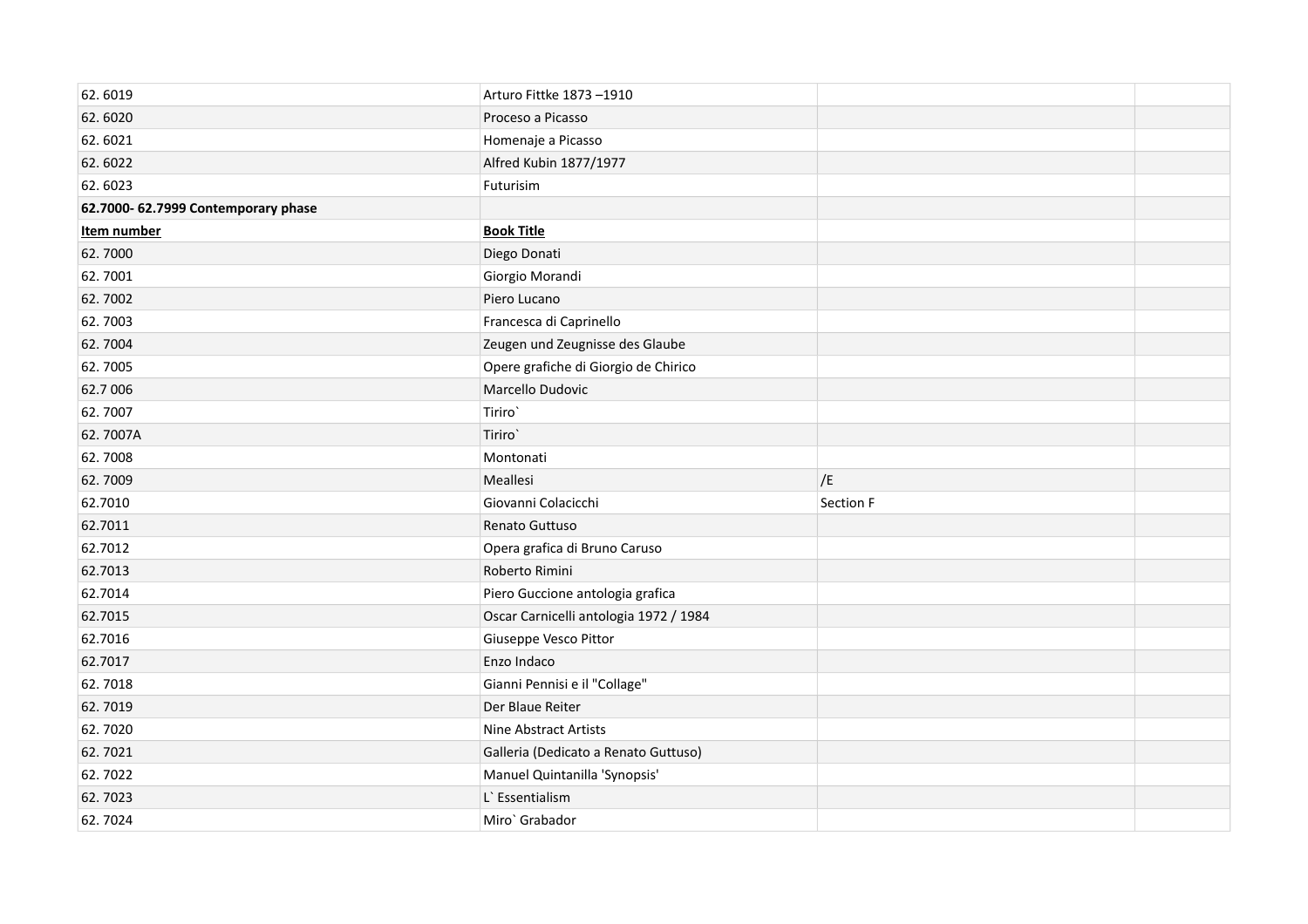| | | | |
|---|---|---|---|
| 62. 6019 | Arturo Fittke 1873 –1910 | | |
| 62. 6020 | Proceso a Picasso | | |
| 62. 6021 | Homenaje a Picasso | | |
| 62. 6022 | Alfred Kubin 1877/1977 | | |
| 62. 6023 | Futurisim | | |
| **62.7000- 62.7999 Contemporary phase** | | | |
| **Item number** | **Book Title** | | |
| 62. 7000 | Diego Donati | | |
| 62. 7001 | Giorgio Morandi | | |
| 62. 7002 | Piero Lucano | | |
| 62. 7003 | Francesca di Caprinello | | |
| 62. 7004 | Zeugen und Zeugnisse des Glaube | | |
| 62. 7005 | Opere grafiche di Giorgio de Chirico | | |
| 62.7 006 | Marcello Dudovic | | |
| 62. 7007 | Tiriro` | | |
| 62. 7007A | Tiriro` | | |
| 62. 7008 | Montonati | | |
| 62. 7009 | Meallesi | /E | |
| 62.7010 | Giovanni Colacicchi | Section F | |
| 62.7011 | Renato Guttuso | | |
| 62.7012 | Opera grafica di Bruno Caruso | | |
| 62.7013 | Roberto Rimini | | |
| 62.7014 | Piero Guccione antologia grafica | | |
| 62.7015 | Oscar Carnicelli antologia 1972 / 1984 | | |
| 62.7016 | Giuseppe Vesco Pittor | | |
| 62.7017 | Enzo Indaco | | |
| 62. 7018 | Gianni Pennisi e il "Collage" | | |
| 62. 7019 | Der Blaue Reiter | | |
| 62. 7020 | Nine Abstract Artists | | |
| 62. 7021 | Galleria (Dedicato a Renato Guttuso) | | |
| 62. 7022 | Manuel Quintanilla 'Synopsis' | | |
| 62. 7023 | L` Essentialism | | |
| 62. 7024 | Miro` Grabador | | |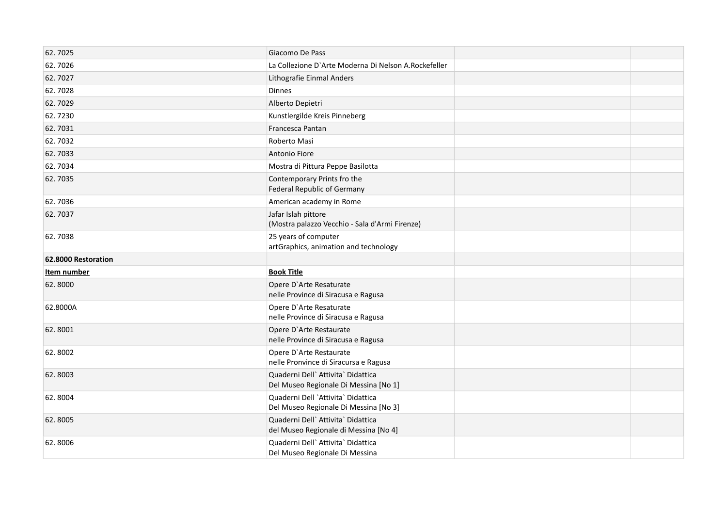| | | | |
|---|---|---|---|
| 62. 7025 | Giacomo De Pass | | |
| 62. 7026 | La Collezione D`Arte Moderna Di Nelson A.Rockefeller | | |
| 62. 7027 | Lithografie Einmal Anders | | |
| 62. 7028 | Dinnes | | |
| 62. 7029 | Alberto Depietri | | |
| 62. 7230 | Kunstlergilde Kreis Pinneberg | | |
| 62. 7031 | Francesca Pantan | | |
| 62. 7032 | Roberto Masi | | |
| 62. 7033 | Antonio Fiore | | |
| 62. 7034 | Mostra di Pittura Peppe Basilotta | | |
| 62. 7035 | Contemporary Prints fro the Federal Republic of Germany | | |
| 62. 7036 | American academy in Rome | | |
| 62. 7037 | Jafar Islah pittore (Mostra palazzo Vecchio - Sala d'Armi Firenze) | | |
| 62. 7038 | 25 years of computer artGraphics, animation and technology | | |
| **62.8000 Restoration** | | | |
| **Item number** | **Book Title** | | |
| 62. 8000 | Opere D`Arte Resaturate nelle Province di Siracusa e Ragusa | | |
| 62.8000A | Opere D`Arte Resaturate nelle Province di Siracusa e Ragusa | | |
| 62. 8001 | Opere D`Arte Restaurate nelle Province di Siracusa e Ragusa | | |
| 62. 8002 | Opere D`Arte Restaurate nelle Pronvince di Siracursa e Ragusa | | |
| 62. 8003 | Quaderni Dell` Attivita` Didattica Del Museo Regionale Di Messina [No 1] | | |
| 62. 8004 | Quaderni Dell `Attivita` Didattica Del Museo Regionale Di Messina [No 3] | | |
| 62. 8005 | Quaderni Dell` Attivita` Didattica del Museo Regionale di Messina [No 4] | | |
| 62. 8006 | Quaderni Dell` Attivita` Didattica Del Museo Regionale Di Messina | | |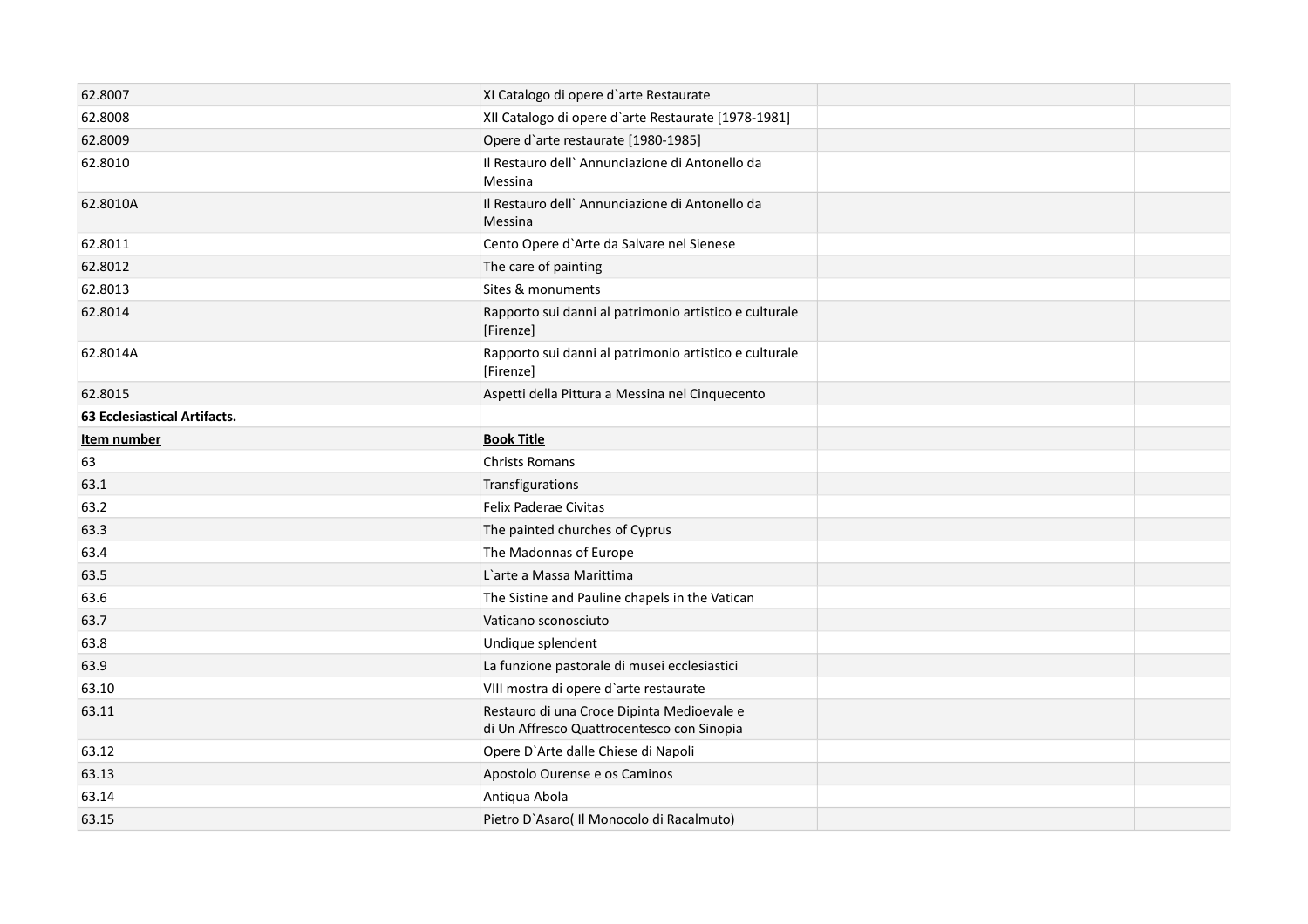| | | | |
|---|---|---|---|
| 62.8007 | XI Catalogo di opere d`arte Restaurate | | |
| 62.8008 | XII Catalogo di opere d`arte Restaurate [1978-1981] | | |
| 62.8009 | Opere d`arte restaurate [1980-1985] | | |
| 62.8010 | Il Restauro dell` Annunciazione di Antonello da Messina | | |
| 62.8010A | Il Restauro dell` Annunciazione di Antonello da Messina | | |
| 62.8011 | Cento Opere d`Arte da Salvare nel Sienese | | |
| 62.8012 | The care of painting | | |
| 62.8013 | Sites & monuments | | |
| 62.8014 | Rapporto sui danni al patrimonio artistico e culturale [Firenze] | | |
| 62.8014A | Rapporto sui danni al patrimonio artistico e culturale [Firenze] | | |
| 62.8015 | Aspetti della Pittura a Messina nel Cinquecento | | |
| **63 Ecclesiastical Artifacts.** | | | |
| **Item number** | **Book Title** | | |
| 63 | Christs Romans | | |
| 63.1 | Transfigurations | | |
| 63.2 | Felix Paderae Civitas | | |
| 63.3 | The painted churches of Cyprus | | |
| 63.4 | The Madonnas of Europe | | |
| 63.5 | L`arte a Massa Marittima | | |
| 63.6 | The Sistine and Pauline chapels in the Vatican | | |
| 63.7 | Vaticano sconosciuto | | |
| 63.8 | Undique splendent | | |
| 63.9 | La funzione pastorale di musei ecclesiastici | | |
| 63.10 | VIII mostra di opere d`arte restaurate | | |
| 63.11 | Restauro di una Croce Dipinta Medioevale e di Un Affresco Quattrocentesco con Sinopia | | |
| 63.12 | Opere D`Arte dalle Chiese di Napoli | | |
| 63.13 | Apostolo Ourense e os Caminos | | |
| 63.14 | Antiqua Abola | | |
| 63.15 | Pietro D`Asaro( Il Monocolo di Racalmuto) | | |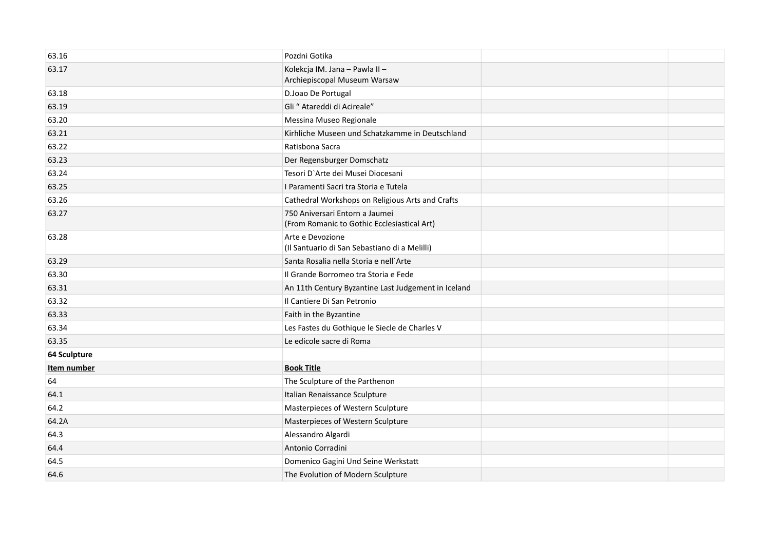| | | | |
|---|---|---|---|
| 63.16 | Pozdni Gotika | | |
| 63.17 | Kolekcja IM. Jana – Pawla II – Archiepiscopal Museum Warsaw | | |
| 63.18 | D.Joao De Portugal | | |
| 63.19 | Gli " Atareddi di Acireale" | | |
| 63.20 | Messina Museo Regionale | | |
| 63.21 | Kirhliche Museen und Schatzkamme in Deutschland | | |
| 63.22 | Ratisbona Sacra | | |
| 63.23 | Der Regensburger Domschatz | | |
| 63.24 | Tesori D`Arte dei Musei Diocesani | | |
| 63.25 | I Paramenti Sacri tra Storia e Tutela | | |
| 63.26 | Cathedral Workshops on Religious Arts and Crafts | | |
| 63.27 | 750 Aniversari Entorn a Jaumei (From Romanic to Gothic Ecclesiastical Art) | | |
| 63.28 | Arte e Devozione (Il Santuario di San Sebastiano di a Melilli) | | |
| 63.29 | Santa Rosalia nella Storia e nell`Arte | | |
| 63.30 | Il Grande Borromeo tra Storia e Fede | | |
| 63.31 | An 11th Century Byzantine Last Judgement in Iceland | | |
| 63.32 | Il Cantiere Di San Petronio | | |
| 63.33 | Faith in the Byzantine | | |
| 63.34 | Les Fastes du Gothique le Siecle de Charles V | | |
| 63.35 | Le edicole sacre di Roma | | |
| **64 Sculpture** | | | |
| **Item number** | **Book Title** | | |
| 64 | The Sculpture of the Parthenon | | |
| 64.1 | Italian Renaissance Sculpture | | |
| 64.2 | Masterpieces of Western Sculpture | | |
| 64.2A | Masterpieces of Western Sculpture | | |
| 64.3 | Alessandro Algardi | | |
| 64.4 | Antonio Corradini | | |
| 64.5 | Domenico Gagini Und Seine Werkstatt | | |
| 64.6 | The Evolution of Modern Sculpture | | |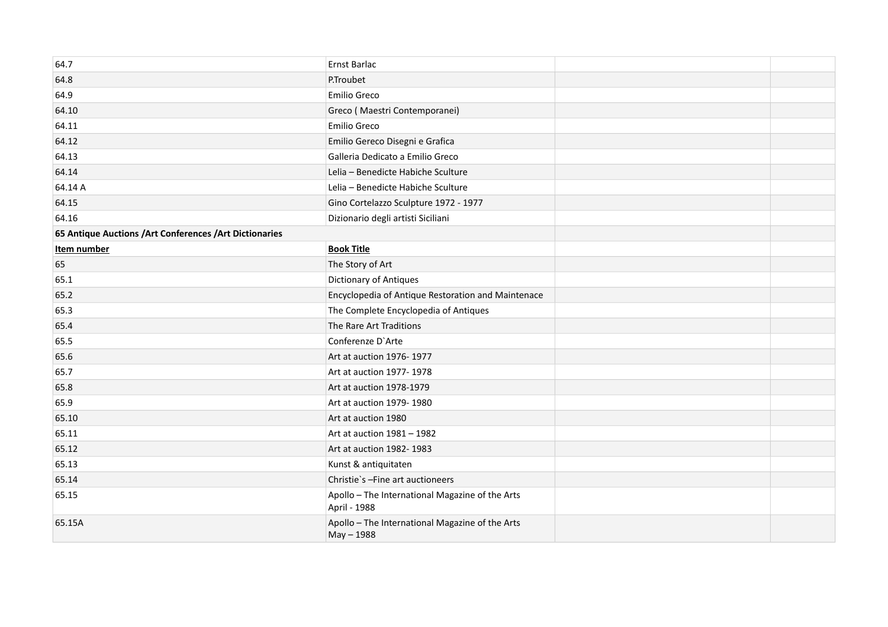| | | | |
|---|---|---|---|
| 64.7 | Ernst Barlac | | |
| 64.8 | P.Troubet | | |
| 64.9 | Emilio Greco | | |
| 64.10 | Greco ( Maestri Contemporanei) | | |
| 64.11 | Emilio Greco | | |
| 64.12 | Emilio Gereco Disegni e Grafica | | |
| 64.13 | Galleria Dedicato a Emilio Greco | | |
| 64.14 | Lelia – Benedicte Habiche Sculture | | |
| 64.14 A | Lelia – Benedicte Habiche Sculture | | |
| 64.15 | Gino Cortelazzo Sculpture 1972 - 1977 | | |
| 64.16 | Dizionario degli artisti Siciliani | | |
| **65 Antique Auctions /Art Conferences /Art Dictionaries** | | | |
| **Item number** | **Book Title** | | |
| 65 | The Story of Art | | |
| 65.1 | Dictionary of Antiques | | |
| 65.2 | Encyclopedia of Antique Restoration and Maintenace | | |
| 65.3 | The Complete Encyclopedia of Antiques | | |
| 65.4 | The Rare Art Traditions | | |
| 65.5 | Conferenze D`Arte | | |
| 65.6 | Art at auction 1976- 1977 | | |
| 65.7 | Art at auction 1977- 1978 | | |
| 65.8 | Art at auction 1978-1979 | | |
| 65.9 | Art at auction 1979- 1980 | | |
| 65.10 | Art at auction 1980 | | |
| 65.11 | Art at auction 1981 – 1982 | | |
| 65.12 | Art at auction 1982- 1983 | | |
| 65.13 | Kunst & antiquitaten | | |
| 65.14 | Christie`s –Fine art auctioneers | | |
| 65.15 | Apollo – The International Magazine of the Arts April - 1988 | | |
| 65.15A | Apollo – The International Magazine of the Arts May – 1988 | | |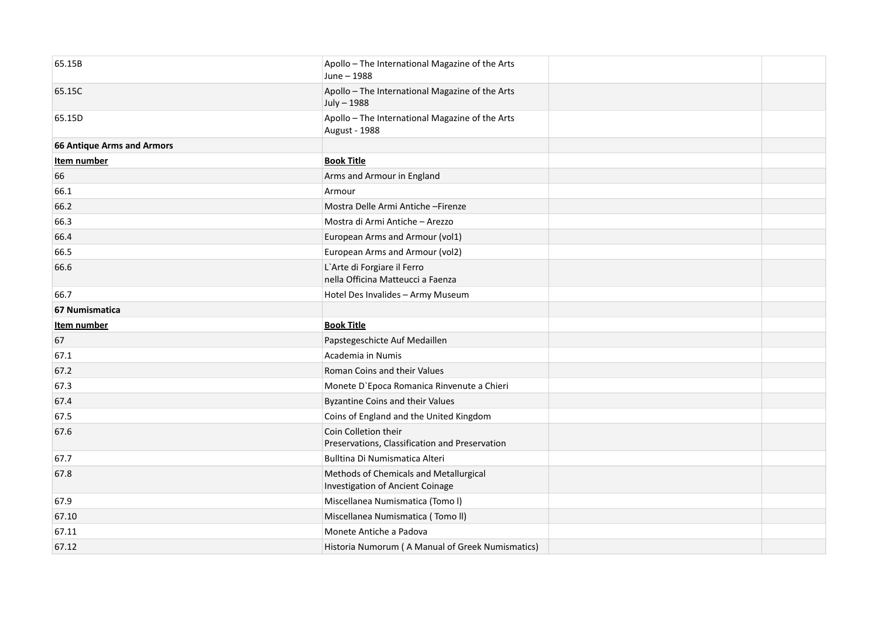| | | | |
|---|---|---|---|
| 65.15B | Apollo – The International Magazine of the Arts<br>June – 1988 | | |
| 65.15C | Apollo – The International Magazine of the Arts<br>July – 1988 | | |
| 65.15D | Apollo – The International Magazine of the Arts<br>August - 1988 | | |
| **66 Antique Arms and Armors** | | | |
| **Item number** | **Book Title** | | |
| 66 | Arms and Armour in England | | |
| 66.1 | Armour | | |
| 66.2 | Mostra Delle Armi Antiche –Firenze | | |
| 66.3 | Mostra di Armi Antiche – Arezzo | | |
| 66.4 | European Arms and Armour (vol1) | | |
| 66.5 | European Arms and Armour (vol2) | | |
| 66.6 | L`Arte di Forgiare il Ferro<br>nella Officina Matteucci a Faenza | | |
| 66.7 | Hotel Des Invalides – Army Museum | | |
| **67 Numismatica** | | | |
| **Item number** | **Book Title** | | |
| 67 | Papstegeschicte Auf Medaillen | | |
| 67.1 | Academia in Numis | | |
| 67.2 | Roman Coins and their Values | | |
| 67.3 | Monete D`Epoca Romanica Rinvenute a Chieri | | |
| 67.4 | Byzantine Coins and their Values | | |
| 67.5 | Coins of England and the United Kingdom | | |
| 67.6 | Coin Colletion their<br>Preservations, Classification and Preservation | | |
| 67.7 | Bulltina Di Numismatica Alteri | | |
| 67.8 | Methods of Chemicals and Metallurgical<br>Investigation of Ancient Coinage | | |
| 67.9 | Miscellanea Numismatica (Tomo l) | | |
| 67.10 | Miscellanea Numismatica ( Tomo ll) | | |
| 67.11 | Monete Antiche a Padova | | |
| 67.12 | Historia Numorum ( A Manual of Greek Numismatics) | | |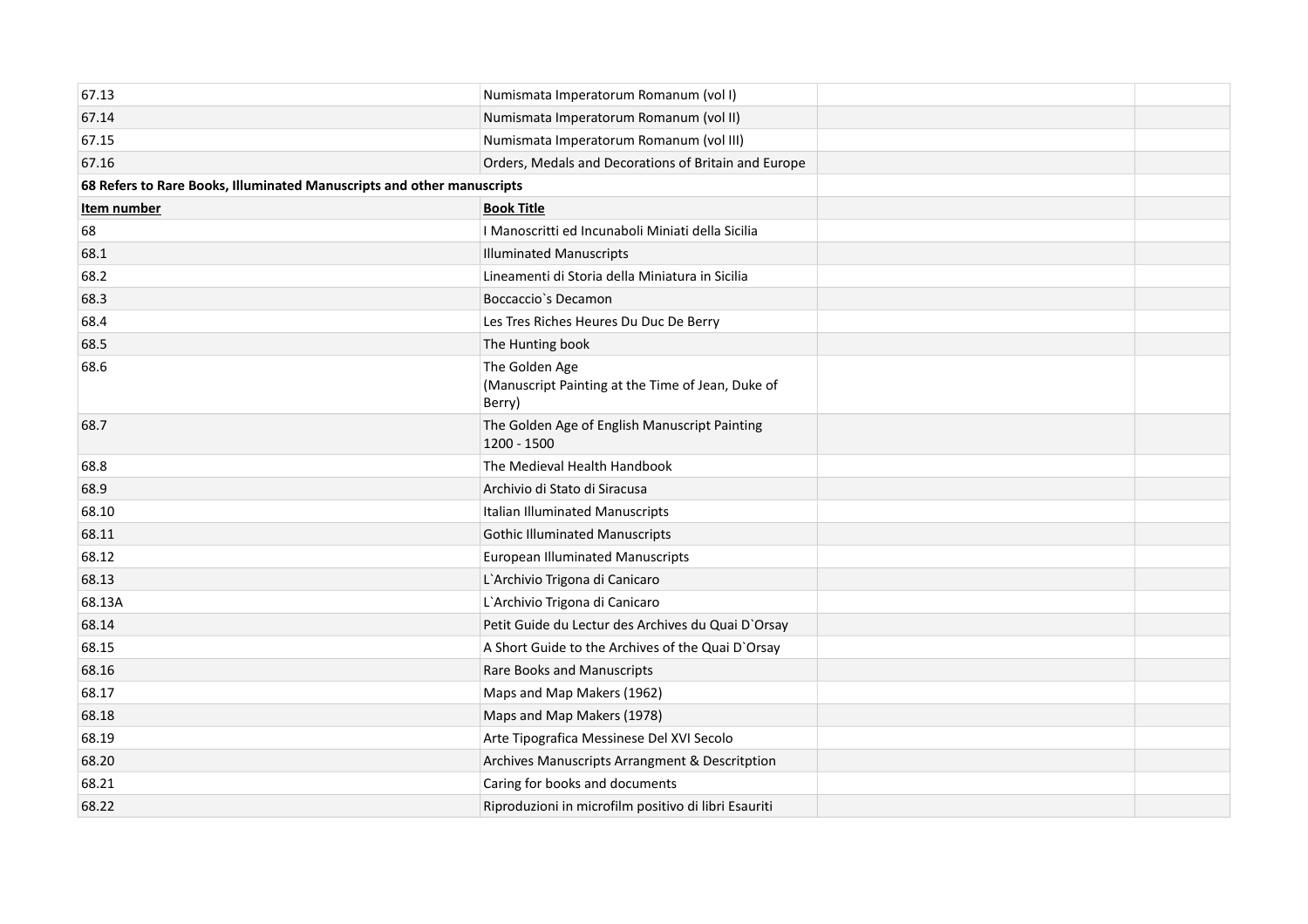| | | | |
|---|---|---|---|
| 67.13 | Numismata Imperatorum Romanum (vol I) | | |
| 67.14 | Numismata Imperatorum Romanum (vol II) | | |
| 67.15 | Numismata Imperatorum Romanum (vol III) | | |
| 67.16 | Orders, Medals and Decorations of Britain and Europe | | |
| **68 Refers to Rare Books, Illuminated Manuscripts and other manuscripts** | | | |
| **Item number** | **Book Title** | | |
| 68 | I Manoscritti ed Incunaboli Miniati della Sicilia | | |
| 68.1 | Illuminated Manuscripts | | |
| 68.2 | Lineamenti di Storia della Miniatura in Sicilia | | |
| 68.3 | Boccaccio`s Decamon | | |
| 68.4 | Les Tres Riches Heures Du Duc De Berry | | |
| 68.5 | The Hunting book | | |
| 68.6 | The Golden Age (Manuscript Painting at the Time of Jean, Duke of Berry) | | |
| 68.7 | The Golden Age of English Manuscript Painting 1200 - 1500 | | |
| 68.8 | The Medieval Health Handbook | | |
| 68.9 | Archivio di Stato di Siracusa | | |
| 68.10 | Italian Illuminated Manuscripts | | |
| 68.11 | Gothic Illuminated Manuscripts | | |
| 68.12 | European Illuminated Manuscripts | | |
| 68.13 | L`Archivio Trigona di Canicaro | | |
| 68.13A | L`Archivio Trigona di Canicaro | | |
| 68.14 | Petit Guide du Lectur des Archives du Quai D`Orsay | | |
| 68.15 | A Short Guide to the Archives of the Quai D`Orsay | | |
| 68.16 | Rare Books and Manuscripts | | |
| 68.17 | Maps and Map Makers (1962) | | |
| 68.18 | Maps and Map Makers (1978) | | |
| 68.19 | Arte Tipografica Messinese Del XVI Secolo | | |
| 68.20 | Archives Manuscripts Arrangment & Descritption | | |
| 68.21 | Caring for books and documents | | |
| 68.22 | Riproduzioni in microfilm positivo di libri Esauriti | | |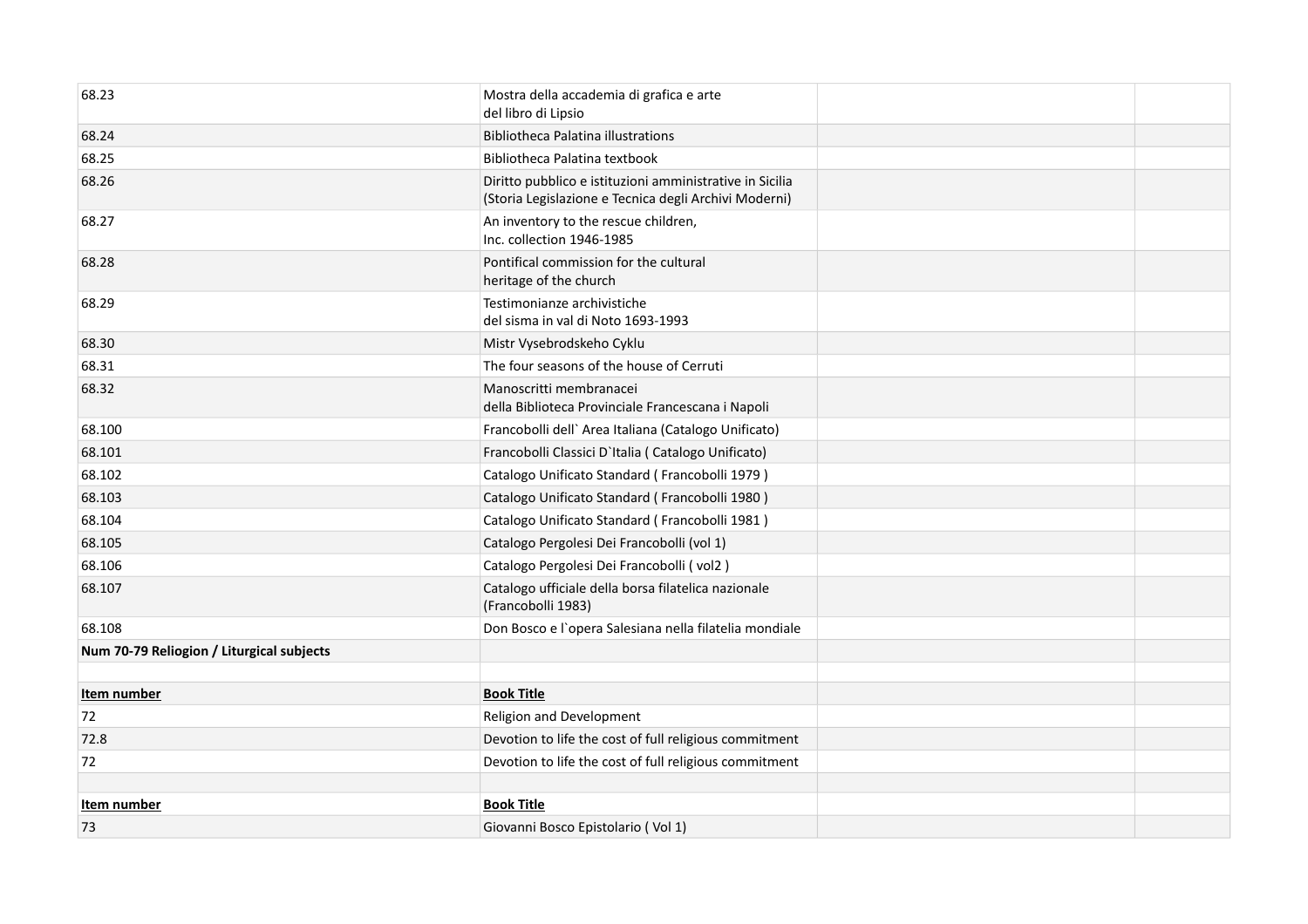| | | | |
|---|---|---|---|
| 68.23 | Mostra della accademia di grafica e arte del libro di Lipsio | | |
| 68.24 | Bibliotheca Palatina illustrations | | |
| 68.25 | Bibliotheca Palatina textbook | | |
| 68.26 | Diritto pubblico e istituzioni amministrative in Sicilia (Storia Legislazione e Tecnica degli Archivi Moderni) | | |
| 68.27 | An inventory to the rescue children, Inc. collection 1946-1985 | | |
| 68.28 | Pontifical commission for the cultural heritage of the church | | |
| 68.29 | Testimonianze archivistiche del sisma in val di Noto 1693-1993 | | |
| 68.30 | Mistr Vysebrodskeho Cyklu | | |
| 68.31 | The four seasons of the house of Cerruti | | |
| 68.32 | Manoscritti membranacei della Biblioteca Provinciale Francescana i Napoli | | |
| 68.100 | Francobolli dell` Area Italiana (Catalogo Unificato) | | |
| 68.101 | Francobolli Classici D`Italia ( Catalogo Unificato) | | |
| 68.102 | Catalogo Unificato Standard ( Francobolli 1979 ) | | |
| 68.103 | Catalogo Unificato Standard ( Francobolli 1980 ) | | |
| 68.104 | Catalogo Unificato Standard ( Francobolli 1981 ) | | |
| 68.105 | Catalogo Pergolesi Dei Francobolli (vol 1) | | |
| 68.106 | Catalogo Pergolesi Dei Francobolli ( vol2 ) | | |
| 68.107 | Catalogo ufficiale della borsa filatelica nazionale (Francobolli 1983) | | |
| 68.108 | Don Bosco e l`opera Salesiana nella filatelia mondiale | | |
| **Num 70-79 Reliogion / Liturgical subjects** | | | |
| | | | |
| **Item number** | **Book Title** | | |
| 72 | Religion and Development | | |
| 72.8 | Devotion to life the cost of full religious commitment | | |
| 72 | Devotion to life the cost of full religious commitment | | |
| | | | |
| **Item number** | **Book Title** | | |
| 73 | Giovanni Bosco Epistolario ( Vol 1) | | |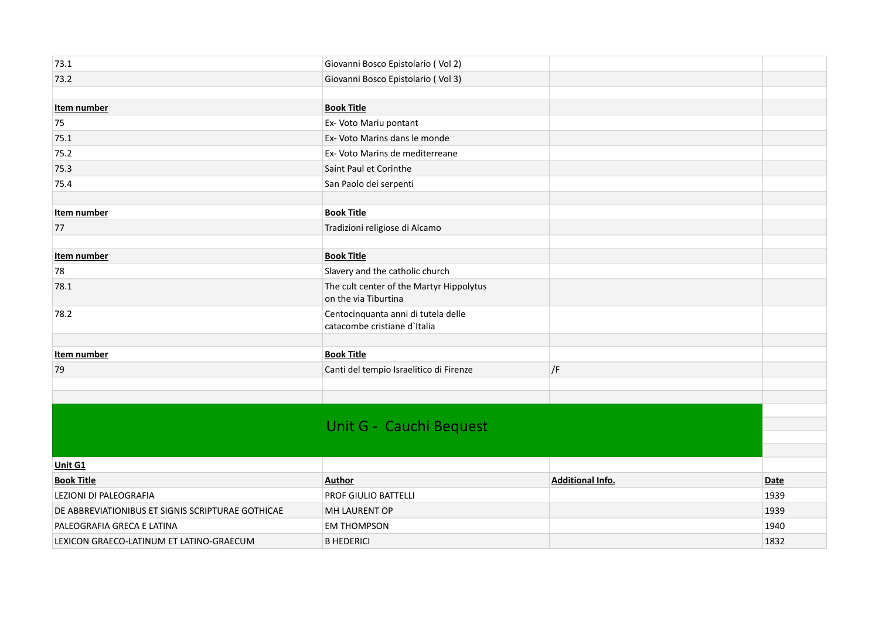| | | | |
|---|---|---|---|
| 73.1 | Giovanni Bosco Epistolario ( Vol 2) | | |
| 73.2 | Giovanni Bosco Epistolario ( Vol 3) | | |
| | | | |
| **Item number** | **Book Title** | | |
| 75 | Ex- Voto Mariu pontant | | |
| 75.1 | Ex- Voto Marins dans le monde | | |
| 75.2 | Ex- Voto Marins de mediterreane | | |
| 75.3 | Saint Paul et Corinthe | | |
| 75.4 | San Paolo dei serpenti | | |
| | | | |
| **Item number** | **Book Title** | | |
| 77 | Tradizioni religiose di Alcamo | | |
| | | | |
| **Item number** | **Book Title** | | |
| 78 | Slavery and the catholic church | | |
| 78.1 | The cult center of the Martyr Hippolytus on the via Tiburtina | | |
| 78.2 | Centocinquanta anni di tutela delle catacombe cristiane d`Italia | | |
| | | | |
| **Item number** | **Book Title** | | |
| 79 | Canti del tempio Israelitico di Firenze | /F | |

## Unit G - Cauchi Bequest

**Unit G1**

| **Book Title** | **Author** | **Additional Info.** | **Date** |
|---|---|---|---|
| LEZIONI DI PALEOGRAFIA | PROF GIULIO BATTELLI | | 1939 |
| DE ABBREVIATIONIBUS ET SIGNIS SCRIPTURAE GOTHICAE | MH LAURENT OP | | 1939 |
| PALEOGRAFIA GRECA E LATINA | EM THOMPSON | | 1940 |
| LEXICON GRAECO-LATINUM ET LATINO-GRAECUM | B HEDERICI | | 1832 |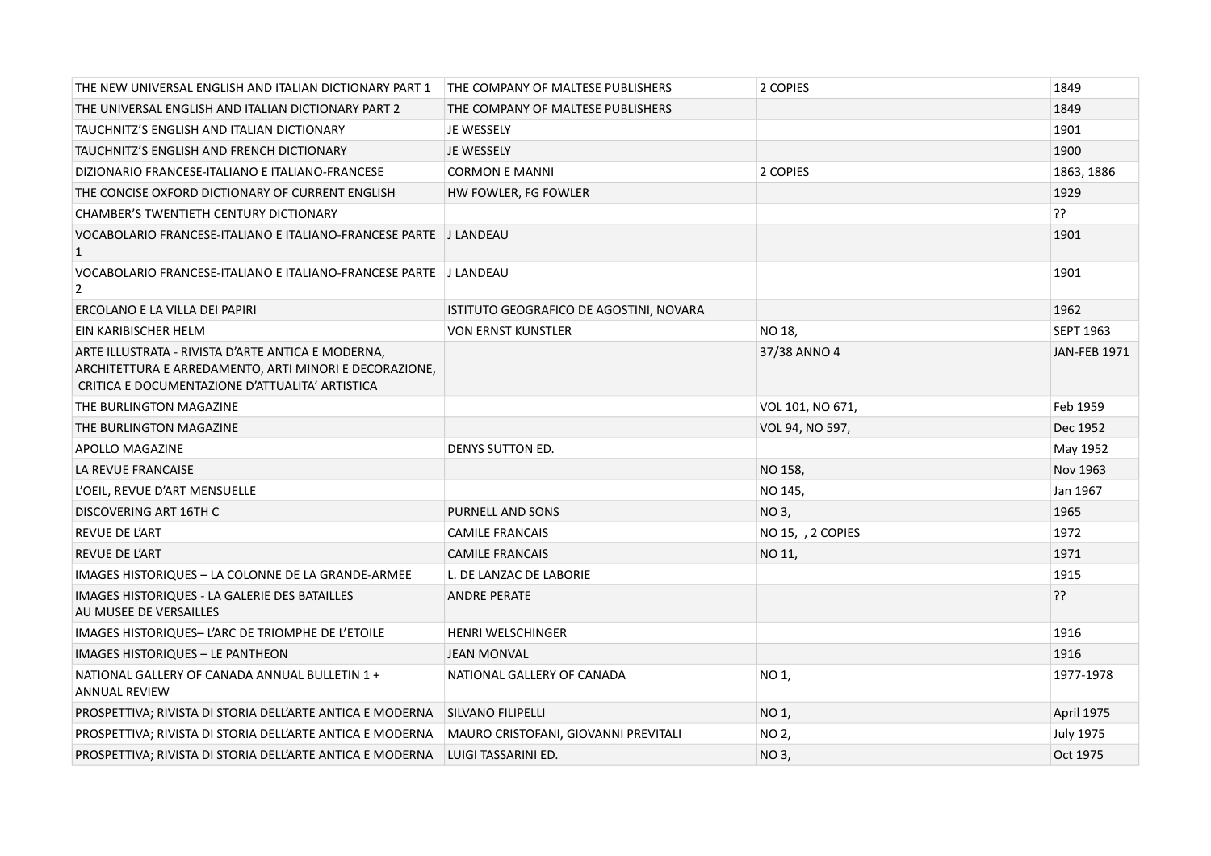| | | | |
|---|---|---|---|
| THE NEW UNIVERSAL ENGLISH AND ITALIAN DICTIONARY PART 1 | THE COMPANY OF MALTESE PUBLISHERS | 2 COPIES | 1849 |
| THE UNIVERSAL ENGLISH AND ITALIAN DICTIONARY PART 2 | THE COMPANY OF MALTESE PUBLISHERS | | 1849 |
| TAUCHNITZ'S ENGLISH AND ITALIAN DICTIONARY | JE WESSELY | | 1901 |
| TAUCHNITZ'S ENGLISH AND FRENCH DICTIONARY | JE WESSELY | | 1900 |
| DIZIONARIO FRANCESE-ITALIANO E ITALIANO-FRANCESE | CORMON E MANNI | 2 COPIES | 1863, 1886 |
| THE CONCISE OXFORD DICTIONARY OF CURRENT ENGLISH | HW FOWLER, FG FOWLER | | 1929 |
| CHAMBER'S TWENTIETH CENTURY DICTIONARY | | | ?? |
| VOCABOLARIO FRANCESE-ITALIANO E ITALIANO-FRANCESE PARTE 1 | J LANDEAU | | 1901 |
| VOCABOLARIO FRANCESE-ITALIANO E ITALIANO-FRANCESE PARTE 2 | J LANDEAU | | 1901 |
| ERCOLANO E LA VILLA DEI PAPIRI | ISTITUTO GEOGRAFICO DE AGOSTINI, NOVARA | | 1962 |
| EIN KARIBISCHER HELM | VON ERNST KUNSTLER | NO 18, | SEPT 1963 |
| ARTE ILLUSTRATA - RIVISTA D'ARTE ANTICA E MODERNA, ARCHITETTURA E ARREDAMENTO, ARTI MINORI E DECORAZIONE, CRITICA E DOCUMENTAZIONE D'ATTUALITA' ARTISTICA | | 37/38 ANNO 4 | JAN-FEB 1971 |
| THE BURLINGTON MAGAZINE | | VOL 101, NO 671, | Feb 1959 |
| THE BURLINGTON MAGAZINE | | VOL 94, NO 597, | Dec 1952 |
| APOLLO MAGAZINE | DENYS SUTTON ED. | | May 1952 |
| LA REVUE FRANCAISE | | NO 158, | Nov 1963 |
| L'OEIL, REVUE D'ART MENSUELLE | | NO 145, | Jan 1967 |
| DISCOVERING ART 16TH C | PURNELL AND SONS | NO 3, | 1965 |
| REVUE DE L'ART | CAMILE FRANCAIS | NO 15, , 2 COPIES | 1972 |
| REVUE DE L'ART | CAMILE FRANCAIS | NO 11, | 1971 |
| IMAGES HISTORIQUES – LA COLONNE DE LA GRANDE-ARMEE | L. DE LANZAC DE LABORIE | | 1915 |
| IMAGES HISTORIQUES - LA GALERIE DES BATAILLES AU MUSEE DE VERSAILLES | ANDRE PERATE | | ?? |
| IMAGES HISTORIQUES– L'ARC DE TRIOMPHE DE L'ETOILE | HENRI WELSCHINGER | | 1916 |
| IMAGES HISTORIQUES – LE PANTHEON | JEAN MONVAL | | 1916 |
| NATIONAL GALLERY OF CANADA ANNUAL BULLETIN 1 + ANNUAL REVIEW | NATIONAL GALLERY OF CANADA | NO 1, | 1977-1978 |
| PROSPETTIVA; RIVISTA DI STORIA DELL'ARTE ANTICA E MODERNA | SILVANO FILIPELLI | NO 1, | April 1975 |
| PROSPETTIVA; RIVISTA DI STORIA DELL'ARTE ANTICA E MODERNA | MAURO CRISTOFANI, GIOVANNI PREVITALI | NO 2, | July 1975 |
| PROSPETTIVA; RIVISTA DI STORIA DELL'ARTE ANTICA E MODERNA | LUIGI TASSARINI ED. | NO 3, | Oct 1975 |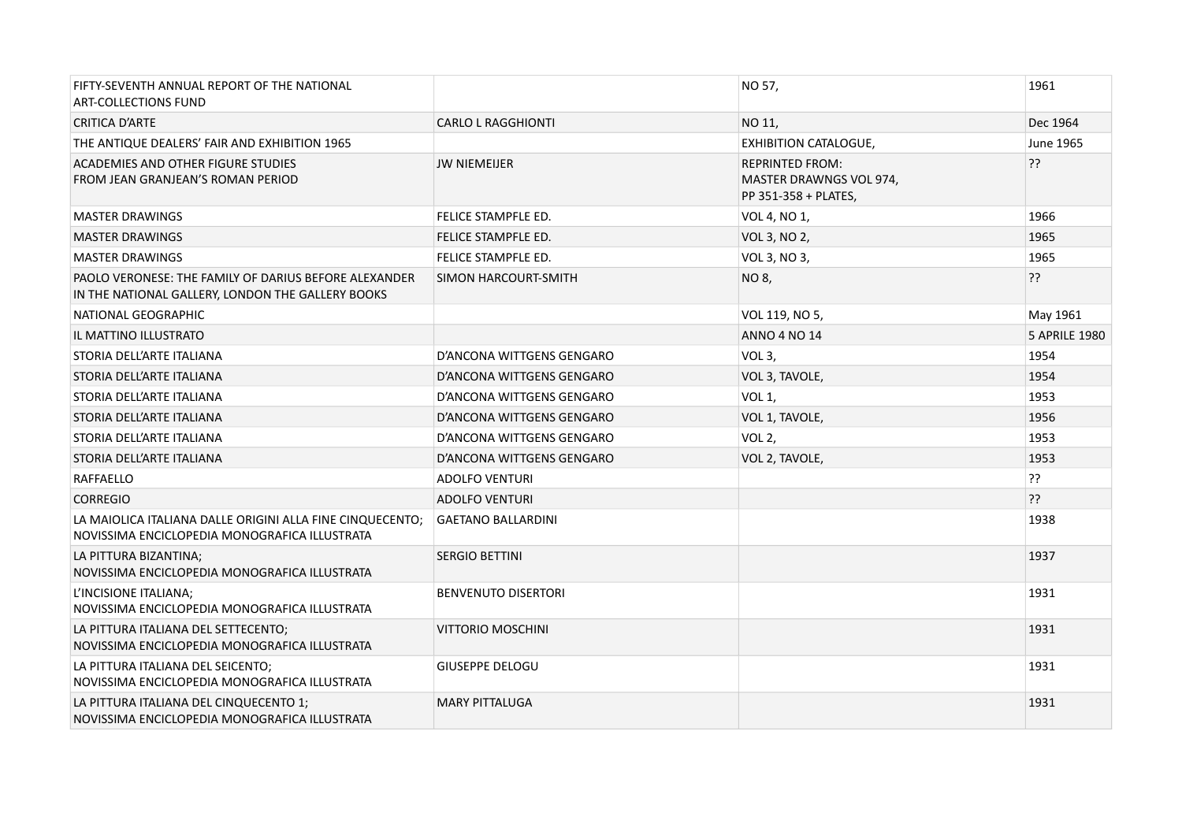| | | | |
|---|---|---|---|
| FIFTY-SEVENTH ANNUAL REPORT OF THE NATIONAL ART-COLLECTIONS FUND | | NO 57, | 1961 |
| CRITICA D'ARTE | CARLO L RAGGHIONTI | NO 11, | Dec 1964 |
| THE ANTIQUE DEALERS' FAIR AND EXHIBITION 1965 | | EXHIBITION CATALOGUE, | June 1965 |
| ACADEMIES AND OTHER FIGURE STUDIES FROM JEAN GRANJEAN'S ROMAN PERIOD | JW NIEMEIJER | REPRINTED FROM: MASTER DRAWNGS VOL 974, PP 351-358 + PLATES, | ?? |
| MASTER DRAWINGS | FELICE STAMPFLE ED. | VOL 4, NO 1, | 1966 |
| MASTER DRAWINGS | FELICE STAMPFLE ED. | VOL 3, NO 2, | 1965 |
| MASTER DRAWINGS | FELICE STAMPFLE ED. | VOL 3, NO 3, | 1965 |
| PAOLO VERONESE: THE FAMILY OF DARIUS BEFORE ALEXANDER IN THE NATIONAL GALLERY, LONDON THE GALLERY BOOKS | SIMON HARCOURT-SMITH | NO 8, | ?? |
| NATIONAL GEOGRAPHIC | | VOL 119, NO 5, | May 1961 |
| IL MATTINO ILLUSTRATO | | ANNO 4 NO 14 | 5 APRILE 1980 |
| STORIA DELL'ARTE ITALIANA | D'ANCONA WITTGENS GENGARO | VOL 3, | 1954 |
| STORIA DELL'ARTE ITALIANA | D'ANCONA WITTGENS GENGARO | VOL 3, TAVOLE, | 1954 |
| STORIA DELL'ARTE ITALIANA | D'ANCONA WITTGENS GENGARO | VOL 1, | 1953 |
| STORIA DELL'ARTE ITALIANA | D'ANCONA WITTGENS GENGARO | VOL 1, TAVOLE, | 1956 |
| STORIA DELL'ARTE ITALIANA | D'ANCONA WITTGENS GENGARO | VOL 2, | 1953 |
| STORIA DELL'ARTE ITALIANA | D'ANCONA WITTGENS GENGARO | VOL 2, TAVOLE, | 1953 |
| RAFFAELLO | ADOLFO VENTURI | | ?? |
| CORREGIO | ADOLFO VENTURI | | ?? |
| LA MAIOLICA ITALIANA DALLE ORIGINI ALLA FINE CINQUECENTO; NOVISSIMA ENCICLOPEDIA MONOGRAFICA ILLUSTRATA | GAETANO BALLARDINI | | 1938 |
| LA PITTURA BIZANTINA; NOVISSIMA ENCICLOPEDIA MONOGRAFICA ILLUSTRATA | SERGIO BETTINI | | 1937 |
| L'INCISIONE ITALIANA; NOVISSIMA ENCICLOPEDIA MONOGRAFICA ILLUSTRATA | BENVENUTO DISERTORI | | 1931 |
| LA PITTURA ITALIANA DEL SETTECENTO; NOVISSIMA ENCICLOPEDIA MONOGRAFICA ILLUSTRATA | VITTORIO MOSCHINI | | 1931 |
| LA PITTURA ITALIANA DEL SEICENTO; NOVISSIMA ENCICLOPEDIA MONOGRAFICA ILLUSTRATA | GIUSEPPE DELOGU | | 1931 |
| LA PITTURA ITALIANA DEL CINQUECENTO 1; NOVISSIMA ENCICLOPEDIA MONOGRAFICA ILLUSTRATA | MARY PITTALUGA | | 1931 |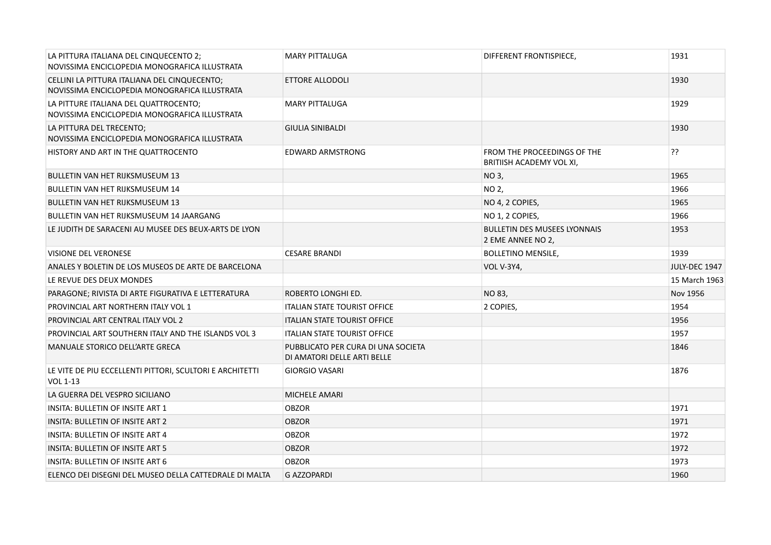| | | | |
|---|---|---|---|
| LA PITTURA ITALIANA DEL CINQUECENTO 2; NOVISSIMA ENCICLOPEDIA MONOGRAFICA ILLUSTRATA | MARY PITTALUGA | DIFFERENT FRONTISPIECE, | 1931 |
| CELLINI LA PITTURA ITALIANA DEL CINQUECENTO; NOVISSIMA ENCICLOPEDIA MONOGRAFICA ILLUSTRATA | ETTORE ALLODOLI | | 1930 |
| LA PITTURE ITALIANA DEL QUATTROCENTO; NOVISSIMA ENCICLOPEDIA MONOGRAFICA ILLUSTRATA | MARY PITTALUGA | | 1929 |
| LA PITTURA DEL TRECENTO; NOVISSIMA ENCICLOPEDIA MONOGRAFICA ILLUSTRATA | GIULIA SINIBALDI | | 1930 |
| HISTORY AND ART IN THE QUATTROCENTO | EDWARD ARMSTRONG | FROM THE PROCEEDINGS OF THE BRITIISH ACADEMY VOL XI, | ?? |
| BULLETIN VAN HET RIJKSMUSEUM 13 | | NO 3, | 1965 |
| BULLETIN VAN HET RIJKSMUSEUM 14 | | NO 2, | 1966 |
| BULLETIN VAN HET RIJKSMUSEUM 13 | | NO 4, 2 COPIES, | 1965 |
| BULLETIN VAN HET RIJKSMUSEUM 14 JAARGANG | | NO 1, 2 COPIES, | 1966 |
| LE JUDITH DE SARACENI AU MUSEE DES BEUX-ARTS DE LYON | | BULLETIN DES MUSEES LYONNAIS 2 EME ANNEE NO 2, | 1953 |
| VISIONE DEL VERONESE | CESARE BRANDI | BOLLETINO MENSILE, | 1939 |
| ANALES Y BOLETIN DE LOS MUSEOS DE ARTE DE BARCELONA | | VOL V-3Y4, | JULY-DEC 1947 |
| LE REVUE DES DEUX MONDES | | | 15 March 1963 |
| PARAGONE; RIVISTA DI ARTE FIGURATIVA E LETTERATURA | ROBERTO LONGHI ED. | NO 83, | Nov 1956 |
| PROVINCIAL ART NORTHERN ITALY VOL 1 | ITALIAN STATE TOURIST OFFICE | 2 COPIES, | 1954 |
| PROVINCIAL ART CENTRAL ITALY VOL 2 | ITALIAN STATE TOURIST OFFICE | | 1956 |
| PROVINCIAL ART SOUTHERN ITALY AND THE ISLANDS VOL 3 | ITALIAN STATE TOURIST OFFICE | | 1957 |
| MANUALE STORICO DELL'ARTE GRECA | PUBBLICATO PER CURA DI UNA SOCIETA DI AMATORI DELLE ARTI BELLE | | 1846 |
| LE VITE DE PIU ECCELLENTI PITTORI, SCULTORI E ARCHITETTI VOL 1-13 | GIORGIO VASARI | | 1876 |
| LA GUERRA DEL VESPRO SICILIANO | MICHELE AMARI | | |
| INSITA: BULLETIN OF INSITE ART 1 | OBZOR | | 1971 |
| INSITA: BULLETIN OF INSITE ART 2 | OBZOR | | 1971 |
| INSITA: BULLETIN OF INSITE ART 4 | OBZOR | | 1972 |
| INSITA: BULLETIN OF INSITE ART 5 | OBZOR | | 1972 |
| INSITA: BULLETIN OF INSITE ART 6 | OBZOR | | 1973 |
| ELENCO DEI DISEGNI DEL MUSEO DELLA CATTEDRALE DI MALTA | G AZZOPARDI | | 1960 |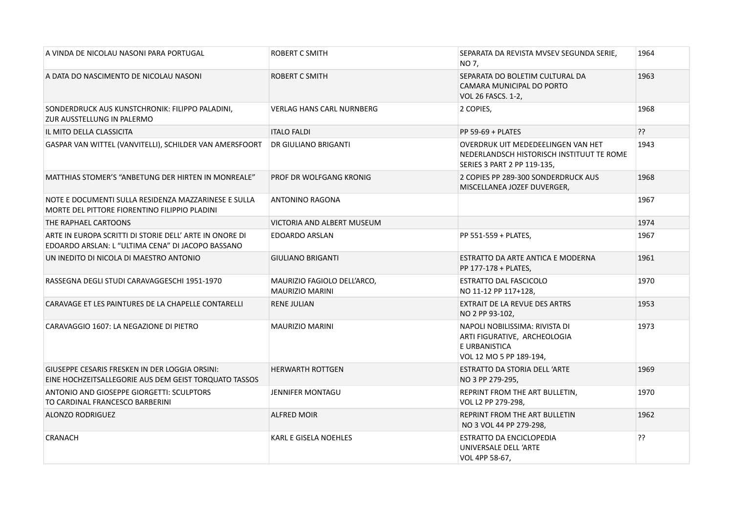| A VINDA DE NICOLAU NASONI PARA PORTUGAL | ROBERT C SMITH | SEPARATA DA REVISTA MVSEV SEGUNDA SERIE, NO 7, | 1964 |
|---|---|---|---|
| A DATA DO NASCIMENTO DE NICOLAU NASONI | ROBERT C SMITH | SEPARATA DO BOLETIM CULTURAL DA CAMARA MUNICIPAL DO PORTO VOL 26 FASCS. 1-2, | 1963 |
| SONDERDRUCK AUS KUNSTCHRONIK: FILIPPO PALADINI, ZUR AUSSTELLUNG IN PALERMO | VERLAG HANS CARL NURNBERG | 2 COPIES, | 1968 |
| IL MITO DELLA CLASSICITA | ITALO FALDI | PP 59-69 + PLATES | ?? |
| GASPAR VAN WITTEL (VANVITELLI), SCHILDER VAN AMERSFOORT | DR GIULIANO BRIGANTI | OVERDRUK UIT MEDEDEELINGEN VAN HET NEDERLANDSCH HISTORISCH INSTITUUT TE ROME SERIES 3 PART 2 PP 119-135, | 1943 |
| MATTHIAS STOMER'S "ANBETUNG DER HIRTEN IN MONREALE" | PROF DR WOLFGANG KRONIG | 2 COPIES PP 289-300 SONDERDRUCK AUS MISCELLANEA JOZEF DUVERGER, | 1968 |
| NOTE E DOCUMENTI SULLA RESIDENZA MAZZARINESE E SULLA MORTE DEL PITTORE FIORENTINO FILIPPIO PLADINI | ANTONINO RAGONA | | 1967 |
| THE RAPHAEL CARTOONS | VICTORIA AND ALBERT MUSEUM | | 1974 |
| ARTE IN EUROPA SCRITTI DI STORIE DELL' ARTE IN ONORE DI EDOARDO ARSLAN: L "ULTIMA CENA" DI JACOPO BASSANO | EDOARDO ARSLAN | PP 551-559 + PLATES, | 1967 |
| UN INEDITO DI NICOLA DI MAESTRO ANTONIO | GIULIANO BRIGANTI | ESTRATTO DA ARTE ANTICA E MODERNA PP 177-178 + PLATES, | 1961 |
| RASSEGNA DEGLI STUDI CARAVAGGESCHI 1951-1970 | MAURIZIO FAGIOLO DELL'ARCO, MAURIZIO MARINI | ESTRATTO DAL FASCICOLO NO 11-12 PP 117+128, | 1970 |
| CARAVAGE ET LES PAINTURES DE LA CHAPELLE CONTARELLI | RENE JULIAN | EXTRAIT DE LA REVUE DES ARTRS NO 2 PP 93-102, | 1953 |
| CARAVAGGIO 1607: LA NEGAZIONE DI PIETRO | MAURIZIO MARINI | NAPOLI NOBILISSIMA: RIVISTA DI ARTI FIGURATIVE, ARCHEOLOGIA E URBANISTICA VOL 12 MO 5 PP 189-194, | 1973 |
| GIUSEPPE CESARIS FRESKEN IN DER LOGGIA ORSINI: EINE HOCHZEITSALLEGORIE AUS DEM GEIST TORQUATO TASSOS | HERWARTH ROTTGEN | ESTRATTO DA STORIA DELL 'ARTE NO 3 PP 279-295, | 1969 |
| ANTONIO AND GIOSEPPE GIORGETTI: SCULPTORS TO CARDINAL FRANCESCO BARBERINI | JENNIFER MONTAGU | REPRINT FROM THE ART BULLETIN, VOL L2 PP 279-298, | 1970 |
| ALONZO RODRIGUEZ | ALFRED MOIR | REPRINT FROM THE ART BULLETIN NO 3 VOL 44 PP 279-298, | 1962 |
| CRANACH | KARL E GISELA NOEHLES | ESTRATTO DA ENCICLOPEDIA UNIVERSALE DELL 'ARTE VOL 4PP 58-67, | ?? |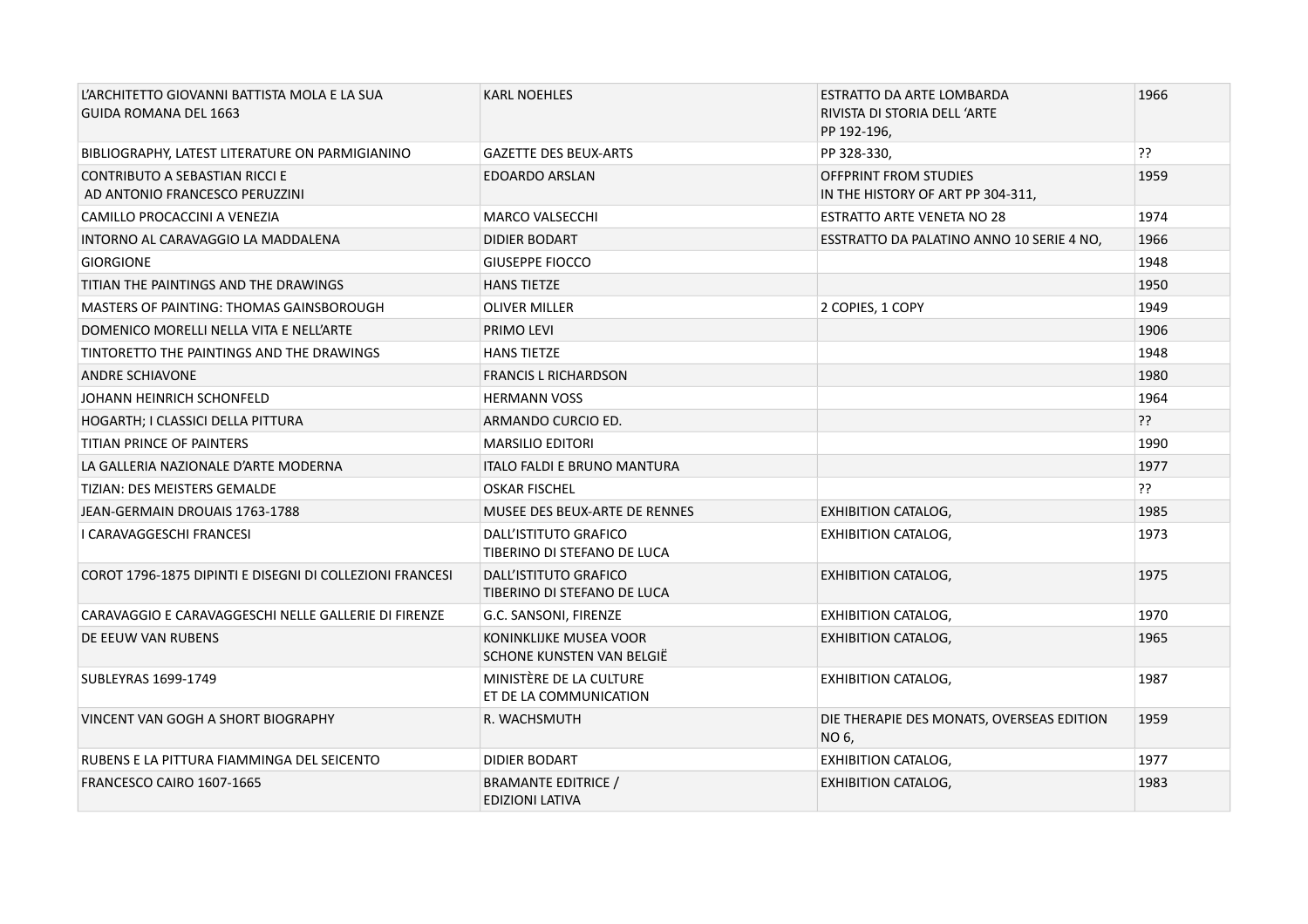| L’ARCHITETTO GIOVANNI BATTISTA MOLA E LA SUA GUIDA ROMANA DEL 1663 | KARL NOEHLES | ESTRATTO DA ARTE LOMBARDA RIVISTA DI STORIA DELL ‘ARTE PP 192-196, | 1966 |
|---|---|---|---|
| BIBLIOGRAPHY, LATEST LITERATURE ON PARMIGIANINO | GAZETTE DES BEUX-ARTS | PP 328-330, | ?? |
| CONTRIBUTO A SEBASTIAN RICCI E AD ANTONIO FRANCESCO PERUZZINI | EDOARDO ARSLAN | OFFPRINT FROM STUDIES IN THE HISTORY OF ART PP 304-311, | 1959 |
| CAMILLO PROCACCINI A VENEZIA | MARCO VALSECCHI | ESTRATTO ARTE VENETA NO 28 | 1974 |
| INTORNO AL CARAVAGGIO LA MADDALENA | DIDIER BODART | ESSTRATTO DA PALATINO ANNO 10 SERIE 4 NO, | 1966 |
| GIORGIONE | GIUSEPPE FIOCCO | | 1948 |
| TITIAN THE PAINTINGS AND THE DRAWINGS | HANS TIETZE | | 1950 |
| MASTERS OF PAINTING: THOMAS GAINSBOROUGH | OLIVER MILLER | 2 COPIES, 1 COPY | 1949 |
| DOMENICO MORELLI NELLA VITA E NELL’ARTE | PRIMO LEVI | | 1906 |
| TINTORETTO THE PAINTINGS AND THE DRAWINGS | HANS TIETZE | | 1948 |
| ANDRE SCHIAVONE | FRANCIS L RICHARDSON | | 1980 |
| JOHANN HEINRICH SCHONFELD | HERMANN VOSS | | 1964 |
| HOGARTH; I CLASSICI DELLA PITTURA | ARMANDO CURCIO ED. | | ?? |
| TITIAN PRINCE OF PAINTERS | MARSILIO EDITORI | | 1990 |
| LA GALLERIA NAZIONALE D’ARTE MODERNA | ITALO FALDI E BRUNO MANTURA | | 1977 |
| TIZIAN: DES MEISTERS GEMALDE | OSKAR FISCHEL | | ?? |
| JEAN-GERMAIN DROUAIS 1763-1788 | MUSEE DES BEUX-ARTE DE RENNES | EXHIBITION CATALOG, | 1985 |
| I CARAVAGGESCHI FRANCESI | DALL’ISTITUTO GRAFICO TIBERINO DI STEFANO DE LUCA | EXHIBITION CATALOG, | 1973 |
| COROT 1796-1875 DIPINTI E DISEGNI DI COLLEZIONI FRANCESI | DALL’ISTITUTO GRAFICO TIBERINO DI STEFANO DE LUCA | EXHIBITION CATALOG, | 1975 |
| CARAVAGGIO E CARAVAGGESCHI NELLE GALLERIE DI FIRENZE | G.C. SANSONI, FIRENZE | EXHIBITION CATALOG, | 1970 |
| DE EEUW VAN RUBENS | KONINKLIJKE MUSEA VOOR SCHONE KUNSTEN VAN BELGIË | EXHIBITION CATALOG, | 1965 |
| SUBLEYRAS 1699-1749 | MINISTÈRE DE LA CULTURE ET DE LA COMMUNICATION | EXHIBITION CATALOG, | 1987 |
| VINCENT VAN GOGH A SHORT BIOGRAPHY | R. WACHSMUTH | DIE THERAPIE DES MONATS, OVERSEAS EDITION NO 6, | 1959 |
| RUBENS E LA PITTURA FIAMMINGA DEL SEICENTO | DIDIER BODART | EXHIBITION CATALOG, | 1977 |
| FRANCESCO CAIRO 1607-1665 | BRAMANTE EDITRICE / EDIZIONI LATIVA | EXHIBITION CATALOG, | 1983 |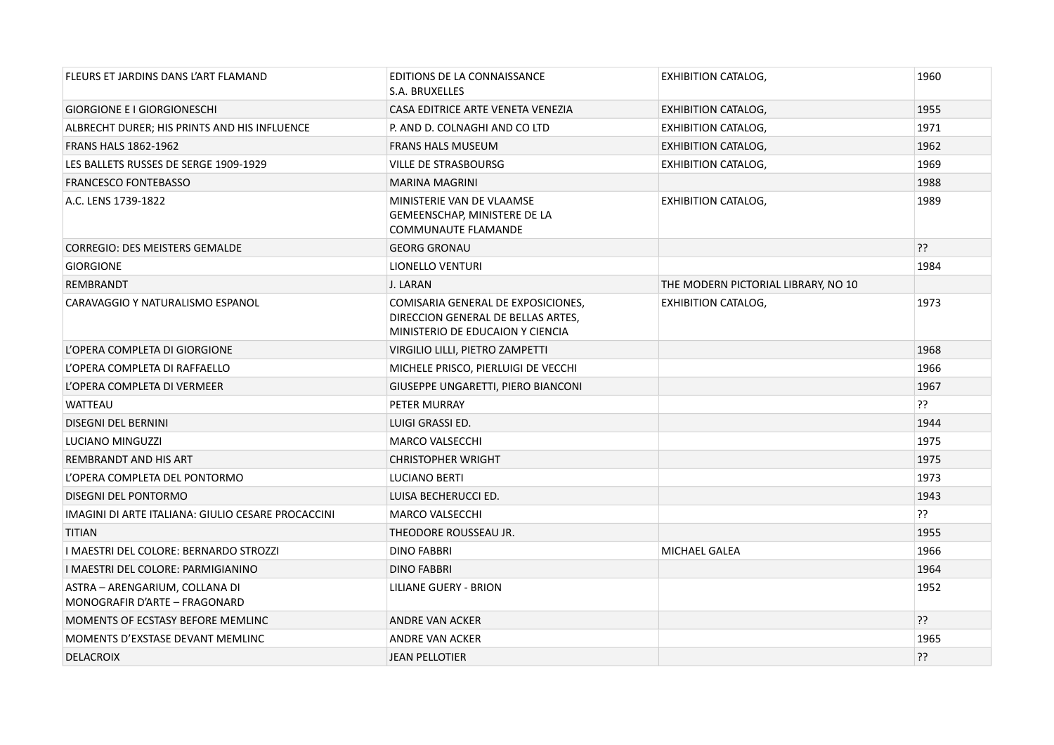| FLEURS ET JARDINS DANS L'ART FLAMAND | EDITIONS DE LA CONNAISSANCE S.A. BRUXELLES | EXHIBITION CATALOG, | 1960 |
|---|---|---|---|
| GIORGIONE E I GIORGIONESCHI | CASA EDITRICE ARTE VENETA VENEZIA | EXHIBITION CATALOG, | 1955 |
| ALBRECHT DURER; HIS PRINTS AND HIS INFLUENCE | P. AND D. COLNAGHI AND CO LTD | EXHIBITION CATALOG, | 1971 |
| FRANS HALS 1862-1962 | FRANS HALS MUSEUM | EXHIBITION CATALOG, | 1962 |
| LES BALLETS RUSSES DE SERGE 1909-1929 | VILLE DE STRASBOURSG | EXHIBITION CATALOG, | 1969 |
| FRANCESCO FONTEBASSO | MARINA MAGRINI | | 1988 |
| A.C. LENS 1739-1822 | MINISTERIE VAN DE VLAAMSE GEMEENSCHAP, MINISTERE DE LA COMMUNAUTE FLAMANDE | EXHIBITION CATALOG, | 1989 |
| CORREGIO: DES MEISTERS GEMALDE | GEORG GRONAU | | ?? |
| GIORGIONE | LIONELLO VENTURI | | 1984 |
| REMBRANDT | J. LARAN | THE MODERN PICTORIAL LIBRARY, NO 10 | |
| CARAVAGGIO Y NATURALISMO ESPANOL | COMISARIA GENERAL DE EXPOSICIONES, DIRECCION GENERAL DE BELLAS ARTES, MINISTERIO DE EDUCAION Y CIENCIA | EXHIBITION CATALOG, | 1973 |
| L'OPERA COMPLETA DI GIORGIONE | VIRGILIO LILLI, PIETRO ZAMPETTI | | 1968 |
| L'OPERA COMPLETA DI RAFFAELLO | MICHELE PRISCO, PIERLUIGI DE VECCHI | | 1966 |
| L'OPERA COMPLETA DI VERMEER | GIUSEPPE UNGARETTI, PIERO BIANCONI | | 1967 |
| WATTEAU | PETER MURRAY | | ?? |
| DISEGNI DEL BERNINI | LUIGI GRASSI ED. | | 1944 |
| LUCIANO MINGUZZI | MARCO VALSECCHI | | 1975 |
| REMBRANDT AND HIS ART | CHRISTOPHER WRIGHT | | 1975 |
| L'OPERA COMPLETA DEL PONTORMO | LUCIANO BERTI | | 1973 |
| DISEGNI DEL PONTORMO | LUISA BECHERUCCI ED. | | 1943 |
| IMAGINI DI ARTE ITALIANA: GIULIO CESARE PROCACCINI | MARCO VALSECCHI | | ?? |
| TITIAN | THEODORE ROUSSEAU JR. | | 1955 |
| I MAESTRI DEL COLORE: BERNARDO STROZZI | DINO FABBRI | MICHAEL GALEA | 1966 |
| I MAESTRI DEL COLORE: PARMIGIANINO | DINO FABBRI | | 1964 |
| ASTRA – ARENGARIUM, COLLANA DI MONOGRAFIR D'ARTE – FRAGONARD | LILIANE GUERY - BRION | | 1952 |
| MOMENTS OF ECSTASY BEFORE MEMLINC | ANDRE VAN ACKER | | ?? |
| MOMENTS D'EXSTASE DEVANT MEMLINC | ANDRE VAN ACKER | | 1965 |
| DELACROIX | JEAN PELLOTIER | | ?? |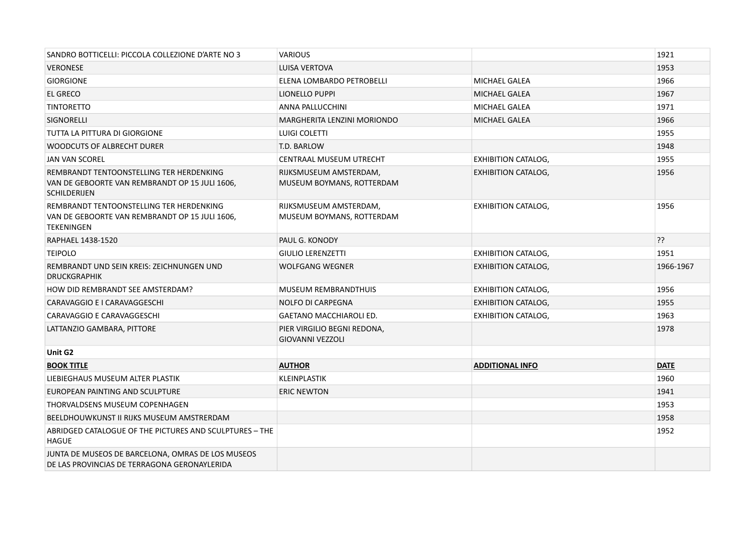| | | | |
|---|---|---|---|
| SANDRO BOTTICELLI: PICCOLA COLLEZIONE D'ARTE NO 3 | VARIOUS | | 1921 |
| VERONESE | LUISA VERTOVA | | 1953 |
| GIORGIONE | ELENA LOMBARDO PETROBELLI | MICHAEL GALEA | 1966 |
| EL GRECO | LIONELLO PUPPI | MICHAEL GALEA | 1967 |
| TINTORETTO | ANNA PALLUCCHINI | MICHAEL GALEA | 1971 |
| SIGNORELLI | MARGHERITA LENZINI MORIONDO | MICHAEL GALEA | 1966 |
| TUTTA LA PITTURA DI GIORGIONE | LUIGI COLETTI | | 1955 |
| WOODCUTS OF ALBRECHT DURER | T.D. BARLOW | | 1948 |
| JAN VAN SCOREL | CENTRAAL MUSEUM UTRECHT | EXHIBITION CATALOG, | 1955 |
| REMBRANDT TENTOONSTELLING TER HERDENKING VAN DE GEBOORTE VAN REMBRANDT OP 15 JULI 1606, SCHILDERIJEN | RIJKSMUSEUM AMSTERDAM, MUSEUM BOYMANS, ROTTERDAM | EXHIBITION CATALOG, | 1956 |
| REMBRANDT TENTOONSTELLING TER HERDENKING VAN DE GEBOORTE VAN REMBRANDT OP 15 JULI 1606, TEKENINGEN | RIJKSMUSEUM AMSTERDAM, MUSEUM BOYMANS, ROTTERDAM | EXHIBITION CATALOG, | 1956 |
| RAPHAEL 1438-1520 | PAUL G. KONODY | | ?? |
| TEIPOLO | GIULIO LERENZETTI | EXHIBITION CATALOG, | 1951 |
| REMBRANDT UND SEIN KREIS: ZEICHNUNGEN UND DRUCKGRAPHIK | WOLFGANG WEGNER | EXHIBITION CATALOG, | 1966-1967 |
| HOW DID REMBRANDT SEE AMSTERDAM? | MUSEUM REMBRANDTHUIS | EXHIBITION CATALOG, | 1956 |
| CARAVAGGIO E I CARAVAGGESCHI | NOLFO DI CARPEGNA | EXHIBITION CATALOG, | 1955 |
| CARAVAGGIO E CARAVAGGESCHI | GAETANO MACCHIAROLI ED. | EXHIBITION CATALOG, | 1963 |
| LATTANZIO GAMBARA, PITTORE | PIER VIRGILIO BEGNI REDONA, GIOVANNI VEZZOLI | | 1978 |
| **Unit G2** | | | |
| **BOOK TITLE** | **AUTHOR** | **ADDITIONAL INFO** | **DATE** |
| LIEBIEGHAUS MUSEUM ALTER PLASTIK | KLEINPLASTIK | | 1960 |
| EUROPEAN PAINTING AND SCULPTURE | ERIC NEWTON | | 1941 |
| THORVALDSENS MUSEUM COPENHAGEN | | | 1953 |
| BEELDHOUWKUNST II RIJKS MUSEUM AMSTRERDAM | | | 1958 |
| ABRIDGED CATALOGUE OF THE PICTURES AND SCULPTURES – THE HAGUE | | | 1952 |
| JUNTA DE MUSEOS DE BARCELONA, OMRAS DE LOS MUSEOS DE LAS PROVINCIAS DE TERRAGONA GERONAYLERIDA | | | |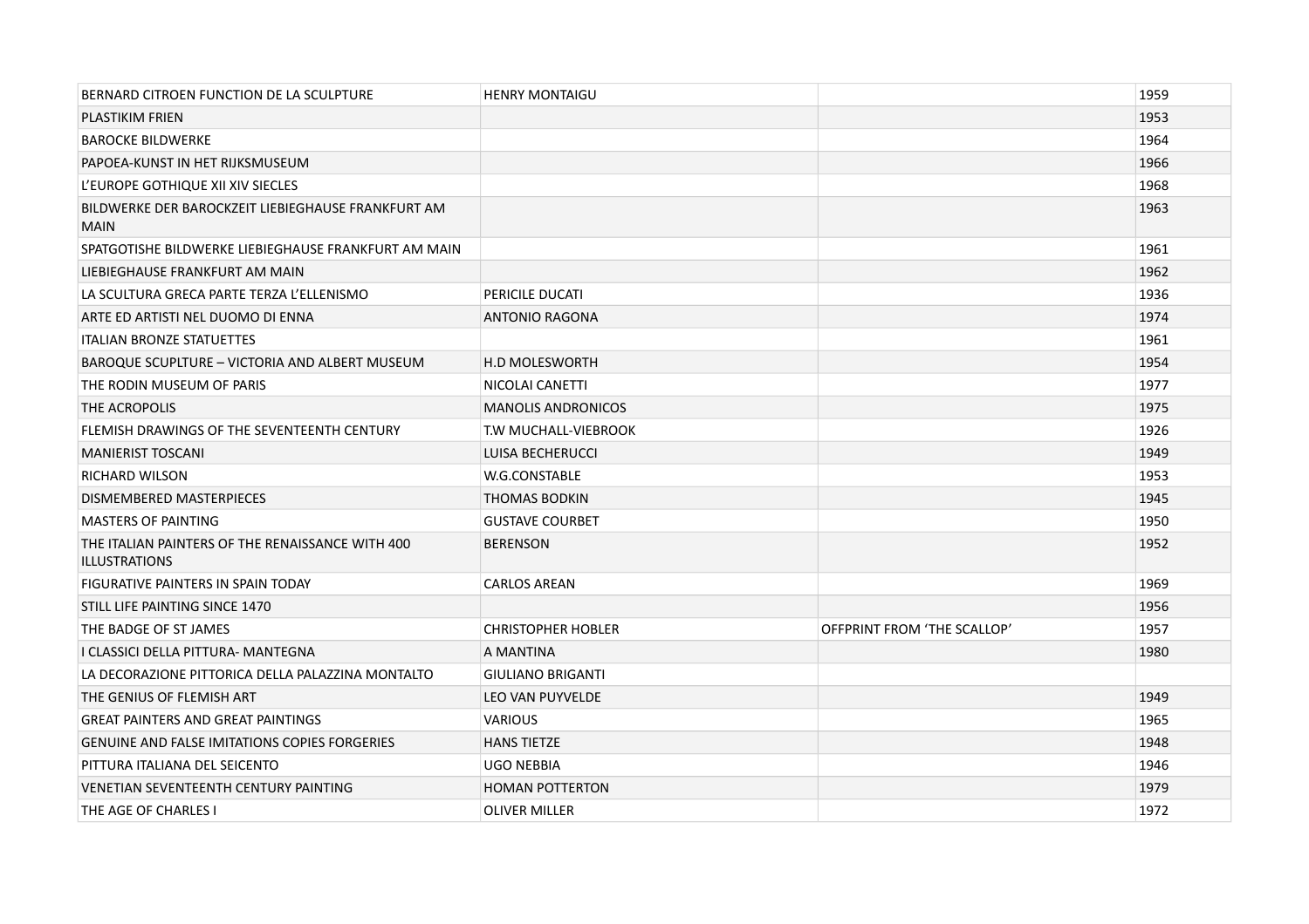| | | | |
|---|---|---|---|
| BERNARD CITROEN FUNCTION DE LA SCULPTURE | HENRY MONTAIGU | | 1959 |
| PLASTIKIM FRIEN | | | 1953 |
| BAROCKE BILDWERKE | | | 1964 |
| PAPOEA-KUNST IN HET RIJKSMUSEUM | | | 1966 |
| L'EUROPE GOTHIQUE XII XIV SIECLES | | | 1968 |
| BILDWERKE DER BAROCKZEIT LIEBIEGHAUSE FRANKFURT AM MAIN | | | 1963 |
| SPATGOTISHE BILDWERKE LIEBIEGHAUSE FRANKFURT AM MAIN | | | 1961 |
| LIEBIEGHAUSE FRANKFURT AM MAIN | | | 1962 |
| LA SCULTURA GRECA PARTE TERZA L'ELLENISMO | PERICILE DUCATI | | 1936 |
| ARTE ED ARTISTI NEL DUOMO DI ENNA | ANTONIO RAGONA | | 1974 |
| ITALIAN BRONZE STATUETTES | | | 1961 |
| BAROQUE SCUPLTURE – VICTORIA AND ALBERT MUSEUM | H.D MOLESWORTH | | 1954 |
| THE RODIN MUSEUM OF PARIS | NICOLAI CANETTI | | 1977 |
| THE ACROPOLIS | MANOLIS ANDRONICOS | | 1975 |
| FLEMISH DRAWINGS OF THE SEVENTEENTH CENTURY | T.W MUCHALL-VIEBROOK | | 1926 |
| MANIERIST TOSCANI | LUISA BECHERUCCI | | 1949 |
| RICHARD WILSON | W.G.CONSTABLE | | 1953 |
| DISMEMBERED MASTERPIECES | THOMAS BODKIN | | 1945 |
| MASTERS OF PAINTING | GUSTAVE COURBET | | 1950 |
| THE ITALIAN PAINTERS OF THE RENAISSANCE WITH 400 ILLUSTRATIONS | BERENSON | | 1952 |
| FIGURATIVE PAINTERS IN SPAIN TODAY | CARLOS AREAN | | 1969 |
| STILL LIFE PAINTING SINCE 1470 | | | 1956 |
| THE BADGE OF ST JAMES | CHRISTOPHER HOBLER | OFFPRINT FROM 'THE SCALLOP' | 1957 |
| I CLASSICI DELLA PITTURA- MANTEGNA | A MANTINA | | 1980 |
| LA DECORAZIONE PITTORICA DELLA PALAZZINA MONTALTO | GIULIANO BRIGANTI | | |
| THE GENIUS OF FLEMISH ART | LEO VAN PUYVELDE | | 1949 |
| GREAT PAINTERS AND GREAT PAINTINGS | VARIOUS | | 1965 |
| GENUINE AND FALSE IMITATIONS COPIES FORGERIES | HANS TIETZE | | 1948 |
| PITTURA ITALIANA DEL SEICENTO | UGO NEBBIA | | 1946 |
| VENETIAN SEVENTEENTH CENTURY PAINTING | HOMAN POTTERTON | | 1979 |
| THE AGE OF CHARLES I | OLIVER MILLER | | 1972 |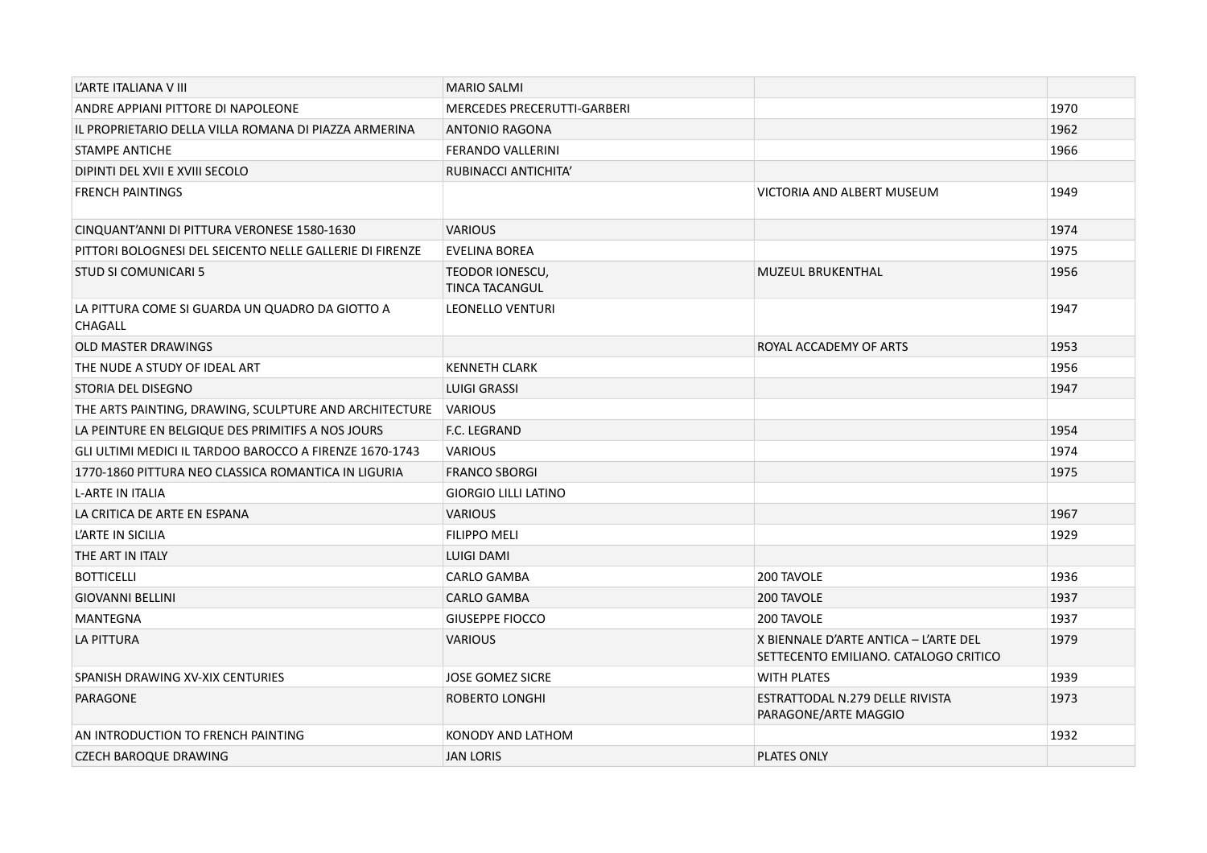| | | | |
|---|---|---|---|
| L'ARTE ITALIANA V III | MARIO SALMI | | |
| ANDRE APPIANI PITTORE DI NAPOLEONE | MERCEDES PRECERUTTI-GARBERI | | 1970 |
| IL PROPRIETARIO DELLA VILLA ROMANA DI PIAZZA ARMERINA | ANTONIO RAGONA | | 1962 |
| STAMPE ANTICHE | FERANDO VALLERINI | | 1966 |
| DIPINTI DEL XVII E XVIII SECOLO | RUBINACCI ANTICHITA' | | |
| FRENCH PAINTINGS | | VICTORIA AND ALBERT MUSEUM | 1949 |
| CINQUANT'ANNI DI PITTURA VERONESE 1580-1630 | VARIOUS | | 1974 |
| PITTORI BOLOGNESI DEL SEICENTO NELLE GALLERIE DI FIRENZE | EVELINA BOREA | | 1975 |
| STUD SI COMUNICARI 5 | TEODOR IONESCU, TINCA TACANGUL | MUZEUL BRUKENTHAL | 1956 |
| LA PITTURA COME SI GUARDA UN QUADRO DA GIOTTO A CHAGALL | LEONELLO VENTURI | | 1947 |
| OLD MASTER DRAWINGS | | ROYAL ACCADEMY OF ARTS | 1953 |
| THE NUDE A STUDY OF IDEAL ART | KENNETH CLARK | | 1956 |
| STORIA DEL DISEGNO | LUIGI GRASSI | | 1947 |
| THE ARTS PAINTING, DRAWING, SCULPTURE AND ARCHITECTURE | VARIOUS | | |
| LA PEINTURE EN BELGIQUE DES PRIMITIFS A NOS JOURS | F.C. LEGRAND | | 1954 |
| GLI ULTIMI MEDICI IL TARDOO BAROCCO A FIRENZE 1670-1743 | VARIOUS | | 1974 |
| 1770-1860 PITTURA NEO CLASSICA ROMANTICA IN LIGURIA | FRANCO SBORGI | | 1975 |
| L-ARTE IN ITALIA | GIORGIO LILLI LATINO | | |
| LA CRITICA DE ARTE EN ESPANA | VARIOUS | | 1967 |
| L'ARTE IN SICILIA | FILIPPO MELI | | 1929 |
| THE ART IN ITALY | LUIGI DAMI | | |
| BOTTICELLI | CARLO GAMBA | 200 TAVOLE | 1936 |
| GIOVANNI BELLINI | CARLO GAMBA | 200 TAVOLE | 1937 |
| MANTEGNA | GIUSEPPE FIOCCO | 200 TAVOLE | 1937 |
| LA PITTURA | VARIOUS | X BIENNALE D'ARTE ANTICA – L'ARTE DEL SETTECENTO EMILIANO. CATALOGO CRITICO | 1979 |
| SPANISH DRAWING XV-XIX CENTURIES | JOSE GOMEZ SICRE | WITH PLATES | 1939 |
| PARAGONE | ROBERTO LONGHI | ESTRATTODAL N.279 DELLE RIVISTA PARAGONE/ARTE MAGGIO | 1973 |
| AN INTRODUCTION TO FRENCH PAINTING | KONODY AND LATHOM | | 1932 |
| CZECH BAROQUE DRAWING | JAN LORIS | PLATES ONLY | |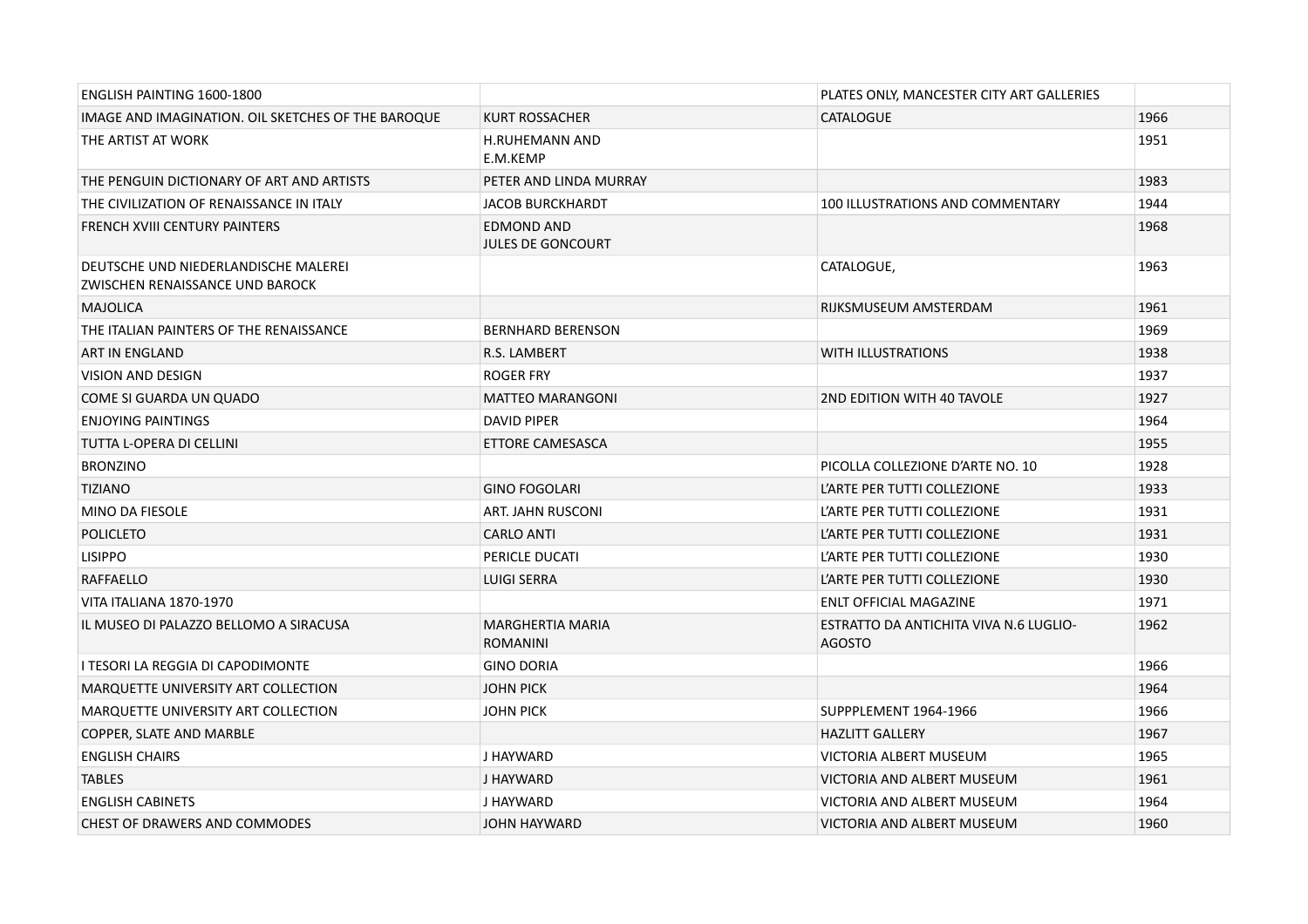| ENGLISH PAINTING 1600-1800 | | PLATES ONLY, MANCESTER CITY ART GALLERIES | |
|---|---|---|---|
| IMAGE AND IMAGINATION. OIL SKETCHES OF THE BAROQUE | KURT ROSSACHER | CATALOGUE | 1966 |
| THE ARTIST AT WORK | H.RUHEMANN AND E.M.KEMP | | 1951 |
| THE PENGUIN DICTIONARY OF ART AND ARTISTS | PETER AND LINDA MURRAY | | 1983 |
| THE CIVILIZATION OF RENAISSANCE IN ITALY | JACOB BURCKHARDT | 100 ILLUSTRATIONS AND COMMENTARY | 1944 |
| FRENCH XVIII CENTURY PAINTERS | EDMOND AND JULES DE GONCOURT | | 1968 |
| DEUTSCHE UND NIEDERLANDISCHE MALEREI ZWISCHEN RENAISSANCE UND BAROCK | | CATALOGUE, | 1963 |
| MAJOLICA | | RIJKSMUSEUM AMSTERDAM | 1961 |
| THE ITALIAN PAINTERS OF THE RENAISSANCE | BERNHARD BERENSON | | 1969 |
| ART IN ENGLAND | R.S. LAMBERT | WITH ILLUSTRATIONS | 1938 |
| VISION AND DESIGN | ROGER FRY | | 1937 |
| COME SI GUARDA UN QUADO | MATTEO MARANGONI | 2ND EDITION WITH 40 TAVOLE | 1927 |
| ENJOYING PAINTINGS | DAVID PIPER | | 1964 |
| TUTTA L-OPERA DI CELLINI | ETTORE CAMESASCA | | 1955 |
| BRONZINO | | PICOLLA COLLEZIONE D'ARTE NO. 10 | 1928 |
| TIZIANO | GINO FOGOLARI | L'ARTE PER TUTTI COLLEZIONE | 1933 |
| MINO DA FIESOLE | ART. JAHN RUSCONI | L'ARTE PER TUTTI COLLEZIONE | 1931 |
| POLICLETO | CARLO ANTI | L'ARTE PER TUTTI COLLEZIONE | 1931 |
| LISIPPO | PERICLE DUCATI | L'ARTE PER TUTTI COLLEZIONE | 1930 |
| RAFFAELLO | LUIGI SERRA | L'ARTE PER TUTTI COLLEZIONE | 1930 |
| VITA ITALIANA 1870-1970 | | ENLT OFFICIAL MAGAZINE | 1971 |
| IL MUSEO DI PALAZZO BELLOMO A SIRACUSA | MARGHERTIA MARIA ROMANINI | ESTRATTO DA ANTICHITA VIVA N.6 LUGLIO-AGOSTO | 1962 |
| I TESORI LA REGGIA DI CAPODIMONTE | GINO DORIA | | 1966 |
| MARQUETTE UNIVERSITY ART COLLECTION | JOHN PICK | | 1964 |
| MARQUETTE UNIVERSITY ART COLLECTION | JOHN PICK | SUPPPLEMENT 1964-1966 | 1966 |
| COPPER, SLATE AND MARBLE | | HAZLITT GALLERY | 1967 |
| ENGLISH CHAIRS | J HAYWARD | VICTORIA ALBERT MUSEUM | 1965 |
| TABLES | J HAYWARD | VICTORIA AND ALBERT MUSEUM | 1961 |
| ENGLISH CABINETS | J HAYWARD | VICTORIA AND ALBERT MUSEUM | 1964 |
| CHEST OF DRAWERS AND COMMODES | JOHN HAYWARD | VICTORIA AND ALBERT MUSEUM | 1960 |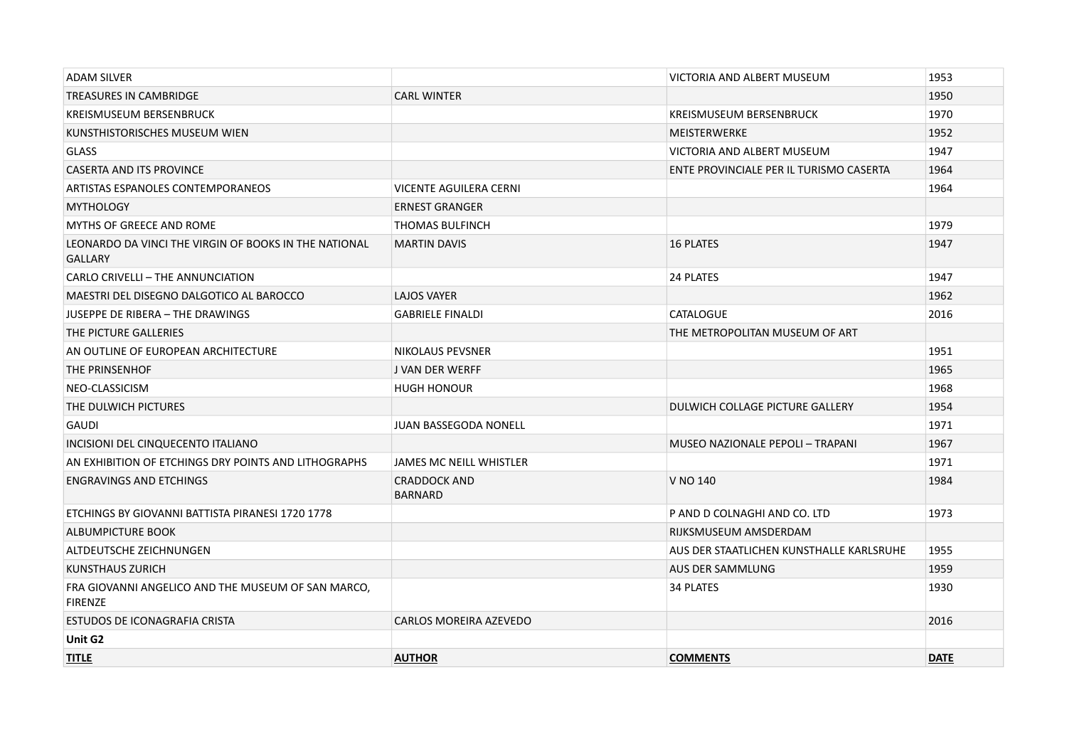| ADAM SILVER | | VICTORIA AND ALBERT MUSEUM | 1953 |
|---|---|---|---|
| TREASURES IN CAMBRIDGE | CARL WINTER | | 1950 |
| KREISMUSEUM BERSENBRUCK | | KREISMUSEUM BERSENBRUCK | 1970 |
| KUNSTHISTORISCHES MUSEUM WIEN | | MEISTERWERKE | 1952 |
| GLASS | | VICTORIA AND ALBERT MUSEUM | 1947 |
| CASERTA AND ITS PROVINCE | | ENTE PROVINCIALE PER IL TURISMO CASERTA | 1964 |
| ARTISTAS ESPANOLES CONTEMPORANEOS | VICENTE AGUILERA CERNI | | 1964 |
| MYTHOLOGY | ERNEST GRANGER | | |
| MYTHS OF GREECE AND ROME | THOMAS BULFINCH | | 1979 |
| LEONARDO DA VINCI THE VIRGIN OF BOOKS IN THE NATIONAL GALLARY | MARTIN DAVIS | 16 PLATES | 1947 |
| CARLO CRIVELLI – THE ANNUNCIATION | | 24 PLATES | 1947 |
| MAESTRI DEL DISEGNO DALGOTICO AL BAROCCO | LAJOS VAYER | | 1962 |
| JUSEPPE DE RIBERA – THE DRAWINGS | GABRIELE FINALDI | CATALOGUE | 2016 |
| THE PICTURE GALLERIES | | THE METROPOLITAN MUSEUM OF ART | |
| AN OUTLINE OF EUROPEAN ARCHITECTURE | NIKOLAUS PEVSNER | | 1951 |
| THE PRINSENHOF | J VAN DER WERFF | | 1965 |
| NEO-CLASSICISM | HUGH HONOUR | | 1968 |
| THE DULWICH PICTURES | | DULWICH COLLAGE PICTURE GALLERY | 1954 |
| GAUDI | JUAN BASSEGODA NONELL | | 1971 |
| INCISIONI DEL CINQUECENTO ITALIANO | | MUSEO NAZIONALE PEPOLI – TRAPANI | 1967 |
| AN EXHIBITION OF ETCHINGS DRY POINTS AND LITHOGRAPHS | JAMES MC NEILL WHISTLER | | 1971 |
| ENGRAVINGS AND ETCHINGS | CRADDOCK AND BARNARD | V NO 140 | 1984 |
| ETCHINGS BY GIOVANNI BATTISTA PIRANESI 1720 1778 | | P AND D COLNAGHI AND CO. LTD | 1973 |
| ALBUMPICTURE BOOK | | RIJKSMUSEUM AMSDERDAM | |
| ALTDEUTSCHE ZEICHNUNGEN | | AUS DER STAATLICHEN KUNSTHALLE KARLSRUHE | 1955 |
| KUNSTHAUS ZURICH | | AUS DER SAMMLUNG | 1959 |
| FRA GIOVANNI ANGELICO AND THE MUSEUM OF SAN MARCO, FIRENZE | | 34 PLATES | 1930 |
| ESTUDOS DE ICONAGRAFIA CRISTA | CARLOS MOREIRA AZEVEDO | | 2016 |
| **Unit G2** | | | |
| **TITLE** | **AUTHOR** | **COMMENTS** | **DATE** |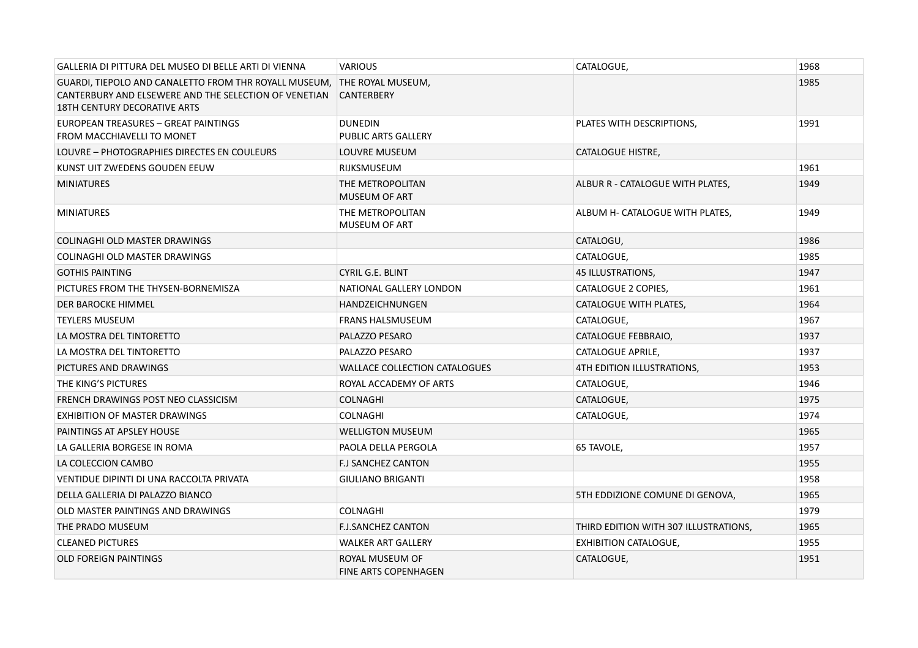| GALLERIA DI PITTURA DEL MUSEO DI BELLE ARTI DI VIENNA | VARIOUS | CATALOGUE, | 1968 |
|---|---|---|---|
| GUARDI, TIEPOLO AND CANALETTO FROM THR ROYALL MUSEUM, CANTERBURY AND ELSEWERE AND THE SELECTION OF VENETIAN 18TH CENTURY DECORATIVE ARTS | THE ROYAL MUSEUM, CANTERBERY | | 1985 |
| EUROPEAN TREASURES – GREAT PAINTINGS FROM MACCHIAVELLI TO MONET | DUNEDIN PUBLIC ARTS GALLERY | PLATES WITH DESCRIPTIONS, | 1991 |
| LOUVRE – PHOTOGRAPHIES DIRECTES EN COULEURS | LOUVRE MUSEUM | CATALOGUE HISTRE, | |
| KUNST UIT ZWEDENS GOUDEN EEUW | RIJKSMUSEUM | | 1961 |
| MINIATURES | THE METROPOLITAN MUSEUM OF ART | ALBUR R - CATALOGUE WITH PLATES, | 1949 |
| MINIATURES | THE METROPOLITAN MUSEUM OF ART | ALBUM H- CATALOGUE WITH PLATES, | 1949 |
| COLINAGHI OLD MASTER DRAWINGS | | CATALOGU, | 1986 |
| COLINAGHI OLD MASTER DRAWINGS | | CATALOGUE, | 1985 |
| GOTHIS PAINTING | CYRIL G.E. BLINT | 45 ILLUSTRATIONS, | 1947 |
| PICTURES FROM THE THYSEN-BORNEMISZA | NATIONAL GALLERY LONDON | CATALOGUE 2 COPIES, | 1961 |
| DER BAROCKE HIMMEL | HANDZEICHNUNGEN | CATALOGUE WITH PLATES, | 1964 |
| TEYLERS MUSEUM | FRANS HALSMUSEUM | CATALOGUE, | 1967 |
| LA MOSTRA DEL TINTORETTO | PALAZZO PESARO | CATALOGUE FEBBRAIO, | 1937 |
| LA MOSTRA DEL TINTORETTO | PALAZZO PESARO | CATALOGUE APRILE, | 1937 |
| PICTURES AND DRAWINGS | WALLACE COLLECTION CATALOGUES | 4TH EDITION ILLUSTRATIONS, | 1953 |
| THE KING'S PICTURES | ROYAL ACCADEMY OF ARTS | CATALOGUE, | 1946 |
| FRENCH DRAWINGS POST NEO CLASSICISM | COLNAGHI | CATALOGUE, | 1975 |
| EXHIBITION OF MASTER DRAWINGS | COLNAGHI | CATALOGUE, | 1974 |
| PAINTINGS AT APSLEY HOUSE | WELLIGTON MUSEUM | | 1965 |
| LA GALLERIA BORGESE IN ROMA | PAOLA DELLA PERGOLA | 65 TAVOLE, | 1957 |
| LA COLECCION CAMBO | F.J SANCHEZ CANTON | | 1955 |
| VENTIDUE DIPINTI DI UNA RACCOLTA PRIVATA | GIULIANO BRIGANTI | | 1958 |
| DELLA GALLERIA DI PALAZZO BIANCO | | 5TH EDDIZIONE COMUNE DI GENOVA, | 1965 |
| OLD MASTER PAINTINGS AND DRAWINGS | COLNAGHI | | 1979 |
| THE PRADO MUSEUM | F.J.SANCHEZ CANTON | THIRD EDITION WITH 307 ILLUSTRATIONS, | 1965 |
| CLEANED PICTURES | WALKER ART GALLERY | EXHIBITION CATALOGUE, | 1955 |
| OLD FOREIGN PAINTINGS | ROYAL MUSEUM OF FINE ARTS COPENHAGEN | CATALOGUE, | 1951 |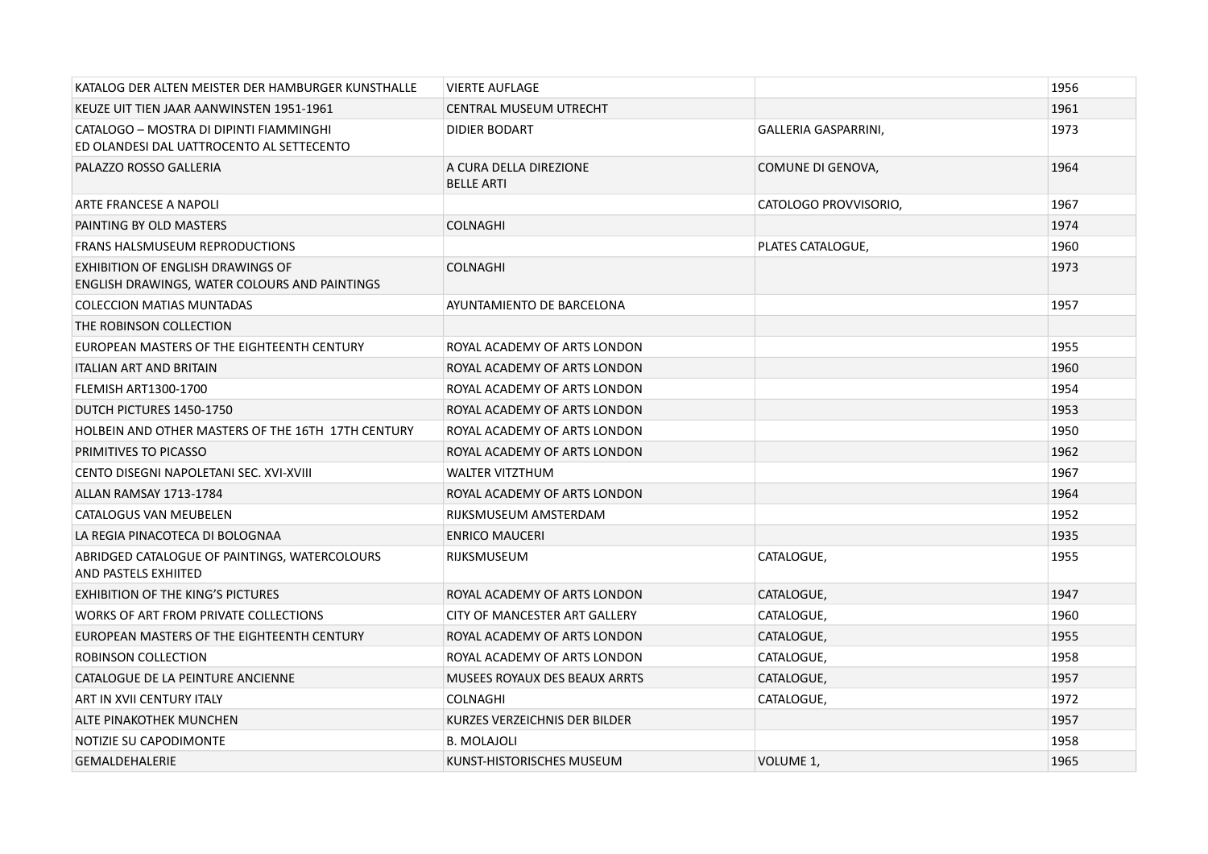| | | | |
|---|---|---|---|
| KATALOG DER ALTEN MEISTER DER HAMBURGER KUNSTHALLE | VIERTE AUFLAGE | | 1956 |
| KEUZE UIT TIEN JAAR AANWINSTEN 1951-1961 | CENTRAL MUSEUM UTRECHT | | 1961 |
| CATALOGO – MOSTRA DI DIPINTI FIAMMINGHI ED OLANDESI DAL UATTROCENTO AL SETTECENTO | DIDIER BODART | GALLERIA GASPARRINI, | 1973 |
| PALAZZO ROSSO GALLERIA | A CURA DELLA DIREZIONE BELLE ARTI | COMUNE DI GENOVA, | 1964 |
| ARTE FRANCESE A NAPOLI | | CATOLOGO PROVVISORIO, | 1967 |
| PAINTING BY OLD MASTERS | COLNAGHI | | 1974 |
| FRANS HALSMUSEUM REPRODUCTIONS | | PLATES CATALOGUE, | 1960 |
| EXHIBITION OF ENGLISH DRAWINGS OF ENGLISH DRAWINGS, WATER COLOURS AND PAINTINGS | COLNAGHI | | 1973 |
| COLECCION MATIAS MUNTADAS | AYUNTAMIENTO DE BARCELONA | | 1957 |
| THE ROBINSON COLLECTION | | | |
| EUROPEAN MASTERS OF THE EIGHTEENTH CENTURY | ROYAL ACADEMY OF ARTS LONDON | | 1955 |
| ITALIAN ART AND BRITAIN | ROYAL ACADEMY OF ARTS LONDON | | 1960 |
| FLEMISH ART1300-1700 | ROYAL ACADEMY OF ARTS LONDON | | 1954 |
| DUTCH PICTURES 1450-1750 | ROYAL ACADEMY OF ARTS LONDON | | 1953 |
| HOLBEIN AND OTHER MASTERS OF THE 16TH 17TH CENTURY | ROYAL ACADEMY OF ARTS LONDON | | 1950 |
| PRIMITIVES TO PICASSO | ROYAL ACADEMY OF ARTS LONDON | | 1962 |
| CENTO DISEGNI NAPOLETANI SEC. XVI-XVIII | WALTER VITZTHUM | | 1967 |
| ALLAN RAMSAY 1713-1784 | ROYAL ACADEMY OF ARTS LONDON | | 1964 |
| CATALOGUS VAN MEUBELEN | RIJKSMUSEUM AMSTERDAM | | 1952 |
| LA REGIA PINACOTECA DI BOLOGNAA | ENRICO MAUCERI | | 1935 |
| ABRIDGED CATALOGUE OF PAINTINGS, WATERCOLOURS AND PASTELS EXHIITED | RIJKSMUSEUM | CATALOGUE, | 1955 |
| EXHIBITION OF THE KING'S PICTURES | ROYAL ACADEMY OF ARTS LONDON | CATALOGUE, | 1947 |
| WORKS OF ART FROM PRIVATE COLLECTIONS | CITY OF MANCESTER ART GALLERY | CATALOGUE, | 1960 |
| EUROPEAN MASTERS OF THE EIGHTEENTH CENTURY | ROYAL ACADEMY OF ARTS LONDON | CATALOGUE, | 1955 |
| ROBINSON COLLECTION | ROYAL ACADEMY OF ARTS LONDON | CATALOGUE, | 1958 |
| CATALOGUE DE LA PEINTURE ANCIENNE | MUSEES ROYAUX DES BEAUX ARRTS | CATALOGUE, | 1957 |
| ART IN XVII CENTURY ITALY | COLNAGHI | CATALOGUE, | 1972 |
| ALTE PINAKOTHEK MUNCHEN | KURZES VERZEICHNIS DER BILDER | | 1957 |
| NOTIZIE SU CAPODIMONTE | B. MOLAJOLI | | 1958 |
| GEMALDEHALERIE | KUNST-HISTORISCHES MUSEUM | VOLUME 1, | 1965 |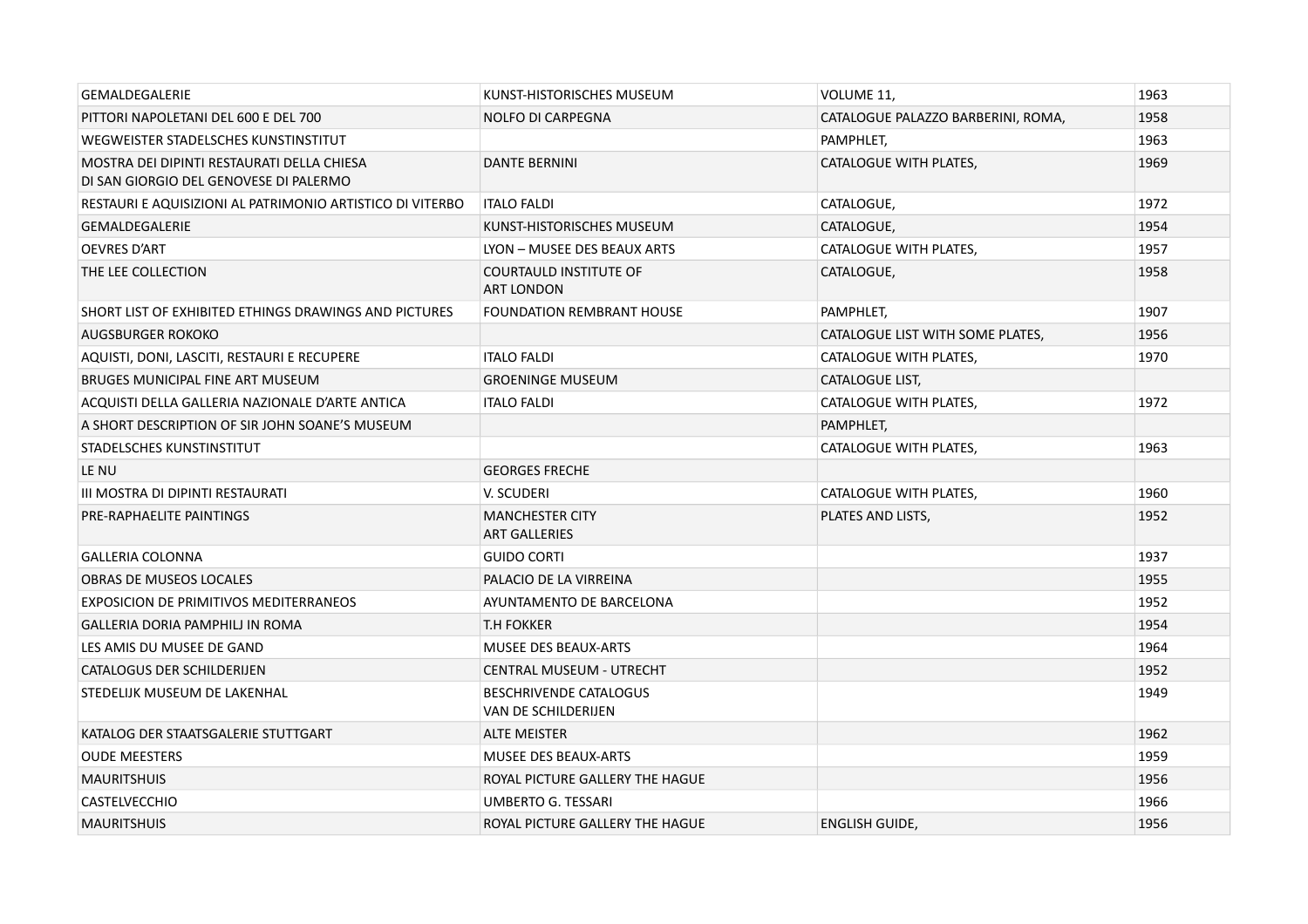| GEMALDEGALERIE | KUNST-HISTORISCHES MUSEUM | VOLUME 11, | 1963 |
|---|---|---|---|
| PITTORI NAPOLETANI DEL 600 E DEL 700 | NOLFO DI CARPEGNA | CATALOGUE PALAZZO BARBERINI, ROMA, | 1958 |
| WEGWEISTER STADELSCHES KUNSTINSTITUT | | PAMPHLET, | 1963 |
| MOSTRA DEI DIPINTI RESTAURATI DELLA CHIESA DI SAN GIORGIO DEL GENOVESE DI PALERMO | DANTE BERNINI | CATALOGUE WITH PLATES, | 1969 |
| RESTAURI E AQUISIZIONI AL PATRIMONIO ARTISTICO DI VITERBO | ITALO FALDI | CATALOGUE, | 1972 |
| GEMALDEGALERIE | KUNST-HISTORISCHES MUSEUM | CATALOGUE, | 1954 |
| OEVRES D'ART | LYON – MUSEE DES BEAUX ARTS | CATALOGUE WITH PLATES, | 1957 |
| THE LEE COLLECTION | COURTAULD INSTITUTE OF ART LONDON | CATALOGUE, | 1958 |
| SHORT LIST OF EXHIBITED ETHINGS DRAWINGS AND PICTURES | FOUNDATION REMBRANT HOUSE | PAMPHLET, | 1907 |
| AUGSBURGER ROKOKO | | CATALOGUE LIST WITH SOME PLATES, | 1956 |
| AQUISTI, DONI, LASCITI, RESTAURI E RECUPERE | ITALO FALDI | CATALOGUE WITH PLATES, | 1970 |
| BRUGES MUNICIPAL FINE ART MUSEUM | GROENINGE MUSEUM | CATALOGUE LIST, | |
| ACQUISTI DELLA GALLERIA NAZIONALE D'ARTE ANTICA | ITALO FALDI | CATALOGUE WITH PLATES, | 1972 |
| A SHORT DESCRIPTION OF SIR JOHN SOANE'S MUSEUM | | PAMPHLET, | |
| STADELSCHES KUNSTINSTITUT | | CATALOGUE WITH PLATES, | 1963 |
| LE NU | GEORGES FRECHE | | |
| III MOSTRA DI DIPINTI RESTAURATI | V. SCUDERI | CATALOGUE WITH PLATES, | 1960 |
| PRE-RAPHAELITE PAINTINGS | MANCHESTER CITY ART GALLERIES | PLATES AND LISTS, | 1952 |
| GALLERIA COLONNA | GUIDO CORTI | | 1937 |
| OBRAS DE MUSEOS LOCALES | PALACIO DE LA VIRREINA | | 1955 |
| EXPOSICION DE PRIMITIVOS MEDITERRANEOS | AYUNTAMENTO DE BARCELONA | | 1952 |
| GALLERIA DORIA PAMPHILJ IN ROMA | T.H FOKKER | | 1954 |
| LES AMIS DU MUSEE DE GAND | MUSEE DES BEAUX-ARTS | | 1964 |
| CATALOGUS DER SCHILDERIJEN | CENTRAL MUSEUM - UTRECHT | | 1952 |
| STEDELIJK MUSEUM DE LAKENHAL | BESCHRIVENDE CATALOGUS VAN DE SCHILDERIJEN | | 1949 |
| KATALOG DER STAATSGALERIE STUTTGART | ALTE MEISTER | | 1962 |
| OUDE MEESTERS | MUSEE DES BEAUX-ARTS | | 1959 |
| MAURITSHUIS | ROYAL PICTURE GALLERY THE HAGUE | | 1956 |
| CASTELVECCHIO | UMBERTO G. TESSARI | | 1966 |
| MAURITSHUIS | ROYAL PICTURE GALLERY THE HAGUE | ENGLISH GUIDE, | 1956 |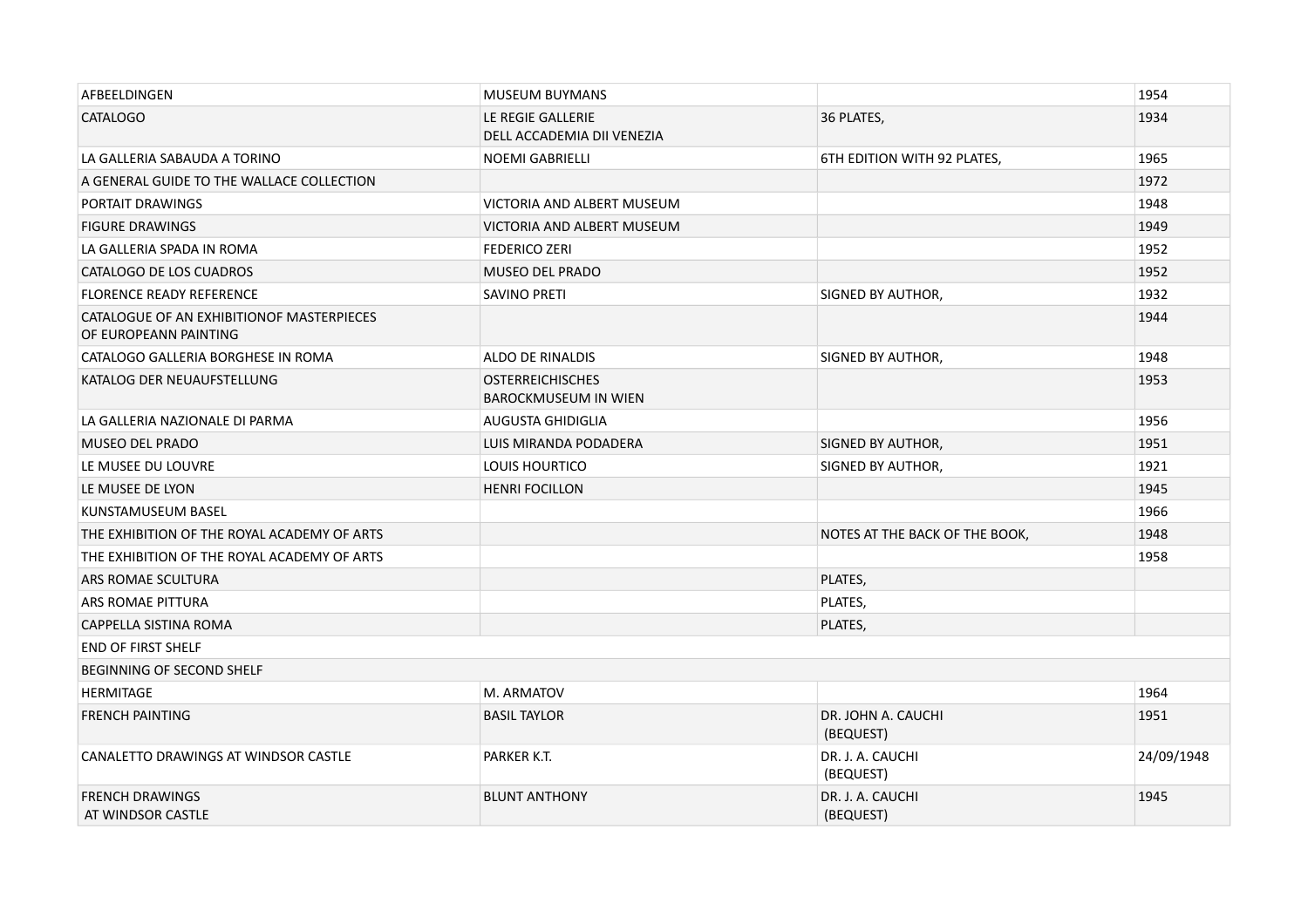| | | | |
|---|---|---|---|
| AFBEELDINGEN | MUSEUM BUYMANS | | 1954 |
| CATALOGO | LE REGIE GALLERIE DELL ACCADEMIA DII VENEZIA | 36 PLATES, | 1934 |
| LA GALLERIA SABAUDA A TORINO | NOEMI GABRIELLI | 6TH EDITION WITH 92 PLATES, | 1965 |
| A GENERAL GUIDE TO THE WALLACE COLLECTION | | | 1972 |
| PORTAIT DRAWINGS | VICTORIA AND ALBERT MUSEUM | | 1948 |
| FIGURE DRAWINGS | VICTORIA AND ALBERT MUSEUM | | 1949 |
| LA GALLERIA SPADA IN ROMA | FEDERICO ZERI | | 1952 |
| CATALOGO DE LOS CUADROS | MUSEO DEL PRADO | | 1952 |
| FLORENCE READY REFERENCE | SAVINO PRETI | SIGNED BY AUTHOR, | 1932 |
| CATALOGUE OF AN EXHIBITIONOF MASTERPIECES OF EUROPEANN PAINTING | | | 1944 |
| CATALOGO GALLERIA BORGHESE IN ROMA | ALDO DE RINALDIS | SIGNED BY AUTHOR, | 1948 |
| KATALOG DER NEUAUFSTELLUNG | OSTERREICHISCHES BAROCKMUSEUM IN WIEN | | 1953 |
| LA GALLERIA NAZIONALE DI PARMA | AUGUSTA GHIDIGLIA | | 1956 |
| MUSEO DEL PRADO | LUIS MIRANDA PODADERA | SIGNED BY AUTHOR, | 1951 |
| LE MUSEE DU LOUVRE | LOUIS HOURTICO | SIGNED BY AUTHOR, | 1921 |
| LE MUSEE DE LYON | HENRI FOCILLON | | 1945 |
| KUNSTAMUSEUM BASEL | | | 1966 |
| THE EXHIBITION OF THE ROYAL ACADEMY OF ARTS | | NOTES AT THE BACK OF THE BOOK, | 1948 |
| THE EXHIBITION OF THE ROYAL ACADEMY OF ARTS | | | 1958 |
| ARS ROMAE SCULTURA | | PLATES, | |
| ARS ROMAE PITTURA | | PLATES, | |
| CAPPELLA SISTINA ROMA | | PLATES, | |
| END OF FIRST SHELF | | | |
| BEGINNING OF SECOND SHELF | | | |
| HERMITAGE | M. ARMATOV | | 1964 |
| FRENCH PAINTING | BASIL TAYLOR | DR. JOHN A. CAUCHI (BEQUEST) | 1951 |
| CANALETTO DRAWINGS AT WINDSOR CASTLE | PARKER K.T. | DR. J. A. CAUCHI (BEQUEST) | 24/09/1948 |
| FRENCH DRAWINGS AT WINDSOR CASTLE | BLUNT ANTHONY | DR. J. A. CAUCHI (BEQUEST) | 1945 |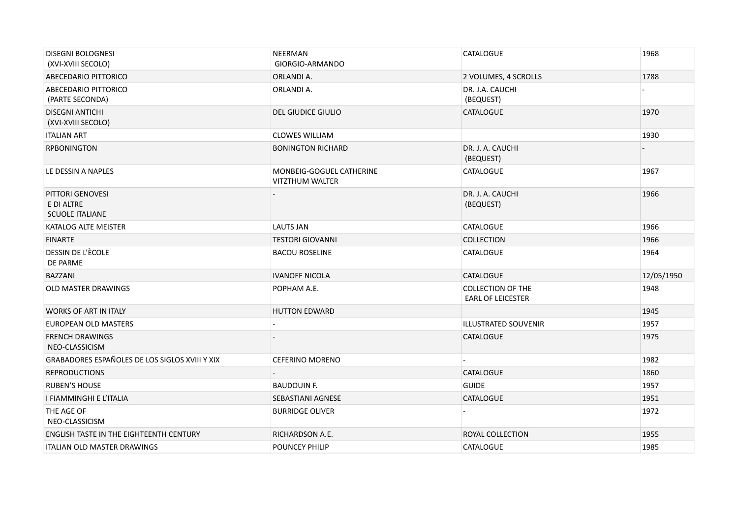| | | | |
|---|---|---|---|
| DISEGNI BOLOGNESI (XVI-XVIII SECOLO) | NEERMAN GIORGIO-ARMANDO | CATALOGUE | 1968 |
| ABECEDARIO PITTORICO | ORLANDI A. | 2 VOLUMES, 4 SCROLLS | 1788 |
| ABECEDARIO PITTORICO (PARTE SECONDA) | ORLANDI A. | DR. J.A. CAUCHI (BEQUEST) | - |
| DISEGNI ANTICHI (XVI-XVIII SECOLO) | DEL GIUDICE GIULIO | CATALOGUE | 1970 |
| ITALIAN ART | CLOWES WILLIAM | | 1930 |
| RPBONINGTON | BONINGTON RICHARD | DR. J. A. CAUCHI (BEQUEST) | - |
| LE DESSIN A NAPLES | MONBEIG-GOGUEL CATHERINE VITZTHUM WALTER | CATALOGUE | 1967 |
| PITTORI GENOVESI E DI ALTRE SCUOLE ITALIANE | - | DR. J. A. CAUCHI (BEQUEST) | 1966 |
| KATALOG ALTE MEISTER | LAUTS JAN | CATALOGUE | 1966 |
| FINARTE | TESTORI GIOVANNI | COLLECTION | 1966 |
| DESSIN DE L'ÈCOLE DE PARME | BACOU ROSELINE | CATALOGUE | 1964 |
| BAZZANI | IVANOFF NICOLA | CATALOGUE | 12/05/1950 |
| OLD MASTER DRAWINGS | POPHAM A.E. | COLLECTION OF THE EARL OF LEICESTER | 1948 |
| WORKS OF ART IN ITALY | HUTTON EDWARD | | 1945 |
| EUROPEAN OLD MASTERS | - | ILLUSTRATED SOUVENIR | 1957 |
| FRENCH DRAWINGS NEO-CLASSICISM | - | CATALOGUE | 1975 |
| GRABADORES ESPAÑOLES DE LOS SIGLOS XVIII Y XIX | CEFERINO MORENO | - | 1982 |
| REPRODUCTIONS | - | CATALOGUE | 1860 |
| RUBEN'S HOUSE | BAUDOUIN F. | GUIDE | 1957 |
| I FIAMMINGHI E L'ITALIA | SEBASTIANI AGNESE | CATALOGUE | 1951 |
| THE AGE OF NEO-CLASSICISM | BURRIDGE OLIVER | - | 1972 |
| ENGLISH TASTE IN THE EIGHTEENTH CENTURY | RICHARDSON A.E. | ROYAL COLLECTION | 1955 |
| ITALIAN OLD MASTER DRAWINGS | POUNCEY PHILIP | CATALOGUE | 1985 |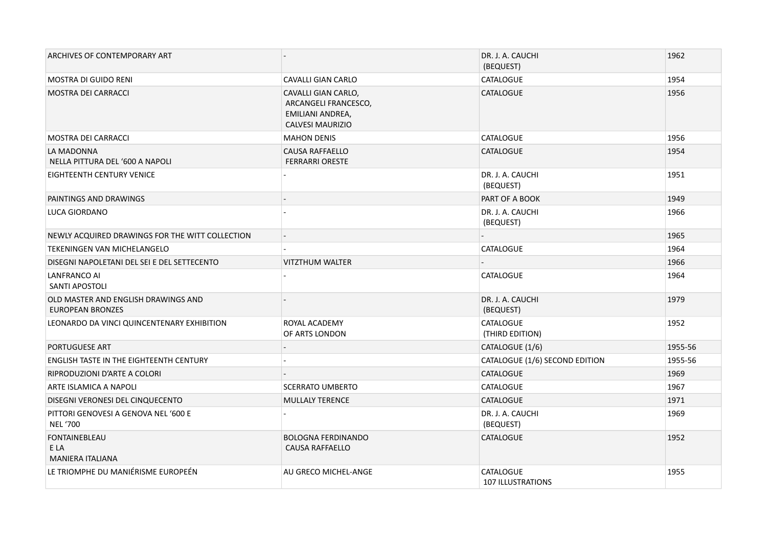| | | | |
|---|---|---|---|
| ARCHIVES OF CONTEMPORARY ART | - | DR. J. A. CAUCHI (BEQUEST) | 1962 |
| MOSTRA DI GUIDO RENI | CAVALLI GIAN CARLO | CATALOGUE | 1954 |
| MOSTRA DEI CARRACCI | CAVALLI GIAN CARLO, ARCANGELI FRANCESCO, EMILIANI ANDREA, CALVESI MAURIZIO | CATALOGUE | 1956 |
| MOSTRA DEI CARRACCI | MAHON DENIS | CATALOGUE | 1956 |
| LA MADONNA NELLA PITTURA DEL '600 A NAPOLI | CAUSA RAFFAELLO FERRARRI ORESTE | CATALOGUE | 1954 |
| EIGHTEENTH CENTURY VENICE | - | DR. J. A. CAUCHI (BEQUEST) | 1951 |
| PAINTINGS AND DRAWINGS | - | PART OF A BOOK | 1949 |
| LUCA GIORDANO | - | DR. J. A. CAUCHI (BEQUEST) | 1966 |
| NEWLY ACQUIRED DRAWINGS FOR THE WITT COLLECTION | - | - | 1965 |
| TEKENINGEN VAN MICHELANGELO | - | CATALOGUE | 1964 |
| DISEGNI NAPOLETANI DEL SEI E DEL SETTECENTO | VITZTHUM WALTER | - | 1966 |
| LANFRANCO AI SANTI APOSTOLI | - | CATALOGUE | 1964 |
| OLD MASTER AND ENGLISH DRAWINGS AND EUROPEAN BRONZES | - | DR. J. A. CAUCHI (BEQUEST) | 1979 |
| LEONARDO DA VINCI QUINCENTENARY EXHIBITION | ROYAL ACADEMY OF ARTS LONDON | CATALOGUE (THIRD EDITION) | 1952 |
| PORTUGUESE ART | - | CATALOGUE (1/6) | 1955-56 |
| ENGLISH TASTE IN THE EIGHTEENTH CENTURY | - | CATALOGUE (1/6) SECOND EDITION | 1955-56 |
| RIPRODUZIONI D'ARTE A COLORI | - | CATALOGUE | 1969 |
| ARTE ISLAMICA A NAPOLI | SCERRATO UMBERTO | CATALOGUE | 1967 |
| DISEGNI VERONESI DEL CINQUECENTO | MULLALY TERENCE | CATALOGUE | 1971 |
| PITTORI GENOVESI A GENOVA NEL '600 E NEL '700 | - | DR. J. A. CAUCHI (BEQUEST) | 1969 |
| FONTAINEBLEAU E LA MANIERA ITALIANA | BOLOGNA FERDINANDO CAUSA RAFFAELLO | CATALOGUE | 1952 |
| LE TRIOMPHE DU MANIÉRISME EUROPEÉN | AU GRECO MICHEL-ANGE | CATALOGUE 107 ILLUSTRATIONS | 1955 |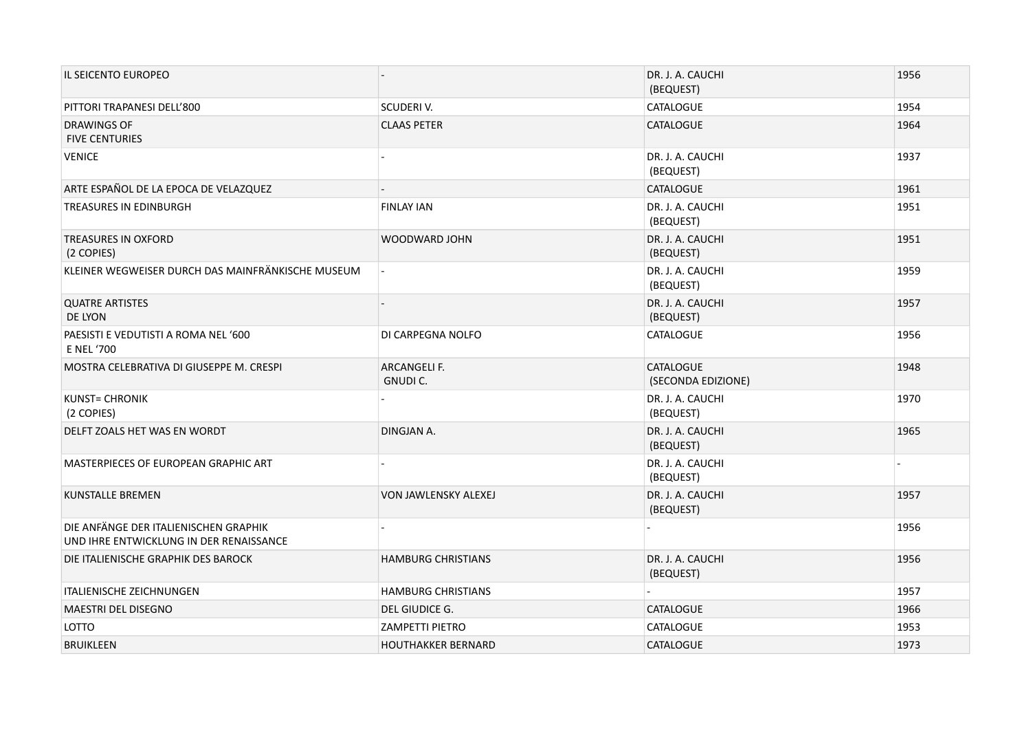| | | | |
|---|---|---|---|
| IL SEICENTO EUROPEO | - | DR. J. A. CAUCHI (BEQUEST) | 1956 |
| PITTORI TRAPANESI DELL'800 | SCUDERI V. | CATALOGUE | 1954 |
| DRAWINGS OF FIVE CENTURIES | CLAAS PETER | CATALOGUE | 1964 |
| VENICE | - | DR. J. A. CAUCHI (BEQUEST) | 1937 |
| ARTE ESPAÑOL DE LA EPOCA DE VELAZQUEZ | - | CATALOGUE | 1961 |
| TREASURES IN EDINBURGH | FINLAY IAN | DR. J. A. CAUCHI (BEQUEST) | 1951 |
| TREASURES IN OXFORD (2 COPIES) | WOODWARD JOHN | DR. J. A. CAUCHI (BEQUEST) | 1951 |
| KLEINER WEGWEISER DURCH DAS MAINFRÄNKISCHE MUSEUM | - | DR. J. A. CAUCHI (BEQUEST) | 1959 |
| QUATRE ARTISTES DE LYON | - | DR. J. A. CAUCHI (BEQUEST) | 1957 |
| PAESISTI E VEDUTISTI A ROMA NEL '600 E NEL '700 | DI CARPEGNA NOLFO | CATALOGUE | 1956 |
| MOSTRA CELEBRATIVA DI GIUSEPPE M. CRESPI | ARCANGELI F. GNUDI C. | CATALOGUE (SECONDA EDIZIONE) | 1948 |
| KUNST= CHRONIK (2 COPIES) | - | DR. J. A. CAUCHI (BEQUEST) | 1970 |
| DELFT ZOALS HET WAS EN WORDT | DINGJAN A. | DR. J. A. CAUCHI (BEQUEST) | 1965 |
| MASTERPIECES OF EUROPEAN GRAPHIC ART | - | DR. J. A. CAUCHI (BEQUEST) | - |
| KUNSTALLE BREMEN | VON JAWLENSKY ALEXEJ | DR. J. A. CAUCHI (BEQUEST) | 1957 |
| DIE ANFÄNGE DER ITALIENISCHEN GRAPHIK UND IHRE ENTWICKLUNG IN DER RENAISSANCE | - | - | 1956 |
| DIE ITALIENISCHE GRAPHIK DES BAROCK | HAMBURG CHRISTIANS | DR. J. A. CAUCHI (BEQUEST) | 1956 |
| ITALIENISCHE ZEICHNUNGEN | HAMBURG CHRISTIANS | - | 1957 |
| MAESTRI DEL DISEGNO | DEL GIUDICE G. | CATALOGUE | 1966 |
| LOTTO | ZAMPETTI PIETRO | CATALOGUE | 1953 |
| BRUIKLEEN | HOUTHAKKER BERNARD | CATALOGUE | 1973 |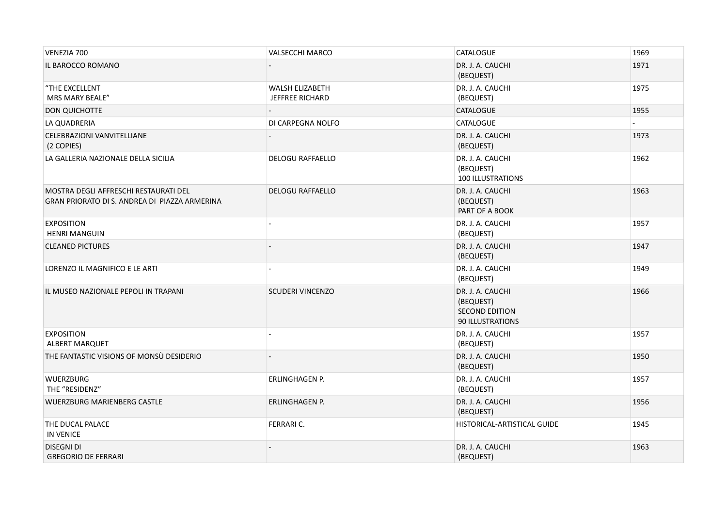| VENEZIA 700 | VALSECCHI MARCO | CATALOGUE | 1969 |
|---|---|---|---|
| IL BAROCCO ROMANO | - | DR. J. A. CAUCHI (BEQUEST) | 1971 |
| "THE EXCELLENT MRS MARY BEALE" | WALSH ELIZABETH JEFFREE RICHARD | DR. J. A. CAUCHI (BEQUEST) | 1975 |
| DON QUICHOTTE | - | CATALOGUE | 1955 |
| LA QUADRERIA | DI CARPEGNA NOLFO | CATALOGUE | - |
| CELEBRAZIONI VANVITELLIANE (2 COPIES) | - | DR. J. A. CAUCHI (BEQUEST) | 1973 |
| LA GALLERIA NAZIONALE DELLA SICILIA | DELOGU RAFFAELLO | DR. J. A. CAUCHI (BEQUEST) 100 ILLUSTRATIONS | 1962 |
| MOSTRA DEGLI AFFRESCHI RESTAURATI DEL GRAN PRIORATO DI S. ANDREA DI PIAZZA ARMERINA | DELOGU RAFFAELLO | DR. J. A. CAUCHI (BEQUEST) PART OF A BOOK | 1963 |
| EXPOSITION HENRI MANGUIN | - | DR. J. A. CAUCHI (BEQUEST) | 1957 |
| CLEANED PICTURES | - | DR. J. A. CAUCHI (BEQUEST) | 1947 |
| LORENZO IL MAGNIFICO E LE ARTI | - | DR. J. A. CAUCHI (BEQUEST) | 1949 |
| IL MUSEO NAZIONALE PEPOLI IN TRAPANI | SCUDERI VINCENZO | DR. J. A. CAUCHI (BEQUEST) SECOND EDITION 90 ILLUSTRATIONS | 1966 |
| EXPOSITION ALBERT MARQUET | - | DR. J. A. CAUCHI (BEQUEST) | 1957 |
| THE FANTASTIC VISIONS OF MONSÙ DESIDERIO | - | DR. J. A. CAUCHI (BEQUEST) | 1950 |
| WUERZBURG THE "RESIDENZ" | ERLINGHAGEN P. | DR. J. A. CAUCHI (BEQUEST) | 1957 |
| WUERZBURG MARIENBERG CASTLE | ERLINGHAGEN P. | DR. J. A. CAUCHI (BEQUEST) | 1956 |
| THE DUCAL PALACE IN VENICE | FERRARI C. | HISTORICAL-ARTISTICAL GUIDE | 1945 |
| DISEGNI DI GREGORIO DE FERRARI | - | DR. J. A. CAUCHI (BEQUEST) | 1963 |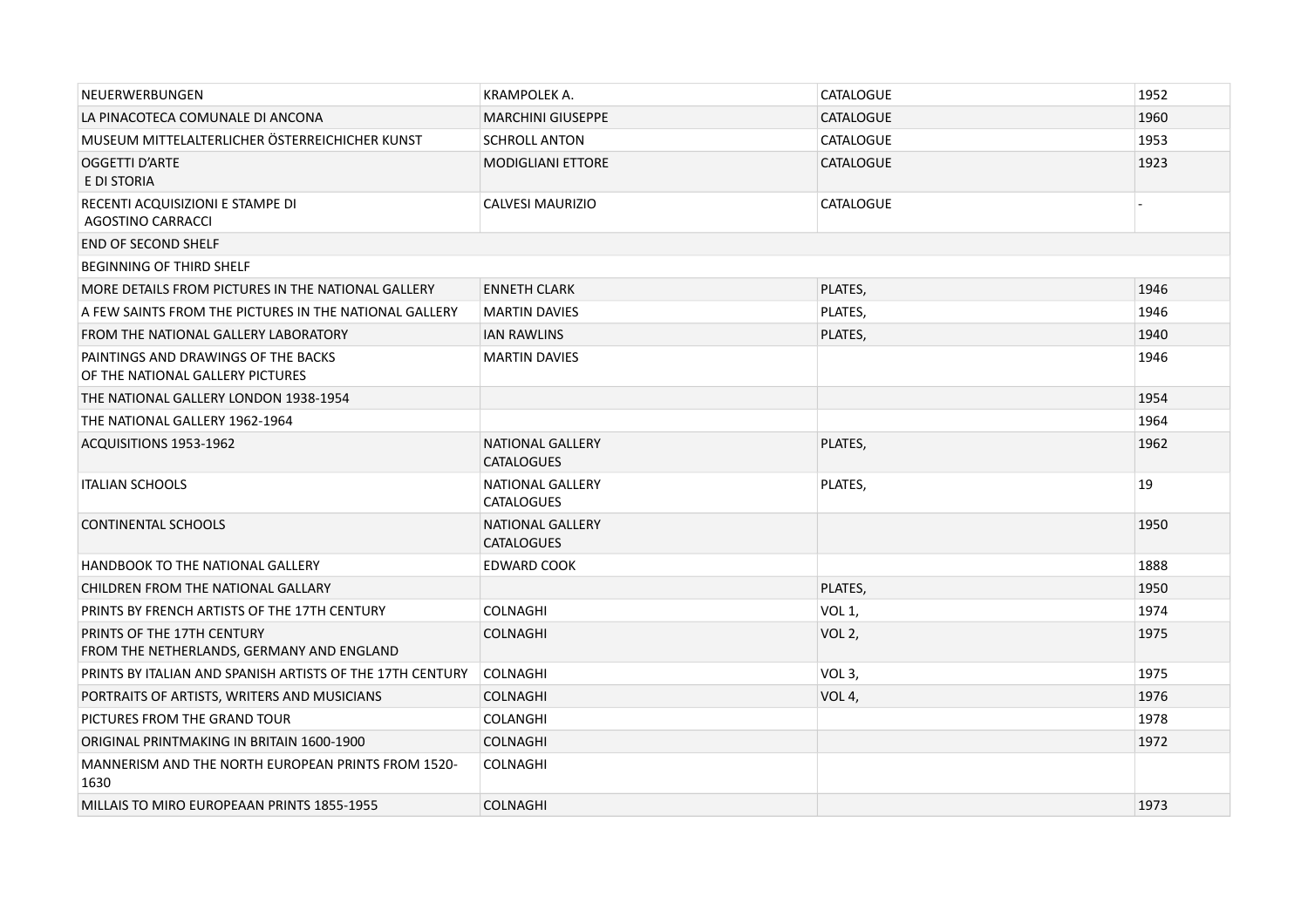| | | | |
|---|---|---|---|
| NEUERWERBUNGEN | KRAMPOLEK A. | CATALOGUE | 1952 |
| LA PINACOTECA COMUNALE DI ANCONA | MARCHINI GIUSEPPE | CATALOGUE | 1960 |
| MUSEUM MITTELALTERLICHER ÖSTERREICHICHER KUNST | SCHROLL ANTON | CATALOGUE | 1953 |
| OGGETTI D'ARTE E DI STORIA | MODIGLIANI ETTORE | CATALOGUE | 1923 |
| RECENTI ACQUISIZIONI E STAMPE DI AGOSTINO CARRACCI | CALVESI MAURIZIO | CATALOGUE | - |
| END OF SECOND SHELF | | | |
| BEGINNING OF THIRD SHELF | | | |
| MORE DETAILS FROM PICTURES IN THE NATIONAL GALLERY | ENNETH CLARK | PLATES, | 1946 |
| A FEW SAINTS FROM THE PICTURES IN THE NATIONAL GALLERY | MARTIN DAVIES | PLATES, | 1946 |
| FROM THE NATIONAL GALLERY LABORATORY | IAN RAWLINS | PLATES, | 1940 |
| PAINTINGS AND DRAWINGS OF THE BACKS OF THE NATIONAL GALLERY PICTURES | MARTIN DAVIES | | 1946 |
| THE NATIONAL GALLERY LONDON 1938-1954 | | | 1954 |
| THE NATIONAL GALLERY 1962-1964 | | | 1964 |
| ACQUISITIONS 1953-1962 | NATIONAL GALLERY CATALOGUES | PLATES, | 1962 |
| ITALIAN SCHOOLS | NATIONAL GALLERY CATALOGUES | PLATES, | 19 |
| CONTINENTAL SCHOOLS | NATIONAL GALLERY CATALOGUES | | 1950 |
| HANDBOOK TO THE NATIONAL GALLERY | EDWARD COOK | | 1888 |
| CHILDREN FROM THE NATIONAL GALLARY | | PLATES, | 1950 |
| PRINTS BY FRENCH ARTISTS OF THE 17TH CENTURY | COLNAGHI | VOL 1, | 1974 |
| PRINTS OF THE 17TH CENTURY FROM THE NETHERLANDS, GERMANY AND ENGLAND | COLNAGHI | VOL 2, | 1975 |
| PRINTS BY ITALIAN AND SPANISH ARTISTS OF THE 17TH CENTURY | COLNAGHI | VOL 3, | 1975 |
| PORTRAITS OF ARTISTS, WRITERS AND MUSICIANS | COLNAGHI | VOL 4, | 1976 |
| PICTURES FROM THE GRAND TOUR | COLANGHI | | 1978 |
| ORIGINAL PRINTMAKING IN BRITAIN 1600-1900 | COLNAGHI | | 1972 |
| MANNERISM AND THE NORTH EUROPEAN PRINTS FROM 1520-1630 | COLNAGHI | | |
| MILLAIS TO MIRO EUROPEAAN PRINTS 1855-1955 | COLNAGHI | | 1973 |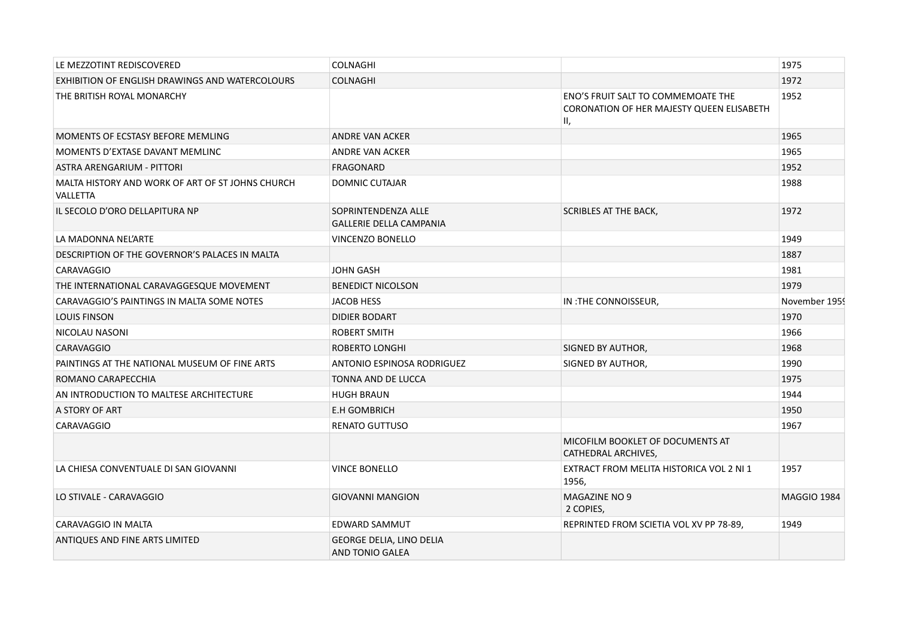| | | | |
|---|---|---|---|
| LE MEZZOTINT REDISCOVERED | COLNAGHI | | 1975 |
| EXHIBITION OF ENGLISH DRAWINGS AND WATERCOLOURS | COLNAGHI | | 1972 |
| THE BRITISH ROYAL MONARCHY | | ENO'S FRUIT SALT TO COMMEMOATE THE CORONATION OF HER MAJESTY QUEEN ELISABETH II, | 1952 |
| MOMENTS OF ECSTASY BEFORE MEMLING | ANDRE VAN ACKER | | 1965 |
| MOMENTS D'EXTASE DAVANT MEMLINC | ANDRE VAN ACKER | | 1965 |
| ASTRA ARENGARIUM - PITTORI | FRAGONARD | | 1952 |
| MALTA HISTORY AND WORK OF ART OF ST JOHNS CHURCH VALLETTA | DOMNIC CUTAJAR | | 1988 |
| IL SECOLO D'ORO DELLAPITURA NP | SOPRINTENDENZA ALLE GALLERIE DELLA CAMPANIA | SCRIBLES AT THE BACK, | 1972 |
| LA MADONNA NEL'ARTE | VINCENZO BONELLO | | 1949 |
| DESCRIPTION OF THE GOVERNOR'S PALACES IN MALTA | | | 1887 |
| CARAVAGGIO | JOHN GASH | | 1981 |
| THE INTERNATIONAL CARAVAGGESQUE MOVEMENT | BENEDICT NICOLSON | | 1979 |
| CARAVAGGIO'S PAINTINGS IN MALTA SOME NOTES | JACOB HESS | IN :THE CONNOISSEUR, | November 1959 |
| LOUIS FINSON | DIDIER BODART | | 1970 |
| NICOLAU NASONI | ROBERT SMITH | | 1966 |
| CARAVAGGIO | ROBERTO LONGHI | SIGNED BY AUTHOR, | 1968 |
| PAINTINGS AT THE NATIONAL MUSEUM OF FINE ARTS | ANTONIO ESPINOSA RODRIGUEZ | SIGNED BY AUTHOR, | 1990 |
| ROMANO CARAPECCHIA | TONNA AND DE LUCCA | | 1975 |
| AN INTRODUCTION TO MALTESE ARCHITECTURE | HUGH BRAUN | | 1944 |
| A STORY OF ART | E.H GOMBRICH | | 1950 |
| CARAVAGGIO | RENATO GUTTUSO | | 1967 |
| | | MICOFILM BOOKLET OF DOCUMENTS AT CATHEDRAL ARCHIVES, | |
| LA CHIESA CONVENTUALE DI SAN GIOVANNI | VINCE BONELLO | EXTRACT FROM MELITA HISTORICA VOL 2 NI 1 1956, | 1957 |
| LO STIVALE - CARAVAGGIO | GIOVANNI MANGION | MAGAZINE NO 9<br>2 COPIES, | MAGGIO 1984 |
| CARAVAGGIO IN MALTA | EDWARD SAMMUT | REPRINTED FROM SCIETIA VOL XV PP 78-89, | 1949 |
| ANTIQUES AND FINE ARTS LIMITED | GEORGE DELIA, LINO DELIA AND TONIO GALEA | | |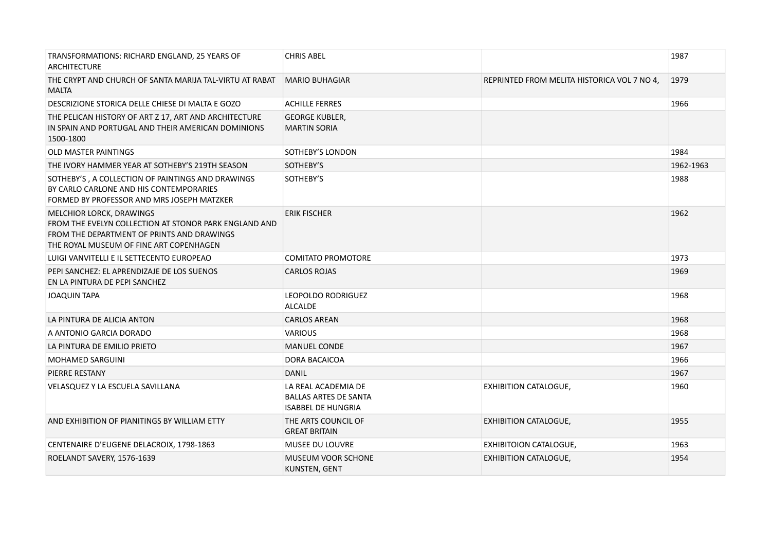| | | | |
|---|---|---|---|
| TRANSFORMATIONS: RICHARD ENGLAND, 25 YEARS OF ARCHITECTURE | CHRIS ABEL | | 1987 |
| THE CRYPT AND CHURCH OF SANTA MARIJA TAL-VIRTU AT RABAT MALTA | MARIO BUHAGIAR | REPRINTED FROM MELITA HISTORICA VOL 7 NO 4, | 1979 |
| DESCRIZIONE STORICA DELLE CHIESE DI MALTA E GOZO | ACHILLE FERRES | | 1966 |
| THE PELICAN HISTORY OF ART Z 17, ART AND ARCHITECTURE IN SPAIN AND PORTUGAL AND THEIR AMERICAN DOMINIONS 1500-1800 | GEORGE KUBLER, MARTIN SORIA | | |
| OLD MASTER PAINTINGS | SOTHEBY'S LONDON | | 1984 |
| THE IVORY HAMMER YEAR AT SOTHEBY'S 219TH SEASON | SOTHEBY'S | | 1962-1963 |
| SOTHEBY'S , A COLLECTION OF PAINTINGS AND DRAWINGS BY CARLO CARLONE AND HIS CONTEMPORARIES FORMED BY PROFESSOR AND MRS JOSEPH MATZKER | SOTHEBY'S | | 1988 |
| MELCHIOR LORCK, DRAWINGS FROM THE EVELYN COLLECTION AT STONOR PARK ENGLAND AND FROM THE DEPARTMENT OF PRINTS AND DRAWINGS THE ROYAL MUSEUM OF FINE ART COPENHAGEN | ERIK FISCHER | | 1962 |
| LUIGI VANVITELLI E IL SETTECENTO EUROPEAO | COMITATO PROMOTORE | | 1973 |
| PEPI SANCHEZ: EL APRENDIZAJE DE LOS SUENOS EN LA PINTURA DE PEPI SANCHEZ | CARLOS ROJAS | | 1969 |
| JOAQUIN TAPA | LEOPOLDO RODRIGUEZ ALCALDE | | 1968 |
| LA PINTURA DE ALICIA ANTON | CARLOS AREAN | | 1968 |
| A ANTONIO GARCIA DORADO | VARIOUS | | 1968 |
| LA PINTURA DE EMILIO PRIETO | MANUEL CONDE | | 1967 |
| MOHAMED SARGUINI | DORA BACAICOA | | 1966 |
| PIERRE RESTANY | DANIL | | 1967 |
| VELASQUEZ Y LA ESCUELA SAVILLANA | LA REAL ACADEMIA DE BALLAS ARTES DE SANTA ISABBEL DE HUNGRIA | EXHIBITION CATALOGUE, | 1960 |
| AND EXHIBITION OF PIANITINGS BY WILLIAM ETTY | THE ARTS COUNCIL OF GREAT BRITAIN | EXHIBITION CATALOGUE, | 1955 |
| CENTENAIRE D'EUGENE DELACROIX, 1798-1863 | MUSEE DU LOUVRE | EXHIBITOION CATALOGUE, | 1963 |
| ROELANDT SAVERY, 1576-1639 | MUSEUM VOOR SCHONE KUNSTEN, GENT | EXHIBITION CATALOGUE, | 1954 |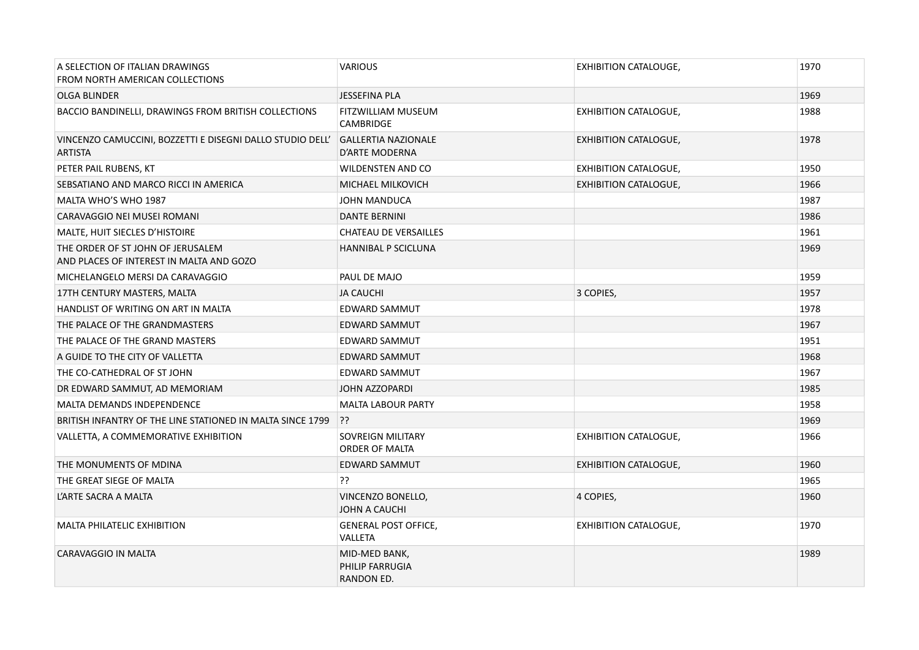| A SELECTION OF ITALIAN DRAWINGS FROM NORTH AMERICAN COLLECTIONS | VARIOUS | EXHIBITION CATALOUGE, | 1970 |
|---|---|---|---|
| OLGA BLINDER | JESSEFINA PLA | | 1969 |
| BACCIO BANDINELLI, DRAWINGS FROM BRITISH COLLECTIONS | FITZWILLIAM MUSEUM CAMBRIDGE | EXHIBITION CATALOGUE, | 1988 |
| VINCENZO CAMUCCINI, BOZZETTI E DISEGNI DALLO STUDIO DELL' ARTISTA | GALLERTIA NAZIONALE D'ARTE MODERNA | EXHIBITION CATALOGUE, | 1978 |
| PETER PAIL RUBENS, KT | WILDENSTEN AND CO | EXHIBITION CATALOGUE, | 1950 |
| SEBSATIANO AND MARCO RICCI IN AMERICA | MICHAEL MILKOVICH | EXHIBITION CATALOGUE, | 1966 |
| MALTA WHO'S WHO 1987 | JOHN MANDUCA | | 1987 |
| CARAVAGGIO NEI MUSEI ROMANI | DANTE BERNINI | | 1986 |
| MALTE, HUIT SIECLES D'HISTOIRE | CHATEAU DE VERSAILLES | | 1961 |
| THE ORDER OF ST JOHN OF JERUSALEM AND PLACES OF INTEREST IN MALTA AND GOZO | HANNIBAL P SCICLUNA | | 1969 |
| MICHELANGELO MERSI DA CARAVAGGIO | PAUL DE MAJO | | 1959 |
| 17TH CENTURY MASTERS, MALTA | JA CAUCHI | 3 COPIES, | 1957 |
| HANDLIST OF WRITING ON ART IN MALTA | EDWARD SAMMUT | | 1978 |
| THE PALACE OF THE GRANDMASTERS | EDWARD SAMMUT | | 1967 |
| THE PALACE OF THE GRAND MASTERS | EDWARD SAMMUT | | 1951 |
| A GUIDE TO THE CITY OF VALLETTA | EDWARD SAMMUT | | 1968 |
| THE CO-CATHEDRAL OF ST JOHN | EDWARD SAMMUT | | 1967 |
| DR EDWARD SAMMUT, AD MEMORIAM | JOHN AZZOPARDI | | 1985 |
| MALTA DEMANDS INDEPENDENCE | MALTA LABOUR PARTY | | 1958 |
| BRITISH INFANTRY OF THE LINE STATIONED IN MALTA SINCE 1799 | ?? | | 1969 |
| VALLETTA, A COMMEMORATIVE EXHIBITION | SOVREIGN MILITARY ORDER OF MALTA | EXHIBITION CATALOGUE, | 1966 |
| THE MONUMENTS OF MDINA | EDWARD SAMMUT | EXHIBITION CATALOGUE, | 1960 |
| THE GREAT SIEGE OF MALTA | ?? | | 1965 |
| L'ARTE SACRA A MALTA | VINCENZO BONELLO, JOHN A CAUCHI | 4 COPIES, | 1960 |
| MALTA PHILATELIC EXHIBITION | GENERAL POST OFFICE, VALLETA | EXHIBITION CATALOGUE, | 1970 |
| CARAVAGGIO IN MALTA | MID-MED BANK, PHILIP FARRUGIA RANDON ED. | | 1989 |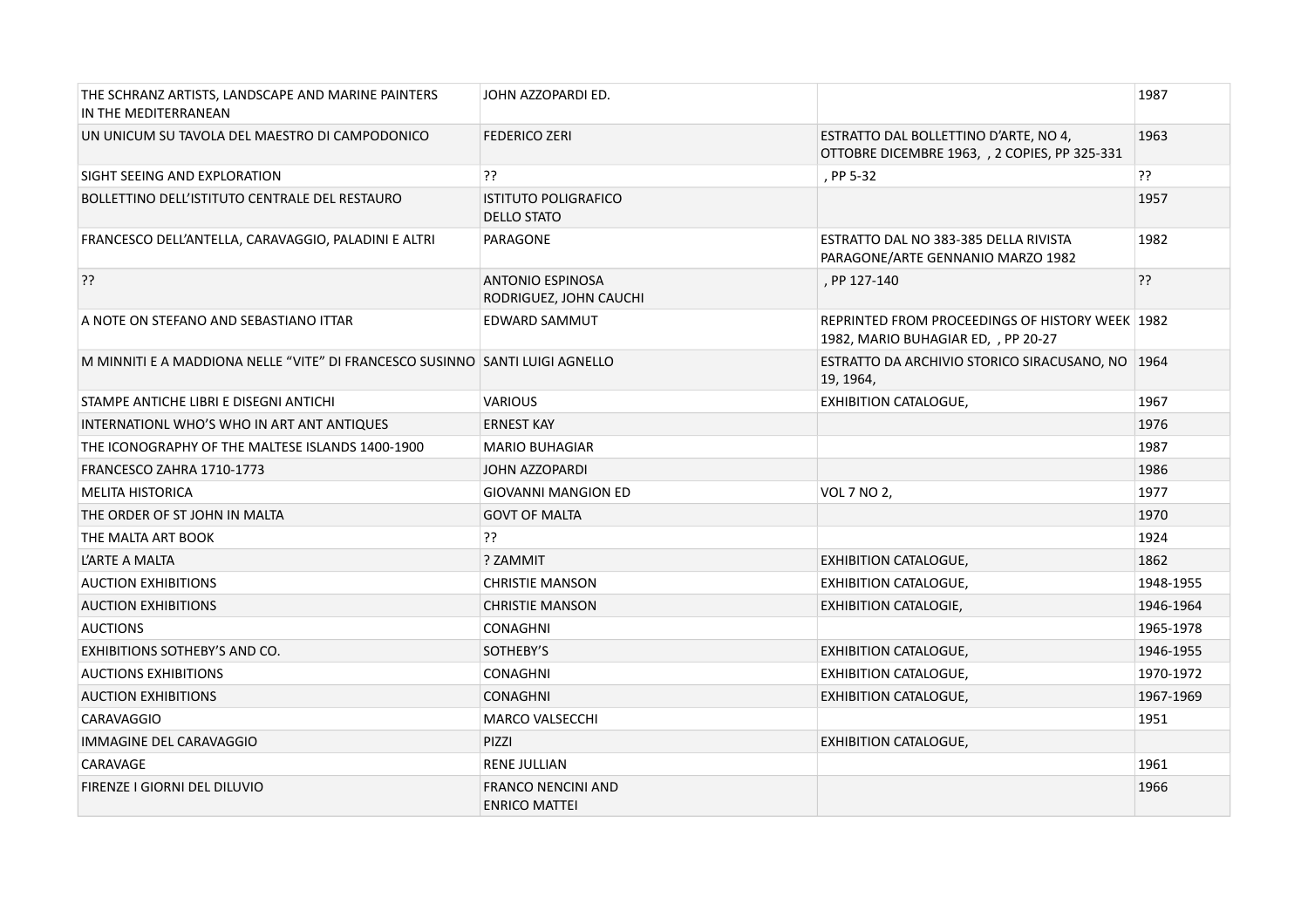| THE SCHRANZ ARTISTS, LANDSCAPE AND MARINE PAINTERS IN THE MEDITERRANEAN | JOHN AZZOPARDI ED. | | 1987 |
|---|---|---|---|
| UN UNICUM SU TAVOLA DEL MAESTRO DI CAMPODONICO | FEDERICO ZERI | ESTRATTO DAL BOLLETTINO D'ARTE, NO 4, OTTOBRE DICEMBRE 1963, , 2 COPIES, PP 325-331 | 1963 |
| SIGHT SEEING AND EXPLORATION | ?? | , PP 5-32 | ?? |
| BOLLETTINO DELL'ISTITUTO CENTRALE DEL RESTAURO | ISTITUTO POLIGRAFICO DELLO STATO | | 1957 |
| FRANCESCO DELL'ANTELLA, CARAVAGGIO, PALADINI E ALTRI | PARAGONE | ESTRATTO DAL NO 383-385 DELLA RIVISTA PARAGONE/ARTE GENNANIO MARZO 1982 | 1982 |
| ?? | ANTONIO ESPINOSA RODRIGUEZ, JOHN CAUCHI | , PP 127-140 | ?? |
| A NOTE ON STEFANO AND SEBASTIANO ITTAR | EDWARD SAMMUT | REPRINTED FROM PROCEEDINGS OF HISTORY WEEK 1982, MARIO BUHAGIAR ED, , PP 20-27 | 1982 |
| M MINNITI E A MADDIONA NELLE "VITE" DI FRANCESCO SUSINNO | SANTI LUIGI AGNELLO | ESTRATTO DA ARCHIVIO STORICO SIRACUSANO, NO 19, 1964, | 1964 |
| STAMPE ANTICHE LIBRI E DISEGNI ANTICHI | VARIOUS | EXHIBITION CATALOGUE, | 1967 |
| INTERNATIONL WHO'S WHO IN ART ANT ANTIQUES | ERNEST KAY | | 1976 |
| THE ICONOGRAPHY OF THE MALTESE ISLANDS 1400-1900 | MARIO BUHAGIAR | | 1987 |
| FRANCESCO ZAHRA 1710-1773 | JOHN AZZOPARDI | | 1986 |
| MELITA HISTORICA | GIOVANNI MANGION ED | VOL 7 NO 2, | 1977 |
| THE ORDER OF ST JOHN IN MALTA | GOVT OF MALTA | | 1970 |
| THE MALTA ART BOOK | ?? | | 1924 |
| L'ARTE A MALTA | ? ZAMMIT | EXHIBITION CATALOGUE, | 1862 |
| AUCTION EXHIBITIONS | CHRISTIE MANSON | EXHIBITION CATALOGUE, | 1948-1955 |
| AUCTION EXHIBITIONS | CHRISTIE MANSON | EXHIBITION CATALOGIE, | 1946-1964 |
| AUCTIONS | CONAGHNI | | 1965-1978 |
| EXHIBITIONS SOTHEBY'S AND CO. | SOTHEBY'S | EXHIBITION CATALOGUE, | 1946-1955 |
| AUCTIONS EXHIBITIONS | CONAGHNI | EXHIBITION CATALOGUE, | 1970-1972 |
| AUCTION EXHIBITIONS | CONAGHNI | EXHIBITION CATALOGUE, | 1967-1969 |
| CARAVAGGIO | MARCO VALSECCHI | | 1951 |
| IMMAGINE DEL CARAVAGGIO | PIZZI | EXHIBITION CATALOGUE, | |
| CARAVAGE | RENE JULLIAN | | 1961 |
| FIRENZE I GIORNI DEL DILUVIO | FRANCO NENCINI AND ENRICO MATTEI | | 1966 |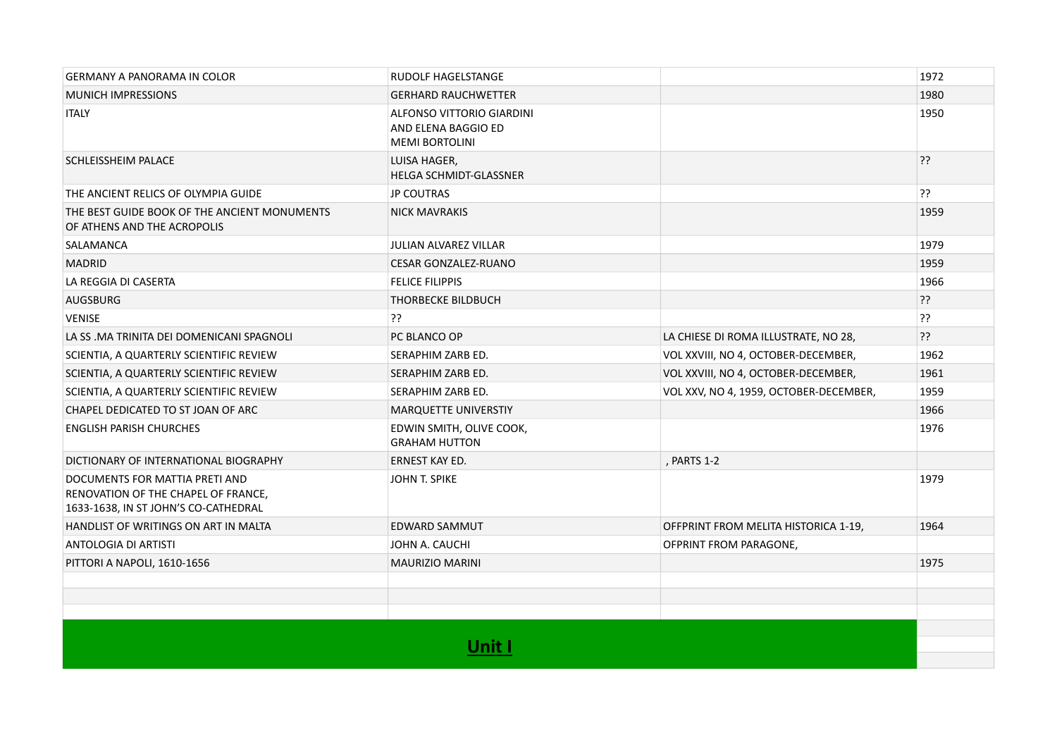| | | | |
|---|---|---|---|
| GERMANY A PANORAMA IN COLOR | RUDOLF HAGELSTANGE | | 1972 |
| MUNICH IMPRESSIONS | GERHARD RAUCHWETTER | | 1980 |
| ITALY | ALFONSO VITTORIO GIARDINI AND ELENA BAGGIO ED MEMI BORTOLINI | | 1950 |
| SCHLEISSHEIM PALACE | LUISA HAGER, HELGA SCHMIDT-GLASSNER | | ?? |
| THE ANCIENT RELICS OF OLYMPIA GUIDE | JP COUTRAS | | ?? |
| THE BEST GUIDE BOOK OF THE ANCIENT MONUMENTS OF ATHENS AND THE ACROPOLIS | NICK MAVRAKIS | | 1959 |
| SALAMANCA | JULIAN ALVAREZ VILLAR | | 1979 |
| MADRID | CESAR GONZALEZ-RUANO | | 1959 |
| LA REGGIA DI CASERTA | FELICE FILIPPIS | | 1966 |
| AUGSBURG | THORBECKE BILDBUCH | | ?? |
| VENISE | ?? | | ?? |
| LA SS .MA TRINITA DEI DOMENICANI SPAGNOLI | PC BLANCO OP | LA CHIESE DI ROMA ILLUSTRATE, NO 28, | ?? |
| SCIENTIA, A QUARTERLY SCIENTIFIC REVIEW | SERAPHIM ZARB ED. | VOL XXVIII, NO 4, OCTOBER-DECEMBER, | 1962 |
| SCIENTIA, A QUARTERLY SCIENTIFIC REVIEW | SERAPHIM ZARB ED. | VOL XXVIII, NO 4, OCTOBER-DECEMBER, | 1961 |
| SCIENTIA, A QUARTERLY SCIENTIFIC REVIEW | SERAPHIM ZARB ED. | VOL XXV, NO 4, 1959, OCTOBER-DECEMBER, | 1959 |
| CHAPEL DEDICATED TO ST JOAN OF ARC | MARQUETTE UNIVERSTIY | | 1966 |
| ENGLISH PARISH CHURCHES | EDWIN SMITH, OLIVE COOK, GRAHAM HUTTON | | 1976 |
| DICTIONARY OF INTERNATIONAL BIOGRAPHY | ERNEST KAY ED. | , PARTS 1-2 | |
| DOCUMENTS FOR MATTIA PRETI AND RENOVATION OF THE CHAPEL OF FRANCE, 1633-1638, IN ST JOHN'S CO-CATHEDRAL | JOHN T. SPIKE | | 1979 |
| HANDLIST OF WRITINGS ON ART IN MALTA | EDWARD SAMMUT | OFFPRINT FROM MELITA HISTORICA 1-19, | 1964 |
| ANTOLOGIA DI ARTISTI | JOHN A. CAUCHI | OFPRINT FROM PARAGONE, | |
| PITTORI A NAPOLI, 1610-1656 | MAURIZIO MARINI | | 1975 |
| | | | |
| | | | |
| | | | |

## Unit I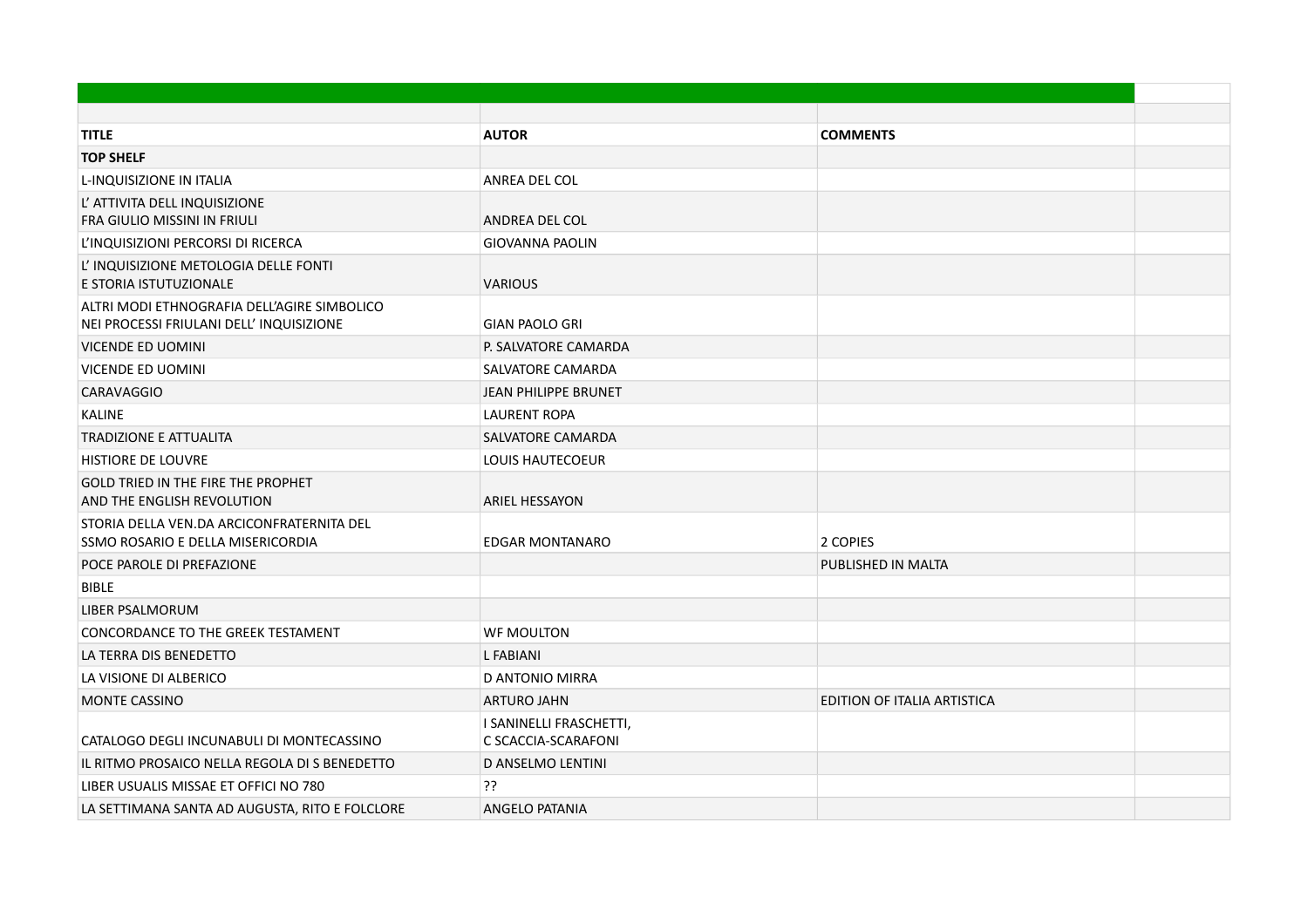| TITLE | AUTOR | COMMENTS |
|---|---|---|
| **TOP SHELF** | | |
| L-INQUISIZIONE IN ITALIA | ANREA DEL COL | |
| L' ATTIVITA DELL INQUISIZIONE FRA GIULIO MISSINI IN FRIULI | ANDREA DEL COL | |
| L'INQUISIZIONI PERCORSI DI RICERCA | GIOVANNA PAOLIN | |
| L' INQUISIZIONE METOLOGIA DELLE FONTI E STORIA ISTUTUZIONALE | VARIOUS | |
| ALTRI MODI ETHNOGRAFIA DELL'AGIRE SIMBOLICO NEI PROCESSI FRIULANI DELL' INQUISIZIONE | GIAN PAOLO GRI | |
| VICENDE ED UOMINI | P. SALVATORE CAMARDA | |
| VICENDE ED UOMINI | SALVATORE CAMARDA | |
| CARAVAGGIO | JEAN PHILIPPE BRUNET | |
| KALINE | LAURENT ROPA | |
| TRADIZIONE E ATTUALITA | SALVATORE CAMARDA | |
| HISTIORE DE LOUVRE | LOUIS HAUTECOEUR | |
| GOLD TRIED IN THE FIRE THE PROPHET AND THE ENGLISH REVOLUTION | ARIEL HESSAYON | |
| STORIA DELLA VEN.DA ARCICONFRATERNITA DEL SSMO ROSARIO E DELLA MISERICORDIA | EDGAR MONTANARO | 2 COPIES |
| POCE PAROLE DI PREFAZIONE | | PUBLISHED IN MALTA |
| BIBLE | | |
| LIBER PSALMORUM | | |
| CONCORDANCE TO THE GREEK TESTAMENT | WF MOULTON | |
| LA TERRA DIS BENEDETTO | L FABIANI | |
| LA VISIONE DI ALBERICO | D ANTONIO MIRRA | |
| MONTE CASSINO | ARTURO JAHN | EDITION OF ITALIA ARTISTICA |
| CATALOGO DEGLI INCUNABULI DI MONTECASSINO | I SANINELLI FRASCHETTI, C SCACCIA-SCARAFONI | |
| IL RITMO PROSAICO NELLA REGOLA DI S BENEDETTO | D ANSELMO LENTINI | |
| LIBER USUALIS MISSAE ET OFFICI NO 780 | ?? | |
| LA SETTIMANA SANTA AD AUGUSTA, RITO E FOLCLORE | ANGELO PATANIA | |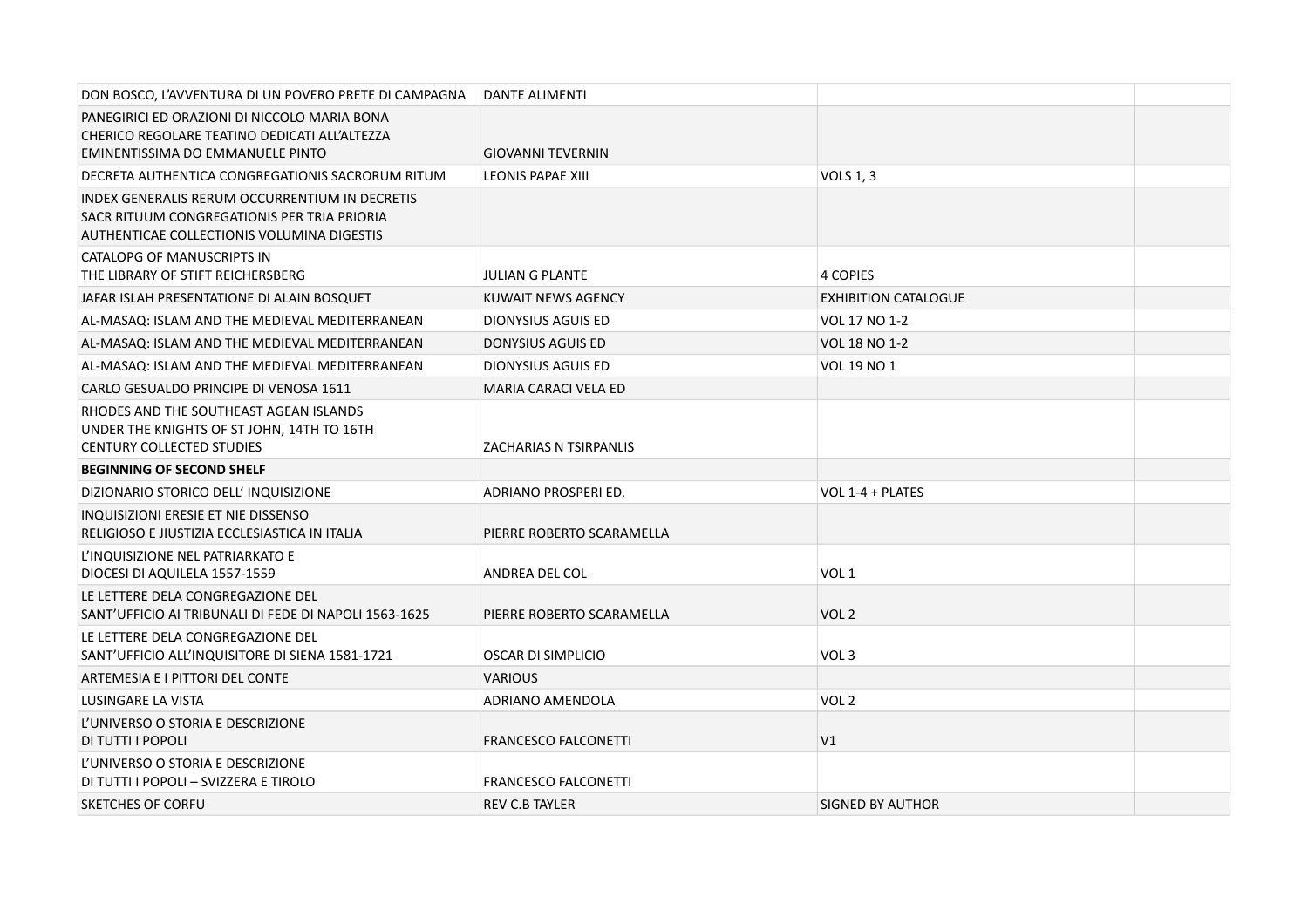| | | | |
|---|---|---|---|
| DON BOSCO, L'AVVENTURA DI UN POVERO PRETE DI CAMPAGNA | DANTE ALIMENTI | | |
| PANEGIRICI ED ORAZIONI DI NICCOLO MARIA BONA CHERICO REGOLARE TEATINO DEDICATI ALL'ALTEZZA EMINENTISSIMA DO EMMANUELE PINTO | GIOVANNI TEVERNIN | | |
| DECRETA AUTHENTICA CONGREGATIONIS SACRORUM RITUM | LEONIS PAPAE XIII | VOLS 1, 3 | |
| INDEX GENERALIS RERUM OCCURRENTIUM IN DECRETIS SACR RITUUM CONGREGATIONIS PER TRIA PRIORIA AUTHENTICAE COLLECTIONIS VOLUMINA DIGESTIS | | | |
| CATALOPG OF MANUSCRIPTS IN THE LIBRARY OF STIFT REICHERSBERG | JULIAN G PLANTE | 4 COPIES | |
| JAFAR ISLAH PRESENTATIONE DI ALAIN BOSQUET | KUWAIT NEWS AGENCY | EXHIBITION CATALOGUE | |
| AL-MASAQ: ISLAM AND THE MEDIEVAL MEDITERRANEAN | DIONYSIUS AGUIS ED | VOL 17 NO 1-2 | |
| AL-MASAQ: ISLAM AND THE MEDIEVAL MEDITERRANEAN | DONYSIUS AGUIS ED | VOL 18 NO 1-2 | |
| AL-MASAQ: ISLAM AND THE MEDIEVAL MEDITERRANEAN | DIONYSIUS AGUIS ED | VOL 19 NO 1 | |
| CARLO GESUALDO PRINCIPE DI VENOSA 1611 | MARIA CARACI VELA ED | | |
| RHODES AND THE SOUTHEAST AGEAN ISLANDS UNDER THE KNIGHTS OF ST JOHN, 14TH TO 16TH CENTURY COLLECTED STUDIES | ZACHARIAS N TSIRPANLIS | | |
| **BEGINNING OF SECOND SHELF** | | | |
| DIZIONARIO STORICO DELL' INQUISIZIONE | ADRIANO PROSPERI ED. | VOL 1-4 + PLATES | |
| INQUISIZIONI ERESIE ET NIE DISSENSO RELIGIOSO E JIUSTIZIA ECCLESIASTICA IN ITALIA | PIERRE ROBERTO SCARAMELLA | | |
| L'INQUISIZIONE NEL PATRIARKATO E DIOCESI DI AQUILELA 1557-1559 | ANDREA DEL COL | VOL 1 | |
| LE LETTERE DELA CONGREGAZIONE DEL SANT'UFFICIO AI TRIBUNALI DI FEDE DI NAPOLI 1563-1625 | PIERRE ROBERTO SCARAMELLA | VOL 2 | |
| LE LETTERE DELA CONGREGAZIONE DEL SANT'UFFICIO ALL'INQUISITORE DI SIENA 1581-1721 | OSCAR DI SIMPLICIO | VOL 3 | |
| ARTEMESIA E I PITTORI DEL CONTE | VARIOUS | | |
| LUSINGARE LA VISTA | ADRIANO AMENDOLA | VOL 2 | |
| L'UNIVERSO O STORIA E DESCRIZIONE DI TUTTI I POPOLI | FRANCESCO FALCONETTI | V1 | |
| L'UNIVERSO O STORIA E DESCRIZIONE DI TUTTI I POPOLI – SVIZZERA E TIROLO | FRANCESCO FALCONETTI | | |
| SKETCHES OF CORFU | REV C.B TAYLER | SIGNED BY AUTHOR | |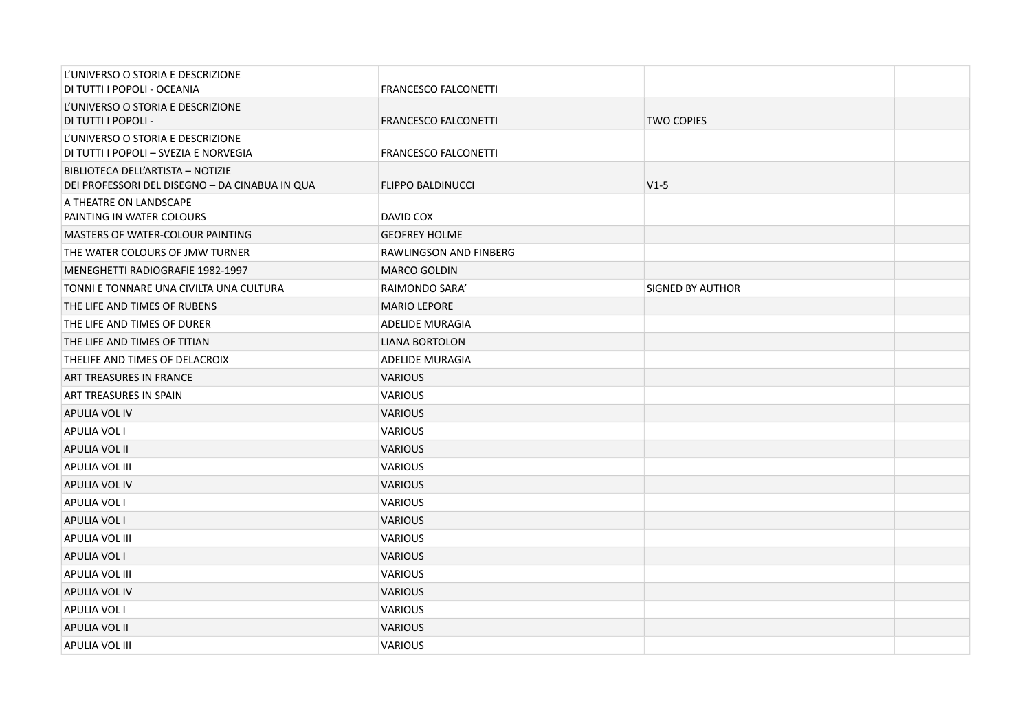| | | | |
|---|---|---|---|
| L'UNIVERSO O STORIA E DESCRIZIONE DI TUTTI I POPOLI - OCEANIA | FRANCESCO FALCONETTI | | |
| L'UNIVERSO O STORIA E DESCRIZIONE DI TUTTI I POPOLI - | FRANCESCO FALCONETTI | TWO COPIES | |
| L'UNIVERSO O STORIA E DESCRIZIONE DI TUTTI I POPOLI – SVEZIA E NORVEGIA | FRANCESCO FALCONETTI | | |
| BIBLIOTECA DELL'ARTISTA – NOTIZIE DEI PROFESSORI DEL DISEGNO – DA CINABUA IN QUA | FLIPPO BALDINUCCI | V1-5 | |
| A THEATRE ON LANDSCAPE PAINTING IN WATER COLOURS | DAVID COX | | |
| MASTERS OF WATER-COLOUR PAINTING | GEOFREY HOLME | | |
| THE WATER COLOURS OF JMW TURNER | RAWLINGSON AND FINBERG | | |
| MENEGHETTI RADIOGRAFIE 1982-1997 | MARCO GOLDIN | | |
| TONNI E TONNARE UNA CIVILTA UNA CULTURA | RAIMONDO SARA' | SIGNED BY AUTHOR | |
| THE LIFE AND TIMES OF RUBENS | MARIO LEPORE | | |
| THE LIFE AND TIMES OF DURER | ADELIDE MURAGIA | | |
| THE LIFE AND TIMES OF TITIAN | LIANA BORTOLON | | |
| THELIFE AND TIMES OF DELACROIX | ADELIDE MURAGIA | | |
| ART TREASURES IN FRANCE | VARIOUS | | |
| ART TREASURES IN SPAIN | VARIOUS | | |
| APULIA VOL IV | VARIOUS | | |
| APULIA VOL I | VARIOUS | | |
| APULIA VOL II | VARIOUS | | |
| APULIA VOL III | VARIOUS | | |
| APULIA VOL IV | VARIOUS | | |
| APULIA VOL I | VARIOUS | | |
| APULIA VOL I | VARIOUS | | |
| APULIA VOL III | VARIOUS | | |
| APULIA VOL I | VARIOUS | | |
| APULIA VOL III | VARIOUS | | |
| APULIA VOL IV | VARIOUS | | |
| APULIA VOL I | VARIOUS | | |
| APULIA VOL II | VARIOUS | | |
| APULIA VOL III | VARIOUS | | |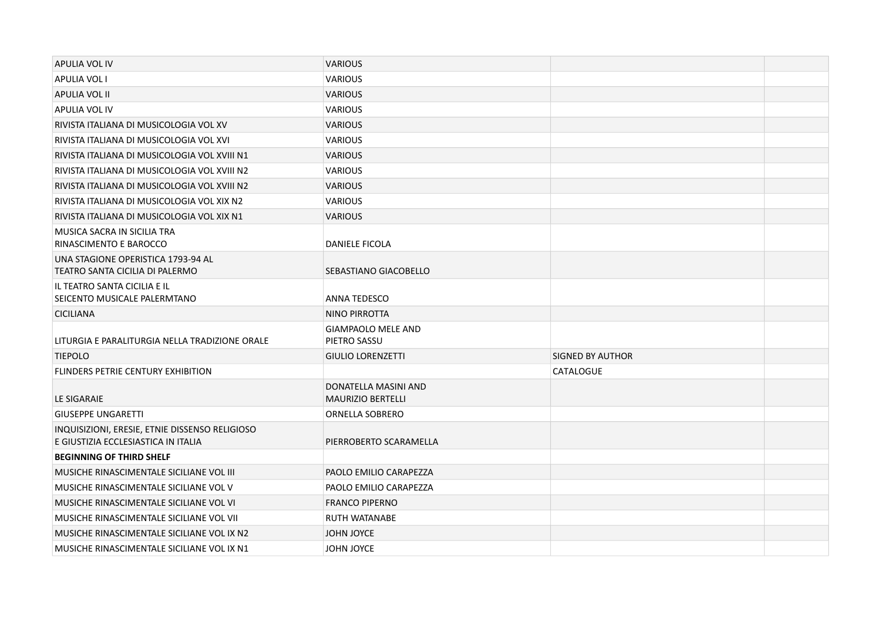| | | | |
|---|---|---|---|
| APULIA VOL IV | VARIOUS | | |
| APULIA VOL I | VARIOUS | | |
| APULIA VOL II | VARIOUS | | |
| APULIA VOL IV | VARIOUS | | |
| RIVISTA ITALIANA DI MUSICOLOGIA VOL XV | VARIOUS | | |
| RIVISTA ITALIANA DI MUSICOLOGIA VOL XVI | VARIOUS | | |
| RIVISTA ITALIANA DI MUSICOLOGIA VOL XVIII N1 | VARIOUS | | |
| RIVISTA ITALIANA DI MUSICOLOGIA VOL XVIII N2 | VARIOUS | | |
| RIVISTA ITALIANA DI MUSICOLOGIA VOL XVIII N2 | VARIOUS | | |
| RIVISTA ITALIANA DI MUSICOLOGIA VOL XIX N2 | VARIOUS | | |
| RIVISTA ITALIANA DI MUSICOLOGIA VOL XIX N1 | VARIOUS | | |
| MUSICA SACRA IN SICILIA TRA RINASCIMENTO E BAROCCO | DANIELE FICOLA | | |
| UNA STAGIONE OPERISTICA 1793-94 AL TEATRO SANTA CICILIA DI PALERMO | SEBASTIANO GIACOBELLO | | |
| IL TEATRO SANTA CICILIA E IL SEICENTO MUSICALE PALERMTANO | ANNA TEDESCO | | |
| CICILIANA | NINO PIRROTTA | | |
| LITURGIA E PARALITURGIA NELLA TRADIZIONE ORALE | GIAMPAOLO MELE AND PIETRO SASSU | | |
| TIEPOLO | GIULIO LORENZETTI | SIGNED BY AUTHOR | |
| FLINDERS PETRIE CENTURY EXHIBITION | | CATALOGUE | |
| LE SIGARAIE | DONATELLA MASINI AND MAURIZIO BERTELLI | | |
| GIUSEPPE UNGARETTI | ORNELLA SOBRERO | | |
| INQUISIZIONI, ERESIE, ETNIE DISSENSO RELIGIOSO E GIUSTIZIA ECCLESIASTICA IN ITALIA | PIERROBERTO SCARAMELLA | | |
| **BEGINNING OF THIRD SHELF** | | | |
| MUSICHE RINASCIMENTALE SICILIANE VOL III | PAOLO EMILIO CARAPEZZA | | |
| MUSICHE RINASCIMENTALE SICILIANE VOL V | PAOLO EMILIO CARAPEZZA | | |
| MUSICHE RINASCIMENTALE SICILIANE VOL VI | FRANCO PIPERNO | | |
| MUSICHE RINASCIMENTALE SICILIANE VOL VII | RUTH WATANABE | | |
| MUSICHE RINASCIMENTALE SICILIANE VOL IX N2 | JOHN JOYCE | | |
| MUSICHE RINASCIMENTALE SICILIANE VOL IX N1 | JOHN JOYCE | | |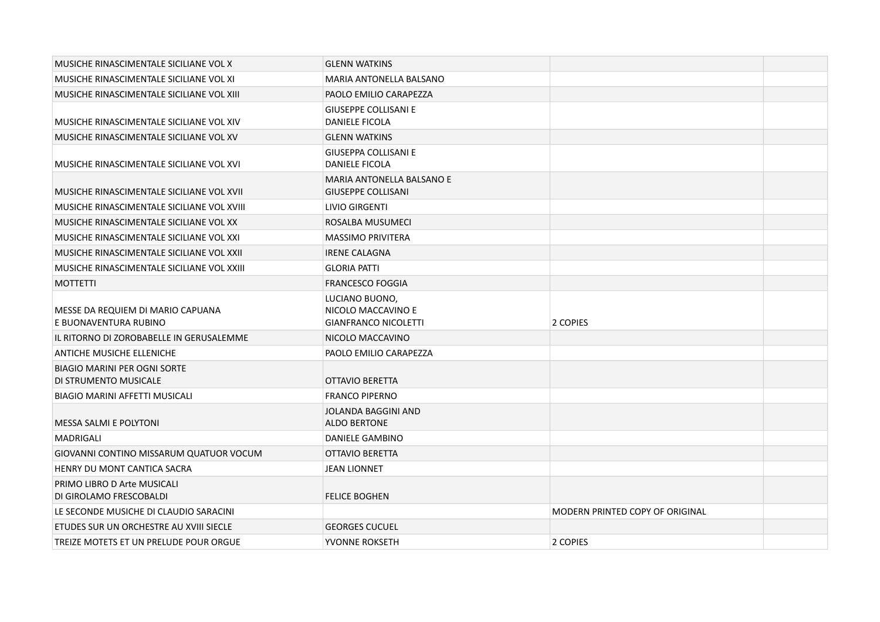| | | | |
|---|---|---|---|
| MUSICHE RINASCIMENTALE SICILIANE VOL X | GLENN WATKINS | | |
| MUSICHE RINASCIMENTALE SICILIANE VOL XI | MARIA ANTONELLA BALSANO | | |
| MUSICHE RINASCIMENTALE SICILIANE VOL XIII | PAOLO EMILIO CARAPEZZA | | |
| MUSICHE RINASCIMENTALE SICILIANE VOL XIV | GIUSEPPE COLLISANI E DANIELE FICOLA | | |
| MUSICHE RINASCIMENTALE SICILIANE VOL XV | GLENN WATKINS | | |
| MUSICHE RINASCIMENTALE SICILIANE VOL XVI | GIUSEPPA COLLISANI E DANIELE FICOLA | | |
| MUSICHE RINASCIMENTALE SICILIANE VOL XVII | MARIA ANTONELLA BALSANO E GIUSEPPE COLLISANI | | |
| MUSICHE RINASCIMENTALE SICILIANE VOL XVIII | LIVIO GIRGENTI | | |
| MUSICHE RINASCIMENTALE SICILIANE VOL XX | ROSALBA MUSUMECI | | |
| MUSICHE RINASCIMENTALE SICILIANE VOL XXI | MASSIMO PRIVITERA | | |
| MUSICHE RINASCIMENTALE SICILIANE VOL XXII | IRENE CALAGNA | | |
| MUSICHE RINASCIMENTALE SICILIANE VOL XXIII | GLORIA PATTI | | |
| MOTTETTI | FRANCESCO FOGGIA | | |
| MESSE DA REQUIEM DI MARIO CAPUANA E BUONAVENTURA RUBINO | LUCIANO BUONO, NICOLO MACCAVINO E GIANFRANCO NICOLETTI | 2 COPIES | |
| IL RITORNO DI ZOROBABELLE IN GERUSALEMME | NICOLO MACCAVINO | | |
| ANTICHE MUSICHE ELLENICHE | PAOLO EMILIO CARAPEZZA | | |
| BIAGIO MARINI PER OGNI SORTE DI STRUMENTO MUSICALE | OTTAVIO BERETTA | | |
| BIAGIO MARINI AFFETTI MUSICALI | FRANCO PIPERNO | | |
| MESSA SALMI E POLYTONI | JOLANDA BAGGINI AND ALDO BERTONE | | |
| MADRIGALI | DANIELE GAMBINO | | |
| GIOVANNI CONTINO MISSARUM QUATUOR VOCUM | OTTAVIO BERETTA | | |
| HENRY DU MONT CANTICA SACRA | JEAN LIONNET | | |
| PRIMO LIBRO D Arte MUSICALI DI GIROLAMO FRESCOBALDI | FELICE BOGHEN | | |
| LE SECONDE MUSICHE DI CLAUDIO SARACINI | | MODERN PRINTED COPY OF ORIGINAL | |
| ETUDES SUR UN ORCHESTRE AU XVIII SIECLE | GEORGES CUCUEL | | |
| TREIZE MOTETS ET UN PRELUDE POUR ORGUE | YVONNE ROKSETH | 2 COPIES | |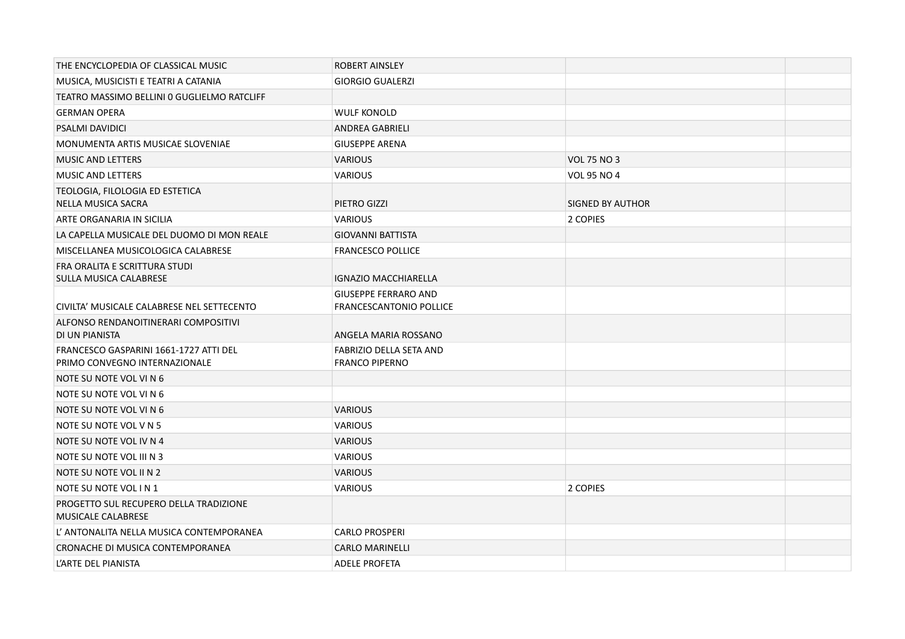| | | | |
|---|---|---|---|
| THE ENCYCLOPEDIA OF CLASSICAL MUSIC | ROBERT AINSLEY | | |
| MUSICA, MUSICISTI E TEATRI A CATANIA | GIORGIO GUALERZI | | |
| TEATRO MASSIMO BELLINI 0 GUGLIELMO RATCLIFF | | | |
| GERMAN OPERA | WULF KONOLD | | |
| PSALMI DAVIDICI | ANDREA GABRIELI | | |
| MONUMENTA ARTIS MUSICAE SLOVENIAE | GIUSEPPE ARENA | | |
| MUSIC AND LETTERS | VARIOUS | VOL 75 NO 3 | |
| MUSIC AND LETTERS | VARIOUS | VOL 95 NO 4 | |
| TEOLOGIA, FILOLOGIA ED ESTETICA NELLA MUSICA SACRA | PIETRO GIZZI | SIGNED BY AUTHOR | |
| ARTE ORGANARIA IN SICILIA | VARIOUS | 2 COPIES | |
| LA CAPELLA MUSICALE DEL DUOMO DI MON REALE | GIOVANNI BATTISTA | | |
| MISCELLANEA MUSICOLOGICA CALABRESE | FRANCESCO POLLICE | | |
| FRA ORALITA E SCRITTURA STUDI SULLA MUSICA CALABRESE | IGNAZIO MACCHIARELLA | | |
| CIVILTA' MUSICALE CALABRESE NEL SETTECENTO | GIUSEPPE FERRARO AND FRANCESCANTONIO POLLICE | | |
| ALFONSO RENDANOITINERARI COMPOSITIVI DI UN PIANISTA | ANGELA MARIA ROSSANO | | |
| FRANCESCO GASPARINI 1661-1727 ATTI DEL PRIMO CONVEGNO INTERNAZIONALE | FABRIZIO DELLA SETA AND FRANCO PIPERNO | | |
| NOTE SU NOTE VOL VI N 6 | | | |
| NOTE SU NOTE VOL VI N 6 | | | |
| NOTE SU NOTE VOL VI N 6 | VARIOUS | | |
| NOTE SU NOTE VOL V N 5 | VARIOUS | | |
| NOTE SU NOTE VOL IV N 4 | VARIOUS | | |
| NOTE SU NOTE VOL III N 3 | VARIOUS | | |
| NOTE SU NOTE VOL II N 2 | VARIOUS | | |
| NOTE SU NOTE VOL I N 1 | VARIOUS | 2 COPIES | |
| PROGETTO SUL RECUPERO DELLA TRADIZIONE MUSICALE CALABRESE | | | |
| L' ANTONALITA NELLA MUSICA CONTEMPORANEA | CARLO PROSPERI | | |
| CRONACHE DI MUSICA CONTEMPORANEA | CARLO MARINELLI | | |
| L'ARTE DEL PIANISTA | ADELE PROFETA | | |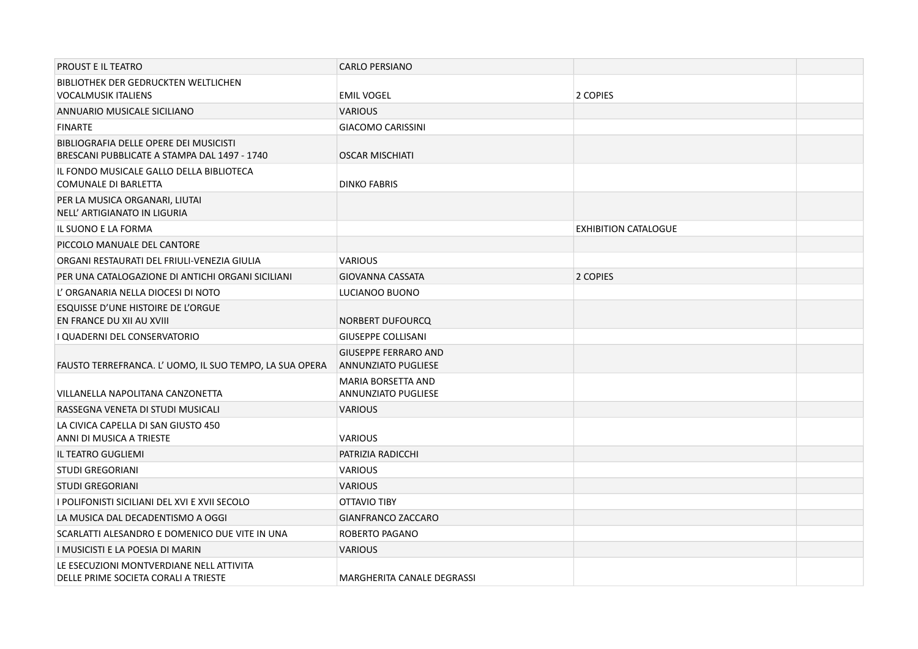| | | | |
|---|---|---|---|
| PROUST E IL TEATRO | CARLO PERSIANO | | |
| BIBLIOTHEK DER GEDRUCKTEN WELTLICHEN VOCALMUSIK ITALIENS | EMIL VOGEL | 2 COPIES | |
| ANNUARIO MUSICALE SICILIANO | VARIOUS | | |
| FINARTE | GIACOMO CARISSINI | | |
| BIBLIOGRAFIA DELLE OPERE DEI MUSICISTI BRESCANI PUBBLICATE A STAMPA DAL 1497 - 1740 | OSCAR MISCHIATI | | |
| IL FONDO MUSICALE GALLO DELLA BIBLIOTECA COMUNALE DI BARLETTA | DINKO FABRIS | | |
| PER LA MUSICA ORGANARI, LIUTAI NELL' ARTIGIANATO IN LIGURIA | | | |
| IL SUONO E LA FORMA | | EXHIBITION CATALOGUE | |
| PICCOLO MANUALE DEL CANTORE | | | |
| ORGANI RESTAURATI DEL FRIULI-VENEZIA GIULIA | VARIOUS | | |
| PER UNA CATALOGAZIONE DI ANTICHI ORGANI SICILIANI | GIOVANNA CASSATA | 2 COPIES | |
| L' ORGANARIA NELLA DIOCESI DI NOTO | LUCIANOO BUONO | | |
| ESQUISSE D'UNE HISTOIRE DE L'ORGUE EN FRANCE DU XII AU XVIII | NORBERT DUFOURCQ | | |
| I QUADERNI DEL CONSERVATORIO | GIUSEPPE COLLISANI | | |
| FAUSTO TERREFRANCA. L' UOMO, IL SUO TEMPO, LA SUA OPERA | GIUSEPPE FERRARO AND ANNUNZIATO PUGLIESE | | |
| VILLANELLA NAPOLITANA CANZONETTA | MARIA BORSETTA AND ANNUNZIATO PUGLIESE | | |
| RASSEGNA VENETA DI STUDI MUSICALI | VARIOUS | | |
| LA CIVICA CAPELLA DI SAN GIUSTO 450 ANNI DI MUSICA A TRIESTE | VARIOUS | | |
| IL TEATRO GUGLIEMI | PATRIZIA RADICCHI | | |
| STUDI GREGORIANI | VARIOUS | | |
| STUDI GREGORIANI | VARIOUS | | |
| I POLIFONISTI SICILIANI DEL XVI E XVII SECOLO | OTTAVIO TIBY | | |
| LA MUSICA DAL DECADENTISMO A OGGI | GIANFRANCO ZACCARO | | |
| SCARLATTI ALESANDRO E DOMENICO DUE VITE IN UNA | ROBERTO PAGANO | | |
| I MUSICISTI E LA POESIA DI MARIN | VARIOUS | | |
| LE ESECUZIONI MONTVERDIANE NELL ATTIVITA DELLE PRIME SOCIETA CORALI A TRIESTE | MARGHERITA CANALE DEGRASSI | | |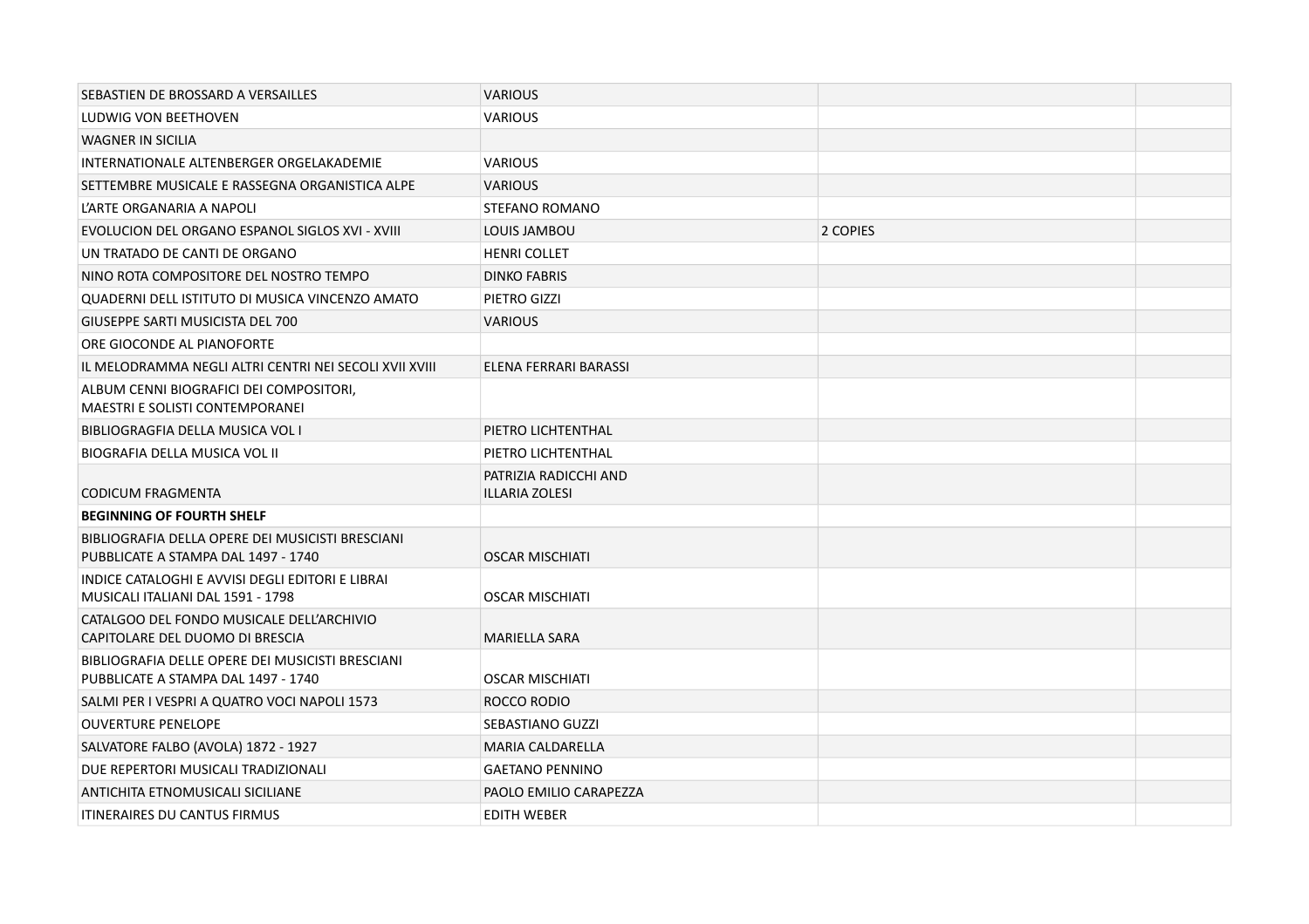| | | | |
|---|---|---|---|
| SEBASTIEN DE BROSSARD A VERSAILLES | VARIOUS | | |
| LUDWIG VON BEETHOVEN | VARIOUS | | |
| WAGNER IN SICILIA | | | |
| INTERNATIONALE ALTENBERGER ORGELAKADEMIE | VARIOUS | | |
| SETTEMBRE MUSICALE E RASSEGNA ORGANISTICA ALPE | VARIOUS | | |
| L'ARTE ORGANARIA A NAPOLI | STEFANO ROMANO | | |
| EVOLUCION DEL ORGANO ESPANOL SIGLOS XVI - XVIII | LOUIS JAMBOU | 2 COPIES | |
| UN TRATADO DE CANTI DE ORGANO | HENRI COLLET | | |
| NINO ROTA COMPOSITORE DEL NOSTRO TEMPO | DINKO FABRIS | | |
| QUADERNI DELL ISTITUTO DI MUSICA VINCENZO AMATO | PIETRO GIZZI | | |
| GIUSEPPE SARTI MUSICISTA DEL 700 | VARIOUS | | |
| ORE GIOCONDE AL PIANOFORTE | | | |
| IL MELODRAMMA NEGLI ALTRI CENTRI NEI SECOLI XVII XVIII | ELENA FERRARI BARASSI | | |
| ALBUM CENNI BIOGRAFICI DEI COMPOSITORI, MAESTRI E SOLISTI CONTEMPORANEI | | | |
| BIBLIOGRAGFIA DELLA MUSICA VOL I | PIETRO LICHTENTHAL | | |
| BIOGRAFIA DELLA MUSICA VOL II | PIETRO LICHTENTHAL | | |
| CODICUM FRAGMENTA | PATRIZIA RADICCHI AND ILLARIA ZOLESI | | |
| **BEGINNING OF FOURTH SHELF** | | | |
| BIBLIOGRAFIA DELLA OPERE DEI MUSICISTI BRESCIANI PUBBLICATE A STAMPA DAL 1497 - 1740 | OSCAR MISCHIATI | | |
| INDICE CATALOGHI E AVVISI DEGLI EDITORI E LIBRAI MUSICALI ITALIANI DAL 1591 - 1798 | OSCAR MISCHIATI | | |
| CATALGOO DEL FONDO MUSICALE DELL'ARCHIVIO CAPITOLARE DEL DUOMO DI BRESCIA | MARIELLA SARA | | |
| BIBLIOGRAFIA DELLE OPERE DEI MUSICISTI BRESCIANI PUBBLICATE A STAMPA DAL 1497 - 1740 | OSCAR MISCHIATI | | |
| SALMI PER I VESPRI A QUATRO VOCI NAPOLI 1573 | ROCCO RODIO | | |
| OUVERTURE PENELOPE | SEBASTIANO GUZZI | | |
| SALVATORE FALBO (AVOLA) 1872 - 1927 | MARIA CALDARELLA | | |
| DUE REPERTORI MUSICALI TRADIZIONALI | GAETANO PENNINO | | |
| ANTICHITA ETNOMUSICALI SICILIANE | PAOLO EMILIO CARAPEZZA | | |
| ITINERAIRES DU CANTUS FIRMUS | EDITH WEBER | | |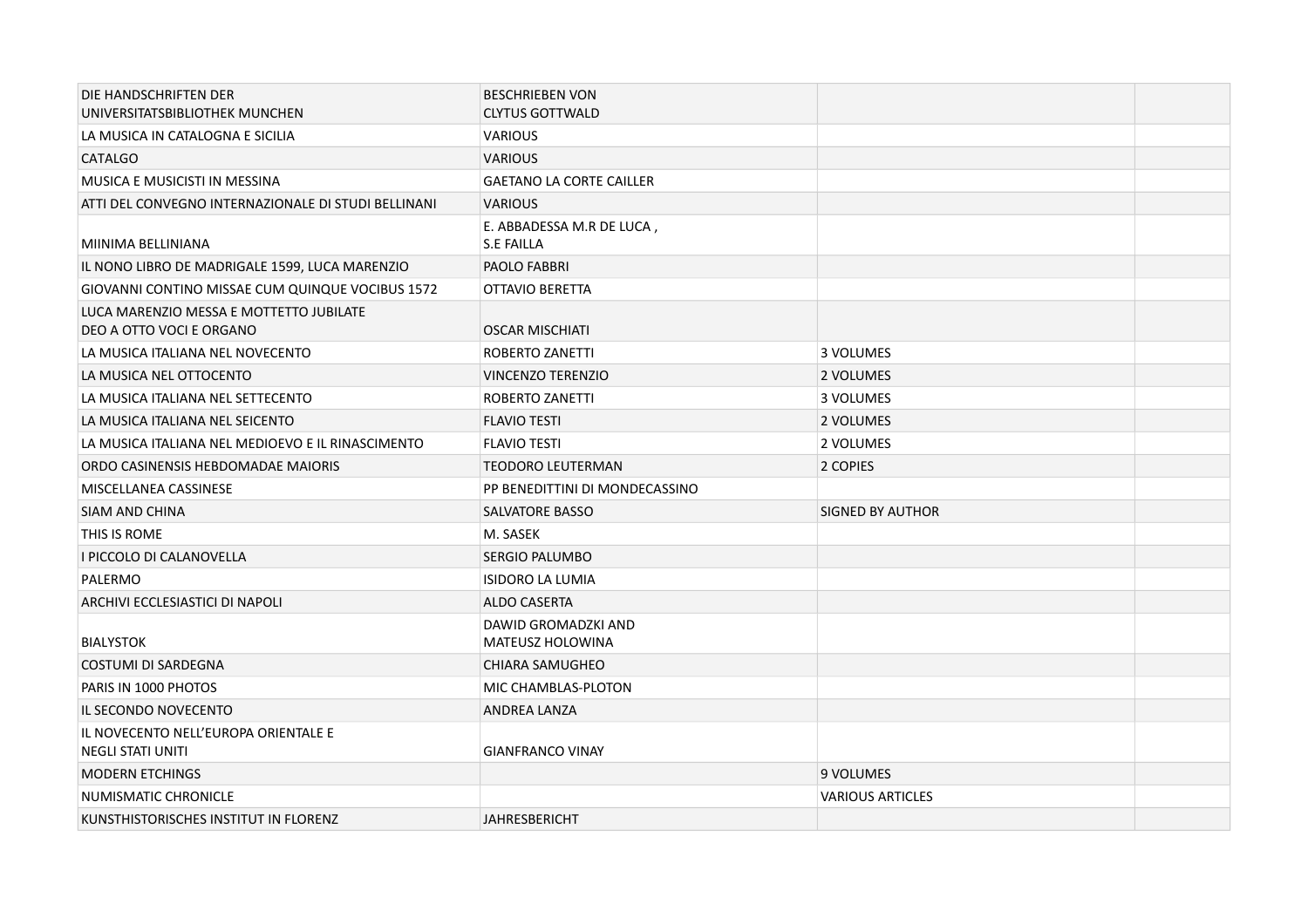| | | | |
|---|---|---|---|
| DIE HANDSCHRIFTEN DER UNIVERSITATSBIBLIOTHEK MUNCHEN | BESCHRIEBEN VON CLYTUS GOTTWALD | | |
| LA MUSICA IN CATALOGNA E SICILIA | VARIOUS | | |
| CATALGO | VARIOUS | | |
| MUSICA E MUSICISTI IN MESSINA | GAETANO LA CORTE CAILLER | | |
| ATTI DEL CONVEGNO INTERNAZIONALE DI STUDI BELLINANI | VARIOUS | | |
| MIINIMA BELLINIANA | E. ABBADESSA M.R DE LUCA , S.E FAILLA | | |
| IL NONO LIBRO DE MADRIGALE 1599, LUCA MARENZIO | PAOLO FABBRI | | |
| GIOVANNI CONTINO MISSAE CUM QUINQUE VOCIBUS 1572 | OTTAVIO BERETTA | | |
| LUCA MARENZIO MESSA E MOTTETTO JUBILATE DEO A OTTO VOCI E ORGANO | OSCAR MISCHIATI | | |
| LA MUSICA ITALIANA NEL NOVECENTO | ROBERTO ZANETTI | 3 VOLUMES | |
| LA MUSICA NEL OTTOCENTO | VINCENZO TERENZIO | 2 VOLUMES | |
| LA MUSICA ITALIANA NEL SETTECENTO | ROBERTO ZANETTI | 3 VOLUMES | |
| LA MUSICA ITALIANA NEL SEICENTO | FLAVIO TESTI | 2 VOLUMES | |
| LA MUSICA ITALIANA NEL MEDIOEVO E IL RINASCIMENTO | FLAVIO TESTI | 2 VOLUMES | |
| ORDO CASINENSIS HEBDOMADAE MAIORIS | TEODORO LEUTERMAN | 2 COPIES | |
| MISCELLANEA CASSINESE | PP BENEDITTINI DI MONDECASSINO | | |
| SIAM AND CHINA | SALVATORE BASSO | SIGNED BY AUTHOR | |
| THIS IS ROME | M. SASEK | | |
| I PICCOLO DI CALANOVELLA | SERGIO PALUMBO | | |
| PALERMO | ISIDORO LA LUMIA | | |
| ARCHIVI ECCLESIASTICI DI NAPOLI | ALDO CASERTA | | |
| BIALYSTOK | DAWID GROMADZKI AND MATEUSZ HOLOWINA | | |
| COSTUMI DI SARDEGNA | CHIARA SAMUGHEO | | |
| PARIS IN 1000 PHOTOS | MIC CHAMBLAS-PLOTON | | |
| IL SECONDO NOVECENTO | ANDREA LANZA | | |
| IL NOVECENTO NELL'EUROPA ORIENTALE E NEGLI STATI UNITI | GIANFRANCO VINAY | | |
| MODERN ETCHINGS | | 9 VOLUMES | |
| NUMISMATIC CHRONICLE | | VARIOUS ARTICLES | |
| KUNSTHISTORISCHES INSTITUT IN FLORENZ | JAHRESBERICHT | | |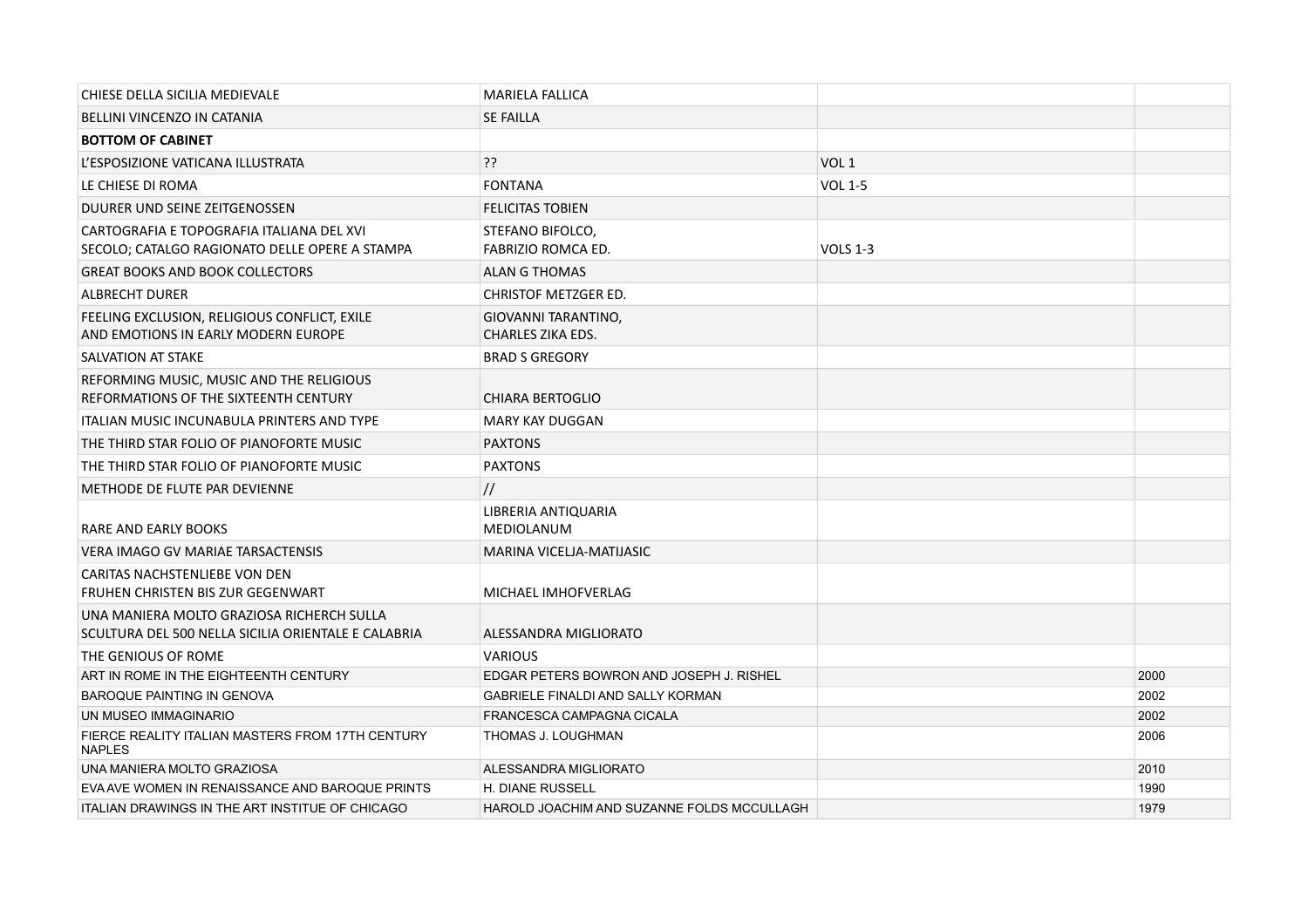| | | | |
|---|---|---|---|
| CHIESE DELLA SICILIA MEDIEVALE | MARIELA FALLICA | | |
| BELLINI VINCENZO IN CATANIA | SE FAILLA | | |
| **BOTTOM OF CABINET** | | | |
| L'ESPOSIZIONE VATICANA ILLUSTRATA | ?? | VOL 1 | |
| LE CHIESE DI ROMA | FONTANA | VOL 1-5 | |
| DUURER UND SEINE ZEITGENOSSEN | FELICITAS TOBIEN | | |
| CARTOGRAFIA E TOPOGRAFIA ITALIANA DEL XVI SECOLO; CATALGO RAGIONATO DELLE OPERE A STAMPA | STEFANO BIFOLCO, FABRIZIO ROMCA ED. | VOLS 1-3 | |
| GREAT BOOKS AND BOOK COLLECTORS | ALAN G THOMAS | | |
| ALBRECHT DURER | CHRISTOF METZGER ED. | | |
| FEELING EXCLUSION, RELIGIOUS CONFLICT, EXILE AND EMOTIONS IN EARLY MODERN EUROPE | GIOVANNI TARANTINO, CHARLES ZIKA EDS. | | |
| SALVATION AT STAKE | BRAD S GREGORY | | |
| REFORMING MUSIC, MUSIC AND THE RELIGIOUS REFORMATIONS OF THE SIXTEENTH CENTURY | CHIARA BERTOGLIO | | |
| ITALIAN MUSIC INCUNABULA PRINTERS AND TYPE | MARY KAY DUGGAN | | |
| THE THIRD STAR FOLIO OF PIANOFORTE MUSIC | PAXTONS | | |
| THE THIRD STAR FOLIO OF PIANOFORTE MUSIC | PAXTONS | | |
| METHODE DE FLUTE PAR DEVIENNE | // | | |
| RARE AND EARLY BOOKS | LIBRERIA ANTIQUARIA MEDIOLANUM | | |
| VERA IMAGO GV MARIAE TARSACTENSIS | MARINA VICELJA-MATIJASIC | | |
| CARITAS NACHSTENLIEBE VON DEN FRUHEN CHRISTEN BIS ZUR GEGENWART | MICHAEL IMHOFVERLAG | | |
| UNA MANIERA MOLTO GRAZIOSA RICHERCH SULLA SCULTURA DEL 500 NELLA SICILIA ORIENTALE E CALABRIA | ALESSANDRA MIGLIORATO | | |
| THE GENIOUS OF ROME | VARIOUS | | |
| ART IN ROME IN THE EIGHTEENTH CENTURY | EDGAR PETERS BOWRON AND JOSEPH J. RISHEL | | 2000 |
| BAROQUE PAINTING IN GENOVA | GABRIELE FINALDI AND SALLY KORMAN | | 2002 |
| UN MUSEO IMMAGINARIO | FRANCESCA CAMPAGNA CICALA | | 2002 |
| FIERCE REALITY ITALIAN MASTERS FROM 17TH CENTURY NAPLES | THOMAS J. LOUGHMAN | | 2006 |
| UNA MANIERA MOLTO GRAZIOSA | ALESSANDRA MIGLIORATO | | 2010 |
| EVA AVE WOMEN IN RENAISSANCE AND BAROQUE PRINTS | H. DIANE RUSSELL | | 1990 |
| ITALIAN DRAWINGS IN THE ART INSTITUE OF CHICAGO | HAROLD JOACHIM AND SUZANNE FOLDS MCCULLAGH | | 1979 |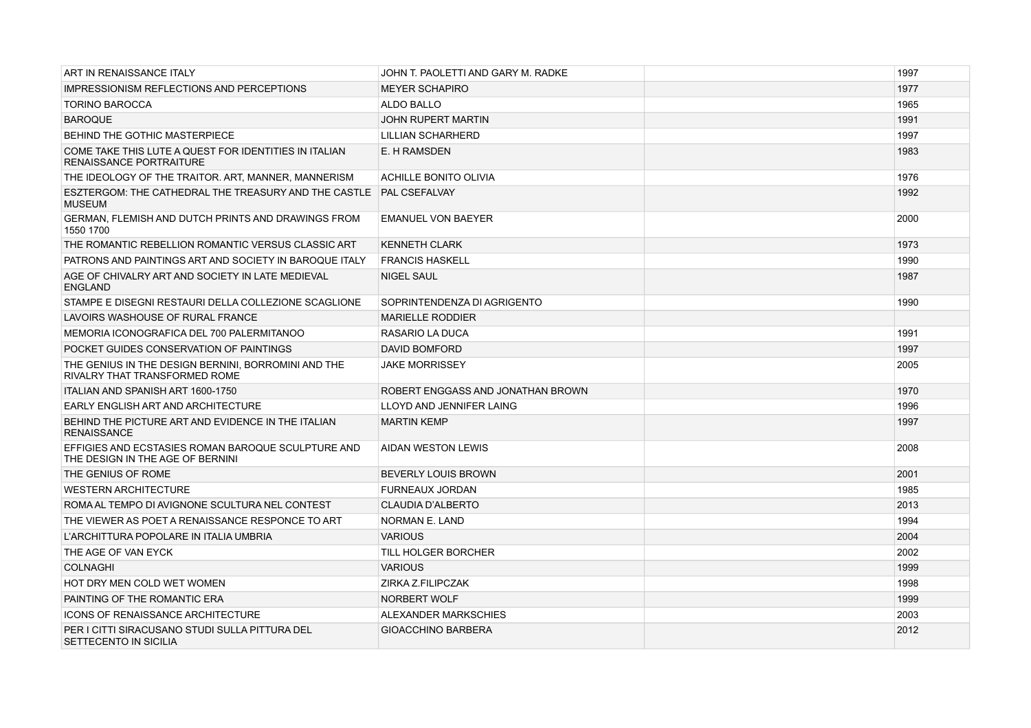| | | | |
|---|---|---|---|
| ART IN RENAISSANCE ITALY | JOHN T. PAOLETTI AND GARY M. RADKE | | 1997 |
| IMPRESSIONISM REFLECTIONS AND PERCEPTIONS | MEYER SCHAPIRO | | 1977 |
| TORINO BAROCCA | ALDO BALLO | | 1965 |
| BAROQUE | JOHN RUPERT MARTIN | | 1991 |
| BEHIND THE GOTHIC MASTERPIECE | LILLIAN SCHARHERD | | 1997 |
| COME TAKE THIS LUTE A QUEST FOR IDENTITIES IN ITALIAN RENAISSANCE PORTRAITURE | E. H RAMSDEN | | 1983 |
| THE IDEOLOGY OF THE TRAITOR. ART, MANNER, MANNERISM | ACHILLE BONITO OLIVIA | | 1976 |
| ESZTERGOM: THE CATHEDRAL THE TREASURY AND THE CASTLE MUSEUM | PAL CSEFALVAY | | 1992 |
| GERMAN, FLEMISH AND DUTCH PRINTS AND DRAWINGS FROM 1550 1700 | EMANUEL VON BAEYER | | 2000 |
| THE ROMANTIC REBELLION ROMANTIC VERSUS CLASSIC ART | KENNETH CLARK | | 1973 |
| PATRONS AND PAINTINGS ART AND SOCIETY IN BAROQUE ITALY | FRANCIS HASKELL | | 1990 |
| AGE OF CHIVALRY ART AND SOCIETY IN LATE MEDIEVAL ENGLAND | NIGEL SAUL | | 1987 |
| STAMPE E DISEGNI RESTAURI DELLA COLLEZIONE SCAGLIONE | SOPRINTENDENZA DI AGRIGENTO | | 1990 |
| LAVOIRS WASHOUSE OF RURAL FRANCE | MARIELLE RODDIER | | |
| MEMORIA ICONOGRAFICA DEL 700 PALERMITANOO | RASARIO LA DUCA | | 1991 |
| POCKET GUIDES CONSERVATION OF PAINTINGS | DAVID BOMFORD | | 1997 |
| THE GENIUS IN THE DESIGN BERNINI, BORROMINI AND THE RIVALRY THAT TRANSFORMED ROME | JAKE MORRISSEY | | 2005 |
| ITALIAN AND SPANISH ART 1600-1750 | ROBERT ENGGASS AND JONATHAN BROWN | | 1970 |
| EARLY ENGLISH ART AND ARCHITECTURE | LLOYD AND JENNIFER LAING | | 1996 |
| BEHIND THE PICTURE ART AND EVIDENCE IN THE ITALIAN RENAISSANCE | MARTIN KEMP | | 1997 |
| EFFIGIES AND ECSTASIES ROMAN BAROQUE SCULPTURE AND THE DESIGN IN THE AGE OF BERNINI | AIDAN WESTON LEWIS | | 2008 |
| THE GENIUS OF ROME | BEVERLY LOUIS BROWN | | 2001 |
| WESTERN ARCHITECTURE | FURNEAUX JORDAN | | 1985 |
| ROMA AL TEMPO DI AVIGNONE SCULTURA NEL CONTEST | CLAUDIA D'ALBERTO | | 2013 |
| THE VIEWER AS POET A RENAISSANCE RESPONCE TO ART | NORMAN E. LAND | | 1994 |
| L'ARCHITTURA POPOLARE IN ITALIA UMBRIA | VARIOUS | | 2004 |
| THE AGE OF VAN EYCK | TILL HOLGER BORCHER | | 2002 |
| COLNAGHI | VARIOUS | | 1999 |
| HOT DRY MEN COLD WET WOMEN | ZIRKA Z.FILIPCZAK | | 1998 |
| PAINTING OF THE ROMANTIC ERA | NORBERT WOLF | | 1999 |
| ICONS OF RENAISSANCE ARCHITECTURE | ALEXANDER MARKSCHIES | | 2003 |
| PER I CITTI SIRACUSANO STUDI SULLA PITTURA DEL SETTECENTO IN SICILIA | GIOACCHINO BARBERA | | 2012 |